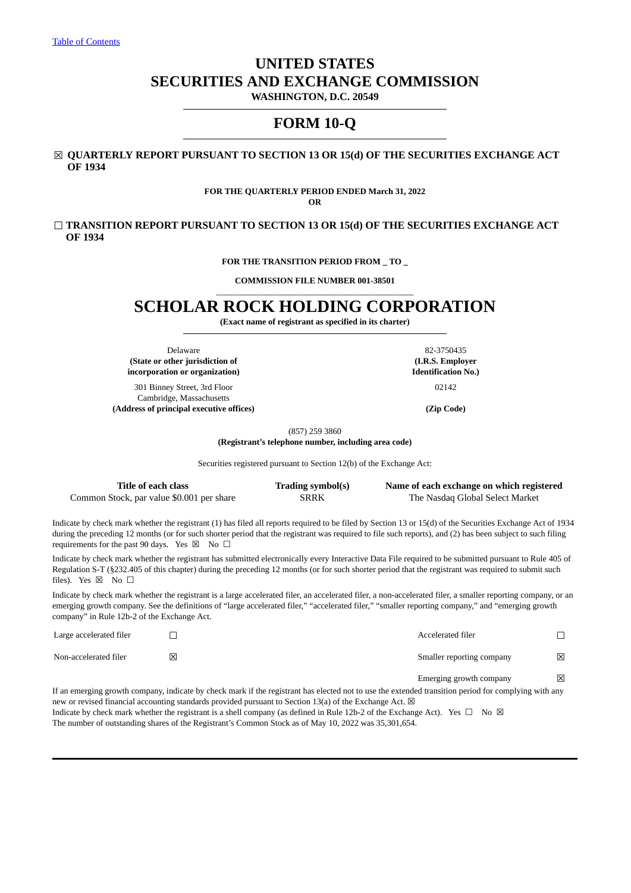[Table of Contents](#)

# UNITED STATES
# SECURITIES AND EXCHANGE COMMISSION
**WASHINGTON, D.C. 20549**

---

# FORM 10-Q

---

☒ **QUARTERLY REPORT PURSUANT TO SECTION 13 OR 15(d) OF THE SECURITIES EXCHANGE ACT OF 1934**

**FOR THE QUARTERLY PERIOD ENDED March 31, 2022**

**OR**

☐ **TRANSITION REPORT PURSUANT TO SECTION 13 OR 15(d) OF THE SECURITIES EXCHANGE ACT OF 1934**

**FOR THE TRANSITION PERIOD FROM _ TO _**

**COMMISSION FILE NUMBER 001-38501**

---

# SCHOLAR ROCK HOLDING CORPORATION

**(Exact name of registrant as specified in its charter)**

---

| | |
|---|---|
| Delaware<br>**(State or other jurisdiction of incorporation or organization)** | 82-3750435<br>**(I.R.S. Employer Identification No.)** |
| 301 Binney Street, 3rd Floor<br>Cambridge, Massachusetts<br>**(Address of principal executive offices)** | 02142<br>**(Zip Code)** |

(857) 259 3860
**(Registrant's telephone number, including area code)**

Securities registered pursuant to Section 12(b) of the Exchange Act:

| Title of each class | Trading symbol(s) | Name of each exchange on which registered |
|---|---|---|
| Common Stock, par value $0.001 per share | SRRK | The Nasdaq Global Select Market |

Indicate by check mark whether the registrant (1) has filed all reports required to be filed by Section 13 or 15(d) of the Securities Exchange Act of 1934 during the preceding 12 months (or for such shorter period that the registrant was required to file such reports), and (2) has been subject to such filing requirements for the past 90 days. Yes ☒ No ☐

Indicate by check mark whether the registrant has submitted electronically every Interactive Data File required to be submitted pursuant to Rule 405 of Regulation S-T (§232.405 of this chapter) during the preceding 12 months (or for such shorter period that the registrant was required to submit such files). Yes ☒ No ☐

Indicate by check mark whether the registrant is a large accelerated filer, an accelerated filer, a non-accelerated filer, a smaller reporting company, or an emerging growth company. See the definitions of "large accelerated filer," "accelerated filer," "smaller reporting company," and "emerging growth company" in Rule 12b-2 of the Exchange Act.

| | | | |
|---|---|---|---|
| Large accelerated filer | ☐ | Accelerated filer | ☐ |
| Non-accelerated filer | ☒ | Smaller reporting company | ☒ |
| | | Emerging growth company | ☒ |

If an emerging growth company, indicate by check mark if the registrant has elected not to use the extended transition period for complying with any new or revised financial accounting standards provided pursuant to Section 13(a) of the Exchange Act. ☒

Indicate by check mark whether the registrant is a shell company (as defined in Rule 12b-2 of the Exchange Act). Yes ☐ No ☒

The number of outstanding shares of the Registrant's Common Stock as of May 10, 2022 was 35,301,654.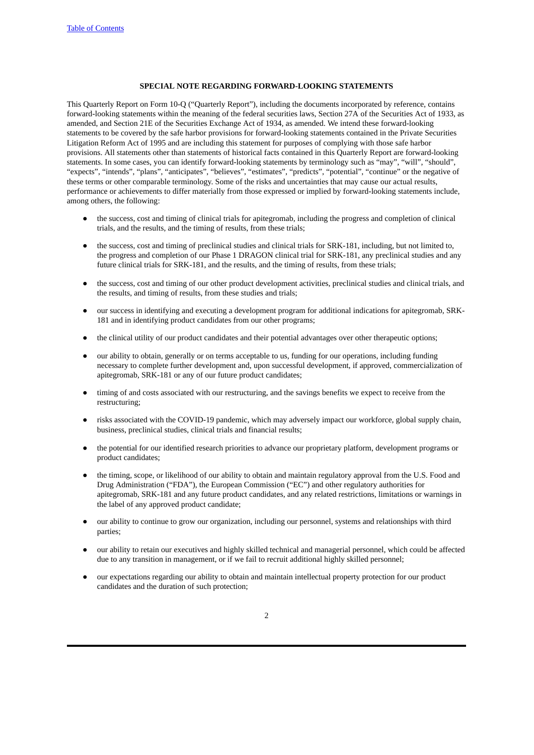## SPECIAL NOTE REGARDING FORWARD-LOOKING STATEMENTS

This Quarterly Report on Form 10-Q ("Quarterly Report"), including the documents incorporated by reference, contains forward-looking statements within the meaning of the federal securities laws, Section 27A of the Securities Act of 1933, as amended, and Section 21E of the Securities Exchange Act of 1934, as amended. We intend these forward-looking statements to be covered by the safe harbor provisions for forward-looking statements contained in the Private Securities Litigation Reform Act of 1995 and are including this statement for purposes of complying with those safe harbor provisions. All statements other than statements of historical facts contained in this Quarterly Report are forward-looking statements. In some cases, you can identify forward-looking statements by terminology such as "may", "will", "should", "expects", "intends", "plans", "anticipates", "believes", "estimates", "predicts", "potential", "continue" or the negative of these terms or other comparable terminology. Some of the risks and uncertainties that may cause our actual results, performance or achievements to differ materially from those expressed or implied by forward-looking statements include, among others, the following:

- the success, cost and timing of clinical trials for apitegromab, including the progress and completion of clinical trials, and the results, and the timing of results, from these trials;
- the success, cost and timing of preclinical studies and clinical trials for SRK-181, including, but not limited to, the progress and completion of our Phase 1 DRAGON clinical trial for SRK-181, any preclinical studies and any future clinical trials for SRK-181, and the results, and the timing of results, from these trials;
- the success, cost and timing of our other product development activities, preclinical studies and clinical trials, and the results, and timing of results, from these studies and trials;
- our success in identifying and executing a development program for additional indications for apitegromab, SRK-181 and in identifying product candidates from our other programs;
- the clinical utility of our product candidates and their potential advantages over other therapeutic options;
- our ability to obtain, generally or on terms acceptable to us, funding for our operations, including funding necessary to complete further development and, upon successful development, if approved, commercialization of apitegromab, SRK-181 or any of our future product candidates;
- timing of and costs associated with our restructuring, and the savings benefits we expect to receive from the restructuring;
- risks associated with the COVID-19 pandemic, which may adversely impact our workforce, global supply chain, business, preclinical studies, clinical trials and financial results;
- the potential for our identified research priorities to advance our proprietary platform, development programs or product candidates;
- the timing, scope, or likelihood of our ability to obtain and maintain regulatory approval from the U.S. Food and Drug Administration ("FDA"), the European Commission ("EC") and other regulatory authorities for apitegromab, SRK-181 and any future product candidates, and any related restrictions, limitations or warnings in the label of any approved product candidate;
- our ability to continue to grow our organization, including our personnel, systems and relationships with third parties;
- our ability to retain our executives and highly skilled technical and managerial personnel, which could be affected due to any transition in management, or if we fail to recruit additional highly skilled personnel;
- our expectations regarding our ability to obtain and maintain intellectual property protection for our product candidates and the duration of such protection;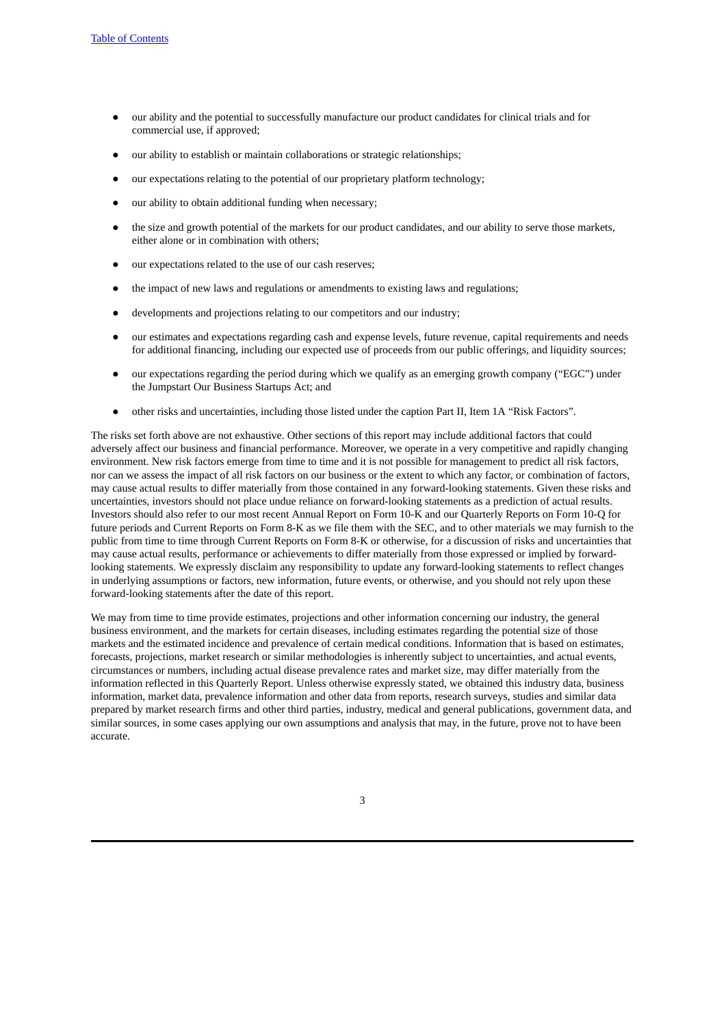- our ability and the potential to successfully manufacture our product candidates for clinical trials and for commercial use, if approved;
- our ability to establish or maintain collaborations or strategic relationships;
- our expectations relating to the potential of our proprietary platform technology;
- our ability to obtain additional funding when necessary;
- the size and growth potential of the markets for our product candidates, and our ability to serve those markets, either alone or in combination with others;
- our expectations related to the use of our cash reserves;
- the impact of new laws and regulations or amendments to existing laws and regulations;
- developments and projections relating to our competitors and our industry;
- our estimates and expectations regarding cash and expense levels, future revenue, capital requirements and needs for additional financing, including our expected use of proceeds from our public offerings, and liquidity sources;
- our expectations regarding the period during which we qualify as an emerging growth company ("EGC") under the Jumpstart Our Business Startups Act; and
- other risks and uncertainties, including those listed under the caption Part II, Item 1A "Risk Factors".

The risks set forth above are not exhaustive. Other sections of this report may include additional factors that could adversely affect our business and financial performance. Moreover, we operate in a very competitive and rapidly changing environment. New risk factors emerge from time to time and it is not possible for management to predict all risk factors, nor can we assess the impact of all risk factors on our business or the extent to which any factor, or combination of factors, may cause actual results to differ materially from those contained in any forward-looking statements. Given these risks and uncertainties, investors should not place undue reliance on forward-looking statements as a prediction of actual results. Investors should also refer to our most recent Annual Report on Form 10-K and our Quarterly Reports on Form 10-Q for future periods and Current Reports on Form 8-K as we file them with the SEC, and to other materials we may furnish to the public from time to time through Current Reports on Form 8-K or otherwise, for a discussion of risks and uncertainties that may cause actual results, performance or achievements to differ materially from those expressed or implied by forward-looking statements. We expressly disclaim any responsibility to update any forward-looking statements to reflect changes in underlying assumptions or factors, new information, future events, or otherwise, and you should not rely upon these forward-looking statements after the date of this report.

We may from time to time provide estimates, projections and other information concerning our industry, the general business environment, and the markets for certain diseases, including estimates regarding the potential size of those markets and the estimated incidence and prevalence of certain medical conditions. Information that is based on estimates, forecasts, projections, market research or similar methodologies is inherently subject to uncertainties, and actual events, circumstances or numbers, including actual disease prevalence rates and market size, may differ materially from the information reflected in this Quarterly Report. Unless otherwise expressly stated, we obtained this industry data, business information, market data, prevalence information and other data from reports, research surveys, studies and similar data prepared by market research firms and other third parties, industry, medical and general publications, government data, and similar sources, in some cases applying our own assumptions and analysis that may, in the future, prove not to have been accurate.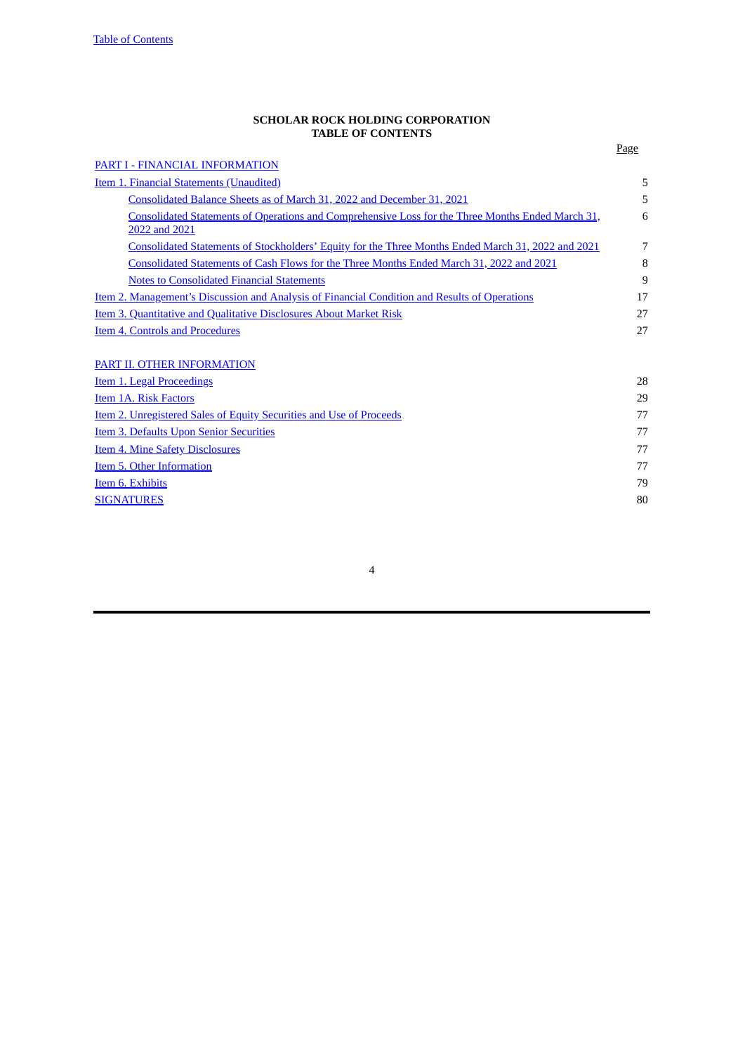**SCHOLAR ROCK HOLDING CORPORATION**
**TABLE OF CONTENTS**

| | Page |
|---|---|
| PART I - FINANCIAL INFORMATION | |
| Item 1. Financial Statements (Unaudited) | 5 |
| Consolidated Balance Sheets as of March 31, 2022 and December 31, 2021 | 5 |
| Consolidated Statements of Operations and Comprehensive Loss for the Three Months Ended March 31, 2022 and 2021 | 6 |
| Consolidated Statements of Stockholders' Equity for the Three Months Ended March 31, 2022 and 2021 | 7 |
| Consolidated Statements of Cash Flows for the Three Months Ended March 31, 2022 and 2021 | 8 |
| Notes to Consolidated Financial Statements | 9 |
| Item 2. Management's Discussion and Analysis of Financial Condition and Results of Operations | 17 |
| Item 3. Quantitative and Qualitative Disclosures About Market Risk | 27 |
| Item 4. Controls and Procedures | 27 |
| | |
| PART II. OTHER INFORMATION | |
| Item 1. Legal Proceedings | 28 |
| Item 1A. Risk Factors | 29 |
| Item 2. Unregistered Sales of Equity Securities and Use of Proceeds | 77 |
| Item 3. Defaults Upon Senior Securities | 77 |
| Item 4. Mine Safety Disclosures | 77 |
| Item 5. Other Information | 77 |
| Item 6. Exhibits | 79 |
| SIGNATURES | 80 |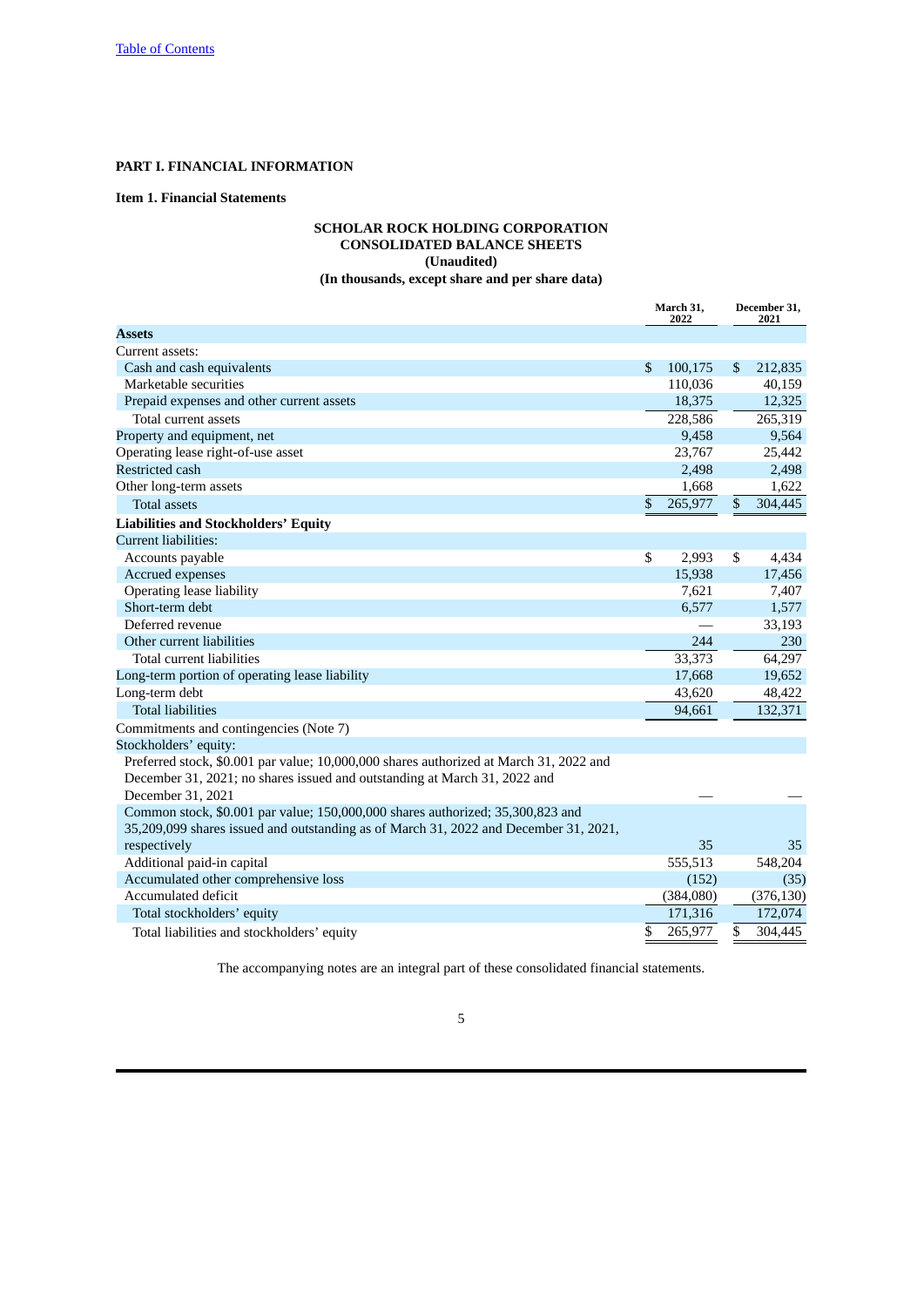[Table of Contents](#)

# PART I. FINANCIAL INFORMATION

## Item 1. Financial Statements

### SCHOLAR ROCK HOLDING CORPORATION
### CONSOLIDATED BALANCE SHEETS
### (Unaudited)
### (In thousands, except share and per share data)

| | March 31, 2022 | December 31, 2021 |
|---|---|---|
| **Assets** | | |
| Current assets: | | |
| Cash and cash equivalents | $ 100,175 | $ 212,835 |
| Marketable securities | 110,036 | 40,159 |
| Prepaid expenses and other current assets | 18,375 | 12,325 |
| Total current assets | 228,586 | 265,319 |
| Property and equipment, net | 9,458 | 9,564 |
| Operating lease right-of-use asset | 23,767 | 25,442 |
| Restricted cash | 2,498 | 2,498 |
| Other long-term assets | 1,668 | 1,622 |
| Total assets | $ 265,977 | $ 304,445 |
| **Liabilities and Stockholders' Equity** | | |
| Current liabilities: | | |
| Accounts payable | $ 2,993 | $ 4,434 |
| Accrued expenses | 15,938 | 17,456 |
| Operating lease liability | 7,621 | 7,407 |
| Short-term debt | 6,577 | 1,577 |
| Deferred revenue | — | 33,193 |
| Other current liabilities | 244 | 230 |
| Total current liabilities | 33,373 | 64,297 |
| Long-term portion of operating lease liability | 17,668 | 19,652 |
| Long-term debt | 43,620 | 48,422 |
| Total liabilities | 94,661 | 132,371 |
| Commitments and contingencies (Note 7) | | |
| Stockholders' equity: | | |
| Preferred stock, $0.001 par value; 10,000,000 shares authorized at March 31, 2022 and December 31, 2021; no shares issued and outstanding at March 31, 2022 and December 31, 2021 | — | — |
| Common stock, $0.001 par value; 150,000,000 shares authorized; 35,300,823 and 35,209,099 shares issued and outstanding as of March 31, 2022 and December 31, 2021, respectively | 35 | 35 |
| Additional paid-in capital | 555,513 | 548,204 |
| Accumulated other comprehensive loss | (152) | (35) |
| Accumulated deficit | (384,080) | (376,130) |
| Total stockholders' equity | 171,316 | 172,074 |
| Total liabilities and stockholders' equity | $ 265,977 | $ 304,445 |

The accompanying notes are an integral part of these consolidated financial statements.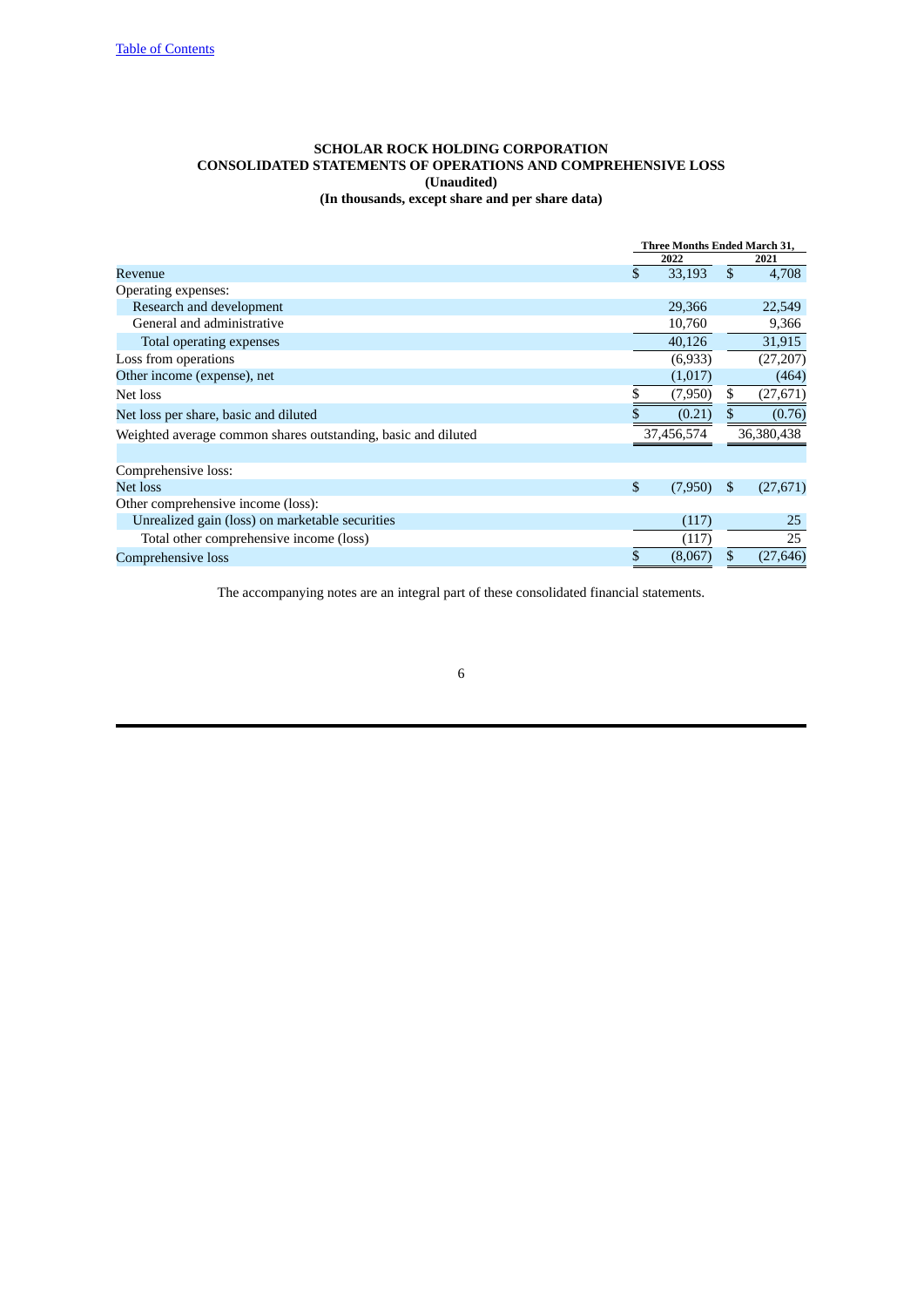# SCHOLAR ROCK HOLDING CORPORATION
## CONSOLIDATED STATEMENTS OF OPERATIONS AND COMPREHENSIVE LOSS
### (Unaudited)
### (In thousands, except share and per share data)

| | Three Months Ended March 31, | |
|---|---|---|
| | 2022 | 2021 |
| Revenue | $ 33,193 | $ 4,708 |
| Operating expenses: | | |
| Research and development | 29,366 | 22,549 |
| General and administrative | 10,760 | 9,366 |
| Total operating expenses | 40,126 | 31,915 |
| Loss from operations | (6,933) | (27,207) |
| Other income (expense), net | (1,017) | (464) |
| Net loss | $ (7,950) | $ (27,671) |
| Net loss per share, basic and diluted | $ (0.21) | $ (0.76) |
| Weighted average common shares outstanding, basic and diluted | 37,456,574 | 36,380,438 |
| | | |
| Comprehensive loss: | | |
| Net loss | $ (7,950) | $ (27,671) |
| Other comprehensive income (loss): | | |
| Unrealized gain (loss) on marketable securities | (117) | 25 |
| Total other comprehensive income (loss) | (117) | 25 |
| Comprehensive loss | $ (8,067) | $ (27,646) |

The accompanying notes are an integral part of these consolidated financial statements.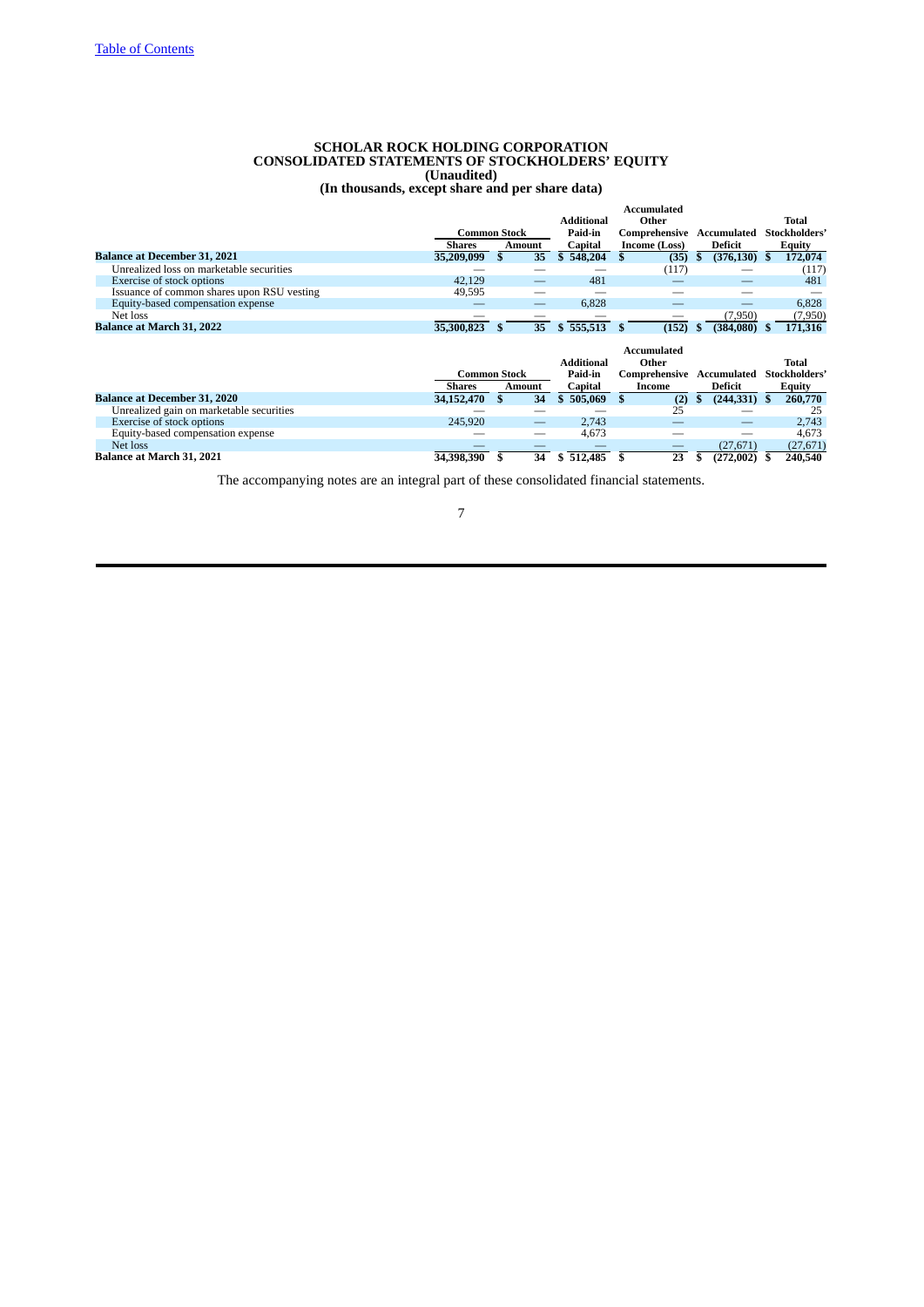[Table of Contents](#)

# SCHOLAR ROCK HOLDING CORPORATION
## CONSOLIDATED STATEMENTS OF STOCKHOLDERS' EQUITY
### (Unaudited)
### (In thousands, except share and per share data)

| | Common Stock | | Additional Paid-in | Accumulated Other Comprehensive | Accumulated | Total Stockholders' |
|---|---|---|---|---|---|---|
| | Shares | Amount | Capital | Income (Loss) | Deficit | Equity |
| **Balance at December 31, 2021** | **35,209,099** | **$ 35** | **$ 548,204** | **$ (35)** | **$ (376,130)** | **$ 172,074** |
| Unrealized loss on marketable securities | — | — | — | (117) | — | (117) |
| Exercise of stock options | 42,129 | — | 481 | — | — | 481 |
| Issuance of common shares upon RSU vesting | 49,595 | — | — | — | — | — |
| Equity-based compensation expense | — | — | 6,828 | — | — | 6,828 |
| Net loss | — | — | — | — | (7,950) | (7,950) |
| **Balance at March 31, 2022** | **35,300,823** | **$ 35** | **$ 555,513** | **$ (152)** | **$ (384,080)** | **$ 171,316** |

| | Common Stock | | Additional Paid-in | Accumulated Other Comprehensive | Accumulated | Total Stockholders' |
|---|---|---|---|---|---|---|
| | Shares | Amount | Capital | Income | Deficit | Equity |
| **Balance at December 31, 2020** | **34,152,470** | **$ 34** | **$ 505,069** | **$ (2)** | **$ (244,331)** | **$ 260,770** |
| Unrealized gain on marketable securities | — | — | — | 25 | — | 25 |
| Exercise of stock options | 245,920 | — | 2,743 | — | — | 2,743 |
| Equity-based compensation expense | — | — | 4,673 | — | — | 4,673 |
| Net loss | — | — | — | — | (27,671) | (27,671) |
| **Balance at March 31, 2021** | **34,398,390** | **$ 34** | **$ 512,485** | **$ 23** | **$ (272,002)** | **$ 240,540** |

The accompanying notes are an integral part of these consolidated financial statements.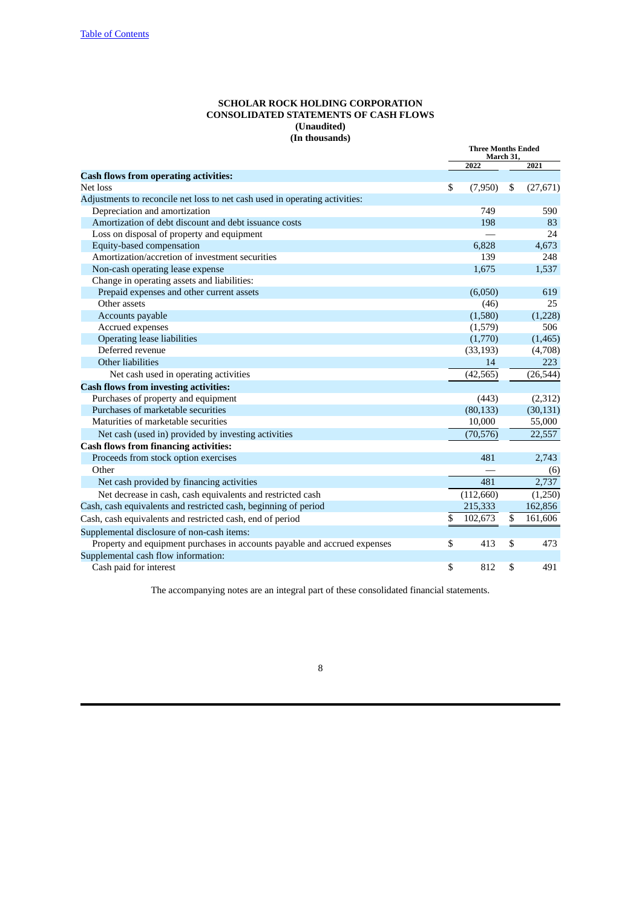**SCHOLAR ROCK HOLDING CORPORATION**
**CONSOLIDATED STATEMENTS OF CASH FLOWS**
**(Unaudited)**
**(In thousands)**

| | Three Months Ended March 31, | |
|---|---|---|
| | 2022 | 2021 |
| **Cash flows from operating activities:** | | |
| Net loss | $ (7,950) | $ (27,671) |
| Adjustments to reconcile net loss to net cash used in operating activities: | | |
| Depreciation and amortization | 749 | 590 |
| Amortization of debt discount and debt issuance costs | 198 | 83 |
| Loss on disposal of property and equipment | — | 24 |
| Equity-based compensation | 6,828 | 4,673 |
| Amortization/accretion of investment securities | 139 | 248 |
| Non-cash operating lease expense | 1,675 | 1,537 |
| Change in operating assets and liabilities: | | |
| Prepaid expenses and other current assets | (6,050) | 619 |
| Other assets | (46) | 25 |
| Accounts payable | (1,580) | (1,228) |
| Accrued expenses | (1,579) | 506 |
| Operating lease liabilities | (1,770) | (1,465) |
| Deferred revenue | (33,193) | (4,708) |
| Other liabilities | 14 | 223 |
| Net cash used in operating activities | (42,565) | (26,544) |
| **Cash flows from investing activities:** | | |
| Purchases of property and equipment | (443) | (2,312) |
| Purchases of marketable securities | (80,133) | (30,131) |
| Maturities of marketable securities | 10,000 | 55,000 |
| Net cash (used in) provided by investing activities | (70,576) | 22,557 |
| **Cash flows from financing activities:** | | |
| Proceeds from stock option exercises | 481 | 2,743 |
| Other | — | (6) |
| Net cash provided by financing activities | 481 | 2,737 |
| Net decrease in cash, cash equivalents and restricted cash | (112,660) | (1,250) |
| Cash, cash equivalents and restricted cash, beginning of period | 215,333 | 162,856 |
| Cash, cash equivalents and restricted cash, end of period | $ 102,673 | $ 161,606 |
| Supplemental disclosure of non-cash items: | | |
| Property and equipment purchases in accounts payable and accrued expenses | $ 413 | $ 473 |
| Supplemental cash flow information: | | |
| Cash paid for interest | $ 812 | $ 491 |

The accompanying notes are an integral part of these consolidated financial statements.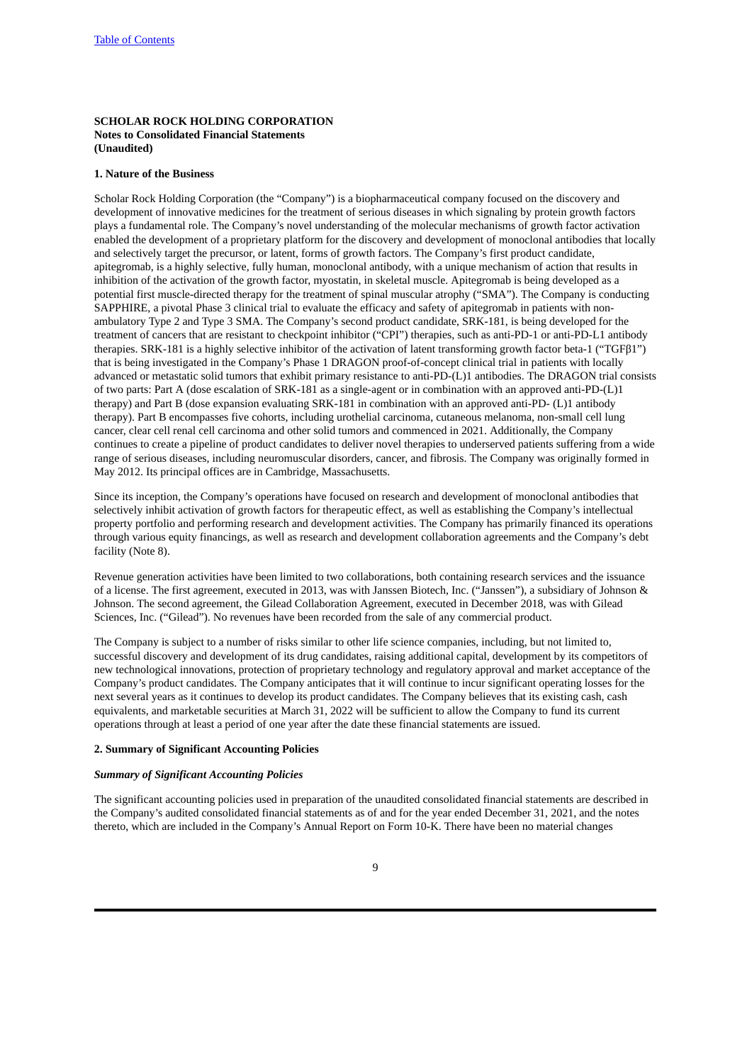**SCHOLAR ROCK HOLDING CORPORATION**
**Notes to Consolidated Financial Statements**
**(Unaudited)**

**1. Nature of the Business**

Scholar Rock Holding Corporation (the "Company") is a biopharmaceutical company focused on the discovery and development of innovative medicines for the treatment of serious diseases in which signaling by protein growth factors plays a fundamental role. The Company's novel understanding of the molecular mechanisms of growth factor activation enabled the development of a proprietary platform for the discovery and development of monoclonal antibodies that locally and selectively target the precursor, or latent, forms of growth factors. The Company's first product candidate, apitegromab, is a highly selective, fully human, monoclonal antibody, with a unique mechanism of action that results in inhibition of the activation of the growth factor, myostatin, in skeletal muscle. Apitegromab is being developed as a potential first muscle-directed therapy for the treatment of spinal muscular atrophy ("SMA"). The Company is conducting SAPPHIRE, a pivotal Phase 3 clinical trial to evaluate the efficacy and safety of apitegromab in patients with non-ambulatory Type 2 and Type 3 SMA. The Company's second product candidate, SRK-181, is being developed for the treatment of cancers that are resistant to checkpoint inhibitor ("CPI") therapies, such as anti-PD-1 or anti-PD-L1 antibody therapies. SRK-181 is a highly selective inhibitor of the activation of latent transforming growth factor beta-1 ("TGFβ1") that is being investigated in the Company's Phase 1 DRAGON proof-of-concept clinical trial in patients with locally advanced or metastatic solid tumors that exhibit primary resistance to anti-PD-(L)1 antibodies. The DRAGON trial consists of two parts: Part A (dose escalation of SRK-181 as a single-agent or in combination with an approved anti-PD-(L)1 therapy) and Part B (dose expansion evaluating SRK-181 in combination with an approved anti-PD- (L)1 antibody therapy). Part B encompasses five cohorts, including urothelial carcinoma, cutaneous melanoma, non-small cell lung cancer, clear cell renal cell carcinoma and other solid tumors and commenced in 2021. Additionally, the Company continues to create a pipeline of product candidates to deliver novel therapies to underserved patients suffering from a wide range of serious diseases, including neuromuscular disorders, cancer, and fibrosis. The Company was originally formed in May 2012. Its principal offices are in Cambridge, Massachusetts.

Since its inception, the Company's operations have focused on research and development of monoclonal antibodies that selectively inhibit activation of growth factors for therapeutic effect, as well as establishing the Company's intellectual property portfolio and performing research and development activities. The Company has primarily financed its operations through various equity financings, as well as research and development collaboration agreements and the Company's debt facility (Note 8).

Revenue generation activities have been limited to two collaborations, both containing research services and the issuance of a license. The first agreement, executed in 2013, was with Janssen Biotech, Inc. ("Janssen"), a subsidiary of Johnson & Johnson. The second agreement, the Gilead Collaboration Agreement, executed in December 2018, was with Gilead Sciences, Inc. ("Gilead"). No revenues have been recorded from the sale of any commercial product.

The Company is subject to a number of risks similar to other life science companies, including, but not limited to, successful discovery and development of its drug candidates, raising additional capital, development by its competitors of new technological innovations, protection of proprietary technology and regulatory approval and market acceptance of the Company's product candidates. The Company anticipates that it will continue to incur significant operating losses for the next several years as it continues to develop its product candidates. The Company believes that its existing cash, cash equivalents, and marketable securities at March 31, 2022 will be sufficient to allow the Company to fund its current operations through at least a period of one year after the date these financial statements are issued.

**2. Summary of Significant Accounting Policies**

***Summary of Significant Accounting Policies***

The significant accounting policies used in preparation of the unaudited consolidated financial statements are described in the Company's audited consolidated financial statements as of and for the year ended December 31, 2021, and the notes thereto, which are included in the Company's Annual Report on Form 10-K. There have been no material changes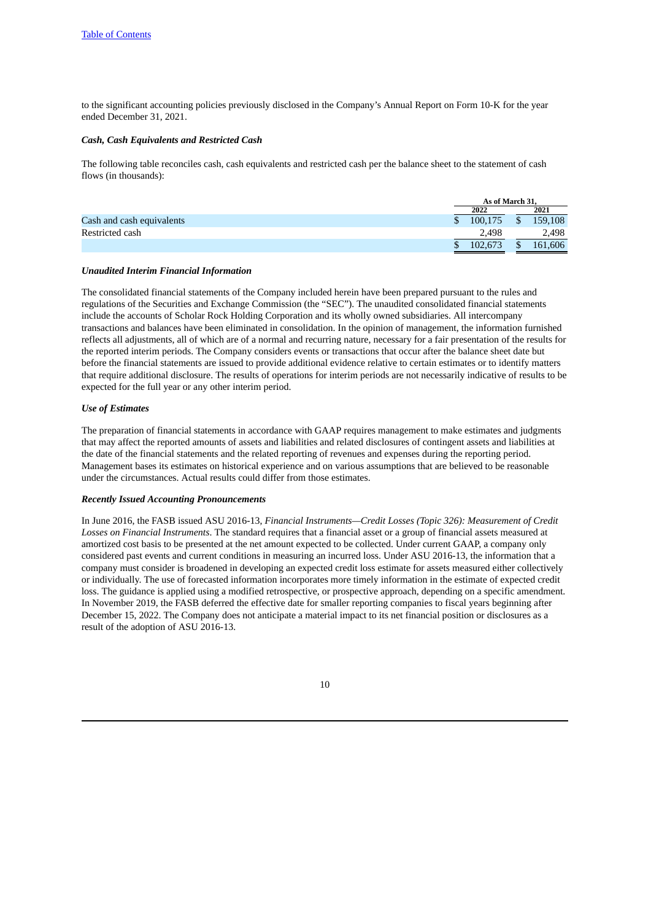to the significant accounting policies previously disclosed in the Company's Annual Report on Form 10-K for the year ended December 31, 2021.

***Cash, Cash Equivalents and Restricted Cash***

The following table reconciles cash, cash equivalents and restricted cash per the balance sheet to the statement of cash flows (in thousands):

| | As of March 31, | |
|---|---|---|
| | 2022 | 2021 |
| Cash and cash equivalents | $ 100,175 | $ 159,108 |
| Restricted cash | 2,498 | 2,498 |
| | $ 102,673 | $ 161,606 |

***Unaudited Interim Financial Information***

The consolidated financial statements of the Company included herein have been prepared pursuant to the rules and regulations of the Securities and Exchange Commission (the "SEC"). The unaudited consolidated financial statements include the accounts of Scholar Rock Holding Corporation and its wholly owned subsidiaries. All intercompany transactions and balances have been eliminated in consolidation. In the opinion of management, the information furnished reflects all adjustments, all of which are of a normal and recurring nature, necessary for a fair presentation of the results for the reported interim periods. The Company considers events or transactions that occur after the balance sheet date but before the financial statements are issued to provide additional evidence relative to certain estimates or to identify matters that require additional disclosure. The results of operations for interim periods are not necessarily indicative of results to be expected for the full year or any other interim period.

***Use of Estimates***

The preparation of financial statements in accordance with GAAP requires management to make estimates and judgments that may affect the reported amounts of assets and liabilities and related disclosures of contingent assets and liabilities at the date of the financial statements and the related reporting of revenues and expenses during the reporting period. Management bases its estimates on historical experience and on various assumptions that are believed to be reasonable under the circumstances. Actual results could differ from those estimates.

***Recently Issued Accounting Pronouncements***

In June 2016, the FASB issued ASU 2016-13, *Financial Instruments—Credit Losses (Topic 326): Measurement of Credit Losses on Financial Instruments*. The standard requires that a financial asset or a group of financial assets measured at amortized cost basis to be presented at the net amount expected to be collected. Under current GAAP, a company only considered past events and current conditions in measuring an incurred loss. Under ASU 2016-13, the information that a company must consider is broadened in developing an expected credit loss estimate for assets measured either collectively or individually. The use of forecasted information incorporates more timely information in the estimate of expected credit loss. The guidance is applied using a modified retrospective, or prospective approach, depending on a specific amendment. In November 2019, the FASB deferred the effective date for smaller reporting companies to fiscal years beginning after December 15, 2022. The Company does not anticipate a material impact to its net financial position or disclosures as a result of the adoption of ASU 2016-13.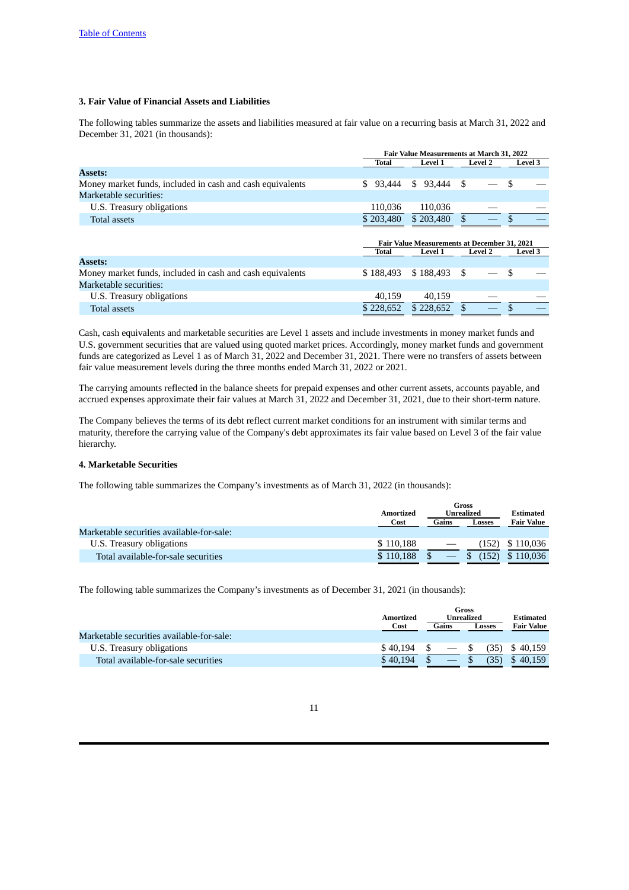### 3. Fair Value of Financial Assets and Liabilities

The following tables summarize the assets and liabilities measured at fair value on a recurring basis at March 31, 2022 and December 31, 2021 (in thousands):

| | Fair Value Measurements at March 31, 2022 | | | |
|---|---|---|---|---|
| | Total | Level 1 | Level 2 | Level 3 |
| **Assets:** | | | | |
| Money market funds, included in cash and cash equivalents | $ 93,444 | $ 93,444 | $ — | $ — |
| Marketable securities: | | | | |
| U.S. Treasury obligations | 110,036 | 110,036 | — | — |
| Total assets | $ 203,480 | $ 203,480 | $ — | $ — |

| | Fair Value Measurements at December 31, 2021 | | | |
|---|---|---|---|---|
| | Total | Level 1 | Level 2 | Level 3 |
| **Assets:** | | | | |
| Money market funds, included in cash and cash equivalents | $ 188,493 | $ 188,493 | $ — | $ — |
| Marketable securities: | | | | |
| U.S. Treasury obligations | 40,159 | 40,159 | — | — |
| Total assets | $ 228,652 | $ 228,652 | $ — | $ — |

Cash, cash equivalents and marketable securities are Level 1 assets and include investments in money market funds and U.S. government securities that are valued using quoted market prices. Accordingly, money market funds and government funds are categorized as Level 1 as of March 31, 2022 and December 31, 2021. There were no transfers of assets between fair value measurement levels during the three months ended March 31, 2022 or 2021.

The carrying amounts reflected in the balance sheets for prepaid expenses and other current assets, accounts payable, and accrued expenses approximate their fair values at March 31, 2022 and December 31, 2021, due to their short-term nature.

The Company believes the terms of its debt reflect current market conditions for an instrument with similar terms and maturity, therefore the carrying value of the Company's debt approximates its fair value based on Level 3 of the fair value hierarchy.

### 4. Marketable Securities

The following table summarizes the Company's investments as of March 31, 2022 (in thousands):

| | Amortized Cost | Gross Unrealized Gains | Gross Unrealized Losses | Estimated Fair Value |
|---|---|---|---|---|
| Marketable securities available-for-sale: | | | | |
| U.S. Treasury obligations | $ 110,188 | — | (152) | $ 110,036 |
| Total available-for-sale securities | $ 110,188 | $ — | $ (152) | $ 110,036 |

The following table summarizes the Company's investments as of December 31, 2021 (in thousands):

| | Amortized Cost | Gross Unrealized Gains | Gross Unrealized Losses | Estimated Fair Value |
|---|---|---|---|---|
| Marketable securities available-for-sale: | | | | |
| U.S. Treasury obligations | $ 40,194 | $ — | $ (35) | $ 40,159 |
| Total available-for-sale securities | $ 40,194 | $ — | $ (35) | $ 40,159 |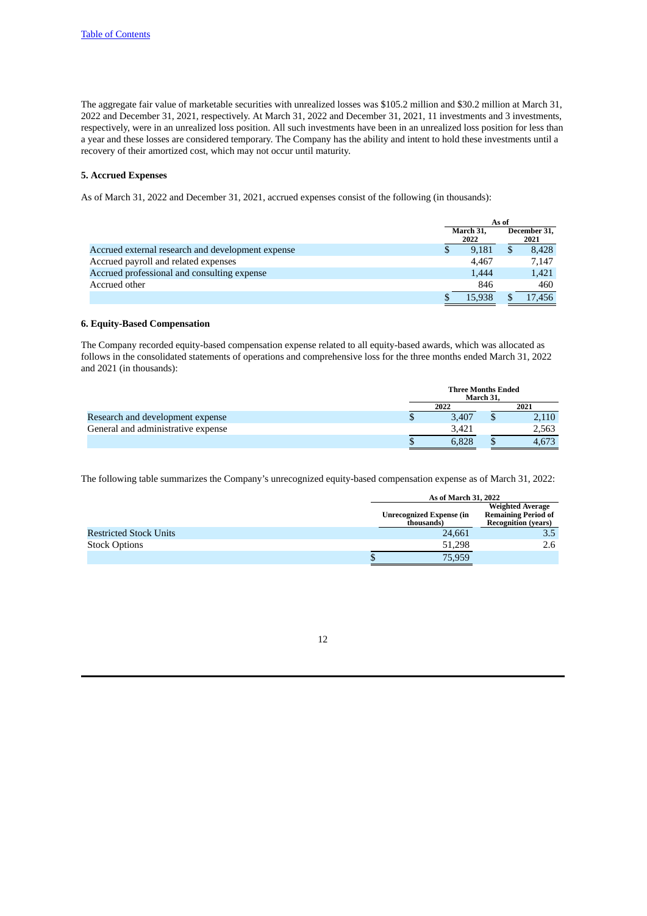The aggregate fair value of marketable securities with unrealized losses was $105.2 million and $30.2 million at March 31, 2022 and December 31, 2021, respectively. At March 31, 2022 and December 31, 2021, 11 investments and 3 investments, respectively, were in an unrealized loss position. All such investments have been in an unrealized loss position for less than a year and these losses are considered temporary. The Company has the ability and intent to hold these investments until a recovery of their amortized cost, which may not occur until maturity.

### 5. Accrued Expenses

As of March 31, 2022 and December 31, 2021, accrued expenses consist of the following (in thousands):

| | As of | |
|---|---|---|
| | March 31, 2022 | December 31, 2021 |
| Accrued external research and development expense | $ 9,181 | $ 8,428 |
| Accrued payroll and related expenses | 4,467 | 7,147 |
| Accrued professional and consulting expense | 1,444 | 1,421 |
| Accrued other | 846 | 460 |
| | $ 15,938 | $ 17,456 |

### 6. Equity-Based Compensation

The Company recorded equity-based compensation expense related to all equity-based awards, which was allocated as follows in the consolidated statements of operations and comprehensive loss for the three months ended March 31, 2022 and 2021 (in thousands):

| | Three Months Ended March 31, | |
|---|---|---|
| | 2022 | 2021 |
| Research and development expense | $ 3,407 | $ 2,110 |
| General and administrative expense | 3,421 | 2,563 |
| | $ 6,828 | $ 4,673 |

The following table summarizes the Company's unrecognized equity-based compensation expense as of March 31, 2022:

| | As of March 31, 2022 | |
|---|---|---|
| | Unrecognized Expense (in thousands) | Weighted Average Remaining Period of Recognition (years) |
| Restricted Stock Units | 24,661 | 3.5 |
| Stock Options | 51,298 | 2.6 |
| | $ 75,959 | |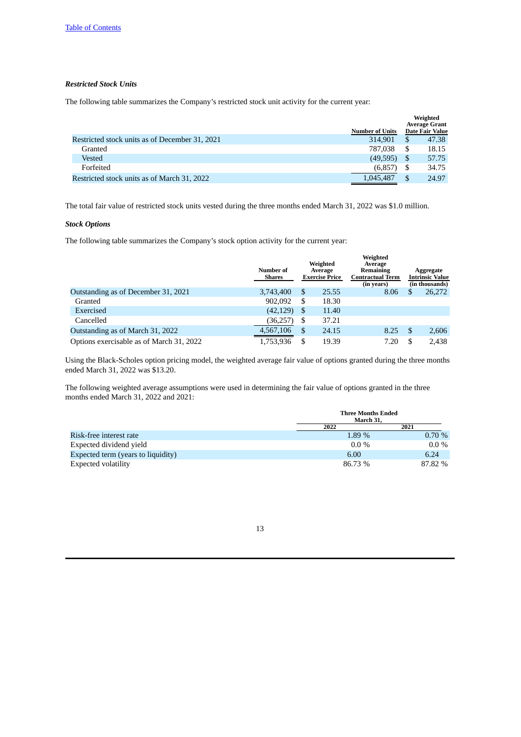[Table of Contents](#)

***Restricted Stock Units***

The following table summarizes the Company's restricted stock unit activity for the current year:

| | Number of Units | Weighted Average Grant Date Fair Value |
|---|---|---|
| Restricted stock units as of December 31, 2021 | 314,901 | $ 47.38 |
| Granted | 787,038 | $ 18.15 |
| Vested | (49,595) | $ 57.75 |
| Forfeited | (6,857) | $ 34.75 |
| Restricted stock units as of March 31, 2022 | 1,045,487 | $ 24.97 |

The total fair value of restricted stock units vested during the three months ended March 31, 2022 was $1.0 million.

***Stock Options***

The following table summarizes the Company's stock option activity for the current year:

| | Number of Shares | Weighted Average Exercise Price | Weighted Average Remaining Contractual Term (in years) | Aggregate Intrinsic Value (in thousands) |
|---|---|---|---|---|
| Outstanding as of December 31, 2021 | 3,743,400 | $ 25.55 | 8.06 | $ 26,272 |
| Granted | 902,092 | $ 18.30 | | |
| Exercised | (42,129) | $ 11.40 | | |
| Cancelled | (36,257) | $ 37.21 | | |
| Outstanding as of March 31, 2022 | 4,567,106 | $ 24.15 | 8.25 | $ 2,606 |
| Options exercisable as of March 31, 2022 | 1,753,936 | $ 19.39 | 7.20 | $ 2,438 |

Using the Black-Scholes option pricing model, the weighted average fair value of options granted during the three months ended March 31, 2022 was $13.20.

The following weighted average assumptions were used in determining the fair value of options granted in the three months ended March 31, 2022 and 2021:

| | Three Months Ended March 31, | |
|---|---|---|
| | 2022 | 2021 |
| Risk-free interest rate | 1.89 % | 0.70 % |
| Expected dividend yield | 0.0 % | 0.0 % |
| Expected term (years to liquidity) | 6.00 | 6.24 |
| Expected volatility | 86.73 % | 87.82 % |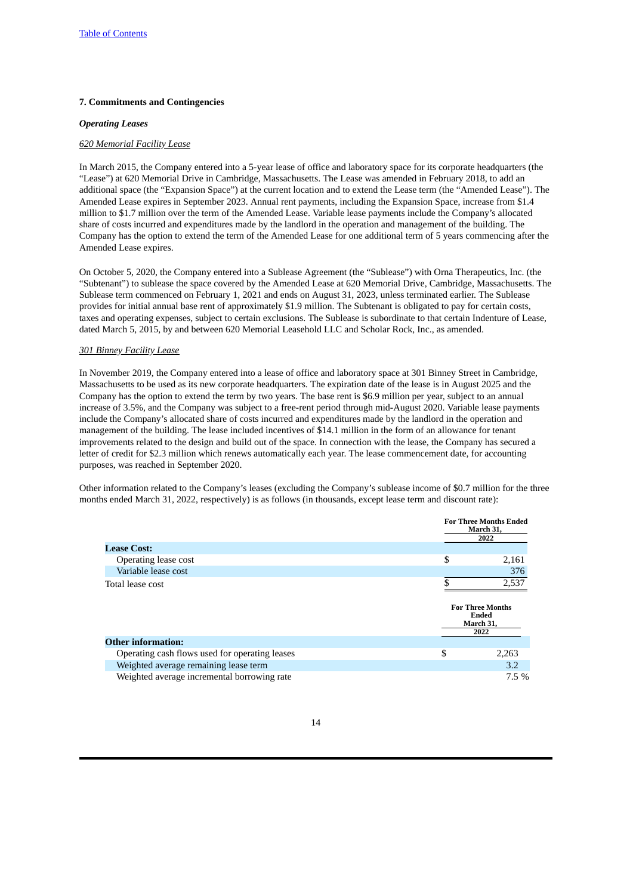### 7. Commitments and Contingencies

***Operating Leases***

*620 Memorial Facility Lease*

In March 2015, the Company entered into a 5-year lease of office and laboratory space for its corporate headquarters (the "Lease") at 620 Memorial Drive in Cambridge, Massachusetts. The Lease was amended in February 2018, to add an additional space (the "Expansion Space") at the current location and to extend the Lease term (the "Amended Lease"). The Amended Lease expires in September 2023. Annual rent payments, including the Expansion Space, increase from $1.4 million to $1.7 million over the term of the Amended Lease. Variable lease payments include the Company's allocated share of costs incurred and expenditures made by the landlord in the operation and management of the building. The Company has the option to extend the term of the Amended Lease for one additional term of 5 years commencing after the Amended Lease expires.

On October 5, 2020, the Company entered into a Sublease Agreement (the "Sublease") with Orna Therapeutics, Inc. (the "Subtenant") to sublease the space covered by the Amended Lease at 620 Memorial Drive, Cambridge, Massachusetts. The Sublease term commenced on February 1, 2021 and ends on August 31, 2023, unless terminated earlier. The Sublease provides for initial annual base rent of approximately $1.9 million. The Subtenant is obligated to pay for certain costs, taxes and operating expenses, subject to certain exclusions. The Sublease is subordinate to that certain Indenture of Lease, dated March 5, 2015, by and between 620 Memorial Leasehold LLC and Scholar Rock, Inc., as amended.

*301 Binney Facility Lease*

In November 2019, the Company entered into a lease of office and laboratory space at 301 Binney Street in Cambridge, Massachusetts to be used as its new corporate headquarters. The expiration date of the lease is in August 2025 and the Company has the option to extend the term by two years. The base rent is $6.9 million per year, subject to an annual increase of 3.5%, and the Company was subject to a free-rent period through mid-August 2020. Variable lease payments include the Company's allocated share of costs incurred and expenditures made by the landlord in the operation and management of the building. The lease included incentives of $14.1 million in the form of an allowance for tenant improvements related to the design and build out of the space. In connection with the lease, the Company has secured a letter of credit for $2.3 million which renews automatically each year. The lease commencement date, for accounting purposes, was reached in September 2020.

Other information related to the Company's leases (excluding the Company's sublease income of $0.7 million for the three months ended March 31, 2022, respectively) is as follows (in thousands, except lease term and discount rate):

| | For Three Months Ended March 31, 2022 |
|---|---|
| **Lease Cost:** | |
| Operating lease cost | $ 2,161 |
| Variable lease cost | 376 |
| Total lease cost | $ 2,537 |

| | For Three Months Ended March 31, 2022 |
|---|---|
| **Other information:** | |
| Operating cash flows used for operating leases | $ 2,263 |
| Weighted average remaining lease term | 3.2 |
| Weighted average incremental borrowing rate | 7.5 % |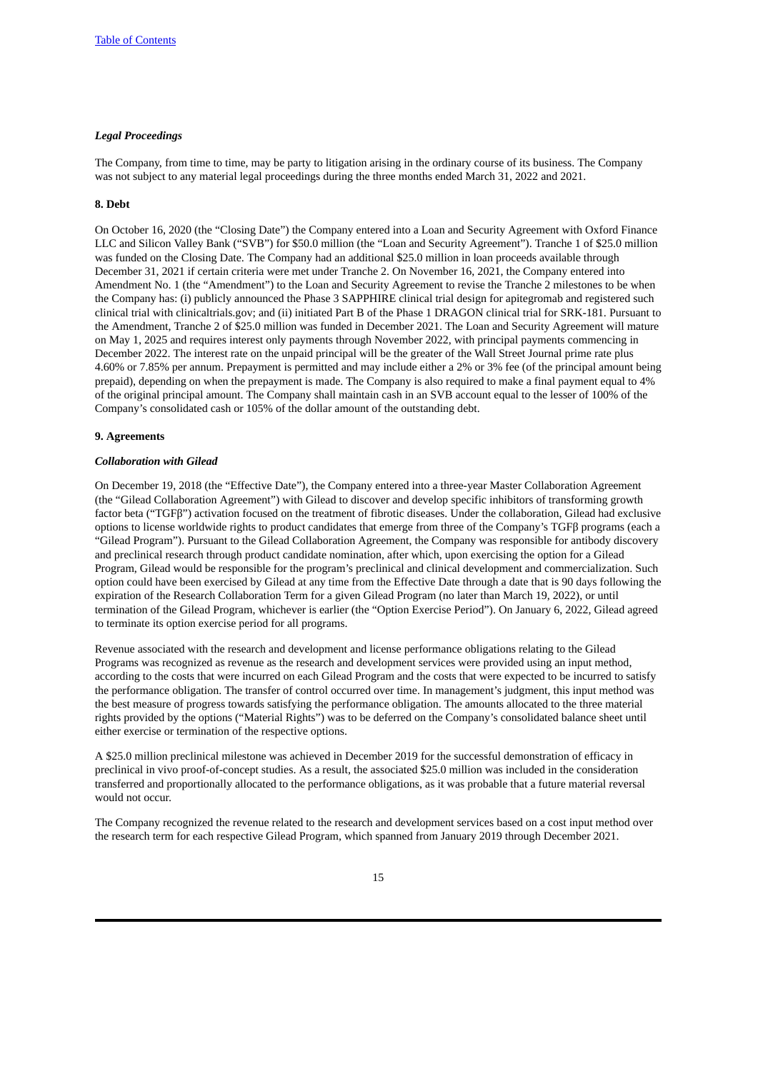*Legal Proceedings*

The Company, from time to time, may be party to litigation arising in the ordinary course of its business. The Company was not subject to any material legal proceedings during the three months ended March 31, 2022 and 2021.

**8. Debt**

On October 16, 2020 (the "Closing Date") the Company entered into a Loan and Security Agreement with Oxford Finance LLC and Silicon Valley Bank ("SVB") for $50.0 million (the "Loan and Security Agreement"). Tranche 1 of $25.0 million was funded on the Closing Date. The Company had an additional $25.0 million in loan proceeds available through December 31, 2021 if certain criteria were met under Tranche 2. On November 16, 2021, the Company entered into Amendment No. 1 (the "Amendment") to the Loan and Security Agreement to revise the Tranche 2 milestones to be when the Company has: (i) publicly announced the Phase 3 SAPPHIRE clinical trial design for apitegromab and registered such clinical trial with clinicaltrials.gov; and (ii) initiated Part B of the Phase 1 DRAGON clinical trial for SRK-181. Pursuant to the Amendment, Tranche 2 of $25.0 million was funded in December 2021. The Loan and Security Agreement will mature on May 1, 2025 and requires interest only payments through November 2022, with principal payments commencing in December 2022. The interest rate on the unpaid principal will be the greater of the Wall Street Journal prime rate plus 4.60% or 7.85% per annum. Prepayment is permitted and may include either a 2% or 3% fee (of the principal amount being prepaid), depending on when the prepayment is made. The Company is also required to make a final payment equal to 4% of the original principal amount. The Company shall maintain cash in an SVB account equal to the lesser of 100% of the Company's consolidated cash or 105% of the dollar amount of the outstanding debt.

**9. Agreements**

***Collaboration with Gilead***

On December 19, 2018 (the "Effective Date"), the Company entered into a three-year Master Collaboration Agreement (the "Gilead Collaboration Agreement") with Gilead to discover and develop specific inhibitors of transforming growth factor beta ("TGFβ") activation focused on the treatment of fibrotic diseases. Under the collaboration, Gilead had exclusive options to license worldwide rights to product candidates that emerge from three of the Company's TGFβ programs (each a "Gilead Program"). Pursuant to the Gilead Collaboration Agreement, the Company was responsible for antibody discovery and preclinical research through product candidate nomination, after which, upon exercising the option for a Gilead Program, Gilead would be responsible for the program's preclinical and clinical development and commercialization. Such option could have been exercised by Gilead at any time from the Effective Date through a date that is 90 days following the expiration of the Research Collaboration Term for a given Gilead Program (no later than March 19, 2022), or until termination of the Gilead Program, whichever is earlier (the "Option Exercise Period"). On January 6, 2022, Gilead agreed to terminate its option exercise period for all programs.

Revenue associated with the research and development and license performance obligations relating to the Gilead Programs was recognized as revenue as the research and development services were provided using an input method, according to the costs that were incurred on each Gilead Program and the costs that were expected to be incurred to satisfy the performance obligation. The transfer of control occurred over time. In management's judgment, this input method was the best measure of progress towards satisfying the performance obligation. The amounts allocated to the three material rights provided by the options ("Material Rights") was to be deferred on the Company's consolidated balance sheet until either exercise or termination of the respective options.

A $25.0 million preclinical milestone was achieved in December 2019 for the successful demonstration of efficacy in preclinical in vivo proof-of-concept studies. As a result, the associated $25.0 million was included in the consideration transferred and proportionally allocated to the performance obligations, as it was probable that a future material reversal would not occur.

The Company recognized the revenue related to the research and development services based on a cost input method over the research term for each respective Gilead Program, which spanned from January 2019 through December 2021.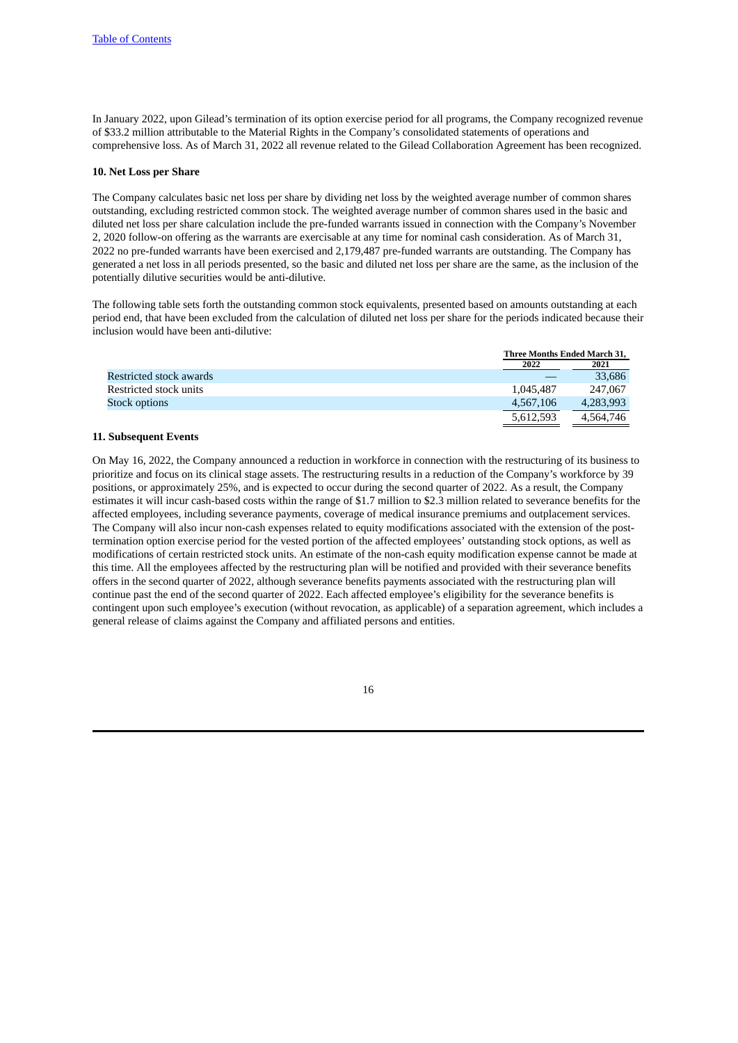In January 2022, upon Gilead's termination of its option exercise period for all programs, the Company recognized revenue of $33.2 million attributable to the Material Rights in the Company's consolidated statements of operations and comprehensive loss. As of March 31, 2022 all revenue related to the Gilead Collaboration Agreement has been recognized.

**10. Net Loss per Share**

The Company calculates basic net loss per share by dividing net loss by the weighted average number of common shares outstanding, excluding restricted common stock. The weighted average number of common shares used in the basic and diluted net loss per share calculation include the pre-funded warrants issued in connection with the Company's November 2, 2020 follow-on offering as the warrants are exercisable at any time for nominal cash consideration. As of March 31, 2022 no pre-funded warrants have been exercised and 2,179,487 pre-funded warrants are outstanding. The Company has generated a net loss in all periods presented, so the basic and diluted net loss per share are the same, as the inclusion of the potentially dilutive securities would be anti-dilutive.

The following table sets forth the outstanding common stock equivalents, presented based on amounts outstanding at each period end, that have been excluded from the calculation of diluted net loss per share for the periods indicated because their inclusion would have been anti-dilutive:

| | Three Months Ended March 31, | |
|---|---|---|
| | 2022 | 2021 |
| Restricted stock awards | — | 33,686 |
| Restricted stock units | 1,045,487 | 247,067 |
| Stock options | 4,567,106 | 4,283,993 |
| | 5,612,593 | 4,564,746 |

**11. Subsequent Events**

On May 16, 2022, the Company announced a reduction in workforce in connection with the restructuring of its business to prioritize and focus on its clinical stage assets. The restructuring results in a reduction of the Company's workforce by 39 positions, or approximately 25%, and is expected to occur during the second quarter of 2022. As a result, the Company estimates it will incur cash-based costs within the range of $1.7 million to $2.3 million related to severance benefits for the affected employees, including severance payments, coverage of medical insurance premiums and outplacement services. The Company will also incur non-cash expenses related to equity modifications associated with the extension of the post-termination option exercise period for the vested portion of the affected employees' outstanding stock options, as well as modifications of certain restricted stock units. An estimate of the non-cash equity modification expense cannot be made at this time. All the employees affected by the restructuring plan will be notified and provided with their severance benefits offers in the second quarter of 2022, although severance benefits payments associated with the restructuring plan will continue past the end of the second quarter of 2022. Each affected employee's eligibility for the severance benefits is contingent upon such employee's execution (without revocation, as applicable) of a separation agreement, which includes a general release of claims against the Company and affiliated persons and entities.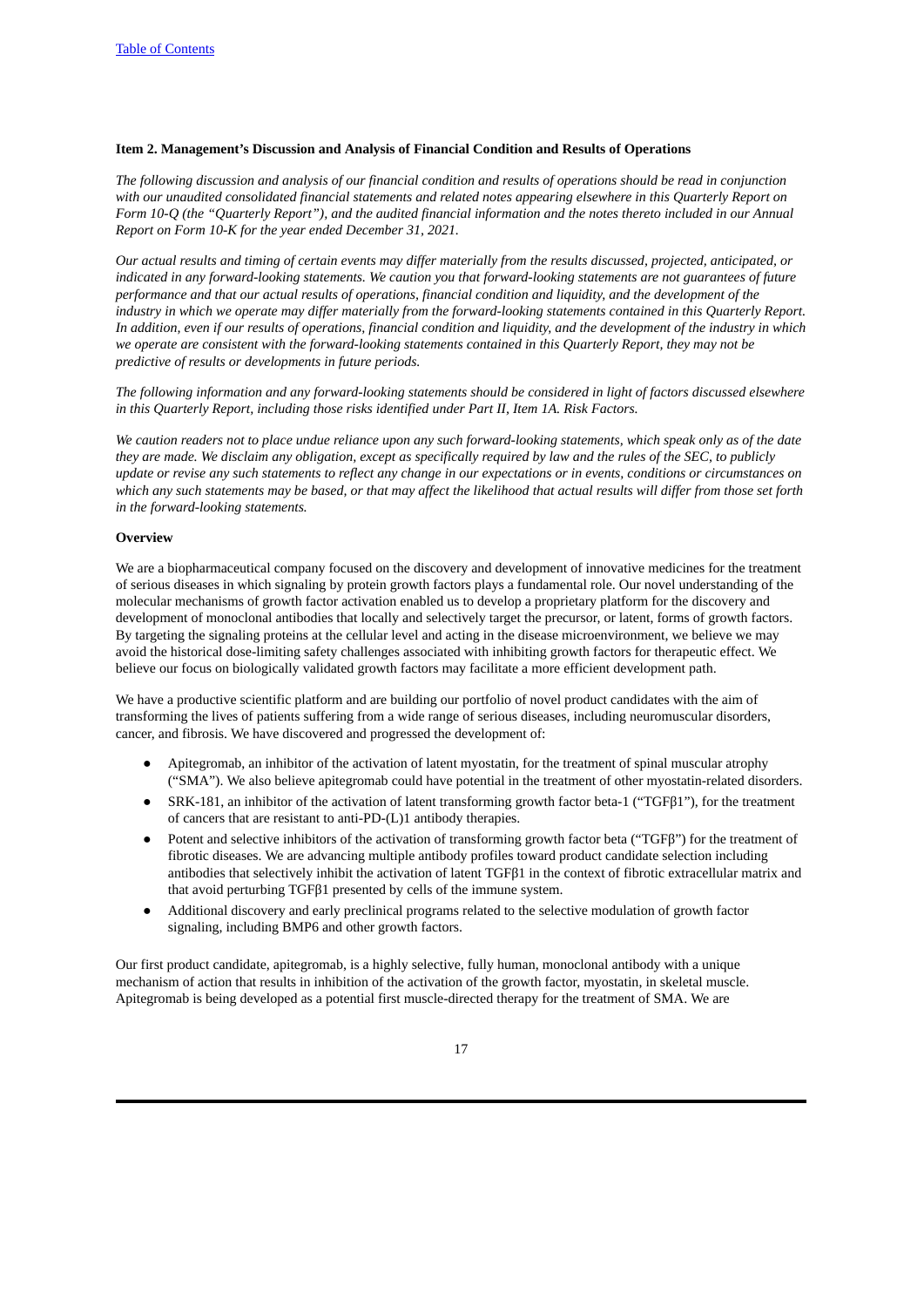**Item 2. Management's Discussion and Analysis of Financial Condition and Results of Operations**

*The following discussion and analysis of our financial condition and results of operations should be read in conjunction with our unaudited consolidated financial statements and related notes appearing elsewhere in this Quarterly Report on Form 10-Q (the "Quarterly Report"), and the audited financial information and the notes thereto included in our Annual Report on Form 10-K for the year ended December 31, 2021.*

*Our actual results and timing of certain events may differ materially from the results discussed, projected, anticipated, or indicated in any forward-looking statements. We caution you that forward-looking statements are not guarantees of future performance and that our actual results of operations, financial condition and liquidity, and the development of the industry in which we operate may differ materially from the forward-looking statements contained in this Quarterly Report. In addition, even if our results of operations, financial condition and liquidity, and the development of the industry in which we operate are consistent with the forward-looking statements contained in this Quarterly Report, they may not be predictive of results or developments in future periods.*

*The following information and any forward-looking statements should be considered in light of factors discussed elsewhere in this Quarterly Report, including those risks identified under Part II, Item 1A. Risk Factors.*

*We caution readers not to place undue reliance upon any such forward-looking statements, which speak only as of the date they are made. We disclaim any obligation, except as specifically required by law and the rules of the SEC, to publicly update or revise any such statements to reflect any change in our expectations or in events, conditions or circumstances on which any such statements may be based, or that may affect the likelihood that actual results will differ from those set forth in the forward-looking statements.*

**Overview**

We are a biopharmaceutical company focused on the discovery and development of innovative medicines for the treatment of serious diseases in which signaling by protein growth factors plays a fundamental role. Our novel understanding of the molecular mechanisms of growth factor activation enabled us to develop a proprietary platform for the discovery and development of monoclonal antibodies that locally and selectively target the precursor, or latent, forms of growth factors. By targeting the signaling proteins at the cellular level and acting in the disease microenvironment, we believe we may avoid the historical dose-limiting safety challenges associated with inhibiting growth factors for therapeutic effect. We believe our focus on biologically validated growth factors may facilitate a more efficient development path.

We have a productive scientific platform and are building our portfolio of novel product candidates with the aim of transforming the lives of patients suffering from a wide range of serious diseases, including neuromuscular disorders, cancer, and fibrosis. We have discovered and progressed the development of:

- Apitegromab, an inhibitor of the activation of latent myostatin, for the treatment of spinal muscular atrophy ("SMA"). We also believe apitegromab could have potential in the treatment of other myostatin-related disorders.
- SRK-181, an inhibitor of the activation of latent transforming growth factor beta-1 ("TGFβ1"), for the treatment of cancers that are resistant to anti-PD-(L)1 antibody therapies.
- Potent and selective inhibitors of the activation of transforming growth factor beta ("TGFβ") for the treatment of fibrotic diseases. We are advancing multiple antibody profiles toward product candidate selection including antibodies that selectively inhibit the activation of latent TGFβ1 in the context of fibrotic extracellular matrix and that avoid perturbing TGFβ1 presented by cells of the immune system.
- Additional discovery and early preclinical programs related to the selective modulation of growth factor signaling, including BMP6 and other growth factors.

Our first product candidate, apitegromab, is a highly selective, fully human, monoclonal antibody with a unique mechanism of action that results in inhibition of the activation of the growth factor, myostatin, in skeletal muscle. Apitegromab is being developed as a potential first muscle-directed therapy for the treatment of SMA. We are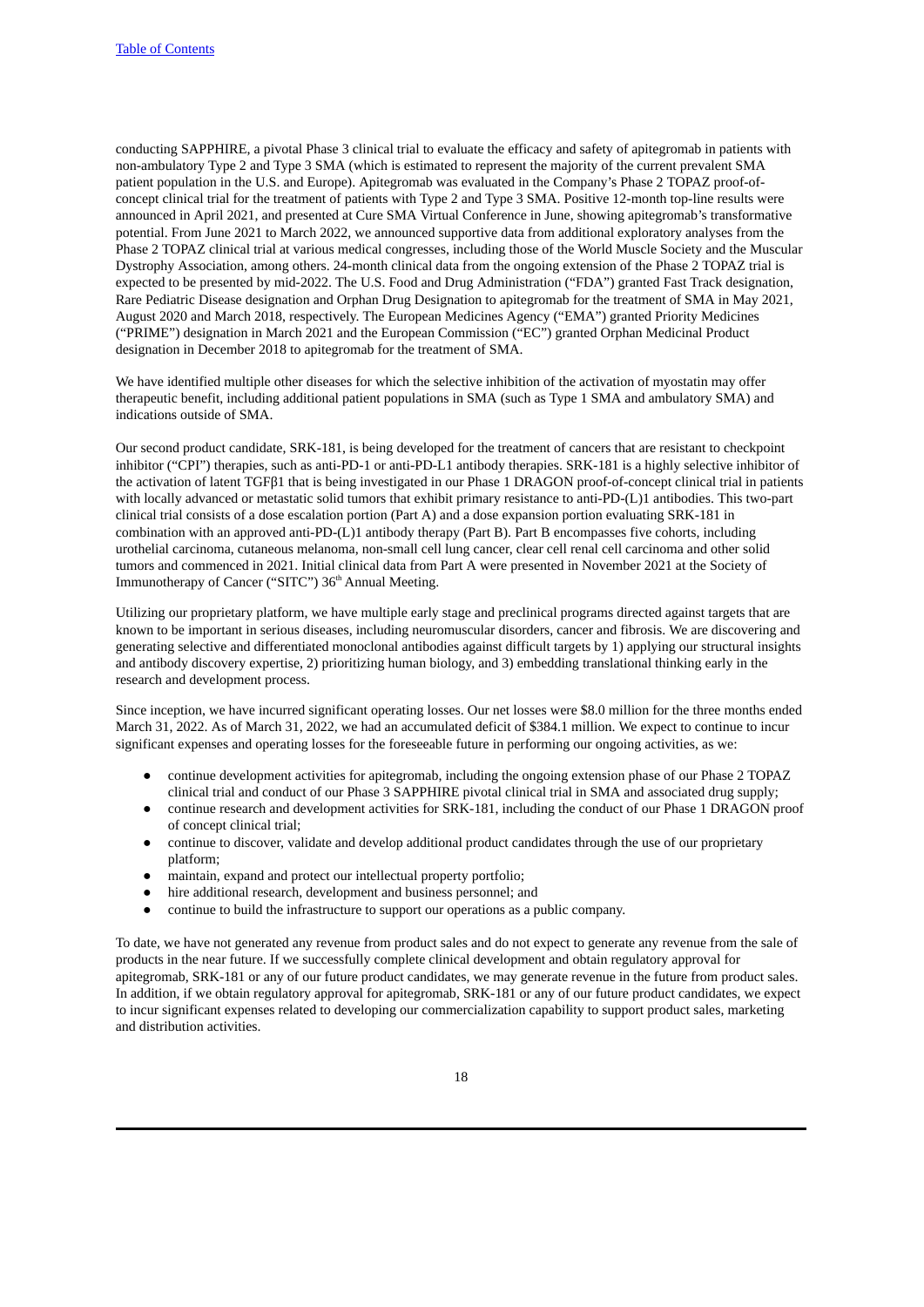conducting SAPPHIRE, a pivotal Phase 3 clinical trial to evaluate the efficacy and safety of apitegromab in patients with non-ambulatory Type 2 and Type 3 SMA (which is estimated to represent the majority of the current prevalent SMA patient population in the U.S. and Europe). Apitegromab was evaluated in the Company's Phase 2 TOPAZ proof-of-concept clinical trial for the treatment of patients with Type 2 and Type 3 SMA. Positive 12-month top-line results were announced in April 2021, and presented at Cure SMA Virtual Conference in June, showing apitegromab's transformative potential. From June 2021 to March 2022, we announced supportive data from additional exploratory analyses from the Phase 2 TOPAZ clinical trial at various medical congresses, including those of the World Muscle Society and the Muscular Dystrophy Association, among others. 24-month clinical data from the ongoing extension of the Phase 2 TOPAZ trial is expected to be presented by mid-2022. The U.S. Food and Drug Administration ("FDA") granted Fast Track designation, Rare Pediatric Disease designation and Orphan Drug Designation to apitegromab for the treatment of SMA in May 2021, August 2020 and March 2018, respectively. The European Medicines Agency ("EMA") granted Priority Medicines ("PRIME") designation in March 2021 and the European Commission ("EC") granted Orphan Medicinal Product designation in December 2018 to apitegromab for the treatment of SMA.

We have identified multiple other diseases for which the selective inhibition of the activation of myostatin may offer therapeutic benefit, including additional patient populations in SMA (such as Type 1 SMA and ambulatory SMA) and indications outside of SMA.

Our second product candidate, SRK-181, is being developed for the treatment of cancers that are resistant to checkpoint inhibitor ("CPI") therapies, such as anti-PD-1 or anti-PD-L1 antibody therapies. SRK-181 is a highly selective inhibitor of the activation of latent TGFβ1 that is being investigated in our Phase 1 DRAGON proof-of-concept clinical trial in patients with locally advanced or metastatic solid tumors that exhibit primary resistance to anti-PD-(L)1 antibodies. This two-part clinical trial consists of a dose escalation portion (Part A) and a dose expansion portion evaluating SRK-181 in combination with an approved anti-PD-(L)1 antibody therapy (Part B). Part B encompasses five cohorts, including urothelial carcinoma, cutaneous melanoma, non-small cell lung cancer, clear cell renal cell carcinoma and other solid tumors and commenced in 2021. Initial clinical data from Part A were presented in November 2021 at the Society of Immunotherapy of Cancer ("SITC") 36th Annual Meeting.

Utilizing our proprietary platform, we have multiple early stage and preclinical programs directed against targets that are known to be important in serious diseases, including neuromuscular disorders, cancer and fibrosis. We are discovering and generating selective and differentiated monoclonal antibodies against difficult targets by 1) applying our structural insights and antibody discovery expertise, 2) prioritizing human biology, and 3) embedding translational thinking early in the research and development process.

Since inception, we have incurred significant operating losses. Our net losses were $8.0 million for the three months ended March 31, 2022. As of March 31, 2022, we had an accumulated deficit of $384.1 million. We expect to continue to incur significant expenses and operating losses for the foreseeable future in performing our ongoing activities, as we:

- continue development activities for apitegromab, including the ongoing extension phase of our Phase 2 TOPAZ clinical trial and conduct of our Phase 3 SAPPHIRE pivotal clinical trial in SMA and associated drug supply;
- continue research and development activities for SRK-181, including the conduct of our Phase 1 DRAGON proof of concept clinical trial;
- continue to discover, validate and develop additional product candidates through the use of our proprietary platform;
- maintain, expand and protect our intellectual property portfolio;
- hire additional research, development and business personnel; and
- continue to build the infrastructure to support our operations as a public company.

To date, we have not generated any revenue from product sales and do not expect to generate any revenue from the sale of products in the near future. If we successfully complete clinical development and obtain regulatory approval for apitegromab, SRK-181 or any of our future product candidates, we may generate revenue in the future from product sales. In addition, if we obtain regulatory approval for apitegromab, SRK-181 or any of our future product candidates, we expect to incur significant expenses related to developing our commercialization capability to support product sales, marketing and distribution activities.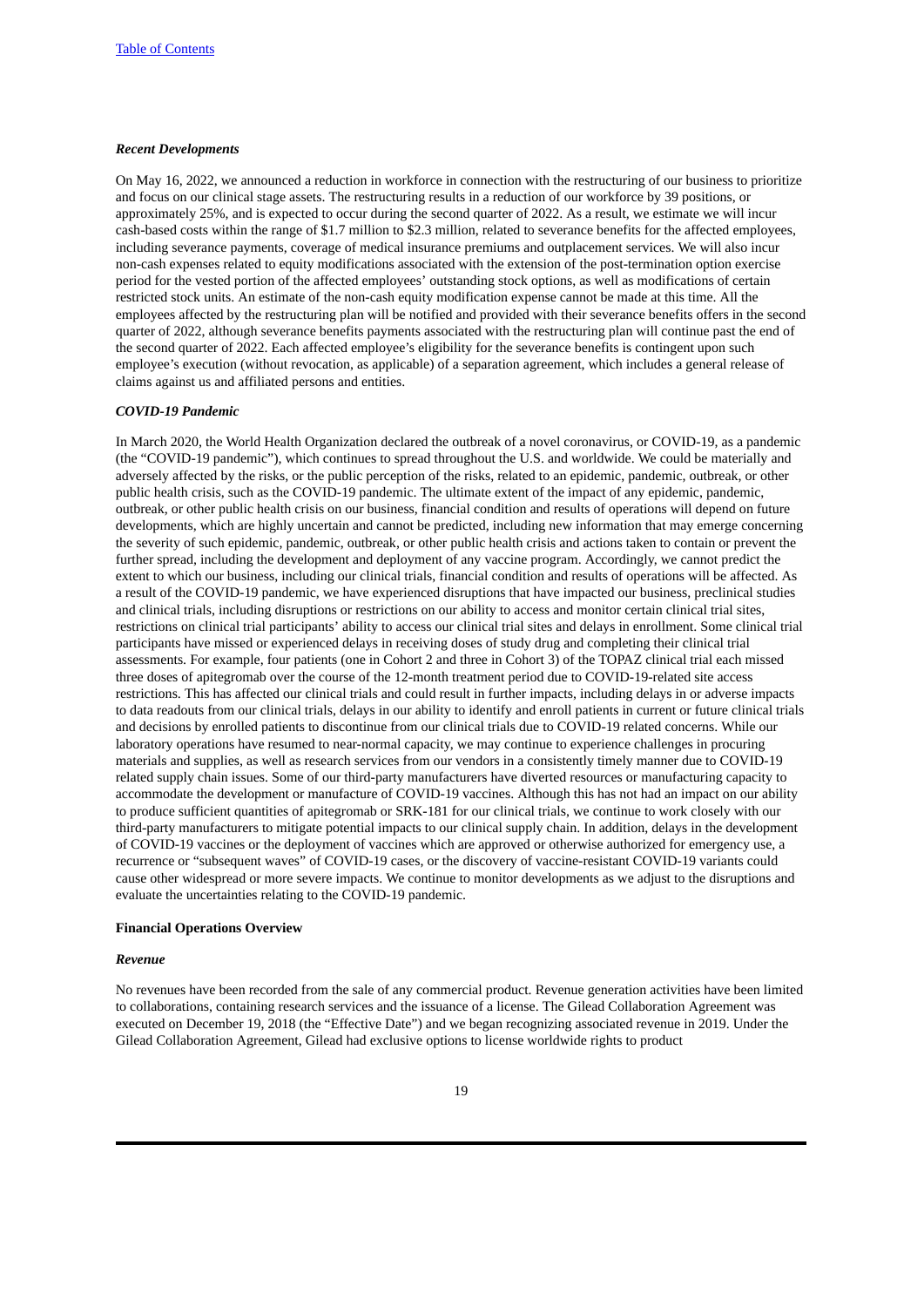### *Recent Developments*

On May 16, 2022, we announced a reduction in workforce in connection with the restructuring of our business to prioritize and focus on our clinical stage assets. The restructuring results in a reduction of our workforce by 39 positions, or approximately 25%, and is expected to occur during the second quarter of 2022. As a result, we estimate we will incur cash-based costs within the range of $1.7 million to $2.3 million, related to severance benefits for the affected employees, including severance payments, coverage of medical insurance premiums and outplacement services. We will also incur non-cash expenses related to equity modifications associated with the extension of the post-termination option exercise period for the vested portion of the affected employees' outstanding stock options, as well as modifications of certain restricted stock units. An estimate of the non-cash equity modification expense cannot be made at this time. All the employees affected by the restructuring plan will be notified and provided with their severance benefits offers in the second quarter of 2022, although severance benefits payments associated with the restructuring plan will continue past the end of the second quarter of 2022. Each affected employee's eligibility for the severance benefits is contingent upon such employee's execution (without revocation, as applicable) of a separation agreement, which includes a general release of claims against us and affiliated persons and entities.

### *COVID-19 Pandemic*

In March 2020, the World Health Organization declared the outbreak of a novel coronavirus, or COVID-19, as a pandemic (the "COVID-19 pandemic"), which continues to spread throughout the U.S. and worldwide. We could be materially and adversely affected by the risks, or the public perception of the risks, related to an epidemic, pandemic, outbreak, or other public health crisis, such as the COVID-19 pandemic. The ultimate extent of the impact of any epidemic, pandemic, outbreak, or other public health crisis on our business, financial condition and results of operations will depend on future developments, which are highly uncertain and cannot be predicted, including new information that may emerge concerning the severity of such epidemic, pandemic, outbreak, or other public health crisis and actions taken to contain or prevent the further spread, including the development and deployment of any vaccine program. Accordingly, we cannot predict the extent to which our business, including our clinical trials, financial condition and results of operations will be affected. As a result of the COVID-19 pandemic, we have experienced disruptions that have impacted our business, preclinical studies and clinical trials, including disruptions or restrictions on our ability to access and monitor certain clinical trial sites, restrictions on clinical trial participants' ability to access our clinical trial sites and delays in enrollment. Some clinical trial participants have missed or experienced delays in receiving doses of study drug and completing their clinical trial assessments. For example, four patients (one in Cohort 2 and three in Cohort 3) of the TOPAZ clinical trial each missed three doses of apitegromab over the course of the 12-month treatment period due to COVID-19-related site access restrictions. This has affected our clinical trials and could result in further impacts, including delays in or adverse impacts to data readouts from our clinical trials, delays in our ability to identify and enroll patients in current or future clinical trials and decisions by enrolled patients to discontinue from our clinical trials due to COVID-19 related concerns. While our laboratory operations have resumed to near-normal capacity, we may continue to experience challenges in procuring materials and supplies, as well as research services from our vendors in a consistently timely manner due to COVID-19 related supply chain issues. Some of our third-party manufacturers have diverted resources or manufacturing capacity to accommodate the development or manufacture of COVID-19 vaccines. Although this has not had an impact on our ability to produce sufficient quantities of apitegromab or SRK-181 for our clinical trials, we continue to work closely with our third-party manufacturers to mitigate potential impacts to our clinical supply chain. In addition, delays in the development of COVID-19 vaccines or the deployment of vaccines which are approved or otherwise authorized for emergency use, a recurrence or "subsequent waves" of COVID-19 cases, or the discovery of vaccine-resistant COVID-19 variants could cause other widespread or more severe impacts. We continue to monitor developments as we adjust to the disruptions and evaluate the uncertainties relating to the COVID-19 pandemic.

## **Financial Operations Overview**

### *Revenue*

No revenues have been recorded from the sale of any commercial product. Revenue generation activities have been limited to collaborations, containing research services and the issuance of a license. The Gilead Collaboration Agreement was executed on December 19, 2018 (the "Effective Date") and we began recognizing associated revenue in 2019. Under the Gilead Collaboration Agreement, Gilead had exclusive options to license worldwide rights to product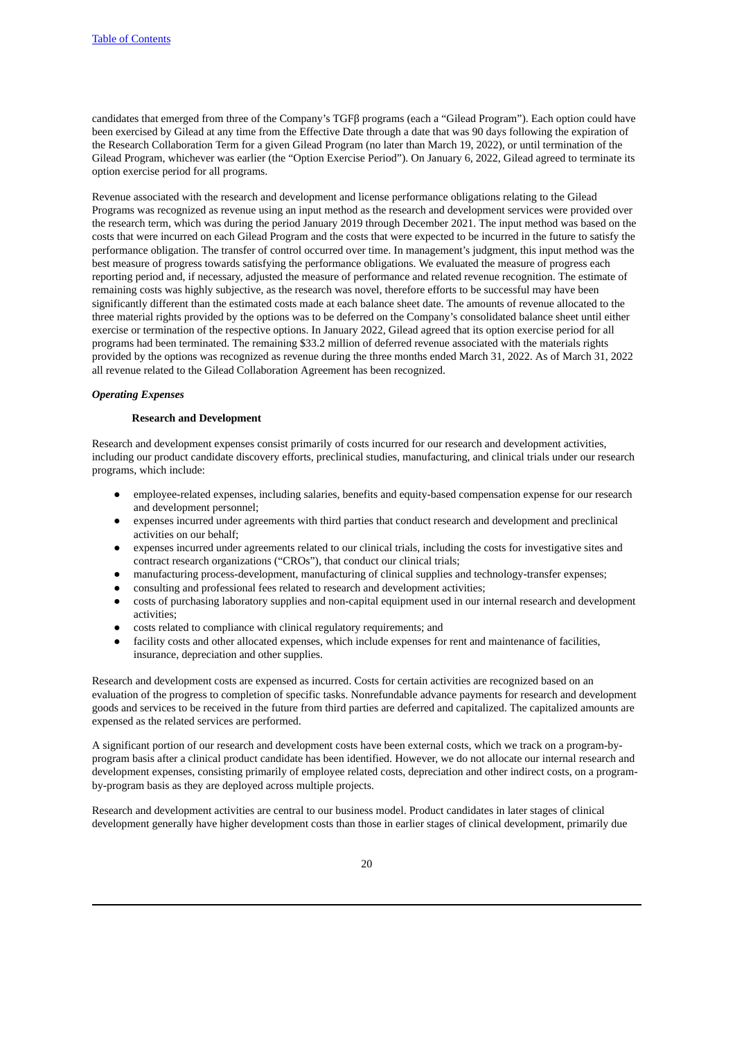candidates that emerged from three of the Company's TGFβ programs (each a "Gilead Program"). Each option could have been exercised by Gilead at any time from the Effective Date through a date that was 90 days following the expiration of the Research Collaboration Term for a given Gilead Program (no later than March 19, 2022), or until termination of the Gilead Program, whichever was earlier (the "Option Exercise Period"). On January 6, 2022, Gilead agreed to terminate its option exercise period for all programs.

Revenue associated with the research and development and license performance obligations relating to the Gilead Programs was recognized as revenue using an input method as the research and development services were provided over the research term, which was during the period January 2019 through December 2021. The input method was based on the costs that were incurred on each Gilead Program and the costs that were expected to be incurred in the future to satisfy the performance obligation. The transfer of control occurred over time. In management's judgment, this input method was the best measure of progress towards satisfying the performance obligations. We evaluated the measure of progress each reporting period and, if necessary, adjusted the measure of performance and related revenue recognition. The estimate of remaining costs was highly subjective, as the research was novel, therefore efforts to be successful may have been significantly different than the estimated costs made at each balance sheet date. The amounts of revenue allocated to the three material rights provided by the options was to be deferred on the Company's consolidated balance sheet until either exercise or termination of the respective options. In January 2022, Gilead agreed that its option exercise period for all programs had been terminated. The remaining $33.2 million of deferred revenue associated with the materials rights provided by the options was recognized as revenue during the three months ended March 31, 2022. As of March 31, 2022 all revenue related to the Gilead Collaboration Agreement has been recognized.

***Operating Expenses***

**Research and Development**

Research and development expenses consist primarily of costs incurred for our research and development activities, including our product candidate discovery efforts, preclinical studies, manufacturing, and clinical trials under our research programs, which include:

- employee-related expenses, including salaries, benefits and equity-based compensation expense for our research and development personnel;
- expenses incurred under agreements with third parties that conduct research and development and preclinical activities on our behalf;
- expenses incurred under agreements related to our clinical trials, including the costs for investigative sites and contract research organizations ("CROs"), that conduct our clinical trials;
- manufacturing process-development, manufacturing of clinical supplies and technology-transfer expenses;
- consulting and professional fees related to research and development activities;
- costs of purchasing laboratory supplies and non-capital equipment used in our internal research and development activities;
- costs related to compliance with clinical regulatory requirements; and
- facility costs and other allocated expenses, which include expenses for rent and maintenance of facilities, insurance, depreciation and other supplies.

Research and development costs are expensed as incurred. Costs for certain activities are recognized based on an evaluation of the progress to completion of specific tasks. Nonrefundable advance payments for research and development goods and services to be received in the future from third parties are deferred and capitalized. The capitalized amounts are expensed as the related services are performed.

A significant portion of our research and development costs have been external costs, which we track on a program-by-program basis after a clinical product candidate has been identified. However, we do not allocate our internal research and development expenses, consisting primarily of employee related costs, depreciation and other indirect costs, on a program-by-program basis as they are deployed across multiple projects.

Research and development activities are central to our business model. Product candidates in later stages of clinical development generally have higher development costs than those in earlier stages of clinical development, primarily due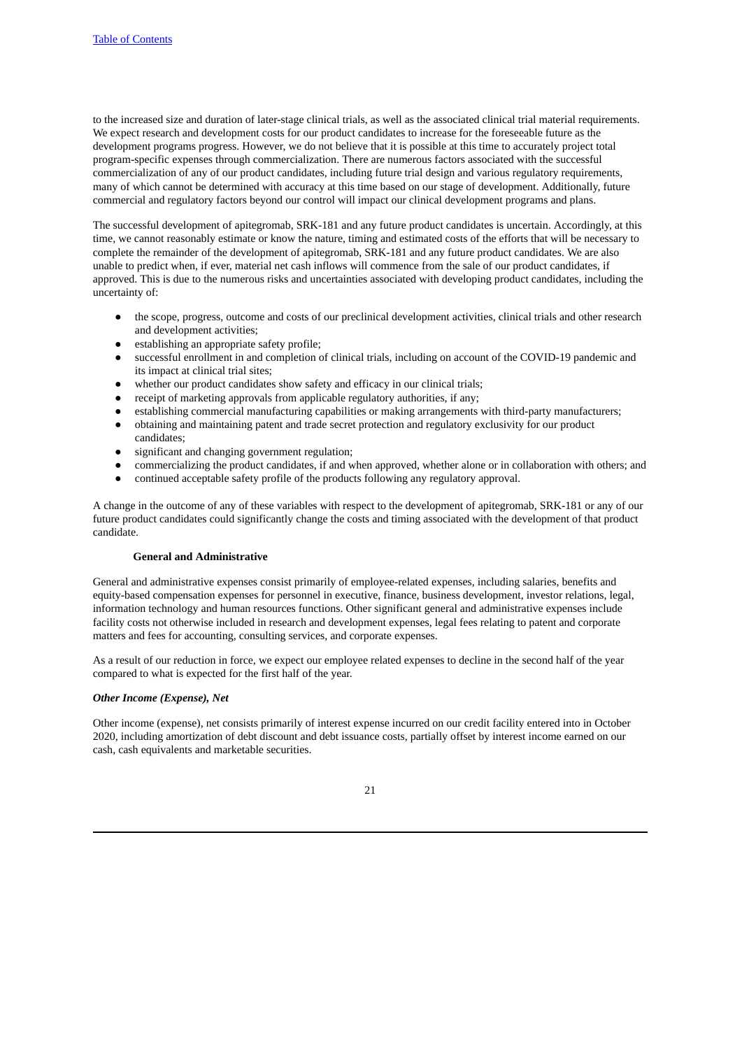to the increased size and duration of later-stage clinical trials, as well as the associated clinical trial material requirements. We expect research and development costs for our product candidates to increase for the foreseeable future as the development programs progress. However, we do not believe that it is possible at this time to accurately project total program-specific expenses through commercialization. There are numerous factors associated with the successful commercialization of any of our product candidates, including future trial design and various regulatory requirements, many of which cannot be determined with accuracy at this time based on our stage of development. Additionally, future commercial and regulatory factors beyond our control will impact our clinical development programs and plans.

The successful development of apitegromab, SRK-181 and any future product candidates is uncertain. Accordingly, at this time, we cannot reasonably estimate or know the nature, timing and estimated costs of the efforts that will be necessary to complete the remainder of the development of apitegromab, SRK-181 and any future product candidates. We are also unable to predict when, if ever, material net cash inflows will commence from the sale of our product candidates, if approved. This is due to the numerous risks and uncertainties associated with developing product candidates, including the uncertainty of:

- the scope, progress, outcome and costs of our preclinical development activities, clinical trials and other research and development activities;
- establishing an appropriate safety profile;
- successful enrollment in and completion of clinical trials, including on account of the COVID-19 pandemic and its impact at clinical trial sites;
- whether our product candidates show safety and efficacy in our clinical trials;
- receipt of marketing approvals from applicable regulatory authorities, if any;
- establishing commercial manufacturing capabilities or making arrangements with third-party manufacturers;
- obtaining and maintaining patent and trade secret protection and regulatory exclusivity for our product candidates;
- significant and changing government regulation;
- commercializing the product candidates, if and when approved, whether alone or in collaboration with others; and
- continued acceptable safety profile of the products following any regulatory approval.

A change in the outcome of any of these variables with respect to the development of apitegromab, SRK-181 or any of our future product candidates could significantly change the costs and timing associated with the development of that product candidate.

**General and Administrative**

General and administrative expenses consist primarily of employee-related expenses, including salaries, benefits and equity-based compensation expenses for personnel in executive, finance, business development, investor relations, legal, information technology and human resources functions. Other significant general and administrative expenses include facility costs not otherwise included in research and development expenses, legal fees relating to patent and corporate matters and fees for accounting, consulting services, and corporate expenses.

As a result of our reduction in force, we expect our employee related expenses to decline in the second half of the year compared to what is expected for the first half of the year.

***Other Income (Expense), Net***

Other income (expense), net consists primarily of interest expense incurred on our credit facility entered into in October 2020, including amortization of debt discount and debt issuance costs, partially offset by interest income earned on our cash, cash equivalents and marketable securities.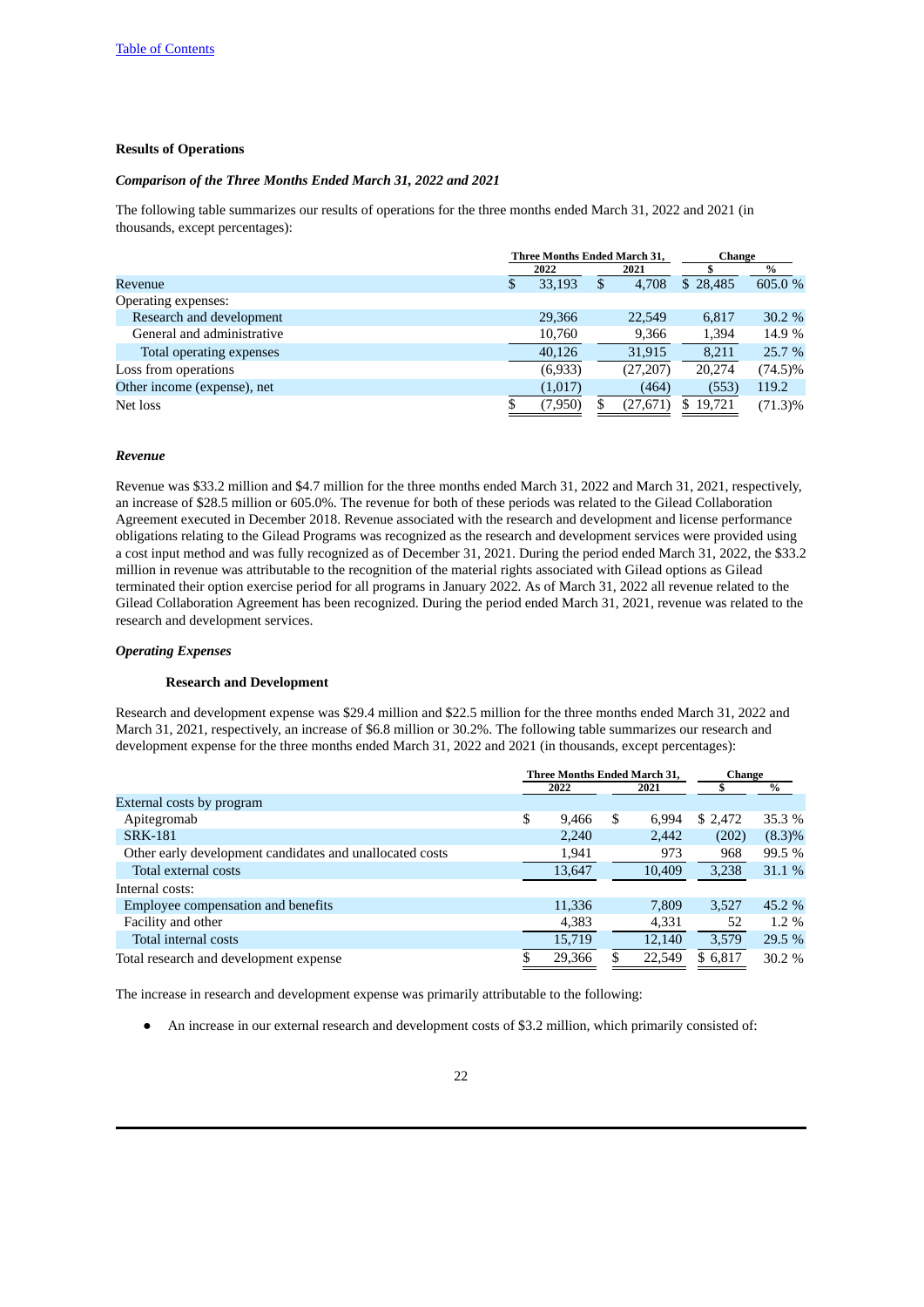[Table of Contents](#)

**Results of Operations**

***Comparison of the Three Months Ended March 31, 2022 and 2021***

The following table summarizes our results of operations for the three months ended March 31, 2022 and 2021 (in thousands, except percentages):

| | Three Months Ended March 31, | | Change | |
|---|---|---|---|---|
| | 2022 | 2021 | $ | % |
| Revenue | $ 33,193 | $ 4,708 | $ 28,485 | 605.0 % |
| Operating expenses: | | | | |
| Research and development | 29,366 | 22,549 | 6,817 | 30.2 % |
| General and administrative | 10,760 | 9,366 | 1,394 | 14.9 % |
| Total operating expenses | 40,126 | 31,915 | 8,211 | 25.7 % |
| Loss from operations | (6,933) | (27,207) | 20,274 | (74.5)% |
| Other income (expense), net | (1,017) | (464) | (553) | 119.2 |
| Net loss | $ (7,950) | $ (27,671) | $ 19,721 | (71.3)% |

***Revenue***

Revenue was $33.2 million and $4.7 million for the three months ended March 31, 2022 and March 31, 2021, respectively, an increase of $28.5 million or 605.0%. The revenue for both of these periods was related to the Gilead Collaboration Agreement executed in December 2018. Revenue associated with the research and development and license performance obligations relating to the Gilead Programs was recognized as the research and development services were provided using a cost input method and was fully recognized as of December 31, 2021. During the period ended March 31, 2022, the $33.2 million in revenue was attributable to the recognition of the material rights associated with Gilead options as Gilead terminated their option exercise period for all programs in January 2022. As of March 31, 2022 all revenue related to the Gilead Collaboration Agreement has been recognized. During the period ended March 31, 2021, revenue was related to the research and development services.

***Operating Expenses***

**Research and Development**

Research and development expense was $29.4 million and $22.5 million for the three months ended March 31, 2022 and March 31, 2021, respectively, an increase of $6.8 million or 30.2%. The following table summarizes our research and development expense for the three months ended March 31, 2022 and 2021 (in thousands, except percentages):

| | Three Months Ended March 31, | | Change | |
|---|---|---|---|---|
| | 2022 | 2021 | $ | % |
| External costs by program | | | | |
| Apitegromab | $ 9,466 | $ 6,994 | $ 2,472 | 35.3 % |
| SRK-181 | 2,240 | 2,442 | (202) | (8.3)% |
| Other early development candidates and unallocated costs | 1,941 | 973 | 968 | 99.5 % |
| Total external costs | 13,647 | 10,409 | 3,238 | 31.1 % |
| Internal costs: | | | | |
| Employee compensation and benefits | 11,336 | 7,809 | 3,527 | 45.2 % |
| Facility and other | 4,383 | 4,331 | 52 | 1.2 % |
| Total internal costs | 15,719 | 12,140 | 3,579 | 29.5 % |
| Total research and development expense | $ 29,366 | $ 22,549 | $ 6,817 | 30.2 % |

The increase in research and development expense was primarily attributable to the following:

- An increase in our external research and development costs of $3.2 million, which primarily consisted of: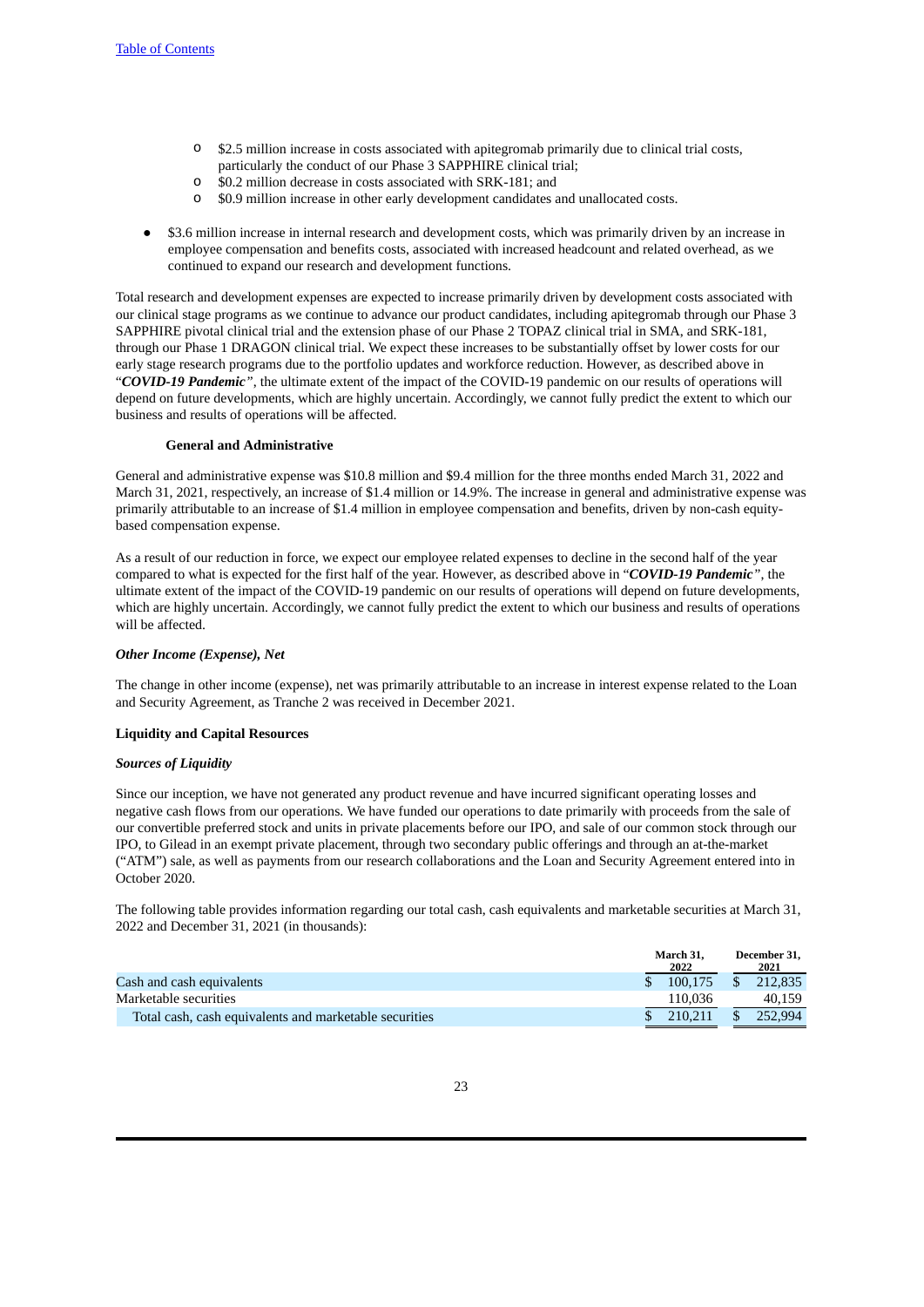- $2.5 million increase in costs associated with apitegromab primarily due to clinical trial costs, particularly the conduct of our Phase 3 SAPPHIRE clinical trial;
- $0.2 million decrease in costs associated with SRK-181; and
- $0.9 million increase in other early development candidates and unallocated costs.

- $3.6 million increase in internal research and development costs, which was primarily driven by an increase in employee compensation and benefits costs, associated with increased headcount and related overhead, as we continued to expand our research and development functions.

Total research and development expenses are expected to increase primarily driven by development costs associated with our clinical stage programs as we continue to advance our product candidates, including apitegromab through our Phase 3 SAPPHIRE pivotal clinical trial and the extension phase of our Phase 2 TOPAZ clinical trial in SMA, and SRK-181, through our Phase 1 DRAGON clinical trial. We expect these increases to be substantially offset by lower costs for our early stage research programs due to the portfolio updates and workforce reduction. However, as described above in "***COVID-19 Pandemic***", the ultimate extent of the impact of the COVID-19 pandemic on our results of operations will depend on future developments, which are highly uncertain. Accordingly, we cannot fully predict the extent to which our business and results of operations will be affected.

**General and Administrative**

General and administrative expense was $10.8 million and $9.4 million for the three months ended March 31, 2022 and March 31, 2021, respectively, an increase of $1.4 million or 14.9%. The increase in general and administrative expense was primarily attributable to an increase of $1.4 million in employee compensation and benefits, driven by non-cash equity-based compensation expense.

As a result of our reduction in force, we expect our employee related expenses to decline in the second half of the year compared to what is expected for the first half of the year. However, as described above in "***COVID-19 Pandemic***", the ultimate extent of the impact of the COVID-19 pandemic on our results of operations will depend on future developments, which are highly uncertain. Accordingly, we cannot fully predict the extent to which our business and results of operations will be affected.

***Other Income (Expense), Net***

The change in other income (expense), net was primarily attributable to an increase in interest expense related to the Loan and Security Agreement, as Tranche 2 was received in December 2021.

**Liquidity and Capital Resources**

***Sources of Liquidity***

Since our inception, we have not generated any product revenue and have incurred significant operating losses and negative cash flows from our operations. We have funded our operations to date primarily with proceeds from the sale of our convertible preferred stock and units in private placements before our IPO, and sale of our common stock through our IPO, to Gilead in an exempt private placement, through two secondary public offerings and through an at-the-market ("ATM") sale, as well as payments from our research collaborations and the Loan and Security Agreement entered into in October 2020.

The following table provides information regarding our total cash, cash equivalents and marketable securities at March 31, 2022 and December 31, 2021 (in thousands):

| | March 31, 2022 | December 31, 2021 |
|---|---|---|
| Cash and cash equivalents | $ 100,175 | $ 212,835 |
| Marketable securities | 110,036 | 40,159 |
| Total cash, cash equivalents and marketable securities | $ 210,211 | $ 252,994 |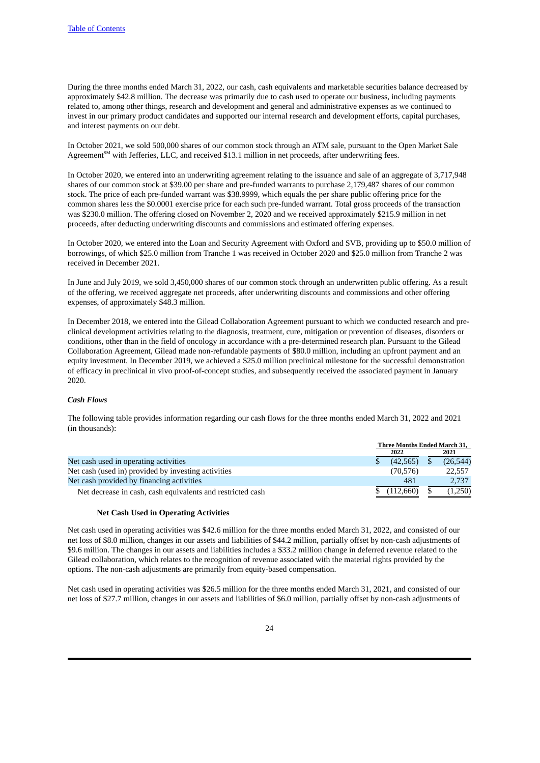During the three months ended March 31, 2022, our cash, cash equivalents and marketable securities balance decreased by approximately $42.8 million. The decrease was primarily due to cash used to operate our business, including payments related to, among other things, research and development and general and administrative expenses as we continued to invest in our primary product candidates and supported our internal research and development efforts, capital purchases, and interest payments on our debt.

In October 2021, we sold 500,000 shares of our common stock through an ATM sale, pursuant to the Open Market Sale Agreement[SM] with Jefferies, LLC, and received $13.1 million in net proceeds, after underwriting fees.

In October 2020, we entered into an underwriting agreement relating to the issuance and sale of an aggregate of 3,717,948 shares of our common stock at $39.00 per share and pre-funded warrants to purchase 2,179,487 shares of our common stock. The price of each pre-funded warrant was $38.9999, which equals the per share public offering price for the common shares less the $0.0001 exercise price for each such pre-funded warrant. Total gross proceeds of the transaction was $230.0 million. The offering closed on November 2, 2020 and we received approximately $215.9 million in net proceeds, after deducting underwriting discounts and commissions and estimated offering expenses.

In October 2020, we entered into the Loan and Security Agreement with Oxford and SVB, providing up to $50.0 million of borrowings, of which $25.0 million from Tranche 1 was received in October 2020 and $25.0 million from Tranche 2 was received in December 2021.

In June and July 2019, we sold 3,450,000 shares of our common stock through an underwritten public offering. As a result of the offering, we received aggregate net proceeds, after underwriting discounts and commissions and other offering expenses, of approximately $48.3 million.

In December 2018, we entered into the Gilead Collaboration Agreement pursuant to which we conducted research and pre-clinical development activities relating to the diagnosis, treatment, cure, mitigation or prevention of diseases, disorders or conditions, other than in the field of oncology in accordance with a pre-determined research plan. Pursuant to the Gilead Collaboration Agreement, Gilead made non-refundable payments of $80.0 million, including an upfront payment and an equity investment. In December 2019, we achieved a $25.0 million preclinical milestone for the successful demonstration of efficacy in preclinical in vivo proof-of-concept studies, and subsequently received the associated payment in January 2020.

***Cash Flows***

The following table provides information regarding our cash flows for the three months ended March 31, 2022 and 2021 (in thousands):

| | Three Months Ended March 31, | |
|---|---|---|
| | 2022 | 2021 |
| Net cash used in operating activities | $ (42,565) | $ (26,544) |
| Net cash (used in) provided by investing activities | (70,576) | 22,557 |
| Net cash provided by financing activities | 481 | 2,737 |
| Net decrease in cash, cash equivalents and restricted cash | $ (112,660) | $ (1,250) |

**Net Cash Used in Operating Activities**

Net cash used in operating activities was $42.6 million for the three months ended March 31, 2022, and consisted of our net loss of $8.0 million, changes in our assets and liabilities of $44.2 million, partially offset by non-cash adjustments of $9.6 million. The changes in our assets and liabilities includes a $33.2 million change in deferred revenue related to the Gilead collaboration, which relates to the recognition of revenue associated with the material rights provided by the options. The non-cash adjustments are primarily from equity-based compensation.

Net cash used in operating activities was $26.5 million for the three months ended March 31, 2021, and consisted of our net loss of $27.7 million, changes in our assets and liabilities of $6.0 million, partially offset by non-cash adjustments of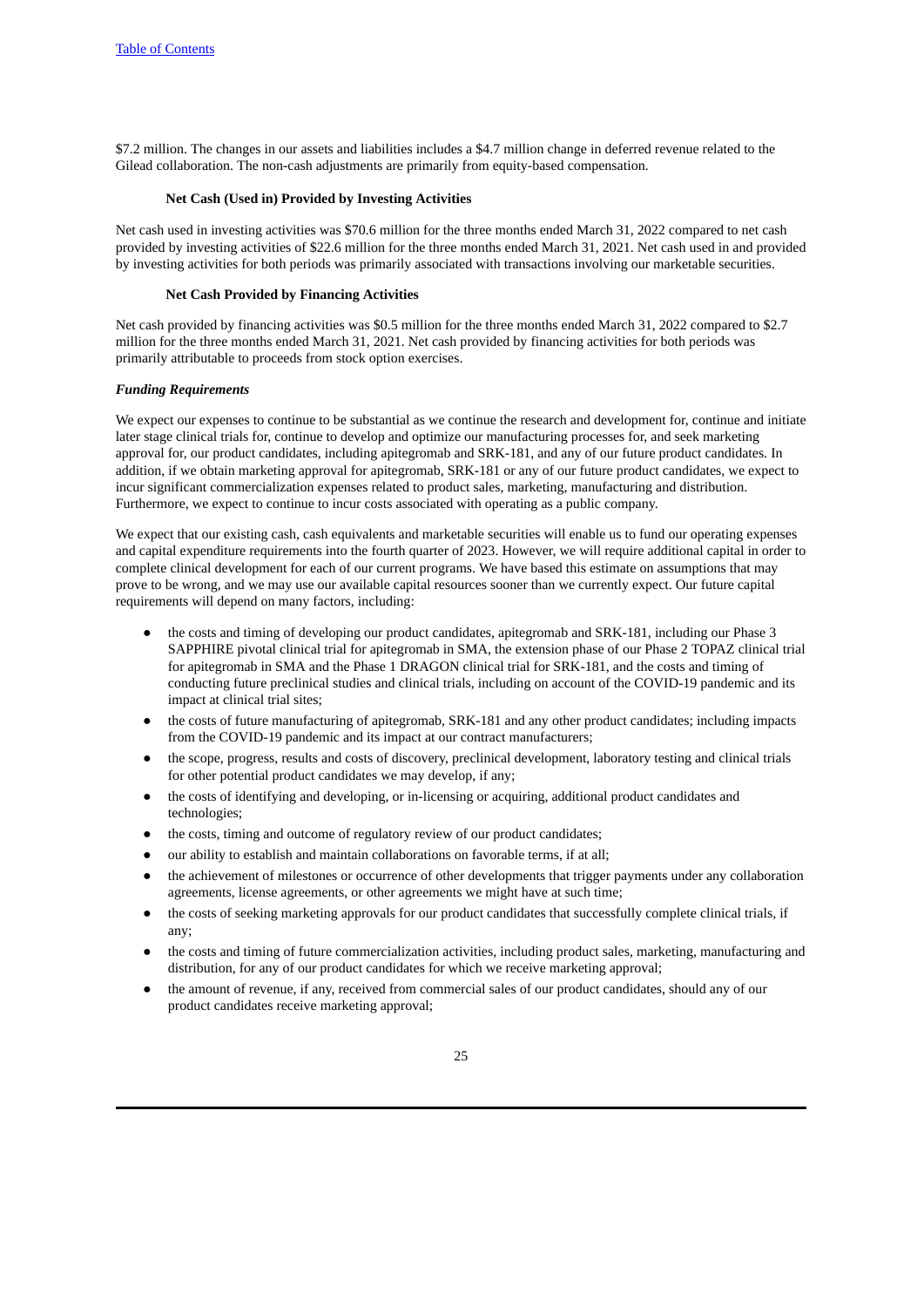$7.2 million. The changes in our assets and liabilities includes a $4.7 million change in deferred revenue related to the Gilead collaboration. The non-cash adjustments are primarily from equity-based compensation.

**Net Cash (Used in) Provided by Investing Activities**

Net cash used in investing activities was $70.6 million for the three months ended March 31, 2022 compared to net cash provided by investing activities of $22.6 million for the three months ended March 31, 2021. Net cash used in and provided by investing activities for both periods was primarily associated with transactions involving our marketable securities.

**Net Cash Provided by Financing Activities**

Net cash provided by financing activities was $0.5 million for the three months ended March 31, 2022 compared to $2.7 million for the three months ended March 31, 2021. Net cash provided by financing activities for both periods was primarily attributable to proceeds from stock option exercises.

***Funding Requirements***

We expect our expenses to continue to be substantial as we continue the research and development for, continue and initiate later stage clinical trials for, continue to develop and optimize our manufacturing processes for, and seek marketing approval for, our product candidates, including apitegromab and SRK-181, and any of our future product candidates. In addition, if we obtain marketing approval for apitegromab, SRK-181 or any of our future product candidates, we expect to incur significant commercialization expenses related to product sales, marketing, manufacturing and distribution. Furthermore, we expect to continue to incur costs associated with operating as a public company.

We expect that our existing cash, cash equivalents and marketable securities will enable us to fund our operating expenses and capital expenditure requirements into the fourth quarter of 2023. However, we will require additional capital in order to complete clinical development for each of our current programs. We have based this estimate on assumptions that may prove to be wrong, and we may use our available capital resources sooner than we currently expect. Our future capital requirements will depend on many factors, including:

- the costs and timing of developing our product candidates, apitegromab and SRK-181, including our Phase 3 SAPPHIRE pivotal clinical trial for apitegromab in SMA, the extension phase of our Phase 2 TOPAZ clinical trial for apitegromab in SMA and the Phase 1 DRAGON clinical trial for SRK-181, and the costs and timing of conducting future preclinical studies and clinical trials, including on account of the COVID-19 pandemic and its impact at clinical trial sites;
- the costs of future manufacturing of apitegromab, SRK-181 and any other product candidates; including impacts from the COVID-19 pandemic and its impact at our contract manufacturers;
- the scope, progress, results and costs of discovery, preclinical development, laboratory testing and clinical trials for other potential product candidates we may develop, if any;
- the costs of identifying and developing, or in-licensing or acquiring, additional product candidates and technologies;
- the costs, timing and outcome of regulatory review of our product candidates;
- our ability to establish and maintain collaborations on favorable terms, if at all;
- the achievement of milestones or occurrence of other developments that trigger payments under any collaboration agreements, license agreements, or other agreements we might have at such time;
- the costs of seeking marketing approvals for our product candidates that successfully complete clinical trials, if any;
- the costs and timing of future commercialization activities, including product sales, marketing, manufacturing and distribution, for any of our product candidates for which we receive marketing approval;
- the amount of revenue, if any, received from commercial sales of our product candidates, should any of our product candidates receive marketing approval;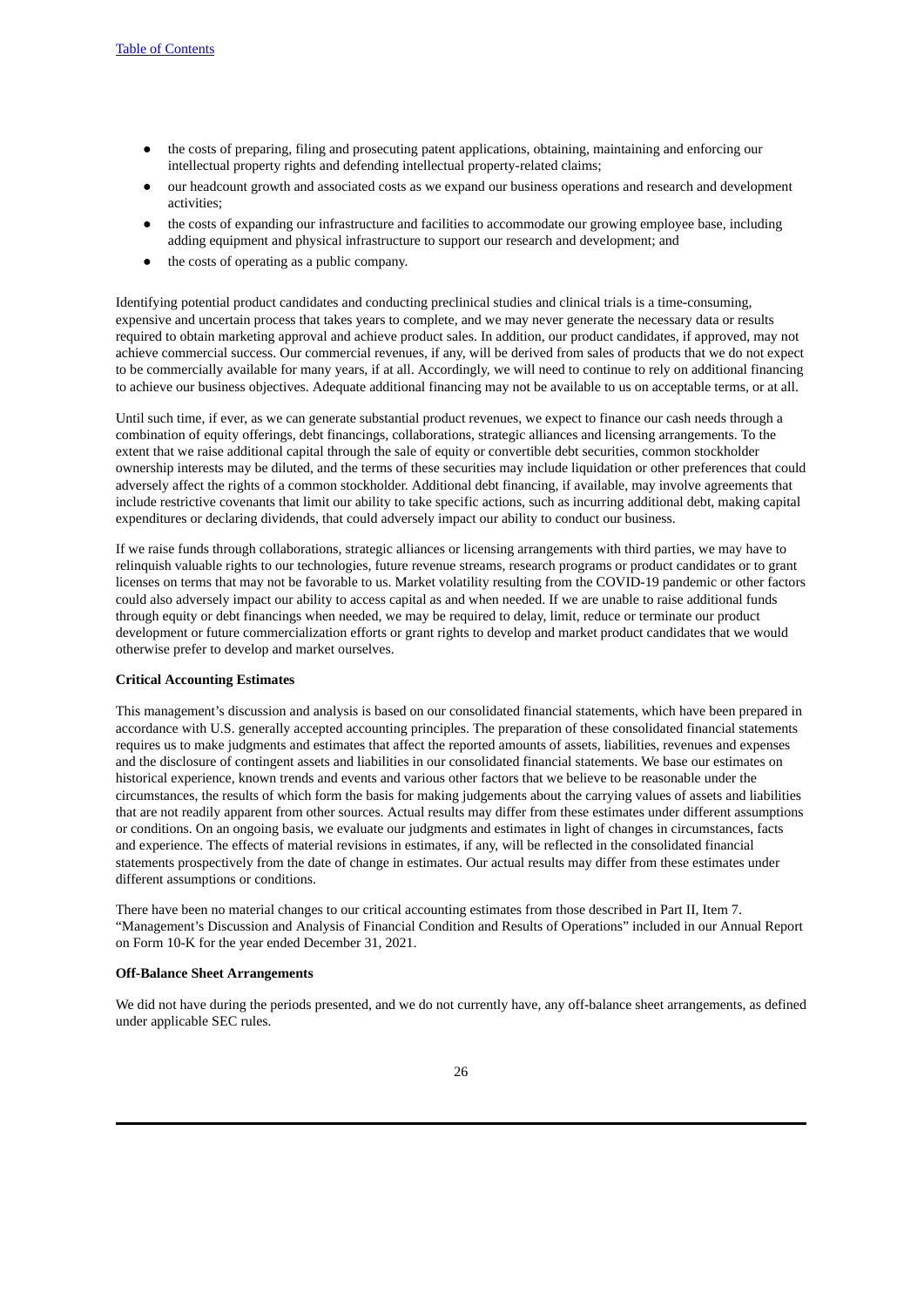- the costs of preparing, filing and prosecuting patent applications, obtaining, maintaining and enforcing our intellectual property rights and defending intellectual property-related claims;
- our headcount growth and associated costs as we expand our business operations and research and development activities;
- the costs of expanding our infrastructure and facilities to accommodate our growing employee base, including adding equipment and physical infrastructure to support our research and development; and
- the costs of operating as a public company.

Identifying potential product candidates and conducting preclinical studies and clinical trials is a time-consuming, expensive and uncertain process that takes years to complete, and we may never generate the necessary data or results required to obtain marketing approval and achieve product sales. In addition, our product candidates, if approved, may not achieve commercial success. Our commercial revenues, if any, will be derived from sales of products that we do not expect to be commercially available for many years, if at all. Accordingly, we will need to continue to rely on additional financing to achieve our business objectives. Adequate additional financing may not be available to us on acceptable terms, or at all.

Until such time, if ever, as we can generate substantial product revenues, we expect to finance our cash needs through a combination of equity offerings, debt financings, collaborations, strategic alliances and licensing arrangements. To the extent that we raise additional capital through the sale of equity or convertible debt securities, common stockholder ownership interests may be diluted, and the terms of these securities may include liquidation or other preferences that could adversely affect the rights of a common stockholder. Additional debt financing, if available, may involve agreements that include restrictive covenants that limit our ability to take specific actions, such as incurring additional debt, making capital expenditures or declaring dividends, that could adversely impact our ability to conduct our business.

If we raise funds through collaborations, strategic alliances or licensing arrangements with third parties, we may have to relinquish valuable rights to our technologies, future revenue streams, research programs or product candidates or to grant licenses on terms that may not be favorable to us. Market volatility resulting from the COVID-19 pandemic or other factors could also adversely impact our ability to access capital as and when needed. If we are unable to raise additional funds through equity or debt financings when needed, we may be required to delay, limit, reduce or terminate our product development or future commercialization efforts or grant rights to develop and market product candidates that we would otherwise prefer to develop and market ourselves.

**Critical Accounting Estimates**

This management's discussion and analysis is based on our consolidated financial statements, which have been prepared in accordance with U.S. generally accepted accounting principles. The preparation of these consolidated financial statements requires us to make judgments and estimates that affect the reported amounts of assets, liabilities, revenues and expenses and the disclosure of contingent assets and liabilities in our consolidated financial statements. We base our estimates on historical experience, known trends and events and various other factors that we believe to be reasonable under the circumstances, the results of which form the basis for making judgements about the carrying values of assets and liabilities that are not readily apparent from other sources. Actual results may differ from these estimates under different assumptions or conditions. On an ongoing basis, we evaluate our judgments and estimates in light of changes in circumstances, facts and experience. The effects of material revisions in estimates, if any, will be reflected in the consolidated financial statements prospectively from the date of change in estimates. Our actual results may differ from these estimates under different assumptions or conditions.

There have been no material changes to our critical accounting estimates from those described in Part II, Item 7. "Management's Discussion and Analysis of Financial Condition and Results of Operations" included in our Annual Report on Form 10-K for the year ended December 31, 2021.

**Off-Balance Sheet Arrangements**

We did not have during the periods presented, and we do not currently have, any off-balance sheet arrangements, as defined under applicable SEC rules.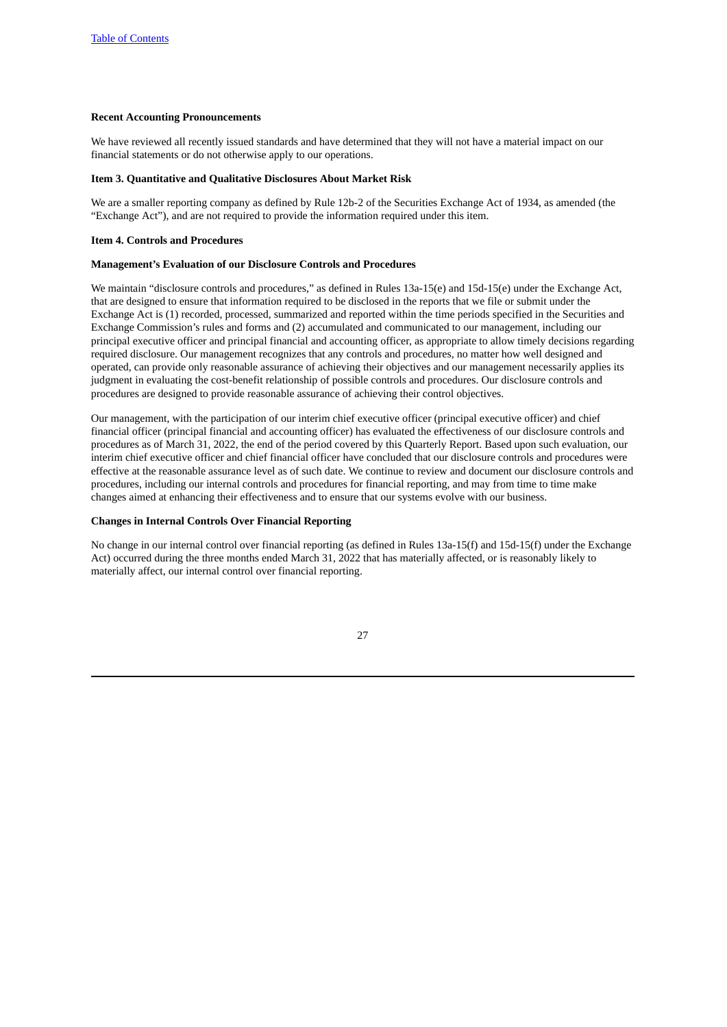**Recent Accounting Pronouncements**

We have reviewed all recently issued standards and have determined that they will not have a material impact on our financial statements or do not otherwise apply to our operations.

**Item 3. Quantitative and Qualitative Disclosures About Market Risk**

We are a smaller reporting company as defined by Rule 12b-2 of the Securities Exchange Act of 1934, as amended (the "Exchange Act"), and are not required to provide the information required under this item.

**Item 4. Controls and Procedures**

**Management's Evaluation of our Disclosure Controls and Procedures**

We maintain "disclosure controls and procedures," as defined in Rules 13a-15(e) and 15d-15(e) under the Exchange Act, that are designed to ensure that information required to be disclosed in the reports that we file or submit under the Exchange Act is (1) recorded, processed, summarized and reported within the time periods specified in the Securities and Exchange Commission's rules and forms and (2) accumulated and communicated to our management, including our principal executive officer and principal financial and accounting officer, as appropriate to allow timely decisions regarding required disclosure. Our management recognizes that any controls and procedures, no matter how well designed and operated, can provide only reasonable assurance of achieving their objectives and our management necessarily applies its judgment in evaluating the cost-benefit relationship of possible controls and procedures. Our disclosure controls and procedures are designed to provide reasonable assurance of achieving their control objectives.

Our management, with the participation of our interim chief executive officer (principal executive officer) and chief financial officer (principal financial and accounting officer) has evaluated the effectiveness of our disclosure controls and procedures as of March 31, 2022, the end of the period covered by this Quarterly Report. Based upon such evaluation, our interim chief executive officer and chief financial officer have concluded that our disclosure controls and procedures were effective at the reasonable assurance level as of such date. We continue to review and document our disclosure controls and procedures, including our internal controls and procedures for financial reporting, and may from time to time make changes aimed at enhancing their effectiveness and to ensure that our systems evolve with our business.

**Changes in Internal Controls Over Financial Reporting**

No change in our internal control over financial reporting (as defined in Rules 13a-15(f) and 15d-15(f) under the Exchange Act) occurred during the three months ended March 31, 2022 that has materially affected, or is reasonably likely to materially affect, our internal control over financial reporting.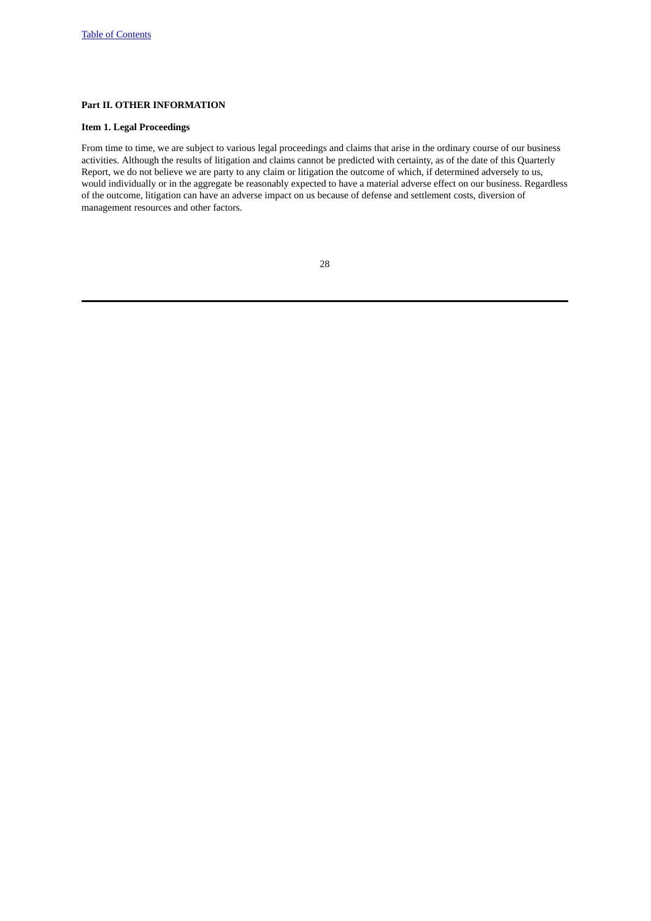## Part II. OTHER INFORMATION

### Item 1. Legal Proceedings

From time to time, we are subject to various legal proceedings and claims that arise in the ordinary course of our business activities. Although the results of litigation and claims cannot be predicted with certainty, as of the date of this Quarterly Report, we do not believe we are party to any claim or litigation the outcome of which, if determined adversely to us, would individually or in the aggregate be reasonably expected to have a material adverse effect on our business. Regardless of the outcome, litigation can have an adverse impact on us because of defense and settlement costs, diversion of management resources and other factors.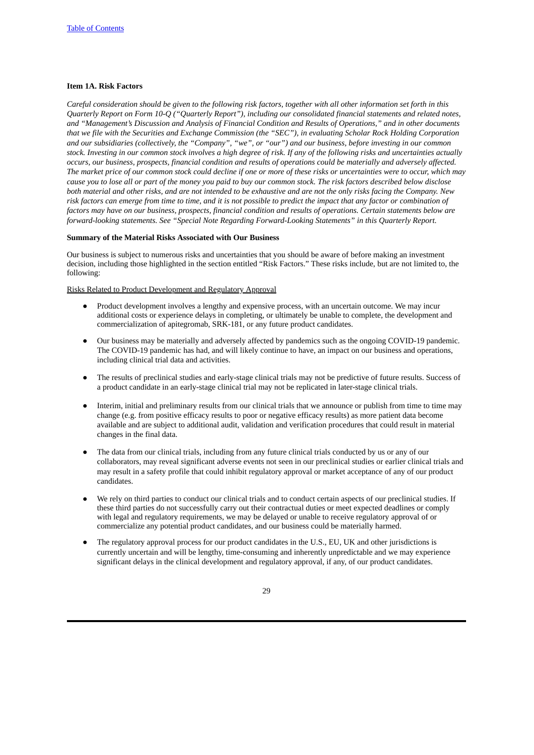### Item 1A. Risk Factors

*Careful consideration should be given to the following risk factors, together with all other information set forth in this Quarterly Report on Form 10-Q ("Quarterly Report"), including our consolidated financial statements and related notes, and "Management's Discussion and Analysis of Financial Condition and Results of Operations," and in other documents that we file with the Securities and Exchange Commission (the "SEC"), in evaluating Scholar Rock Holding Corporation and our subsidiaries (collectively, the "Company", "we", or "our") and our business, before investing in our common stock. Investing in our common stock involves a high degree of risk. If any of the following risks and uncertainties actually occurs, our business, prospects, financial condition and results of operations could be materially and adversely affected. The market price of our common stock could decline if one or more of these risks or uncertainties were to occur, which may cause you to lose all or part of the money you paid to buy our common stock. The risk factors described below disclose both material and other risks, and are not intended to be exhaustive and are not the only risks facing the Company. New risk factors can emerge from time to time, and it is not possible to predict the impact that any factor or combination of factors may have on our business, prospects, financial condition and results of operations. Certain statements below are forward-looking statements. See "Special Note Regarding Forward-Looking Statements" in this Quarterly Report.*

#### Summary of the Material Risks Associated with Our Business

Our business is subject to numerous risks and uncertainties that you should be aware of before making an investment decision, including those highlighted in the section entitled "Risk Factors." These risks include, but are not limited to, the following:

<u>Risks Related to Product Development and Regulatory Approval</u>

- Product development involves a lengthy and expensive process, with an uncertain outcome. We may incur additional costs or experience delays in completing, or ultimately be unable to complete, the development and commercialization of apitegromab, SRK-181, or any future product candidates.
- Our business may be materially and adversely affected by pandemics such as the ongoing COVID-19 pandemic. The COVID-19 pandemic has had, and will likely continue to have, an impact on our business and operations, including clinical trial data and activities.
- The results of preclinical studies and early-stage clinical trials may not be predictive of future results. Success of a product candidate in an early-stage clinical trial may not be replicated in later-stage clinical trials.
- Interim, initial and preliminary results from our clinical trials that we announce or publish from time to time may change (e.g. from positive efficacy results to poor or negative efficacy results) as more patient data become available and are subject to additional audit, validation and verification procedures that could result in material changes in the final data.
- The data from our clinical trials, including from any future clinical trials conducted by us or any of our collaborators, may reveal significant adverse events not seen in our preclinical studies or earlier clinical trials and may result in a safety profile that could inhibit regulatory approval or market acceptance of any of our product candidates.
- We rely on third parties to conduct our clinical trials and to conduct certain aspects of our preclinical studies. If these third parties do not successfully carry out their contractual duties or meet expected deadlines or comply with legal and regulatory requirements, we may be delayed or unable to receive regulatory approval of or commercialize any potential product candidates, and our business could be materially harmed.
- The regulatory approval process for our product candidates in the U.S., EU, UK and other jurisdictions is currently uncertain and will be lengthy, time-consuming and inherently unpredictable and we may experience significant delays in the clinical development and regulatory approval, if any, of our product candidates.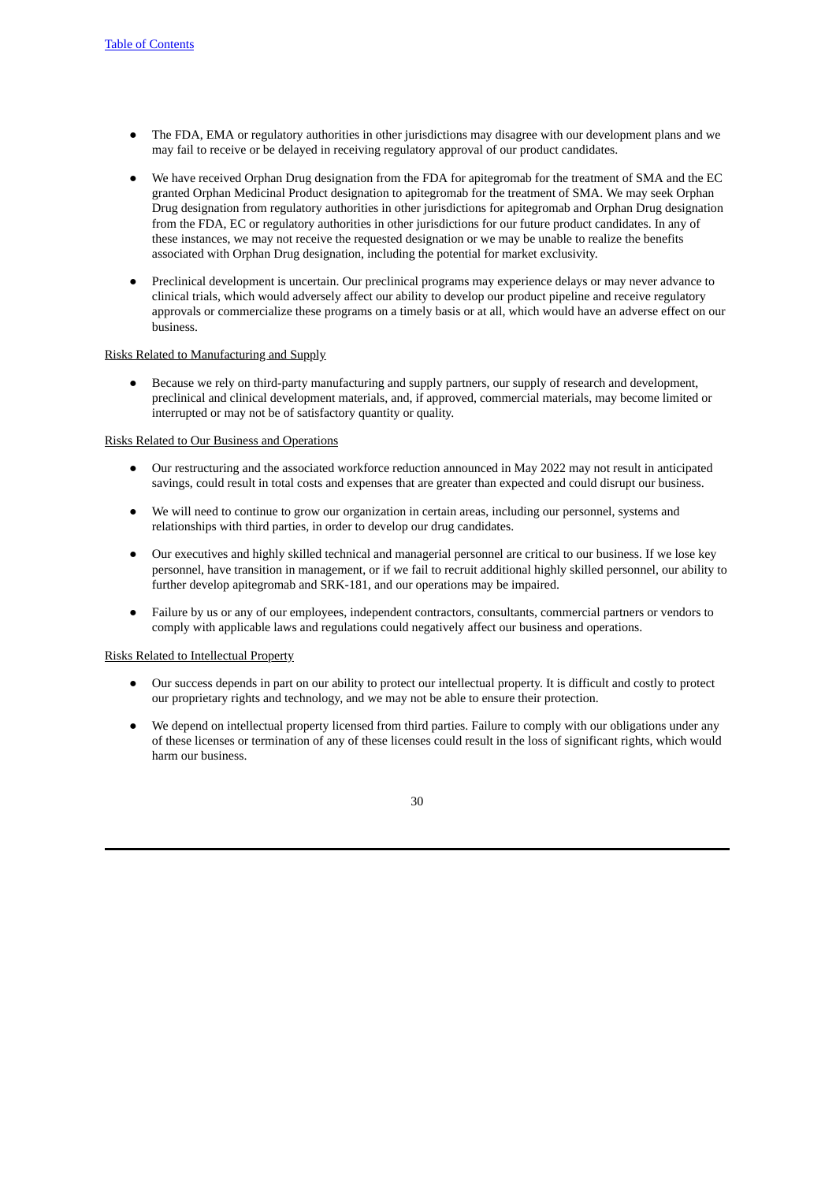- The FDA, EMA or regulatory authorities in other jurisdictions may disagree with our development plans and we may fail to receive or be delayed in receiving regulatory approval of our product candidates.
- We have received Orphan Drug designation from the FDA for apitegromab for the treatment of SMA and the EC granted Orphan Medicinal Product designation to apitegromab for the treatment of SMA. We may seek Orphan Drug designation from regulatory authorities in other jurisdictions for apitegromab and Orphan Drug designation from the FDA, EC or regulatory authorities in other jurisdictions for our future product candidates. In any of these instances, we may not receive the requested designation or we may be unable to realize the benefits associated with Orphan Drug designation, including the potential for market exclusivity.
- Preclinical development is uncertain. Our preclinical programs may experience delays or may never advance to clinical trials, which would adversely affect our ability to develop our product pipeline and receive regulatory approvals or commercialize these programs on a timely basis or at all, which would have an adverse effect on our business.

Risks Related to Manufacturing and Supply

- Because we rely on third-party manufacturing and supply partners, our supply of research and development, preclinical and clinical development materials, and, if approved, commercial materials, may become limited or interrupted or may not be of satisfactory quantity or quality.

Risks Related to Our Business and Operations

- Our restructuring and the associated workforce reduction announced in May 2022 may not result in anticipated savings, could result in total costs and expenses that are greater than expected and could disrupt our business.
- We will need to continue to grow our organization in certain areas, including our personnel, systems and relationships with third parties, in order to develop our drug candidates.
- Our executives and highly skilled technical and managerial personnel are critical to our business. If we lose key personnel, have transition in management, or if we fail to recruit additional highly skilled personnel, our ability to further develop apitegromab and SRK-181, and our operations may be impaired.
- Failure by us or any of our employees, independent contractors, consultants, commercial partners or vendors to comply with applicable laws and regulations could negatively affect our business and operations.

Risks Related to Intellectual Property

- Our success depends in part on our ability to protect our intellectual property. It is difficult and costly to protect our proprietary rights and technology, and we may not be able to ensure their protection.
- We depend on intellectual property licensed from third parties. Failure to comply with our obligations under any of these licenses or termination of any of these licenses could result in the loss of significant rights, which would harm our business.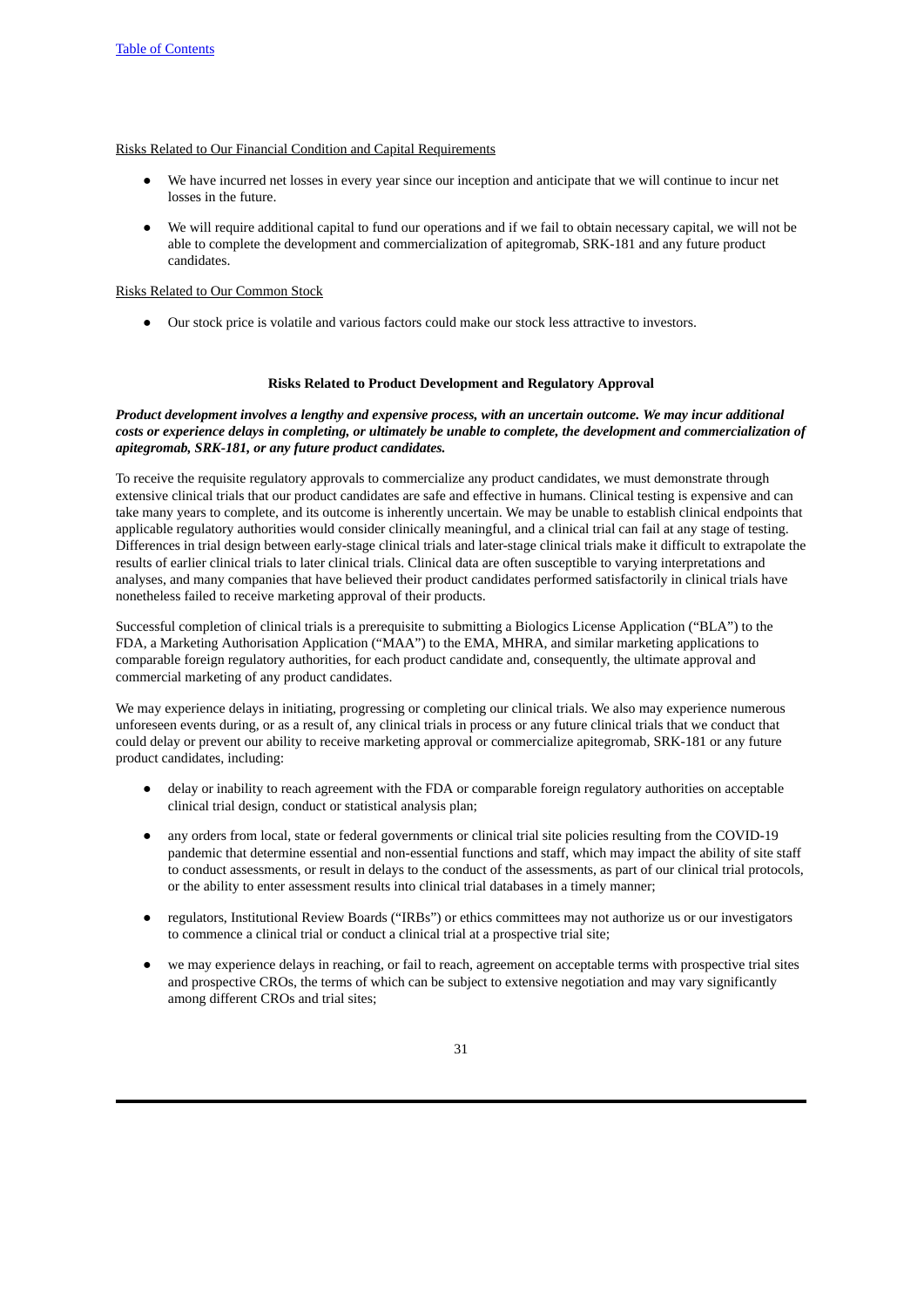Risks Related to Our Financial Condition and Capital Requirements

- We have incurred net losses in every year since our inception and anticipate that we will continue to incur net losses in the future.
- We will require additional capital to fund our operations and if we fail to obtain necessary capital, we will not be able to complete the development and commercialization of apitegromab, SRK-181 and any future product candidates.

Risks Related to Our Common Stock

- Our stock price is volatile and various factors could make our stock less attractive to investors.

**Risks Related to Product Development and Regulatory Approval**

***Product development involves a lengthy and expensive process, with an uncertain outcome. We may incur additional costs or experience delays in completing, or ultimately be unable to complete, the development and commercialization of apitegromab, SRK-181, or any future product candidates.***

To receive the requisite regulatory approvals to commercialize any product candidates, we must demonstrate through extensive clinical trials that our product candidates are safe and effective in humans. Clinical testing is expensive and can take many years to complete, and its outcome is inherently uncertain. We may be unable to establish clinical endpoints that applicable regulatory authorities would consider clinically meaningful, and a clinical trial can fail at any stage of testing. Differences in trial design between early-stage clinical trials and later-stage clinical trials make it difficult to extrapolate the results of earlier clinical trials to later clinical trials. Clinical data are often susceptible to varying interpretations and analyses, and many companies that have believed their product candidates performed satisfactorily in clinical trials have nonetheless failed to receive marketing approval of their products.

Successful completion of clinical trials is a prerequisite to submitting a Biologics License Application ("BLA") to the FDA, a Marketing Authorisation Application ("MAA") to the EMA, MHRA, and similar marketing applications to comparable foreign regulatory authorities, for each product candidate and, consequently, the ultimate approval and commercial marketing of any product candidates.

We may experience delays in initiating, progressing or completing our clinical trials. We also may experience numerous unforeseen events during, or as a result of, any clinical trials in process or any future clinical trials that we conduct that could delay or prevent our ability to receive marketing approval or commercialize apitegromab, SRK-181 or any future product candidates, including:

- delay or inability to reach agreement with the FDA or comparable foreign regulatory authorities on acceptable clinical trial design, conduct or statistical analysis plan;
- any orders from local, state or federal governments or clinical trial site policies resulting from the COVID-19 pandemic that determine essential and non-essential functions and staff, which may impact the ability of site staff to conduct assessments, or result in delays to the conduct of the assessments, as part of our clinical trial protocols, or the ability to enter assessment results into clinical trial databases in a timely manner;
- regulators, Institutional Review Boards ("IRBs") or ethics committees may not authorize us or our investigators to commence a clinical trial or conduct a clinical trial at a prospective trial site;
- we may experience delays in reaching, or fail to reach, agreement on acceptable terms with prospective trial sites and prospective CROs, the terms of which can be subject to extensive negotiation and may vary significantly among different CROs and trial sites;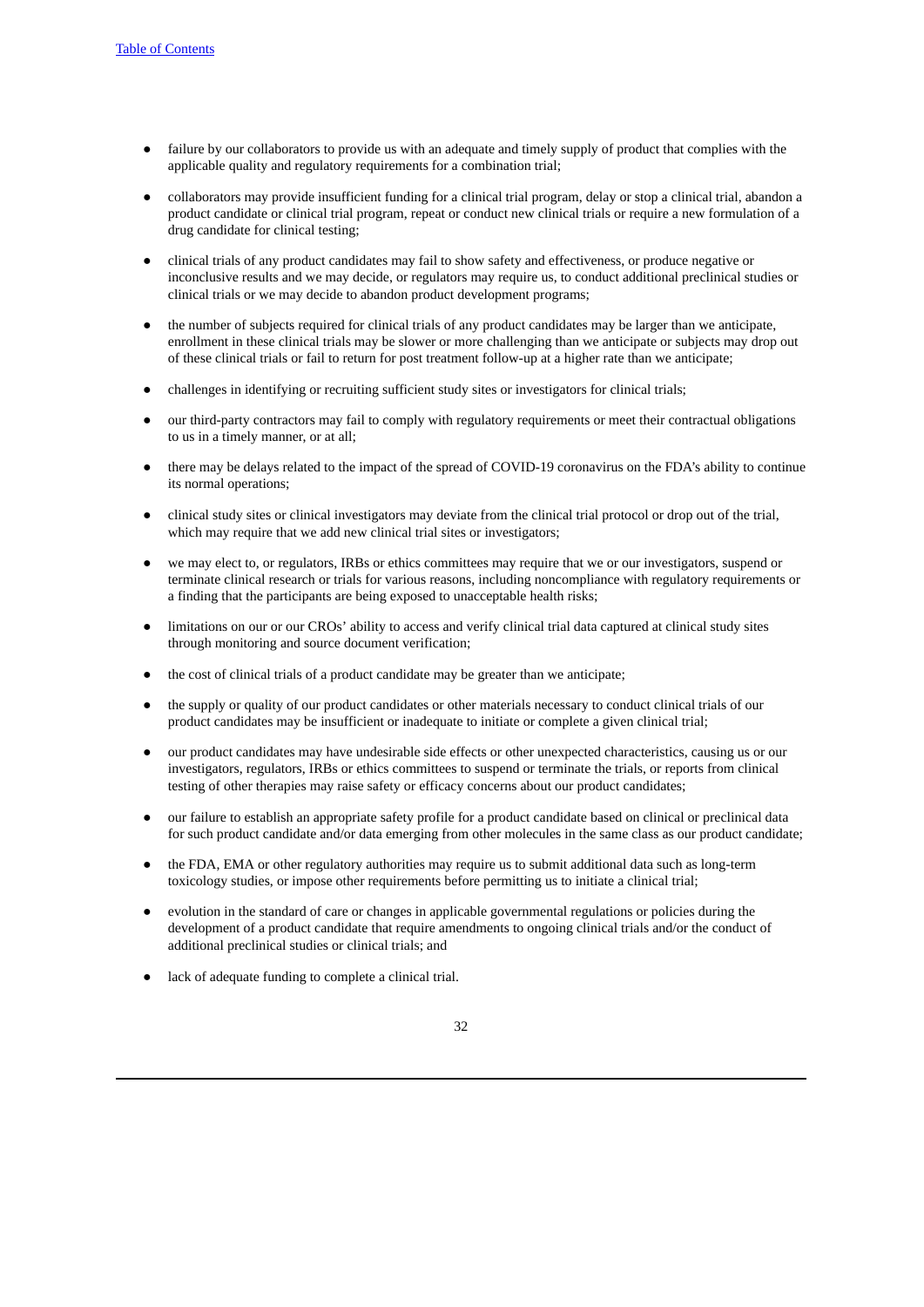- failure by our collaborators to provide us with an adequate and timely supply of product that complies with the applicable quality and regulatory requirements for a combination trial;
- collaborators may provide insufficient funding for a clinical trial program, delay or stop a clinical trial, abandon a product candidate or clinical trial program, repeat or conduct new clinical trials or require a new formulation of a drug candidate for clinical testing;
- clinical trials of any product candidates may fail to show safety and effectiveness, or produce negative or inconclusive results and we may decide, or regulators may require us, to conduct additional preclinical studies or clinical trials or we may decide to abandon product development programs;
- the number of subjects required for clinical trials of any product candidates may be larger than we anticipate, enrollment in these clinical trials may be slower or more challenging than we anticipate or subjects may drop out of these clinical trials or fail to return for post treatment follow-up at a higher rate than we anticipate;
- challenges in identifying or recruiting sufficient study sites or investigators for clinical trials;
- our third-party contractors may fail to comply with regulatory requirements or meet their contractual obligations to us in a timely manner, or at all;
- there may be delays related to the impact of the spread of COVID-19 coronavirus on the FDA's ability to continue its normal operations;
- clinical study sites or clinical investigators may deviate from the clinical trial protocol or drop out of the trial, which may require that we add new clinical trial sites or investigators;
- we may elect to, or regulators, IRBs or ethics committees may require that we or our investigators, suspend or terminate clinical research or trials for various reasons, including noncompliance with regulatory requirements or a finding that the participants are being exposed to unacceptable health risks;
- limitations on our or our CROs' ability to access and verify clinical trial data captured at clinical study sites through monitoring and source document verification;
- the cost of clinical trials of a product candidate may be greater than we anticipate;
- the supply or quality of our product candidates or other materials necessary to conduct clinical trials of our product candidates may be insufficient or inadequate to initiate or complete a given clinical trial;
- our product candidates may have undesirable side effects or other unexpected characteristics, causing us or our investigators, regulators, IRBs or ethics committees to suspend or terminate the trials, or reports from clinical testing of other therapies may raise safety or efficacy concerns about our product candidates;
- our failure to establish an appropriate safety profile for a product candidate based on clinical or preclinical data for such product candidate and/or data emerging from other molecules in the same class as our product candidate;
- the FDA, EMA or other regulatory authorities may require us to submit additional data such as long-term toxicology studies, or impose other requirements before permitting us to initiate a clinical trial;
- evolution in the standard of care or changes in applicable governmental regulations or policies during the development of a product candidate that require amendments to ongoing clinical trials and/or the conduct of additional preclinical studies or clinical trials; and
- lack of adequate funding to complete a clinical trial.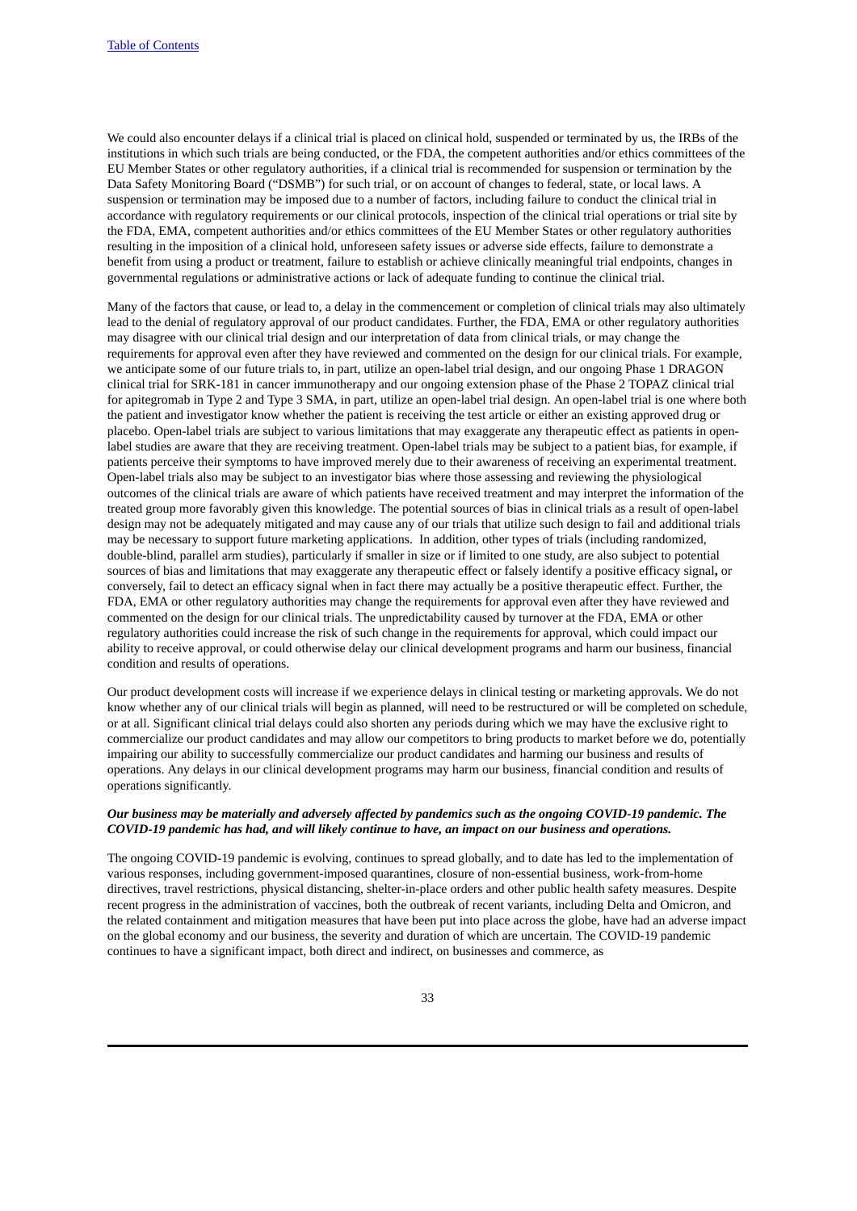We could also encounter delays if a clinical trial is placed on clinical hold, suspended or terminated by us, the IRBs of the institutions in which such trials are being conducted, or the FDA, the competent authorities and/or ethics committees of the EU Member States or other regulatory authorities, if a clinical trial is recommended for suspension or termination by the Data Safety Monitoring Board ("DSMB") for such trial, or on account of changes to federal, state, or local laws. A suspension or termination may be imposed due to a number of factors, including failure to conduct the clinical trial in accordance with regulatory requirements or our clinical protocols, inspection of the clinical trial operations or trial site by the FDA, EMA, competent authorities and/or ethics committees of the EU Member States or other regulatory authorities resulting in the imposition of a clinical hold, unforeseen safety issues or adverse side effects, failure to demonstrate a benefit from using a product or treatment, failure to establish or achieve clinically meaningful trial endpoints, changes in governmental regulations or administrative actions or lack of adequate funding to continue the clinical trial.

Many of the factors that cause, or lead to, a delay in the commencement or completion of clinical trials may also ultimately lead to the denial of regulatory approval of our product candidates. Further, the FDA, EMA or other regulatory authorities may disagree with our clinical trial design and our interpretation of data from clinical trials, or may change the requirements for approval even after they have reviewed and commented on the design for our clinical trials. For example, we anticipate some of our future trials to, in part, utilize an open-label trial design, and our ongoing Phase 1 DRAGON clinical trial for SRK-181 in cancer immunotherapy and our ongoing extension phase of the Phase 2 TOPAZ clinical trial for apitegromab in Type 2 and Type 3 SMA, in part, utilize an open-label trial design. An open-label trial is one where both the patient and investigator know whether the patient is receiving the test article or either an existing approved drug or placebo. Open-label trials are subject to various limitations that may exaggerate any therapeutic effect as patients in open-label studies are aware that they are receiving treatment. Open-label trials may be subject to a patient bias, for example, if patients perceive their symptoms to have improved merely due to their awareness of receiving an experimental treatment. Open-label trials also may be subject to an investigator bias where those assessing and reviewing the physiological outcomes of the clinical trials are aware of which patients have received treatment and may interpret the information of the treated group more favorably given this knowledge. The potential sources of bias in clinical trials as a result of open-label design may not be adequately mitigated and may cause any of our trials that utilize such design to fail and additional trials may be necessary to support future marketing applications. In addition, other types of trials (including randomized, double-blind, parallel arm studies), particularly if smaller in size or if limited to one study, are also subject to potential sources of bias and limitations that may exaggerate any therapeutic effect or falsely identify a positive efficacy signal, or conversely, fail to detect an efficacy signal when in fact there may actually be a positive therapeutic effect. Further, the FDA, EMA or other regulatory authorities may change the requirements for approval even after they have reviewed and commented on the design for our clinical trials. The unpredictability caused by turnover at the FDA, EMA or other regulatory authorities could increase the risk of such change in the requirements for approval, which could impact our ability to receive approval, or could otherwise delay our clinical development programs and harm our business, financial condition and results of operations.

Our product development costs will increase if we experience delays in clinical testing or marketing approvals. We do not know whether any of our clinical trials will begin as planned, will need to be restructured or will be completed on schedule, or at all. Significant clinical trial delays could also shorten any periods during which we may have the exclusive right to commercialize our product candidates and may allow our competitors to bring products to market before we do, potentially impairing our ability to successfully commercialize our product candidates and harming our business and results of operations. Any delays in our clinical development programs may harm our business, financial condition and results of operations significantly.

***Our business may be materially and adversely affected by pandemics such as the ongoing COVID-19 pandemic. The COVID-19 pandemic has had, and will likely continue to have, an impact on our business and operations.***

The ongoing COVID-19 pandemic is evolving, continues to spread globally, and to date has led to the implementation of various responses, including government-imposed quarantines, closure of non-essential business, work-from-home directives, travel restrictions, physical distancing, shelter-in-place orders and other public health safety measures. Despite recent progress in the administration of vaccines, both the outbreak of recent variants, including Delta and Omicron, and the related containment and mitigation measures that have been put into place across the globe, have had an adverse impact on the global economy and our business, the severity and duration of which are uncertain. The COVID-19 pandemic continues to have a significant impact, both direct and indirect, on businesses and commerce, as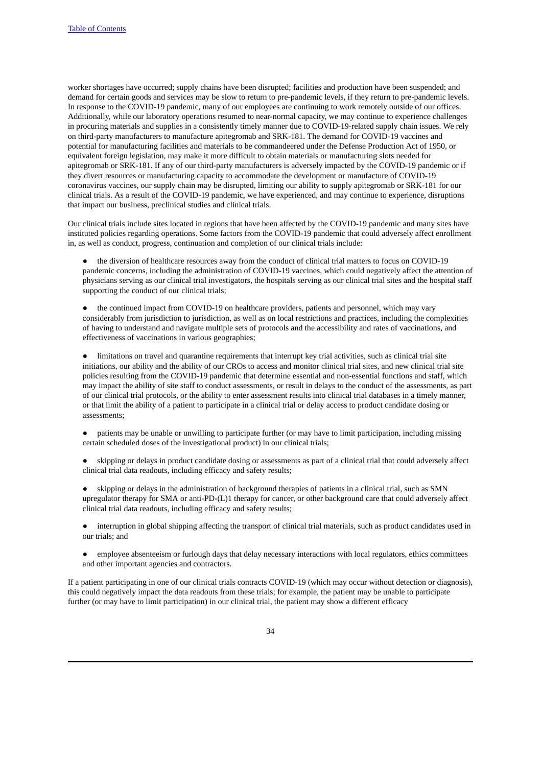worker shortages have occurred; supply chains have been disrupted; facilities and production have been suspended; and demand for certain goods and services may be slow to return to pre-pandemic levels, if they return to pre-pandemic levels. In response to the COVID-19 pandemic, many of our employees are continuing to work remotely outside of our offices. Additionally, while our laboratory operations resumed to near-normal capacity, we may continue to experience challenges in procuring materials and supplies in a consistently timely manner due to COVID-19-related supply chain issues. We rely on third-party manufacturers to manufacture apitegromab and SRK-181. The demand for COVID-19 vaccines and potential for manufacturing facilities and materials to be commandeered under the Defense Production Act of 1950, or equivalent foreign legislation, may make it more difficult to obtain materials or manufacturing slots needed for apitegromab or SRK-181. If any of our third-party manufacturers is adversely impacted by the COVID-19 pandemic or if they divert resources or manufacturing capacity to accommodate the development or manufacture of COVID-19 coronavirus vaccines, our supply chain may be disrupted, limiting our ability to supply apitegromab or SRK-181 for our clinical trials. As a result of the COVID-19 pandemic, we have experienced, and may continue to experience, disruptions that impact our business, preclinical studies and clinical trials.

Our clinical trials include sites located in regions that have been affected by the COVID-19 pandemic and many sites have instituted policies regarding operations. Some factors from the COVID-19 pandemic that could adversely affect enrollment in, as well as conduct, progress, continuation and completion of our clinical trials include:

- the diversion of healthcare resources away from the conduct of clinical trial matters to focus on COVID-19 pandemic concerns, including the administration of COVID-19 vaccines, which could negatively affect the attention of physicians serving as our clinical trial investigators, the hospitals serving as our clinical trial sites and the hospital staff supporting the conduct of our clinical trials;
- the continued impact from COVID-19 on healthcare providers, patients and personnel, which may vary considerably from jurisdiction to jurisdiction, as well as on local restrictions and practices, including the complexities of having to understand and navigate multiple sets of protocols and the accessibility and rates of vaccinations, and effectiveness of vaccinations in various geographies;
- limitations on travel and quarantine requirements that interrupt key trial activities, such as clinical trial site initiations, our ability and the ability of our CROs to access and monitor clinical trial sites, and new clinical trial site policies resulting from the COVID-19 pandemic that determine essential and non-essential functions and staff, which may impact the ability of site staff to conduct assessments, or result in delays to the conduct of the assessments, as part of our clinical trial protocols, or the ability to enter assessment results into clinical trial databases in a timely manner, or that limit the ability of a patient to participate in a clinical trial or delay access to product candidate dosing or assessments;
- patients may be unable or unwilling to participate further (or may have to limit participation, including missing certain scheduled doses of the investigational product) in our clinical trials;
- skipping or delays in product candidate dosing or assessments as part of a clinical trial that could adversely affect clinical trial data readouts, including efficacy and safety results;
- skipping or delays in the administration of background therapies of patients in a clinical trial, such as SMN upregulator therapy for SMA or anti-PD-(L)1 therapy for cancer, or other background care that could adversely affect clinical trial data readouts, including efficacy and safety results;
- interruption in global shipping affecting the transport of clinical trial materials, such as product candidates used in our trials; and
- employee absenteeism or furlough days that delay necessary interactions with local regulators, ethics committees and other important agencies and contractors.

If a patient participating in one of our clinical trials contracts COVID-19 (which may occur without detection or diagnosis), this could negatively impact the data readouts from these trials; for example, the patient may be unable to participate further (or may have to limit participation) in our clinical trial, the patient may show a different efficacy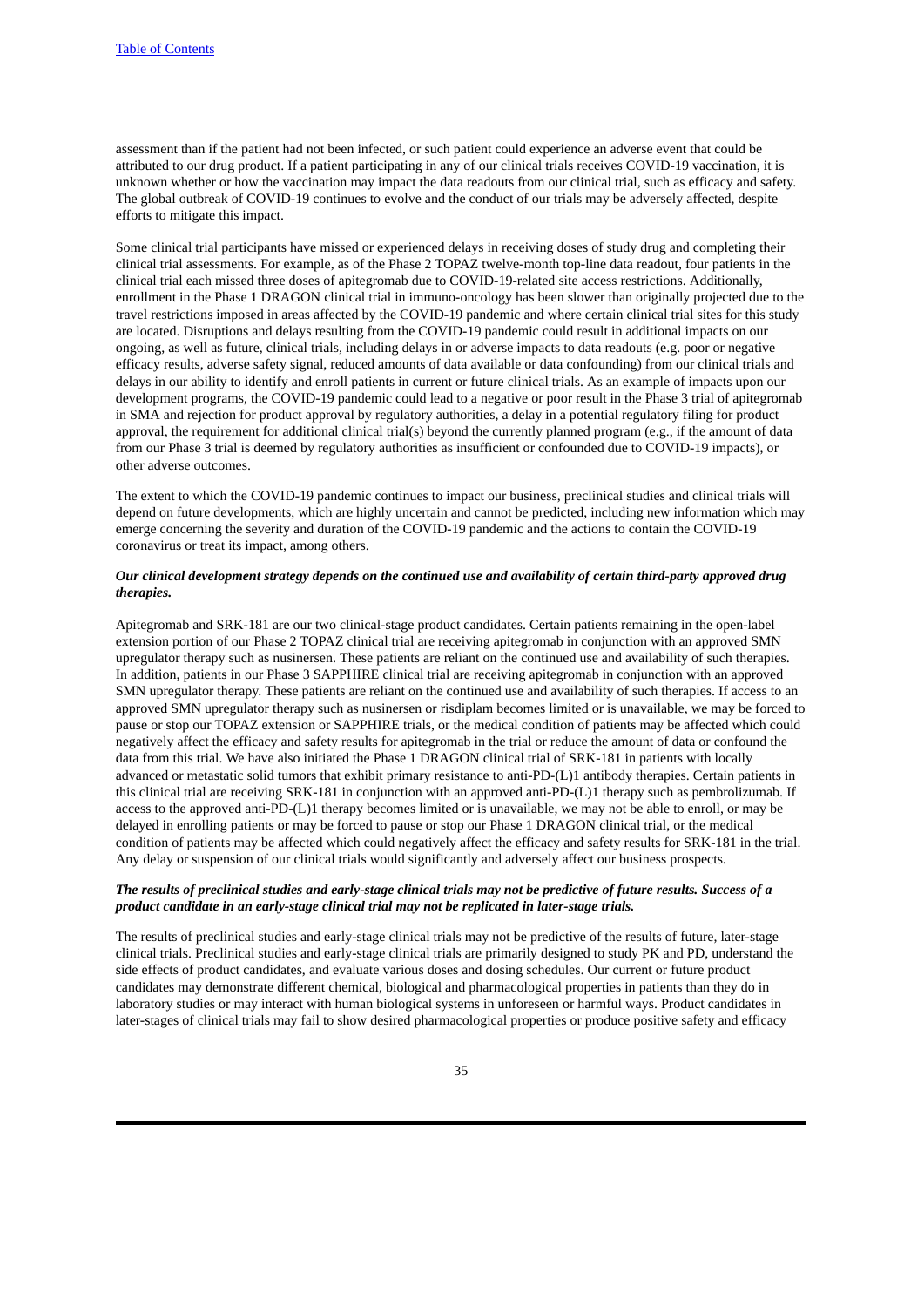assessment than if the patient had not been infected, or such patient could experience an adverse event that could be attributed to our drug product. If a patient participating in any of our clinical trials receives COVID-19 vaccination, it is unknown whether or how the vaccination may impact the data readouts from our clinical trial, such as efficacy and safety. The global outbreak of COVID-19 continues to evolve and the conduct of our trials may be adversely affected, despite efforts to mitigate this impact.

Some clinical trial participants have missed or experienced delays in receiving doses of study drug and completing their clinical trial assessments. For example, as of the Phase 2 TOPAZ twelve-month top-line data readout, four patients in the clinical trial each missed three doses of apitegromab due to COVID-19-related site access restrictions. Additionally, enrollment in the Phase 1 DRAGON clinical trial in immuno-oncology has been slower than originally projected due to the travel restrictions imposed in areas affected by the COVID-19 pandemic and where certain clinical trial sites for this study are located. Disruptions and delays resulting from the COVID-19 pandemic could result in additional impacts on our ongoing, as well as future, clinical trials, including delays in or adverse impacts to data readouts (e.g. poor or negative efficacy results, adverse safety signal, reduced amounts of data available or data confounding) from our clinical trials and delays in our ability to identify and enroll patients in current or future clinical trials. As an example of impacts upon our development programs, the COVID-19 pandemic could lead to a negative or poor result in the Phase 3 trial of apitegromab in SMA and rejection for product approval by regulatory authorities, a delay in a potential regulatory filing for product approval, the requirement for additional clinical trial(s) beyond the currently planned program (e.g., if the amount of data from our Phase 3 trial is deemed by regulatory authorities as insufficient or confounded due to COVID-19 impacts), or other adverse outcomes.

The extent to which the COVID-19 pandemic continues to impact our business, preclinical studies and clinical trials will depend on future developments, which are highly uncertain and cannot be predicted, including new information which may emerge concerning the severity and duration of the COVID-19 pandemic and the actions to contain the COVID-19 coronavirus or treat its impact, among others.

***Our clinical development strategy depends on the continued use and availability of certain third-party approved drug therapies.***

Apitegromab and SRK-181 are our two clinical-stage product candidates. Certain patients remaining in the open-label extension portion of our Phase 2 TOPAZ clinical trial are receiving apitegromab in conjunction with an approved SMN upregulator therapy such as nusinersen. These patients are reliant on the continued use and availability of such therapies. In addition, patients in our Phase 3 SAPPHIRE clinical trial are receiving apitegromab in conjunction with an approved SMN upregulator therapy. These patients are reliant on the continued use and availability of such therapies. If access to an approved SMN upregulator therapy such as nusinersen or risdiplam becomes limited or is unavailable, we may be forced to pause or stop our TOPAZ extension or SAPPHIRE trials, or the medical condition of patients may be affected which could negatively affect the efficacy and safety results for apitegromab in the trial or reduce the amount of data or confound the data from this trial. We have also initiated the Phase 1 DRAGON clinical trial of SRK-181 in patients with locally advanced or metastatic solid tumors that exhibit primary resistance to anti-PD-(L)1 antibody therapies. Certain patients in this clinical trial are receiving SRK-181 in conjunction with an approved anti-PD-(L)1 therapy such as pembrolizumab. If access to the approved anti-PD-(L)1 therapy becomes limited or is unavailable, we may not be able to enroll, or may be delayed in enrolling patients or may be forced to pause or stop our Phase 1 DRAGON clinical trial, or the medical condition of patients may be affected which could negatively affect the efficacy and safety results for SRK-181 in the trial. Any delay or suspension of our clinical trials would significantly and adversely affect our business prospects.

***The results of preclinical studies and early-stage clinical trials may not be predictive of future results. Success of a product candidate in an early-stage clinical trial may not be replicated in later-stage trials.***

The results of preclinical studies and early-stage clinical trials may not be predictive of the results of future, later-stage clinical trials. Preclinical studies and early-stage clinical trials are primarily designed to study PK and PD, understand the side effects of product candidates, and evaluate various doses and dosing schedules. Our current or future product candidates may demonstrate different chemical, biological and pharmacological properties in patients than they do in laboratory studies or may interact with human biological systems in unforeseen or harmful ways. Product candidates in later-stages of clinical trials may fail to show desired pharmacological properties or produce positive safety and efficacy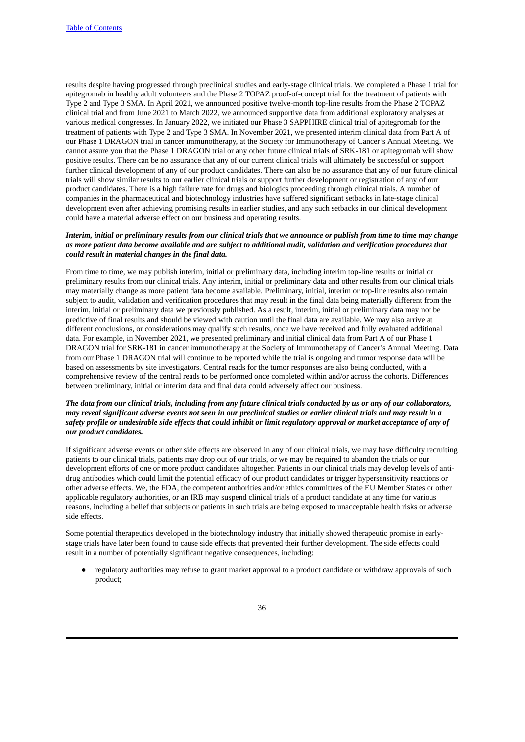results despite having progressed through preclinical studies and early-stage clinical trials. We completed a Phase 1 trial for apitegromab in healthy adult volunteers and the Phase 2 TOPAZ proof-of-concept trial for the treatment of patients with Type 2 and Type 3 SMA. In April 2021, we announced positive twelve-month top-line results from the Phase 2 TOPAZ clinical trial and from June 2021 to March 2022, we announced supportive data from additional exploratory analyses at various medical congresses. In January 2022, we initiated our Phase 3 SAPPHIRE clinical trial of apitegromab for the treatment of patients with Type 2 and Type 3 SMA. In November 2021, we presented interim clinical data from Part A of our Phase 1 DRAGON trial in cancer immunotherapy, at the Society for Immunotherapy of Cancer's Annual Meeting. We cannot assure you that the Phase 1 DRAGON trial or any other future clinical trials of SRK-181 or apitegromab will show positive results. There can be no assurance that any of our current clinical trials will ultimately be successful or support further clinical development of any of our product candidates. There can also be no assurance that any of our future clinical trials will show similar results to our earlier clinical trials or support further development or registration of any of our product candidates. There is a high failure rate for drugs and biologics proceeding through clinical trials. A number of companies in the pharmaceutical and biotechnology industries have suffered significant setbacks in late-stage clinical development even after achieving promising results in earlier studies, and any such setbacks in our clinical development could have a material adverse effect on our business and operating results.

***Interim, initial or preliminary results from our clinical trials that we announce or publish from time to time may change as more patient data become available and are subject to additional audit, validation and verification procedures that could result in material changes in the final data.***

From time to time, we may publish interim, initial or preliminary data, including interim top-line results or initial or preliminary results from our clinical trials. Any interim, initial or preliminary data and other results from our clinical trials may materially change as more patient data become available. Preliminary, initial, interim or top-line results also remain subject to audit, validation and verification procedures that may result in the final data being materially different from the interim, initial or preliminary data we previously published. As a result, interim, initial or preliminary data may not be predictive of final results and should be viewed with caution until the final data are available. We may also arrive at different conclusions, or considerations may qualify such results, once we have received and fully evaluated additional data. For example, in November 2021, we presented preliminary and initial clinical data from Part A of our Phase 1 DRAGON trial for SRK-181 in cancer immunotherapy at the Society of Immunotherapy of Cancer's Annual Meeting. Data from our Phase 1 DRAGON trial will continue to be reported while the trial is ongoing and tumor response data will be based on assessments by site investigators. Central reads for the tumor responses are also being conducted, with a comprehensive review of the central reads to be performed once completed within and/or across the cohorts. Differences between preliminary, initial or interim data and final data could adversely affect our business.

***The data from our clinical trials, including from any future clinical trials conducted by us or any of our collaborators, may reveal significant adverse events not seen in our preclinical studies or earlier clinical trials and may result in a safety profile or undesirable side effects that could inhibit or limit regulatory approval or market acceptance of any of our product candidates.***

If significant adverse events or other side effects are observed in any of our clinical trials, we may have difficulty recruiting patients to our clinical trials, patients may drop out of our trials, or we may be required to abandon the trials or our development efforts of one or more product candidates altogether. Patients in our clinical trials may develop levels of anti-drug antibodies which could limit the potential efficacy of our product candidates or trigger hypersensitivity reactions or other adverse effects. We, the FDA, the competent authorities and/or ethics committees of the EU Member States or other applicable regulatory authorities, or an IRB may suspend clinical trials of a product candidate at any time for various reasons, including a belief that subjects or patients in such trials are being exposed to unacceptable health risks or adverse side effects.

Some potential therapeutics developed in the biotechnology industry that initially showed therapeutic promise in early-stage trials have later been found to cause side effects that prevented their further development. The side effects could result in a number of potentially significant negative consequences, including:

- regulatory authorities may refuse to grant market approval to a product candidate or withdraw approvals of such product;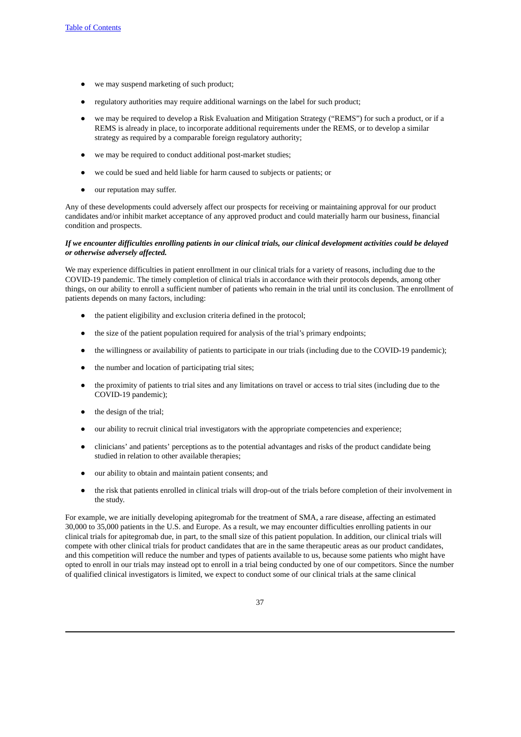- we may suspend marketing of such product;
- regulatory authorities may require additional warnings on the label for such product;
- we may be required to develop a Risk Evaluation and Mitigation Strategy ("REMS") for such a product, or if a REMS is already in place, to incorporate additional requirements under the REMS, or to develop a similar strategy as required by a comparable foreign regulatory authority;
- we may be required to conduct additional post-market studies;
- we could be sued and held liable for harm caused to subjects or patients; or
- our reputation may suffer.

Any of these developments could adversely affect our prospects for receiving or maintaining approval for our product candidates and/or inhibit market acceptance of any approved product and could materially harm our business, financial condition and prospects.

***If we encounter difficulties enrolling patients in our clinical trials, our clinical development activities could be delayed or otherwise adversely affected.***

We may experience difficulties in patient enrollment in our clinical trials for a variety of reasons, including due to the COVID-19 pandemic. The timely completion of clinical trials in accordance with their protocols depends, among other things, on our ability to enroll a sufficient number of patients who remain in the trial until its conclusion. The enrollment of patients depends on many factors, including:

- the patient eligibility and exclusion criteria defined in the protocol;
- the size of the patient population required for analysis of the trial's primary endpoints;
- the willingness or availability of patients to participate in our trials (including due to the COVID-19 pandemic);
- the number and location of participating trial sites;
- the proximity of patients to trial sites and any limitations on travel or access to trial sites (including due to the COVID-19 pandemic);
- the design of the trial;
- our ability to recruit clinical trial investigators with the appropriate competencies and experience;
- clinicians' and patients' perceptions as to the potential advantages and risks of the product candidate being studied in relation to other available therapies;
- our ability to obtain and maintain patient consents; and
- the risk that patients enrolled in clinical trials will drop-out of the trials before completion of their involvement in the study.

For example, we are initially developing apitegromab for the treatment of SMA, a rare disease, affecting an estimated 30,000 to 35,000 patients in the U.S. and Europe. As a result, we may encounter difficulties enrolling patients in our clinical trials for apitegromab due, in part, to the small size of this patient population. In addition, our clinical trials will compete with other clinical trials for product candidates that are in the same therapeutic areas as our product candidates, and this competition will reduce the number and types of patients available to us, because some patients who might have opted to enroll in our trials may instead opt to enroll in a trial being conducted by one of our competitors. Since the number of qualified clinical investigators is limited, we expect to conduct some of our clinical trials at the same clinical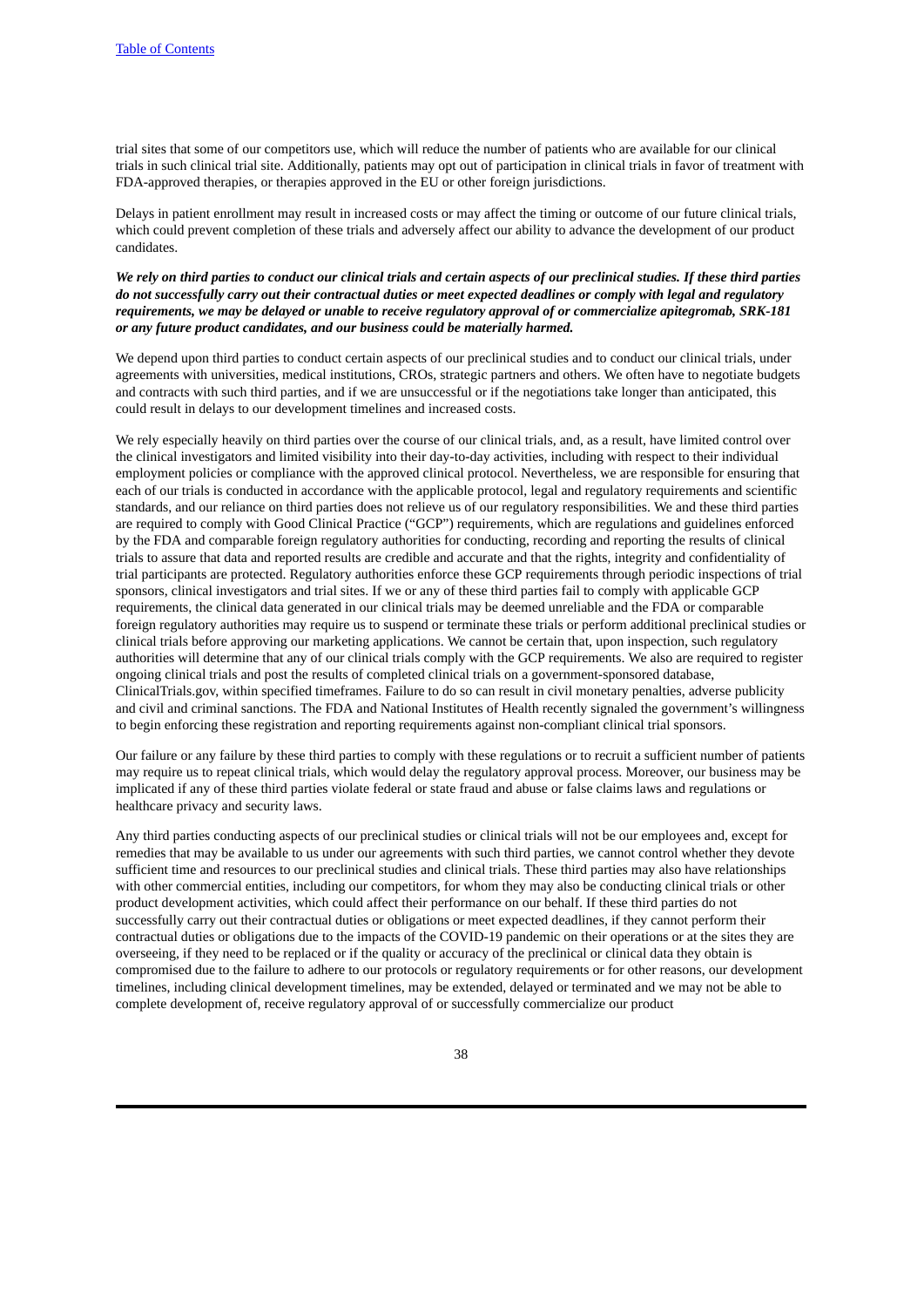trial sites that some of our competitors use, which will reduce the number of patients who are available for our clinical trials in such clinical trial site. Additionally, patients may opt out of participation in clinical trials in favor of treatment with FDA-approved therapies, or therapies approved in the EU or other foreign jurisdictions.

Delays in patient enrollment may result in increased costs or may affect the timing or outcome of our future clinical trials, which could prevent completion of these trials and adversely affect our ability to advance the development of our product candidates.

***We rely on third parties to conduct our clinical trials and certain aspects of our preclinical studies. If these third parties do not successfully carry out their contractual duties or meet expected deadlines or comply with legal and regulatory requirements, we may be delayed or unable to receive regulatory approval of or commercialize apitegromab, SRK-181 or any future product candidates, and our business could be materially harmed.***

We depend upon third parties to conduct certain aspects of our preclinical studies and to conduct our clinical trials, under agreements with universities, medical institutions, CROs, strategic partners and others. We often have to negotiate budgets and contracts with such third parties, and if we are unsuccessful or if the negotiations take longer than anticipated, this could result in delays to our development timelines and increased costs.

We rely especially heavily on third parties over the course of our clinical trials, and, as a result, have limited control over the clinical investigators and limited visibility into their day-to-day activities, including with respect to their individual employment policies or compliance with the approved clinical protocol. Nevertheless, we are responsible for ensuring that each of our trials is conducted in accordance with the applicable protocol, legal and regulatory requirements and scientific standards, and our reliance on third parties does not relieve us of our regulatory responsibilities. We and these third parties are required to comply with Good Clinical Practice ("GCP") requirements, which are regulations and guidelines enforced by the FDA and comparable foreign regulatory authorities for conducting, recording and reporting the results of clinical trials to assure that data and reported results are credible and accurate and that the rights, integrity and confidentiality of trial participants are protected. Regulatory authorities enforce these GCP requirements through periodic inspections of trial sponsors, clinical investigators and trial sites. If we or any of these third parties fail to comply with applicable GCP requirements, the clinical data generated in our clinical trials may be deemed unreliable and the FDA or comparable foreign regulatory authorities may require us to suspend or terminate these trials or perform additional preclinical studies or clinical trials before approving our marketing applications. We cannot be certain that, upon inspection, such regulatory authorities will determine that any of our clinical trials comply with the GCP requirements. We also are required to register ongoing clinical trials and post the results of completed clinical trials on a government-sponsored database, ClinicalTrials.gov, within specified timeframes. Failure to do so can result in civil monetary penalties, adverse publicity and civil and criminal sanctions. The FDA and National Institutes of Health recently signaled the government's willingness to begin enforcing these registration and reporting requirements against non-compliant clinical trial sponsors.

Our failure or any failure by these third parties to comply with these regulations or to recruit a sufficient number of patients may require us to repeat clinical trials, which would delay the regulatory approval process. Moreover, our business may be implicated if any of these third parties violate federal or state fraud and abuse or false claims laws and regulations or healthcare privacy and security laws.

Any third parties conducting aspects of our preclinical studies or clinical trials will not be our employees and, except for remedies that may be available to us under our agreements with such third parties, we cannot control whether they devote sufficient time and resources to our preclinical studies and clinical trials. These third parties may also have relationships with other commercial entities, including our competitors, for whom they may also be conducting clinical trials or other product development activities, which could affect their performance on our behalf. If these third parties do not successfully carry out their contractual duties or obligations or meet expected deadlines, if they cannot perform their contractual duties or obligations due to the impacts of the COVID-19 pandemic on their operations or at the sites they are overseeing, if they need to be replaced or if the quality or accuracy of the preclinical or clinical data they obtain is compromised due to the failure to adhere to our protocols or regulatory requirements or for other reasons, our development timelines, including clinical development timelines, may be extended, delayed or terminated and we may not be able to complete development of, receive regulatory approval of or successfully commercialize our product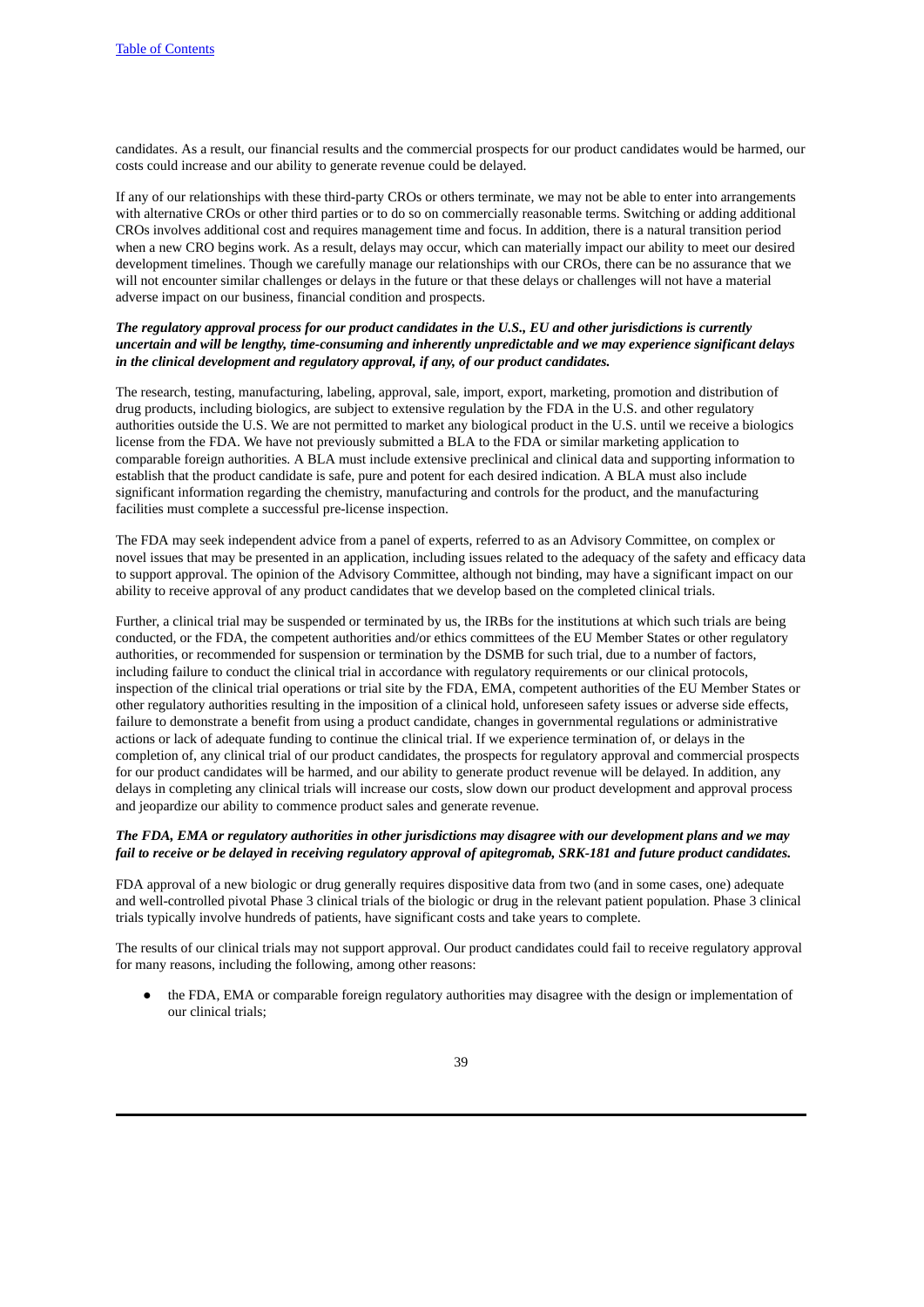candidates. As a result, our financial results and the commercial prospects for our product candidates would be harmed, our costs could increase and our ability to generate revenue could be delayed.

If any of our relationships with these third-party CROs or others terminate, we may not be able to enter into arrangements with alternative CROs or other third parties or to do so on commercially reasonable terms. Switching or adding additional CROs involves additional cost and requires management time and focus. In addition, there is a natural transition period when a new CRO begins work. As a result, delays may occur, which can materially impact our ability to meet our desired development timelines. Though we carefully manage our relationships with our CROs, there can be no assurance that we will not encounter similar challenges or delays in the future or that these delays or challenges will not have a material adverse impact on our business, financial condition and prospects.

***The regulatory approval process for our product candidates in the U.S., EU and other jurisdictions is currently uncertain and will be lengthy, time-consuming and inherently unpredictable and we may experience significant delays in the clinical development and regulatory approval, if any, of our product candidates.***

The research, testing, manufacturing, labeling, approval, sale, import, export, marketing, promotion and distribution of drug products, including biologics, are subject to extensive regulation by the FDA in the U.S. and other regulatory authorities outside the U.S. We are not permitted to market any biological product in the U.S. until we receive a biologics license from the FDA. We have not previously submitted a BLA to the FDA or similar marketing application to comparable foreign authorities. A BLA must include extensive preclinical and clinical data and supporting information to establish that the product candidate is safe, pure and potent for each desired indication. A BLA must also include significant information regarding the chemistry, manufacturing and controls for the product, and the manufacturing facilities must complete a successful pre-license inspection.

The FDA may seek independent advice from a panel of experts, referred to as an Advisory Committee, on complex or novel issues that may be presented in an application, including issues related to the adequacy of the safety and efficacy data to support approval. The opinion of the Advisory Committee, although not binding, may have a significant impact on our ability to receive approval of any product candidates that we develop based on the completed clinical trials.

Further, a clinical trial may be suspended or terminated by us, the IRBs for the institutions at which such trials are being conducted, or the FDA, the competent authorities and/or ethics committees of the EU Member States or other regulatory authorities, or recommended for suspension or termination by the DSMB for such trial, due to a number of factors, including failure to conduct the clinical trial in accordance with regulatory requirements or our clinical protocols, inspection of the clinical trial operations or trial site by the FDA, EMA, competent authorities of the EU Member States or other regulatory authorities resulting in the imposition of a clinical hold, unforeseen safety issues or adverse side effects, failure to demonstrate a benefit from using a product candidate, changes in governmental regulations or administrative actions or lack of adequate funding to continue the clinical trial. If we experience termination of, or delays in the completion of, any clinical trial of our product candidates, the prospects for regulatory approval and commercial prospects for our product candidates will be harmed, and our ability to generate product revenue will be delayed. In addition, any delays in completing any clinical trials will increase our costs, slow down our product development and approval process and jeopardize our ability to commence product sales and generate revenue.

***The FDA, EMA or regulatory authorities in other jurisdictions may disagree with our development plans and we may fail to receive or be delayed in receiving regulatory approval of apitegromab, SRK-181 and future product candidates.***

FDA approval of a new biologic or drug generally requires dispositive data from two (and in some cases, one) adequate and well-controlled pivotal Phase 3 clinical trials of the biologic or drug in the relevant patient population. Phase 3 clinical trials typically involve hundreds of patients, have significant costs and take years to complete.

The results of our clinical trials may not support approval. Our product candidates could fail to receive regulatory approval for many reasons, including the following, among other reasons:

- the FDA, EMA or comparable foreign regulatory authorities may disagree with the design or implementation of our clinical trials;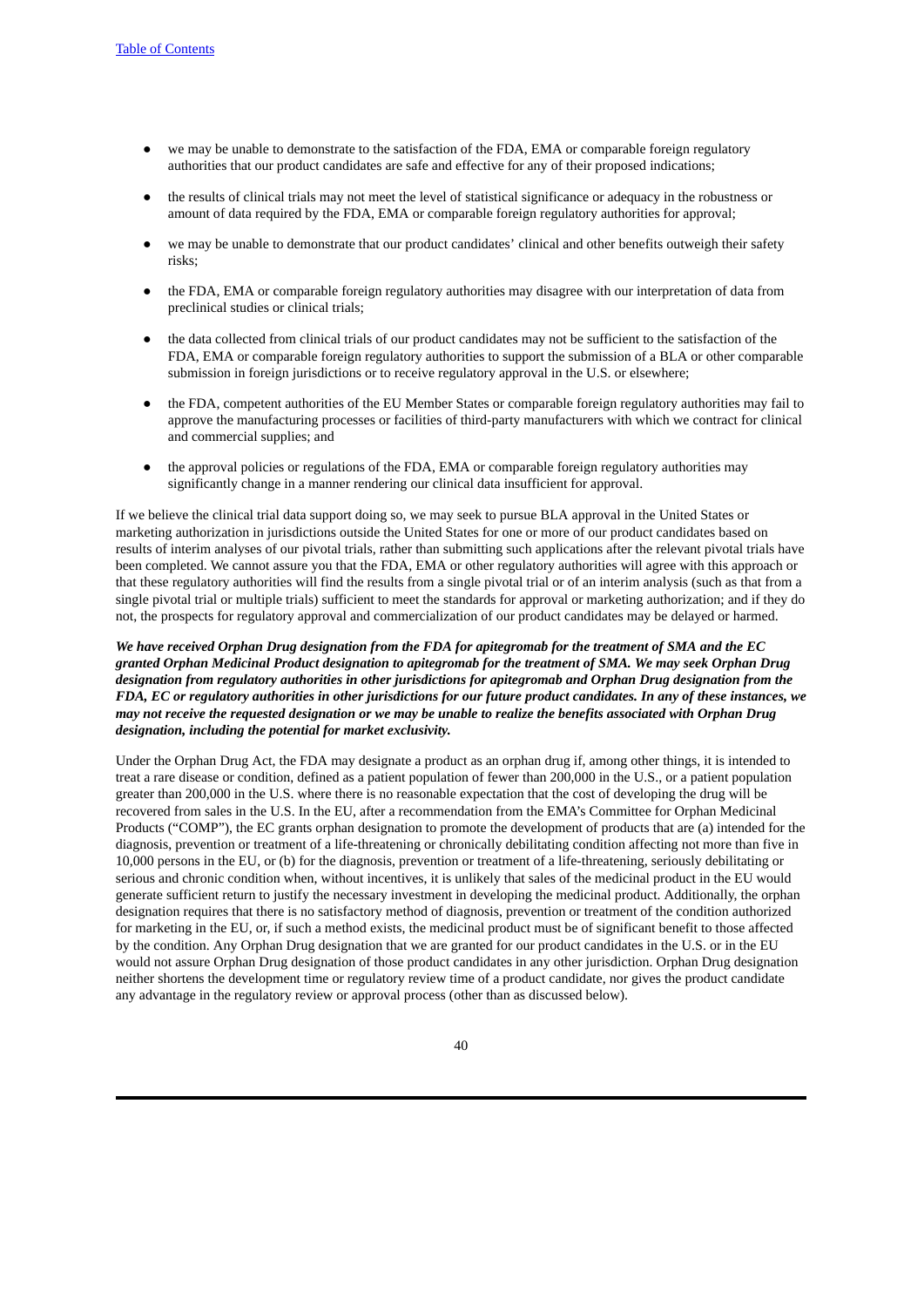- we may be unable to demonstrate to the satisfaction of the FDA, EMA or comparable foreign regulatory authorities that our product candidates are safe and effective for any of their proposed indications;
- the results of clinical trials may not meet the level of statistical significance or adequacy in the robustness or amount of data required by the FDA, EMA or comparable foreign regulatory authorities for approval;
- we may be unable to demonstrate that our product candidates' clinical and other benefits outweigh their safety risks;
- the FDA, EMA or comparable foreign regulatory authorities may disagree with our interpretation of data from preclinical studies or clinical trials;
- the data collected from clinical trials of our product candidates may not be sufficient to the satisfaction of the FDA, EMA or comparable foreign regulatory authorities to support the submission of a BLA or other comparable submission in foreign jurisdictions or to receive regulatory approval in the U.S. or elsewhere;
- the FDA, competent authorities of the EU Member States or comparable foreign regulatory authorities may fail to approve the manufacturing processes or facilities of third-party manufacturers with which we contract for clinical and commercial supplies; and
- the approval policies or regulations of the FDA, EMA or comparable foreign regulatory authorities may significantly change in a manner rendering our clinical data insufficient for approval.

If we believe the clinical trial data support doing so, we may seek to pursue BLA approval in the United States or marketing authorization in jurisdictions outside the United States for one or more of our product candidates based on results of interim analyses of our pivotal trials, rather than submitting such applications after the relevant pivotal trials have been completed. We cannot assure you that the FDA, EMA or other regulatory authorities will agree with this approach or that these regulatory authorities will find the results from a single pivotal trial or of an interim analysis (such as that from a single pivotal trial or multiple trials) sufficient to meet the standards for approval or marketing authorization; and if they do not, the prospects for regulatory approval and commercialization of our product candidates may be delayed or harmed.

***We have received Orphan Drug designation from the FDA for apitegromab for the treatment of SMA and the EC granted Orphan Medicinal Product designation to apitegromab for the treatment of SMA. We may seek Orphan Drug designation from regulatory authorities in other jurisdictions for apitegromab and Orphan Drug designation from the FDA, EC or regulatory authorities in other jurisdictions for our future product candidates. In any of these instances, we may not receive the requested designation or we may be unable to realize the benefits associated with Orphan Drug designation, including the potential for market exclusivity.***

Under the Orphan Drug Act, the FDA may designate a product as an orphan drug if, among other things, it is intended to treat a rare disease or condition, defined as a patient population of fewer than 200,000 in the U.S., or a patient population greater than 200,000 in the U.S. where there is no reasonable expectation that the cost of developing the drug will be recovered from sales in the U.S. In the EU, after a recommendation from the EMA's Committee for Orphan Medicinal Products ("COMP"), the EC grants orphan designation to promote the development of products that are (a) intended for the diagnosis, prevention or treatment of a life-threatening or chronically debilitating condition affecting not more than five in 10,000 persons in the EU, or (b) for the diagnosis, prevention or treatment of a life-threatening, seriously debilitating or serious and chronic condition when, without incentives, it is unlikely that sales of the medicinal product in the EU would generate sufficient return to justify the necessary investment in developing the medicinal product. Additionally, the orphan designation requires that there is no satisfactory method of diagnosis, prevention or treatment of the condition authorized for marketing in the EU, or, if such a method exists, the medicinal product must be of significant benefit to those affected by the condition. Any Orphan Drug designation that we are granted for our product candidates in the U.S. or in the EU would not assure Orphan Drug designation of those product candidates in any other jurisdiction. Orphan Drug designation neither shortens the development time or regulatory review time of a product candidate, nor gives the product candidate any advantage in the regulatory review or approval process (other than as discussed below).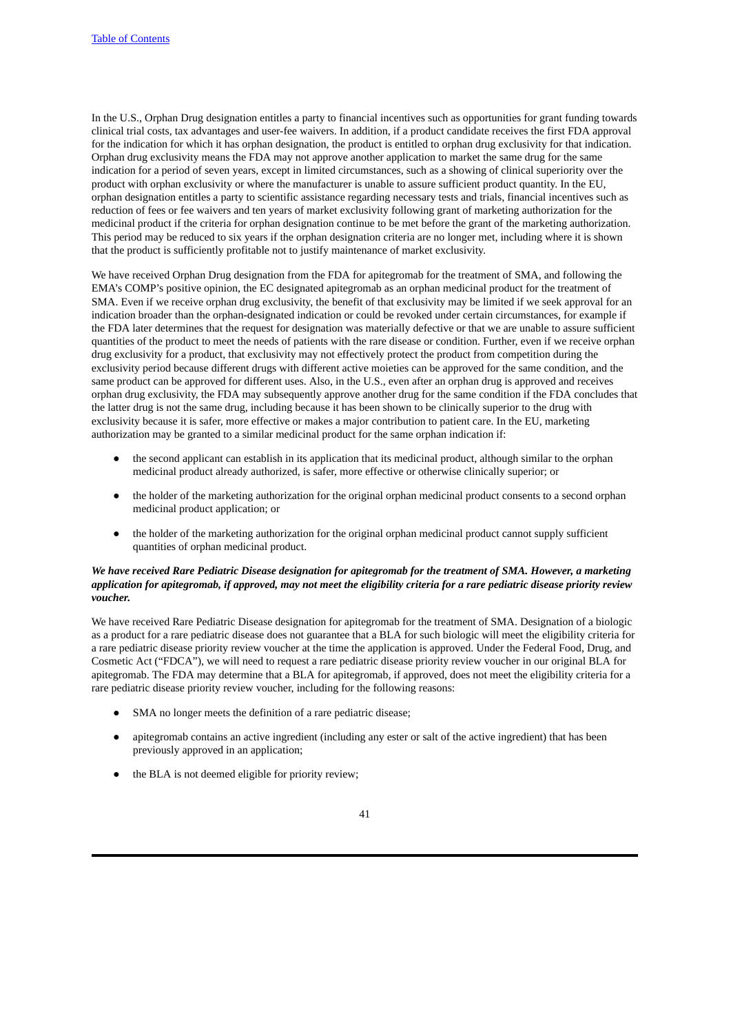In the U.S., Orphan Drug designation entitles a party to financial incentives such as opportunities for grant funding towards clinical trial costs, tax advantages and user-fee waivers. In addition, if a product candidate receives the first FDA approval for the indication for which it has orphan designation, the product is entitled to orphan drug exclusivity for that indication. Orphan drug exclusivity means the FDA may not approve another application to market the same drug for the same indication for a period of seven years, except in limited circumstances, such as a showing of clinical superiority over the product with orphan exclusivity or where the manufacturer is unable to assure sufficient product quantity. In the EU, orphan designation entitles a party to scientific assistance regarding necessary tests and trials, financial incentives such as reduction of fees or fee waivers and ten years of market exclusivity following grant of marketing authorization for the medicinal product if the criteria for orphan designation continue to be met before the grant of the marketing authorization. This period may be reduced to six years if the orphan designation criteria are no longer met, including where it is shown that the product is sufficiently profitable not to justify maintenance of market exclusivity.

We have received Orphan Drug designation from the FDA for apitegromab for the treatment of SMA, and following the EMA's COMP's positive opinion, the EC designated apitegromab as an orphan medicinal product for the treatment of SMA. Even if we receive orphan drug exclusivity, the benefit of that exclusivity may be limited if we seek approval for an indication broader than the orphan-designated indication or could be revoked under certain circumstances, for example if the FDA later determines that the request for designation was materially defective or that we are unable to assure sufficient quantities of the product to meet the needs of patients with the rare disease or condition. Further, even if we receive orphan drug exclusivity for a product, that exclusivity may not effectively protect the product from competition during the exclusivity period because different drugs with different active moieties can be approved for the same condition, and the same product can be approved for different uses. Also, in the U.S., even after an orphan drug is approved and receives orphan drug exclusivity, the FDA may subsequently approve another drug for the same condition if the FDA concludes that the latter drug is not the same drug, including because it has been shown to be clinically superior to the drug with exclusivity because it is safer, more effective or makes a major contribution to patient care. In the EU, marketing authorization may be granted to a similar medicinal product for the same orphan indication if:

- the second applicant can establish in its application that its medicinal product, although similar to the orphan medicinal product already authorized, is safer, more effective or otherwise clinically superior; or
- the holder of the marketing authorization for the original orphan medicinal product consents to a second orphan medicinal product application; or
- the holder of the marketing authorization for the original orphan medicinal product cannot supply sufficient quantities of orphan medicinal product.

***We have received Rare Pediatric Disease designation for apitegromab for the treatment of SMA. However, a marketing application for apitegromab, if approved, may not meet the eligibility criteria for a rare pediatric disease priority review voucher.***

We have received Rare Pediatric Disease designation for apitegromab for the treatment of SMA. Designation of a biologic as a product for a rare pediatric disease does not guarantee that a BLA for such biologic will meet the eligibility criteria for a rare pediatric disease priority review voucher at the time the application is approved. Under the Federal Food, Drug, and Cosmetic Act ("FDCA"), we will need to request a rare pediatric disease priority review voucher in our original BLA for apitegromab. The FDA may determine that a BLA for apitegromab, if approved, does not meet the eligibility criteria for a rare pediatric disease priority review voucher, including for the following reasons:

- SMA no longer meets the definition of a rare pediatric disease;
- apitegromab contains an active ingredient (including any ester or salt of the active ingredient) that has been previously approved in an application;
- the BLA is not deemed eligible for priority review;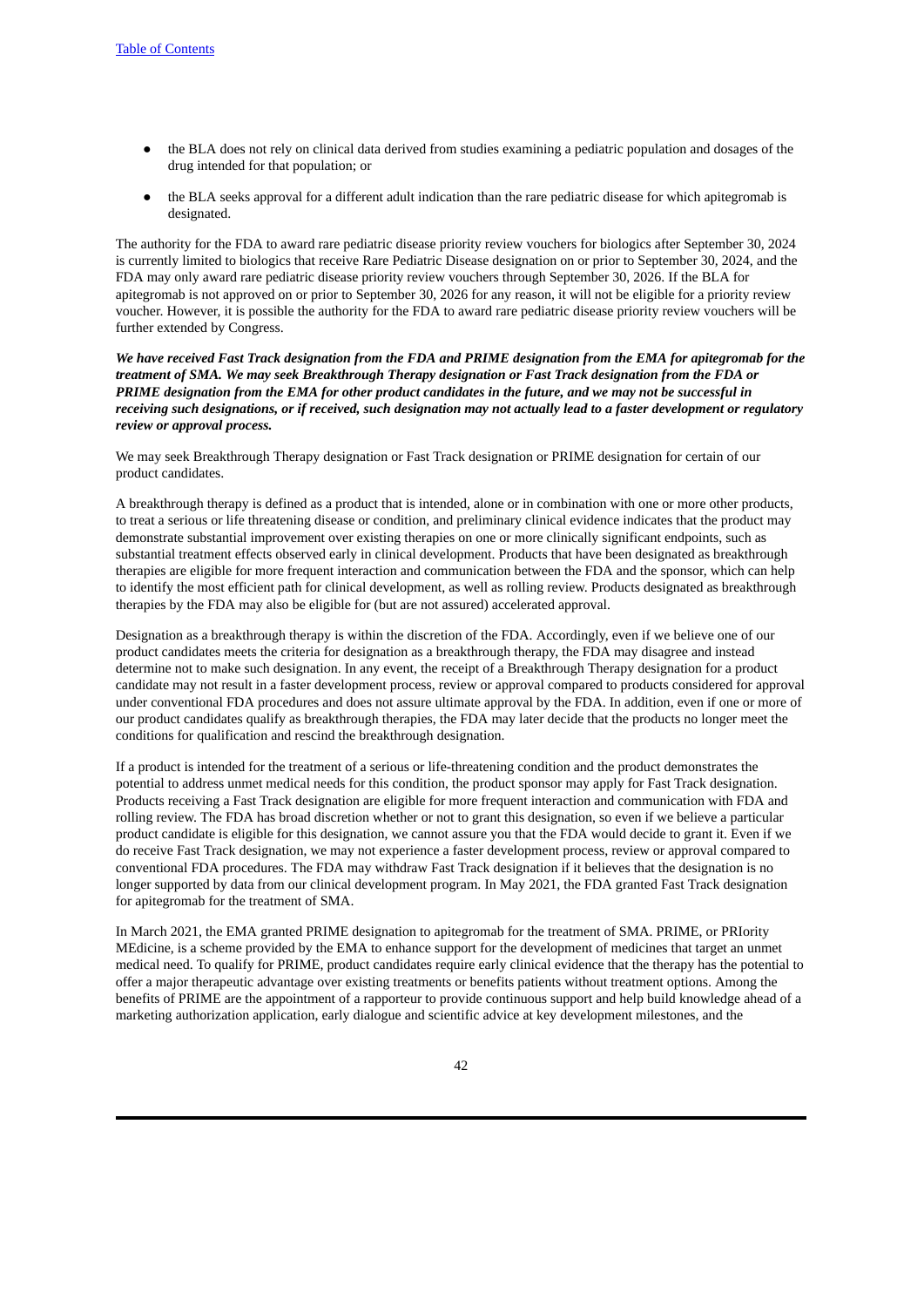- the BLA does not rely on clinical data derived from studies examining a pediatric population and dosages of the drug intended for that population; or
- the BLA seeks approval for a different adult indication than the rare pediatric disease for which apitegromab is designated.

The authority for the FDA to award rare pediatric disease priority review vouchers for biologics after September 30, 2024 is currently limited to biologics that receive Rare Pediatric Disease designation on or prior to September 30, 2024, and the FDA may only award rare pediatric disease priority review vouchers through September 30, 2026. If the BLA for apitegromab is not approved on or prior to September 30, 2026 for any reason, it will not be eligible for a priority review voucher. However, it is possible the authority for the FDA to award rare pediatric disease priority review vouchers will be further extended by Congress.

***We have received Fast Track designation from the FDA and PRIME designation from the EMA for apitegromab for the treatment of SMA. We may seek Breakthrough Therapy designation or Fast Track designation from the FDA or PRIME designation from the EMA for other product candidates in the future, and we may not be successful in receiving such designations, or if received, such designation may not actually lead to a faster development or regulatory review or approval process.***

We may seek Breakthrough Therapy designation or Fast Track designation or PRIME designation for certain of our product candidates.

A breakthrough therapy is defined as a product that is intended, alone or in combination with one or more other products, to treat a serious or life threatening disease or condition, and preliminary clinical evidence indicates that the product may demonstrate substantial improvement over existing therapies on one or more clinically significant endpoints, such as substantial treatment effects observed early in clinical development. Products that have been designated as breakthrough therapies are eligible for more frequent interaction and communication between the FDA and the sponsor, which can help to identify the most efficient path for clinical development, as well as rolling review. Products designated as breakthrough therapies by the FDA may also be eligible for (but are not assured) accelerated approval.

Designation as a breakthrough therapy is within the discretion of the FDA. Accordingly, even if we believe one of our product candidates meets the criteria for designation as a breakthrough therapy, the FDA may disagree and instead determine not to make such designation. In any event, the receipt of a Breakthrough Therapy designation for a product candidate may not result in a faster development process, review or approval compared to products considered for approval under conventional FDA procedures and does not assure ultimate approval by the FDA. In addition, even if one or more of our product candidates qualify as breakthrough therapies, the FDA may later decide that the products no longer meet the conditions for qualification and rescind the breakthrough designation.

If a product is intended for the treatment of a serious or life-threatening condition and the product demonstrates the potential to address unmet medical needs for this condition, the product sponsor may apply for Fast Track designation. Products receiving a Fast Track designation are eligible for more frequent interaction and communication with FDA and rolling review. The FDA has broad discretion whether or not to grant this designation, so even if we believe a particular product candidate is eligible for this designation, we cannot assure you that the FDA would decide to grant it. Even if we do receive Fast Track designation, we may not experience a faster development process, review or approval compared to conventional FDA procedures. The FDA may withdraw Fast Track designation if it believes that the designation is no longer supported by data from our clinical development program. In May 2021, the FDA granted Fast Track designation for apitegromab for the treatment of SMA.

In March 2021, the EMA granted PRIME designation to apitegromab for the treatment of SMA. PRIME, or PRIority MEdicine, is a scheme provided by the EMA to enhance support for the development of medicines that target an unmet medical need. To qualify for PRIME, product candidates require early clinical evidence that the therapy has the potential to offer a major therapeutic advantage over existing treatments or benefits patients without treatment options. Among the benefits of PRIME are the appointment of a rapporteur to provide continuous support and help build knowledge ahead of a marketing authorization application, early dialogue and scientific advice at key development milestones, and the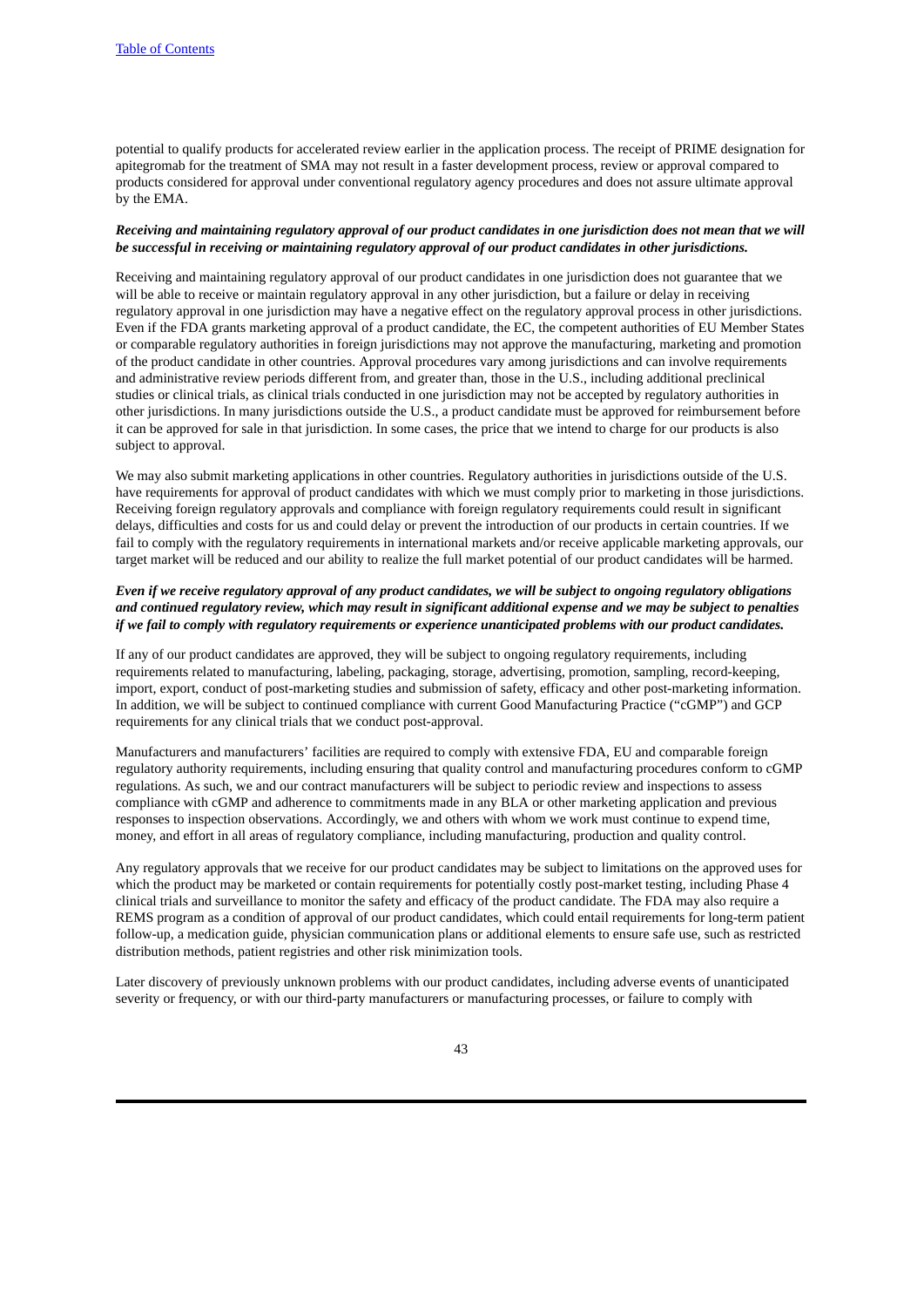potential to qualify products for accelerated review earlier in the application process. The receipt of PRIME designation for apitegromab for the treatment of SMA may not result in a faster development process, review or approval compared to products considered for approval under conventional regulatory agency procedures and does not assure ultimate approval by the EMA.

***Receiving and maintaining regulatory approval of our product candidates in one jurisdiction does not mean that we will be successful in receiving or maintaining regulatory approval of our product candidates in other jurisdictions.***

Receiving and maintaining regulatory approval of our product candidates in one jurisdiction does not guarantee that we will be able to receive or maintain regulatory approval in any other jurisdiction, but a failure or delay in receiving regulatory approval in one jurisdiction may have a negative effect on the regulatory approval process in other jurisdictions. Even if the FDA grants marketing approval of a product candidate, the EC, the competent authorities of EU Member States or comparable regulatory authorities in foreign jurisdictions may not approve the manufacturing, marketing and promotion of the product candidate in other countries. Approval procedures vary among jurisdictions and can involve requirements and administrative review periods different from, and greater than, those in the U.S., including additional preclinical studies or clinical trials, as clinical trials conducted in one jurisdiction may not be accepted by regulatory authorities in other jurisdictions. In many jurisdictions outside the U.S., a product candidate must be approved for reimbursement before it can be approved for sale in that jurisdiction. In some cases, the price that we intend to charge for our products is also subject to approval.

We may also submit marketing applications in other countries. Regulatory authorities in jurisdictions outside of the U.S. have requirements for approval of product candidates with which we must comply prior to marketing in those jurisdictions. Receiving foreign regulatory approvals and compliance with foreign regulatory requirements could result in significant delays, difficulties and costs for us and could delay or prevent the introduction of our products in certain countries. If we fail to comply with the regulatory requirements in international markets and/or receive applicable marketing approvals, our target market will be reduced and our ability to realize the full market potential of our product candidates will be harmed.

***Even if we receive regulatory approval of any product candidates, we will be subject to ongoing regulatory obligations and continued regulatory review, which may result in significant additional expense and we may be subject to penalties if we fail to comply with regulatory requirements or experience unanticipated problems with our product candidates.***

If any of our product candidates are approved, they will be subject to ongoing regulatory requirements, including requirements related to manufacturing, labeling, packaging, storage, advertising, promotion, sampling, record-keeping, import, export, conduct of post-marketing studies and submission of safety, efficacy and other post-marketing information. In addition, we will be subject to continued compliance with current Good Manufacturing Practice ("cGMP") and GCP requirements for any clinical trials that we conduct post-approval.

Manufacturers and manufacturers' facilities are required to comply with extensive FDA, EU and comparable foreign regulatory authority requirements, including ensuring that quality control and manufacturing procedures conform to cGMP regulations. As such, we and our contract manufacturers will be subject to periodic review and inspections to assess compliance with cGMP and adherence to commitments made in any BLA or other marketing application and previous responses to inspection observations. Accordingly, we and others with whom we work must continue to expend time, money, and effort in all areas of regulatory compliance, including manufacturing, production and quality control.

Any regulatory approvals that we receive for our product candidates may be subject to limitations on the approved uses for which the product may be marketed or contain requirements for potentially costly post-market testing, including Phase 4 clinical trials and surveillance to monitor the safety and efficacy of the product candidate. The FDA may also require a REMS program as a condition of approval of our product candidates, which could entail requirements for long-term patient follow-up, a medication guide, physician communication plans or additional elements to ensure safe use, such as restricted distribution methods, patient registries and other risk minimization tools.

Later discovery of previously unknown problems with our product candidates, including adverse events of unanticipated severity or frequency, or with our third-party manufacturers or manufacturing processes, or failure to comply with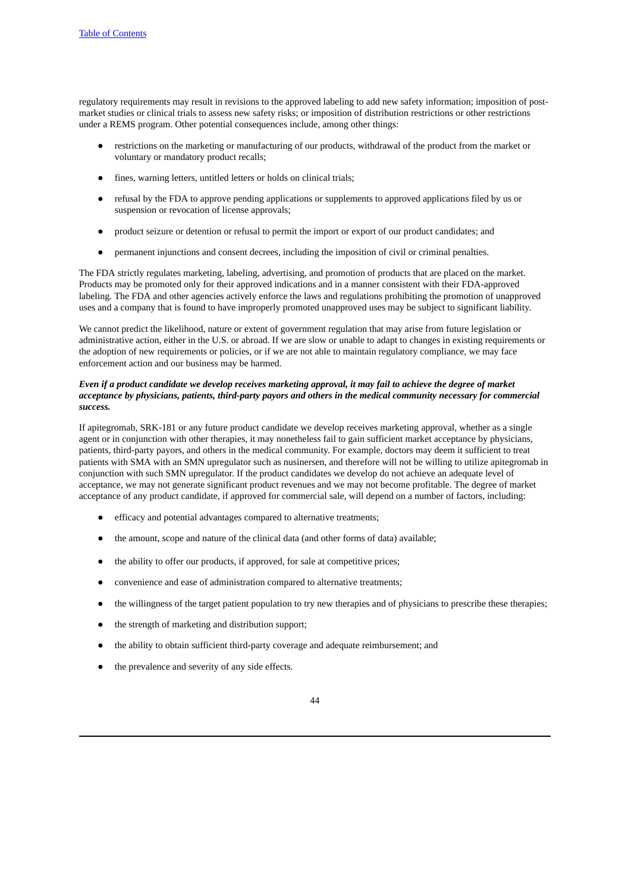regulatory requirements may result in revisions to the approved labeling to add new safety information; imposition of post-market studies or clinical trials to assess new safety risks; or imposition of distribution restrictions or other restrictions under a REMS program. Other potential consequences include, among other things:

- restrictions on the marketing or manufacturing of our products, withdrawal of the product from the market or voluntary or mandatory product recalls;
- fines, warning letters, untitled letters or holds on clinical trials;
- refusal by the FDA to approve pending applications or supplements to approved applications filed by us or suspension or revocation of license approvals;
- product seizure or detention or refusal to permit the import or export of our product candidates; and
- permanent injunctions and consent decrees, including the imposition of civil or criminal penalties.

The FDA strictly regulates marketing, labeling, advertising, and promotion of products that are placed on the market. Products may be promoted only for their approved indications and in a manner consistent with their FDA-approved labeling. The FDA and other agencies actively enforce the laws and regulations prohibiting the promotion of unapproved uses and a company that is found to have improperly promoted unapproved uses may be subject to significant liability.

We cannot predict the likelihood, nature or extent of government regulation that may arise from future legislation or administrative action, either in the U.S. or abroad. If we are slow or unable to adapt to changes in existing requirements or the adoption of new requirements or policies, or if we are not able to maintain regulatory compliance, we may face enforcement action and our business may be harmed.

***Even if a product candidate we develop receives marketing approval, it may fail to achieve the degree of market acceptance by physicians, patients, third-party payors and others in the medical community necessary for commercial success.***

If apitegromab, SRK-181 or any future product candidate we develop receives marketing approval, whether as a single agent or in conjunction with other therapies, it may nonetheless fail to gain sufficient market acceptance by physicians, patients, third-party payors, and others in the medical community. For example, doctors may deem it sufficient to treat patients with SMA with an SMN upregulator such as nusinersen, and therefore will not be willing to utilize apitegromab in conjunction with such SMN upregulator. If the product candidates we develop do not achieve an adequate level of acceptance, we may not generate significant product revenues and we may not become profitable. The degree of market acceptance of any product candidate, if approved for commercial sale, will depend on a number of factors, including:

- efficacy and potential advantages compared to alternative treatments;
- the amount, scope and nature of the clinical data (and other forms of data) available;
- the ability to offer our products, if approved, for sale at competitive prices;
- convenience and ease of administration compared to alternative treatments;
- the willingness of the target patient population to try new therapies and of physicians to prescribe these therapies;
- the strength of marketing and distribution support;
- the ability to obtain sufficient third-party coverage and adequate reimbursement; and
- the prevalence and severity of any side effects.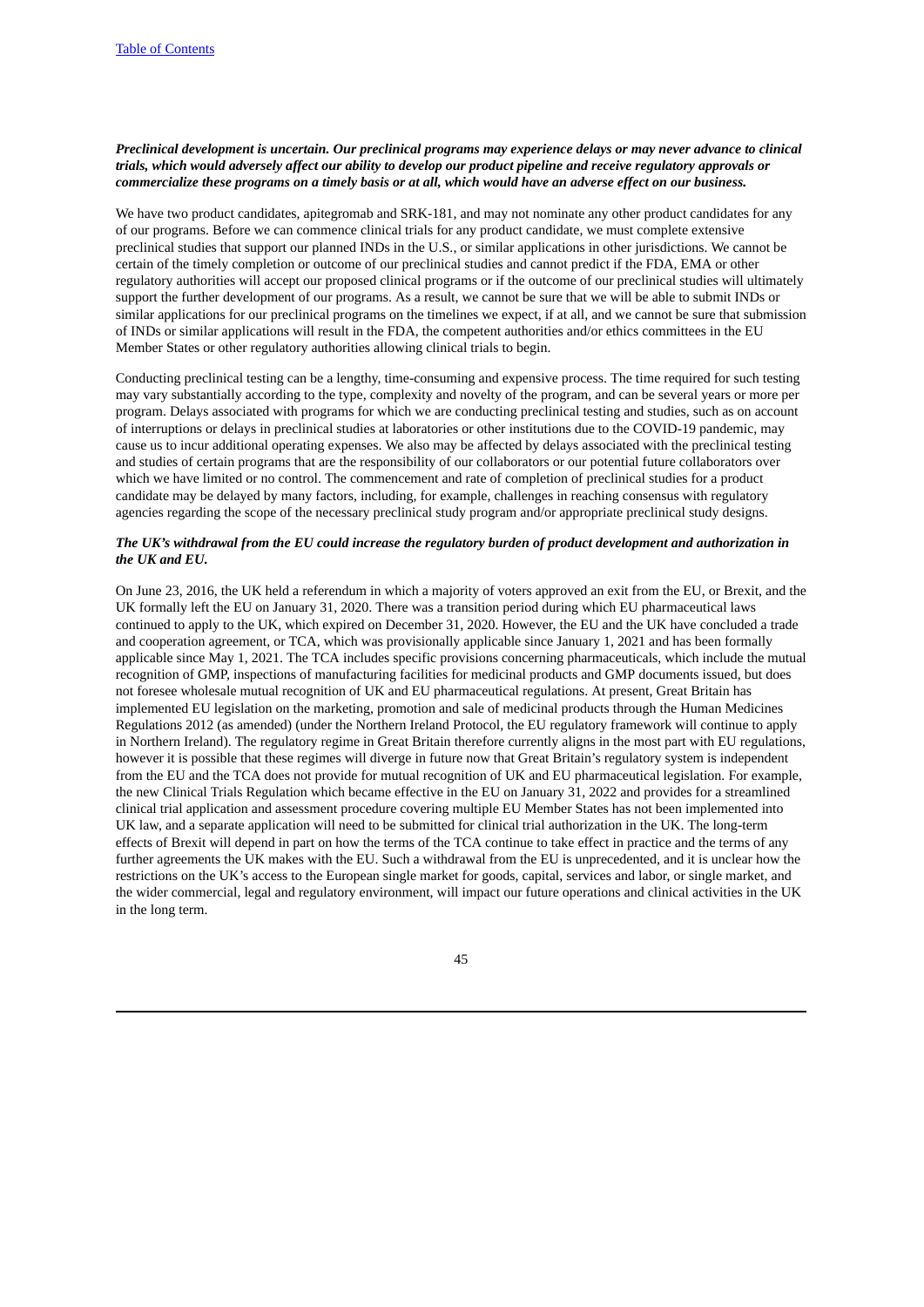***Preclinical development is uncertain. Our preclinical programs may experience delays or may never advance to clinical trials, which would adversely affect our ability to develop our product pipeline and receive regulatory approvals or commercialize these programs on a timely basis or at all, which would have an adverse effect on our business.***

We have two product candidates, apitegromab and SRK-181, and may not nominate any other product candidates for any of our programs. Before we can commence clinical trials for any product candidate, we must complete extensive preclinical studies that support our planned INDs in the U.S., or similar applications in other jurisdictions. We cannot be certain of the timely completion or outcome of our preclinical studies and cannot predict if the FDA, EMA or other regulatory authorities will accept our proposed clinical programs or if the outcome of our preclinical studies will ultimately support the further development of our programs. As a result, we cannot be sure that we will be able to submit INDs or similar applications for our preclinical programs on the timelines we expect, if at all, and we cannot be sure that submission of INDs or similar applications will result in the FDA, the competent authorities and/or ethics committees in the EU Member States or other regulatory authorities allowing clinical trials to begin.

Conducting preclinical testing can be a lengthy, time-consuming and expensive process. The time required for such testing may vary substantially according to the type, complexity and novelty of the program, and can be several years or more per program. Delays associated with programs for which we are conducting preclinical testing and studies, such as on account of interruptions or delays in preclinical studies at laboratories or other institutions due to the COVID-19 pandemic, may cause us to incur additional operating expenses. We also may be affected by delays associated with the preclinical testing and studies of certain programs that are the responsibility of our collaborators or our potential future collaborators over which we have limited or no control. The commencement and rate of completion of preclinical studies for a product candidate may be delayed by many factors, including, for example, challenges in reaching consensus with regulatory agencies regarding the scope of the necessary preclinical study program and/or appropriate preclinical study designs.

***The UK's withdrawal from the EU could increase the regulatory burden of product development and authorization in the UK and EU.***

On June 23, 2016, the UK held a referendum in which a majority of voters approved an exit from the EU, or Brexit, and the UK formally left the EU on January 31, 2020. There was a transition period during which EU pharmaceutical laws continued to apply to the UK, which expired on December 31, 2020. However, the EU and the UK have concluded a trade and cooperation agreement, or TCA, which was provisionally applicable since January 1, 2021 and has been formally applicable since May 1, 2021. The TCA includes specific provisions concerning pharmaceuticals, which include the mutual recognition of GMP, inspections of manufacturing facilities for medicinal products and GMP documents issued, but does not foresee wholesale mutual recognition of UK and EU pharmaceutical regulations. At present, Great Britain has implemented EU legislation on the marketing, promotion and sale of medicinal products through the Human Medicines Regulations 2012 (as amended) (under the Northern Ireland Protocol, the EU regulatory framework will continue to apply in Northern Ireland). The regulatory regime in Great Britain therefore currently aligns in the most part with EU regulations, however it is possible that these regimes will diverge in future now that Great Britain's regulatory system is independent from the EU and the TCA does not provide for mutual recognition of UK and EU pharmaceutical legislation. For example, the new Clinical Trials Regulation which became effective in the EU on January 31, 2022 and provides for a streamlined clinical trial application and assessment procedure covering multiple EU Member States has not been implemented into UK law, and a separate application will need to be submitted for clinical trial authorization in the UK. The long-term effects of Brexit will depend in part on how the terms of the TCA continue to take effect in practice and the terms of any further agreements the UK makes with the EU. Such a withdrawal from the EU is unprecedented, and it is unclear how the restrictions on the UK's access to the European single market for goods, capital, services and labor, or single market, and the wider commercial, legal and regulatory environment, will impact our future operations and clinical activities in the UK in the long term.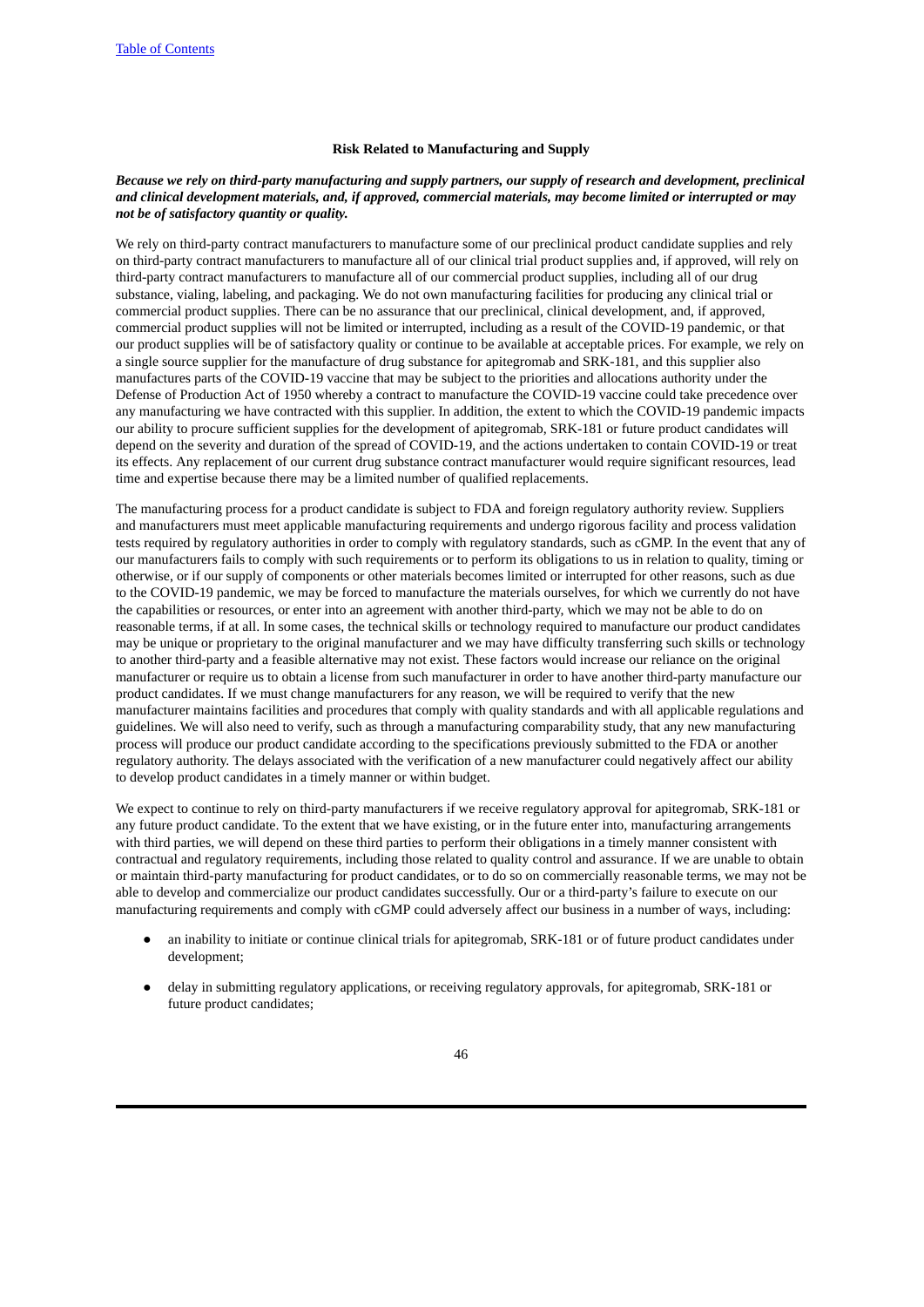### Risk Related to Manufacturing and Supply

***Because we rely on third-party manufacturing and supply partners, our supply of research and development, preclinical and clinical development materials, and, if approved, commercial materials, may become limited or interrupted or may not be of satisfactory quantity or quality.***

We rely on third-party contract manufacturers to manufacture some of our preclinical product candidate supplies and rely on third-party contract manufacturers to manufacture all of our clinical trial product supplies and, if approved, will rely on third-party contract manufacturers to manufacture all of our commercial product supplies, including all of our drug substance, vialing, labeling, and packaging. We do not own manufacturing facilities for producing any clinical trial or commercial product supplies. There can be no assurance that our preclinical, clinical development, and, if approved, commercial product supplies will not be limited or interrupted, including as a result of the COVID-19 pandemic, or that our product supplies will be of satisfactory quality or continue to be available at acceptable prices. For example, we rely on a single source supplier for the manufacture of drug substance for apitegromab and SRK-181, and this supplier also manufactures parts of the COVID-19 vaccine that may be subject to the priorities and allocations authority under the Defense of Production Act of 1950 whereby a contract to manufacture the COVID-19 vaccine could take precedence over any manufacturing we have contracted with this supplier. In addition, the extent to which the COVID-19 pandemic impacts our ability to procure sufficient supplies for the development of apitegromab, SRK-181 or future product candidates will depend on the severity and duration of the spread of COVID-19, and the actions undertaken to contain COVID-19 or treat its effects. Any replacement of our current drug substance contract manufacturer would require significant resources, lead time and expertise because there may be a limited number of qualified replacements.

The manufacturing process for a product candidate is subject to FDA and foreign regulatory authority review. Suppliers and manufacturers must meet applicable manufacturing requirements and undergo rigorous facility and process validation tests required by regulatory authorities in order to comply with regulatory standards, such as cGMP. In the event that any of our manufacturers fails to comply with such requirements or to perform its obligations to us in relation to quality, timing or otherwise, or if our supply of components or other materials becomes limited or interrupted for other reasons, such as due to the COVID-19 pandemic, we may be forced to manufacture the materials ourselves, for which we currently do not have the capabilities or resources, or enter into an agreement with another third-party, which we may not be able to do on reasonable terms, if at all. In some cases, the technical skills or technology required to manufacture our product candidates may be unique or proprietary to the original manufacturer and we may have difficulty transferring such skills or technology to another third-party and a feasible alternative may not exist. These factors would increase our reliance on the original manufacturer or require us to obtain a license from such manufacturer in order to have another third-party manufacture our product candidates. If we must change manufacturers for any reason, we will be required to verify that the new manufacturer maintains facilities and procedures that comply with quality standards and with all applicable regulations and guidelines. We will also need to verify, such as through a manufacturing comparability study, that any new manufacturing process will produce our product candidate according to the specifications previously submitted to the FDA or another regulatory authority. The delays associated with the verification of a new manufacturer could negatively affect our ability to develop product candidates in a timely manner or within budget.

We expect to continue to rely on third-party manufacturers if we receive regulatory approval for apitegromab, SRK-181 or any future product candidate. To the extent that we have existing, or in the future enter into, manufacturing arrangements with third parties, we will depend on these third parties to perform their obligations in a timely manner consistent with contractual and regulatory requirements, including those related to quality control and assurance. If we are unable to obtain or maintain third-party manufacturing for product candidates, or to do so on commercially reasonable terms, we may not be able to develop and commercialize our product candidates successfully. Our or a third-party's failure to execute on our manufacturing requirements and comply with cGMP could adversely affect our business in a number of ways, including:

- an inability to initiate or continue clinical trials for apitegromab, SRK-181 or of future product candidates under development;
- delay in submitting regulatory applications, or receiving regulatory approvals, for apitegromab, SRK-181 or future product candidates;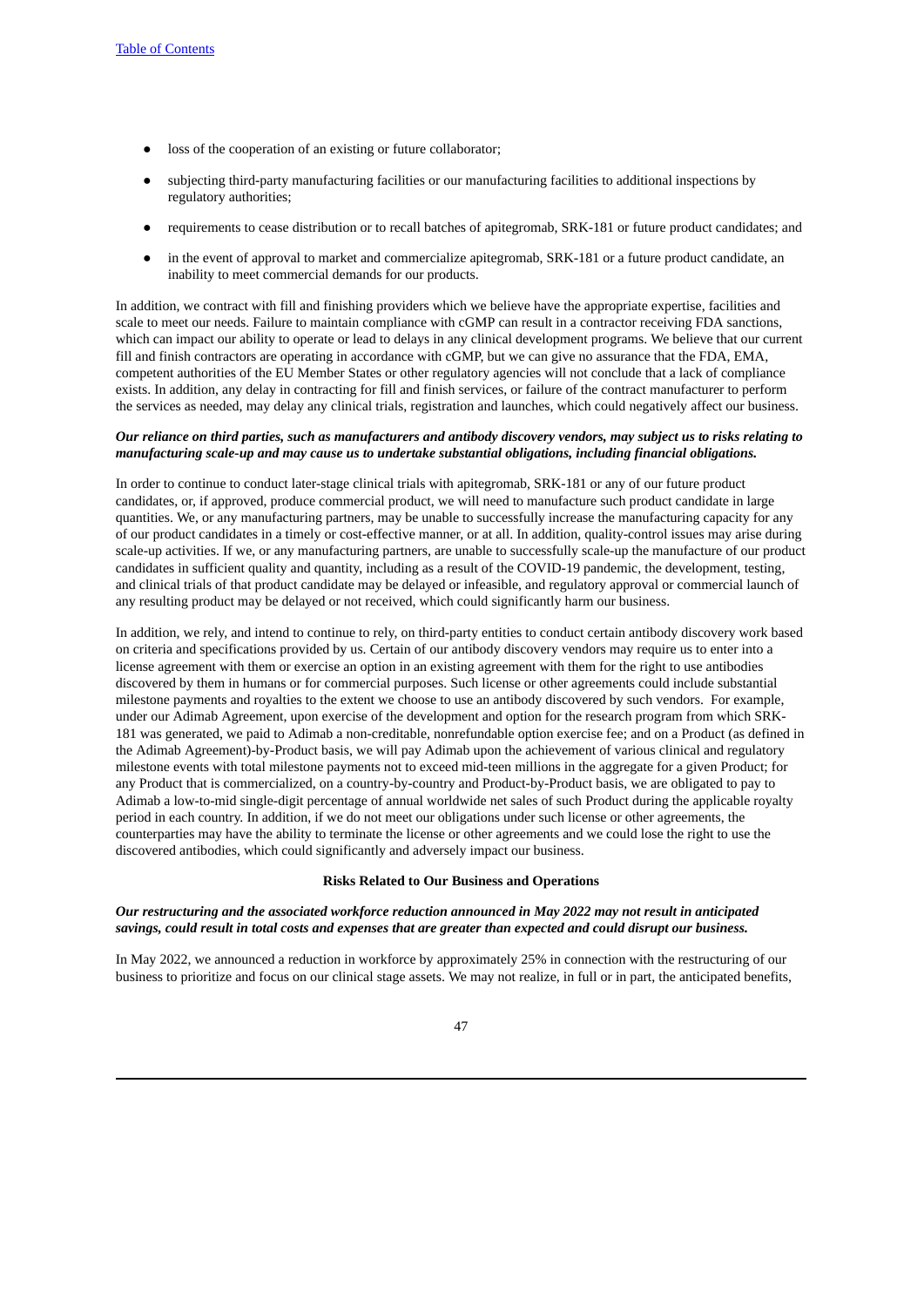- loss of the cooperation of an existing or future collaborator;
- subjecting third-party manufacturing facilities or our manufacturing facilities to additional inspections by regulatory authorities;
- requirements to cease distribution or to recall batches of apitegromab, SRK-181 or future product candidates; and
- in the event of approval to market and commercialize apitegromab, SRK-181 or a future product candidate, an inability to meet commercial demands for our products.

In addition, we contract with fill and finishing providers which we believe have the appropriate expertise, facilities and scale to meet our needs. Failure to maintain compliance with cGMP can result in a contractor receiving FDA sanctions, which can impact our ability to operate or lead to delays in any clinical development programs. We believe that our current fill and finish contractors are operating in accordance with cGMP, but we can give no assurance that the FDA, EMA, competent authorities of the EU Member States or other regulatory agencies will not conclude that a lack of compliance exists. In addition, any delay in contracting for fill and finish services, or failure of the contract manufacturer to perform the services as needed, may delay any clinical trials, registration and launches, which could negatively affect our business.

***Our reliance on third parties, such as manufacturers and antibody discovery vendors, may subject us to risks relating to manufacturing scale-up and may cause us to undertake substantial obligations, including financial obligations.***

In order to continue to conduct later-stage clinical trials with apitegromab, SRK-181 or any of our future product candidates, or, if approved, produce commercial product, we will need to manufacture such product candidate in large quantities. We, or any manufacturing partners, may be unable to successfully increase the manufacturing capacity for any of our product candidates in a timely or cost-effective manner, or at all. In addition, quality-control issues may arise during scale-up activities. If we, or any manufacturing partners, are unable to successfully scale-up the manufacture of our product candidates in sufficient quality and quantity, including as a result of the COVID-19 pandemic, the development, testing, and clinical trials of that product candidate may be delayed or infeasible, and regulatory approval or commercial launch of any resulting product may be delayed or not received, which could significantly harm our business.

In addition, we rely, and intend to continue to rely, on third-party entities to conduct certain antibody discovery work based on criteria and specifications provided by us. Certain of our antibody discovery vendors may require us to enter into a license agreement with them or exercise an option in an existing agreement with them for the right to use antibodies discovered by them in humans or for commercial purposes. Such license or other agreements could include substantial milestone payments and royalties to the extent we choose to use an antibody discovered by such vendors. For example, under our Adimab Agreement, upon exercise of the development and option for the research program from which SRK-181 was generated, we paid to Adimab a non-creditable, nonrefundable option exercise fee; and on a Product (as defined in the Adimab Agreement)-by-Product basis, we will pay Adimab upon the achievement of various clinical and regulatory milestone events with total milestone payments not to exceed mid-teen millions in the aggregate for a given Product; for any Product that is commercialized, on a country-by-country and Product-by-Product basis, we are obligated to pay to Adimab a low-to-mid single-digit percentage of annual worldwide net sales of such Product during the applicable royalty period in each country. In addition, if we do not meet our obligations under such license or other agreements, the counterparties may have the ability to terminate the license or other agreements and we could lose the right to use the discovered antibodies, which could significantly and adversely impact our business.

## Risks Related to Our Business and Operations

***Our restructuring and the associated workforce reduction announced in May 2022 may not result in anticipated savings, could result in total costs and expenses that are greater than expected and could disrupt our business.***

In May 2022, we announced a reduction in workforce by approximately 25% in connection with the restructuring of our business to prioritize and focus on our clinical stage assets. We may not realize, in full or in part, the anticipated benefits,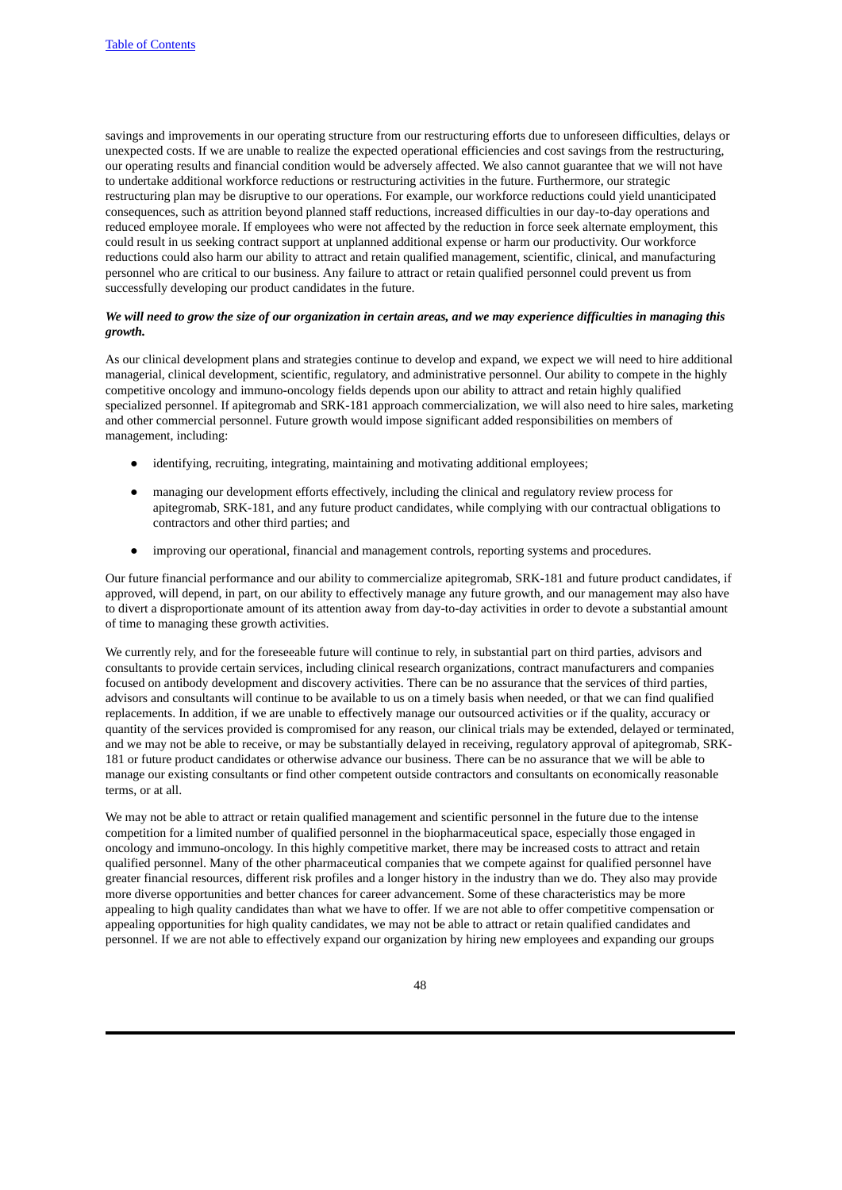savings and improvements in our operating structure from our restructuring efforts due to unforeseen difficulties, delays or unexpected costs. If we are unable to realize the expected operational efficiencies and cost savings from the restructuring, our operating results and financial condition would be adversely affected. We also cannot guarantee that we will not have to undertake additional workforce reductions or restructuring activities in the future. Furthermore, our strategic restructuring plan may be disruptive to our operations. For example, our workforce reductions could yield unanticipated consequences, such as attrition beyond planned staff reductions, increased difficulties in our day-to-day operations and reduced employee morale. If employees who were not affected by the reduction in force seek alternate employment, this could result in us seeking contract support at unplanned additional expense or harm our productivity. Our workforce reductions could also harm our ability to attract and retain qualified management, scientific, clinical, and manufacturing personnel who are critical to our business. Any failure to attract or retain qualified personnel could prevent us from successfully developing our product candidates in the future.

***We will need to grow the size of our organization in certain areas, and we may experience difficulties in managing this growth.***

As our clinical development plans and strategies continue to develop and expand, we expect we will need to hire additional managerial, clinical development, scientific, regulatory, and administrative personnel. Our ability to compete in the highly competitive oncology and immuno-oncology fields depends upon our ability to attract and retain highly qualified specialized personnel. If apitegromab and SRK-181 approach commercialization, we will also need to hire sales, marketing and other commercial personnel. Future growth would impose significant added responsibilities on members of management, including:

- identifying, recruiting, integrating, maintaining and motivating additional employees;
- managing our development efforts effectively, including the clinical and regulatory review process for apitegromab, SRK-181, and any future product candidates, while complying with our contractual obligations to contractors and other third parties; and
- improving our operational, financial and management controls, reporting systems and procedures.

Our future financial performance and our ability to commercialize apitegromab, SRK-181 and future product candidates, if approved, will depend, in part, on our ability to effectively manage any future growth, and our management may also have to divert a disproportionate amount of its attention away from day-to-day activities in order to devote a substantial amount of time to managing these growth activities.

We currently rely, and for the foreseeable future will continue to rely, in substantial part on third parties, advisors and consultants to provide certain services, including clinical research organizations, contract manufacturers and companies focused on antibody development and discovery activities. There can be no assurance that the services of third parties, advisors and consultants will continue to be available to us on a timely basis when needed, or that we can find qualified replacements. In addition, if we are unable to effectively manage our outsourced activities or if the quality, accuracy or quantity of the services provided is compromised for any reason, our clinical trials may be extended, delayed or terminated, and we may not be able to receive, or may be substantially delayed in receiving, regulatory approval of apitegromab, SRK-181 or future product candidates or otherwise advance our business. There can be no assurance that we will be able to manage our existing consultants or find other competent outside contractors and consultants on economically reasonable terms, or at all.

We may not be able to attract or retain qualified management and scientific personnel in the future due to the intense competition for a limited number of qualified personnel in the biopharmaceutical space, especially those engaged in oncology and immuno-oncology. In this highly competitive market, there may be increased costs to attract and retain qualified personnel. Many of the other pharmaceutical companies that we compete against for qualified personnel have greater financial resources, different risk profiles and a longer history in the industry than we do. They also may provide more diverse opportunities and better chances for career advancement. Some of these characteristics may be more appealing to high quality candidates than what we have to offer. If we are not able to offer competitive compensation or appealing opportunities for high quality candidates, we may not be able to attract or retain qualified candidates and personnel. If we are not able to effectively expand our organization by hiring new employees and expanding our groups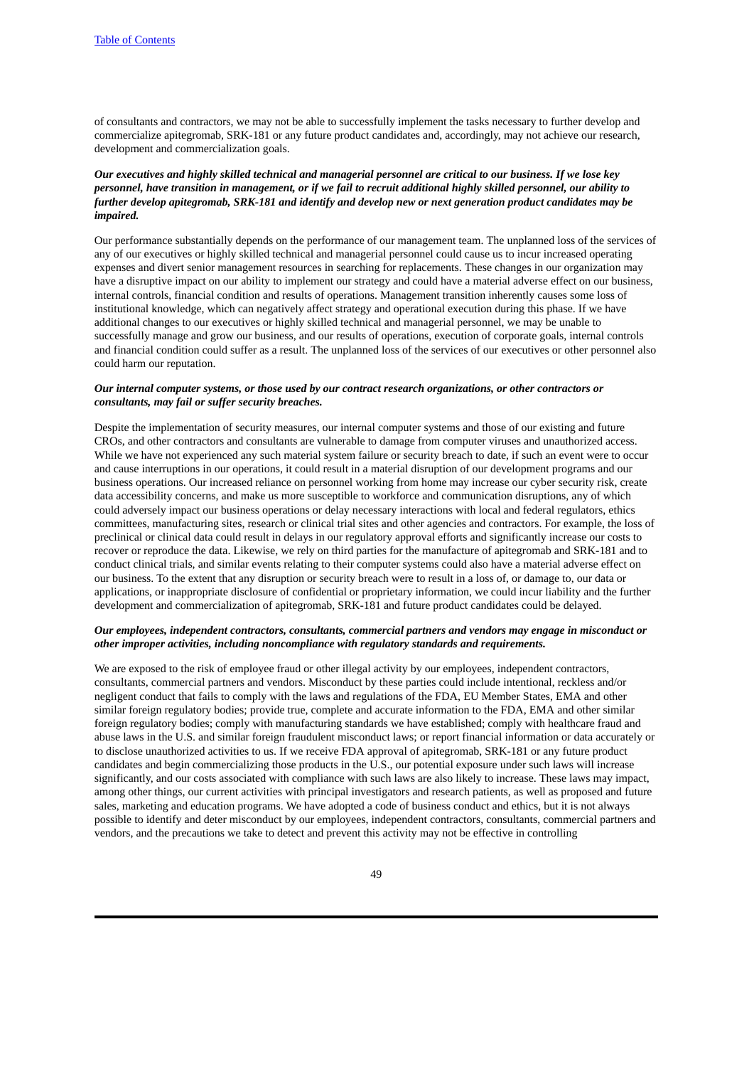of consultants and contractors, we may not be able to successfully implement the tasks necessary to further develop and commercialize apitegromab, SRK-181 or any future product candidates and, accordingly, may not achieve our research, development and commercialization goals.

***Our executives and highly skilled technical and managerial personnel are critical to our business. If we lose key personnel, have transition in management, or if we fail to recruit additional highly skilled personnel, our ability to further develop apitegromab, SRK-181 and identify and develop new or next generation product candidates may be impaired.***

Our performance substantially depends on the performance of our management team. The unplanned loss of the services of any of our executives or highly skilled technical and managerial personnel could cause us to incur increased operating expenses and divert senior management resources in searching for replacements. These changes in our organization may have a disruptive impact on our ability to implement our strategy and could have a material adverse effect on our business, internal controls, financial condition and results of operations. Management transition inherently causes some loss of institutional knowledge, which can negatively affect strategy and operational execution during this phase. If we have additional changes to our executives or highly skilled technical and managerial personnel, we may be unable to successfully manage and grow our business, and our results of operations, execution of corporate goals, internal controls and financial condition could suffer as a result. The unplanned loss of the services of our executives or other personnel also could harm our reputation.

***Our internal computer systems, or those used by our contract research organizations, or other contractors or consultants, may fail or suffer security breaches.***

Despite the implementation of security measures, our internal computer systems and those of our existing and future CROs, and other contractors and consultants are vulnerable to damage from computer viruses and unauthorized access. While we have not experienced any such material system failure or security breach to date, if such an event were to occur and cause interruptions in our operations, it could result in a material disruption of our development programs and our business operations. Our increased reliance on personnel working from home may increase our cyber security risk, create data accessibility concerns, and make us more susceptible to workforce and communication disruptions, any of which could adversely impact our business operations or delay necessary interactions with local and federal regulators, ethics committees, manufacturing sites, research or clinical trial sites and other agencies and contractors. For example, the loss of preclinical or clinical data could result in delays in our regulatory approval efforts and significantly increase our costs to recover or reproduce the data. Likewise, we rely on third parties for the manufacture of apitegromab and SRK-181 and to conduct clinical trials, and similar events relating to their computer systems could also have a material adverse effect on our business. To the extent that any disruption or security breach were to result in a loss of, or damage to, our data or applications, or inappropriate disclosure of confidential or proprietary information, we could incur liability and the further development and commercialization of apitegromab, SRK-181 and future product candidates could be delayed.

***Our employees, independent contractors, consultants, commercial partners and vendors may engage in misconduct or other improper activities, including noncompliance with regulatory standards and requirements.***

We are exposed to the risk of employee fraud or other illegal activity by our employees, independent contractors, consultants, commercial partners and vendors. Misconduct by these parties could include intentional, reckless and/or negligent conduct that fails to comply with the laws and regulations of the FDA, EU Member States, EMA and other similar foreign regulatory bodies; provide true, complete and accurate information to the FDA, EMA and other similar foreign regulatory bodies; comply with manufacturing standards we have established; comply with healthcare fraud and abuse laws in the U.S. and similar foreign fraudulent misconduct laws; or report financial information or data accurately or to disclose unauthorized activities to us. If we receive FDA approval of apitegromab, SRK-181 or any future product candidates and begin commercializing those products in the U.S., our potential exposure under such laws will increase significantly, and our costs associated with compliance with such laws are also likely to increase. These laws may impact, among other things, our current activities with principal investigators and research patients, as well as proposed and future sales, marketing and education programs. We have adopted a code of business conduct and ethics, but it is not always possible to identify and deter misconduct by our employees, independent contractors, consultants, commercial partners and vendors, and the precautions we take to detect and prevent this activity may not be effective in controlling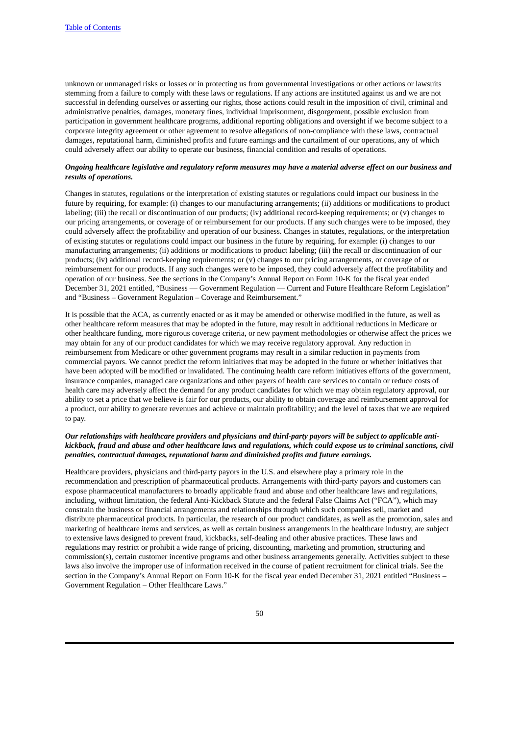unknown or unmanaged risks or losses or in protecting us from governmental investigations or other actions or lawsuits stemming from a failure to comply with these laws or regulations. If any actions are instituted against us and we are not successful in defending ourselves or asserting our rights, those actions could result in the imposition of civil, criminal and administrative penalties, damages, monetary fines, individual imprisonment, disgorgement, possible exclusion from participation in government healthcare programs, additional reporting obligations and oversight if we become subject to a corporate integrity agreement or other agreement to resolve allegations of non-compliance with these laws, contractual damages, reputational harm, diminished profits and future earnings and the curtailment of our operations, any of which could adversely affect our ability to operate our business, financial condition and results of operations.

***Ongoing healthcare legislative and regulatory reform measures may have a material adverse effect on our business and results of operations.***

Changes in statutes, regulations or the interpretation of existing statutes or regulations could impact our business in the future by requiring, for example: (i) changes to our manufacturing arrangements; (ii) additions or modifications to product labeling; (iii) the recall or discontinuation of our products; (iv) additional record-keeping requirements; or (v) changes to our pricing arrangements, or coverage of or reimbursement for our products. If any such changes were to be imposed, they could adversely affect the profitability and operation of our business. Changes in statutes, regulations, or the interpretation of existing statutes or regulations could impact our business in the future by requiring, for example: (i) changes to our manufacturing arrangements; (ii) additions or modifications to product labeling; (iii) the recall or discontinuation of our products; (iv) additional record-keeping requirements; or (v) changes to our pricing arrangements, or coverage of or reimbursement for our products. If any such changes were to be imposed, they could adversely affect the profitability and operation of our business. See the sections in the Company's Annual Report on Form 10-K for the fiscal year ended December 31, 2021 entitled, "Business — Government Regulation — Current and Future Healthcare Reform Legislation" and "Business – Government Regulation – Coverage and Reimbursement."

It is possible that the ACA, as currently enacted or as it may be amended or otherwise modified in the future, as well as other healthcare reform measures that may be adopted in the future, may result in additional reductions in Medicare or other healthcare funding, more rigorous coverage criteria, or new payment methodologies or otherwise affect the prices we may obtain for any of our product candidates for which we may receive regulatory approval. Any reduction in reimbursement from Medicare or other government programs may result in a similar reduction in payments from commercial payors. We cannot predict the reform initiatives that may be adopted in the future or whether initiatives that have been adopted will be modified or invalidated. The continuing health care reform initiatives efforts of the government, insurance companies, managed care organizations and other payers of health care services to contain or reduce costs of health care may adversely affect the demand for any product candidates for which we may obtain regulatory approval, our ability to set a price that we believe is fair for our products, our ability to obtain coverage and reimbursement approval for a product, our ability to generate revenues and achieve or maintain profitability; and the level of taxes that we are required to pay.

***Our relationships with healthcare providers and physicians and third-party payors will be subject to applicable anti-kickback, fraud and abuse and other healthcare laws and regulations, which could expose us to criminal sanctions, civil penalties, contractual damages, reputational harm and diminished profits and future earnings.***

Healthcare providers, physicians and third-party payors in the U.S. and elsewhere play a primary role in the recommendation and prescription of pharmaceutical products. Arrangements with third-party payors and customers can expose pharmaceutical manufacturers to broadly applicable fraud and abuse and other healthcare laws and regulations, including, without limitation, the federal Anti-Kickback Statute and the federal False Claims Act ("FCA"), which may constrain the business or financial arrangements and relationships through which such companies sell, market and distribute pharmaceutical products. In particular, the research of our product candidates, as well as the promotion, sales and marketing of healthcare items and services, as well as certain business arrangements in the healthcare industry, are subject to extensive laws designed to prevent fraud, kickbacks, self-dealing and other abusive practices. These laws and regulations may restrict or prohibit a wide range of pricing, discounting, marketing and promotion, structuring and commission(s), certain customer incentive programs and other business arrangements generally. Activities subject to these laws also involve the improper use of information received in the course of patient recruitment for clinical trials. See the section in the Company's Annual Report on Form 10-K for the fiscal year ended December 31, 2021 entitled "Business – Government Regulation – Other Healthcare Laws."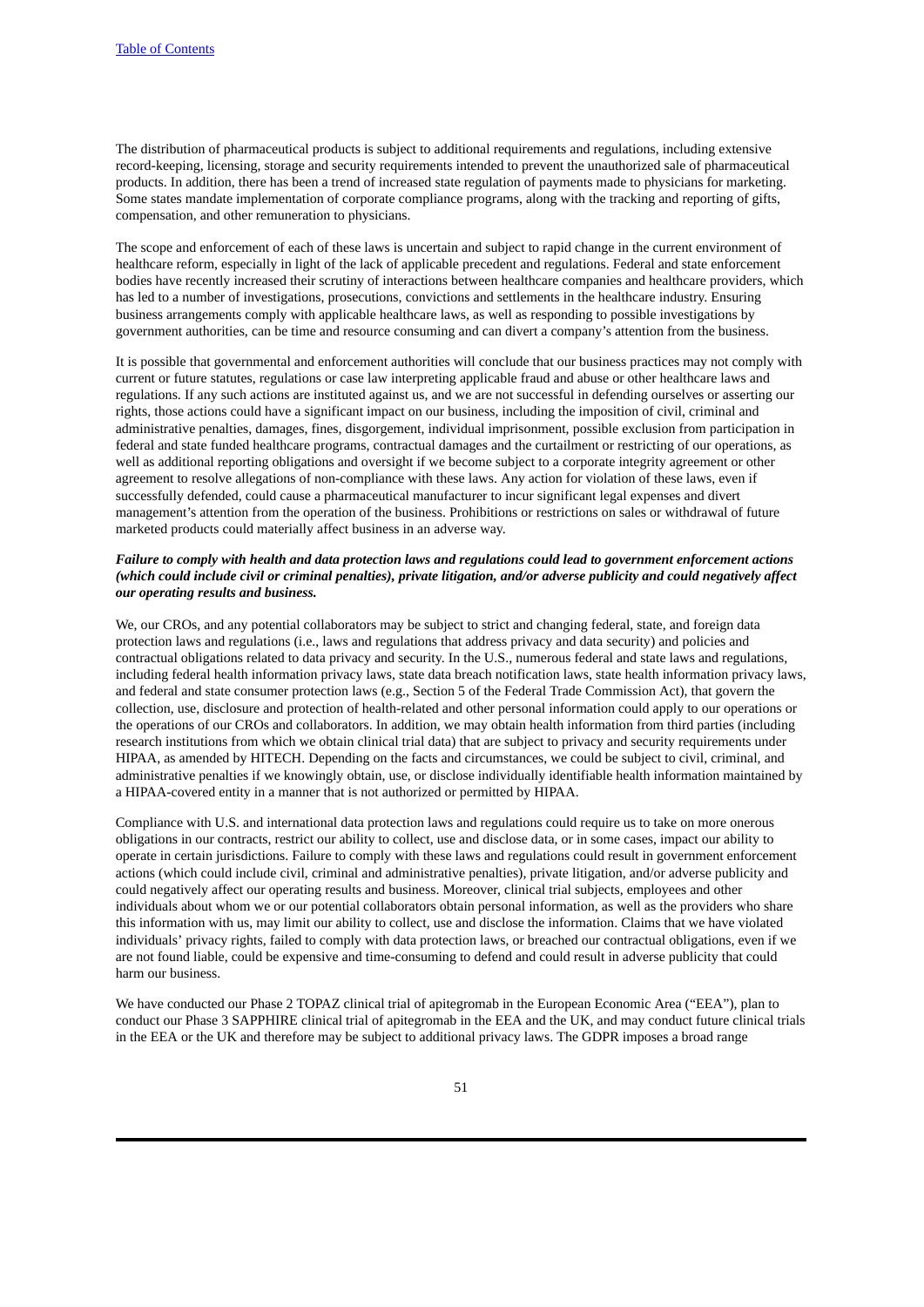The distribution of pharmaceutical products is subject to additional requirements and regulations, including extensive record-keeping, licensing, storage and security requirements intended to prevent the unauthorized sale of pharmaceutical products. In addition, there has been a trend of increased state regulation of payments made to physicians for marketing. Some states mandate implementation of corporate compliance programs, along with the tracking and reporting of gifts, compensation, and other remuneration to physicians.

The scope and enforcement of each of these laws is uncertain and subject to rapid change in the current environment of healthcare reform, especially in light of the lack of applicable precedent and regulations. Federal and state enforcement bodies have recently increased their scrutiny of interactions between healthcare companies and healthcare providers, which has led to a number of investigations, prosecutions, convictions and settlements in the healthcare industry. Ensuring business arrangements comply with applicable healthcare laws, as well as responding to possible investigations by government authorities, can be time and resource consuming and can divert a company's attention from the business.

It is possible that governmental and enforcement authorities will conclude that our business practices may not comply with current or future statutes, regulations or case law interpreting applicable fraud and abuse or other healthcare laws and regulations. If any such actions are instituted against us, and we are not successful in defending ourselves or asserting our rights, those actions could have a significant impact on our business, including the imposition of civil, criminal and administrative penalties, damages, fines, disgorgement, individual imprisonment, possible exclusion from participation in federal and state funded healthcare programs, contractual damages and the curtailment or restricting of our operations, as well as additional reporting obligations and oversight if we become subject to a corporate integrity agreement or other agreement to resolve allegations of non-compliance with these laws. Any action for violation of these laws, even if successfully defended, could cause a pharmaceutical manufacturer to incur significant legal expenses and divert management's attention from the operation of the business. Prohibitions or restrictions on sales or withdrawal of future marketed products could materially affect business in an adverse way.

***Failure to comply with health and data protection laws and regulations could lead to government enforcement actions (which could include civil or criminal penalties), private litigation, and/or adverse publicity and could negatively affect our operating results and business.***

We, our CROs, and any potential collaborators may be subject to strict and changing federal, state, and foreign data protection laws and regulations (i.e., laws and regulations that address privacy and data security) and policies and contractual obligations related to data privacy and security. In the U.S., numerous federal and state laws and regulations, including federal health information privacy laws, state data breach notification laws, state health information privacy laws, and federal and state consumer protection laws (e.g., Section 5 of the Federal Trade Commission Act), that govern the collection, use, disclosure and protection of health-related and other personal information could apply to our operations or the operations of our CROs and collaborators. In addition, we may obtain health information from third parties (including research institutions from which we obtain clinical trial data) that are subject to privacy and security requirements under HIPAA, as amended by HITECH. Depending on the facts and circumstances, we could be subject to civil, criminal, and administrative penalties if we knowingly obtain, use, or disclose individually identifiable health information maintained by a HIPAA-covered entity in a manner that is not authorized or permitted by HIPAA.

Compliance with U.S. and international data protection laws and regulations could require us to take on more onerous obligations in our contracts, restrict our ability to collect, use and disclose data, or in some cases, impact our ability to operate in certain jurisdictions. Failure to comply with these laws and regulations could result in government enforcement actions (which could include civil, criminal and administrative penalties), private litigation, and/or adverse publicity and could negatively affect our operating results and business. Moreover, clinical trial subjects, employees and other individuals about whom we or our potential collaborators obtain personal information, as well as the providers who share this information with us, may limit our ability to collect, use and disclose the information. Claims that we have violated individuals' privacy rights, failed to comply with data protection laws, or breached our contractual obligations, even if we are not found liable, could be expensive and time-consuming to defend and could result in adverse publicity that could harm our business.

We have conducted our Phase 2 TOPAZ clinical trial of apitegromab in the European Economic Area ("EEA"), plan to conduct our Phase 3 SAPPHIRE clinical trial of apitegromab in the EEA and the UK, and may conduct future clinical trials in the EEA or the UK and therefore may be subject to additional privacy laws. The GDPR imposes a broad range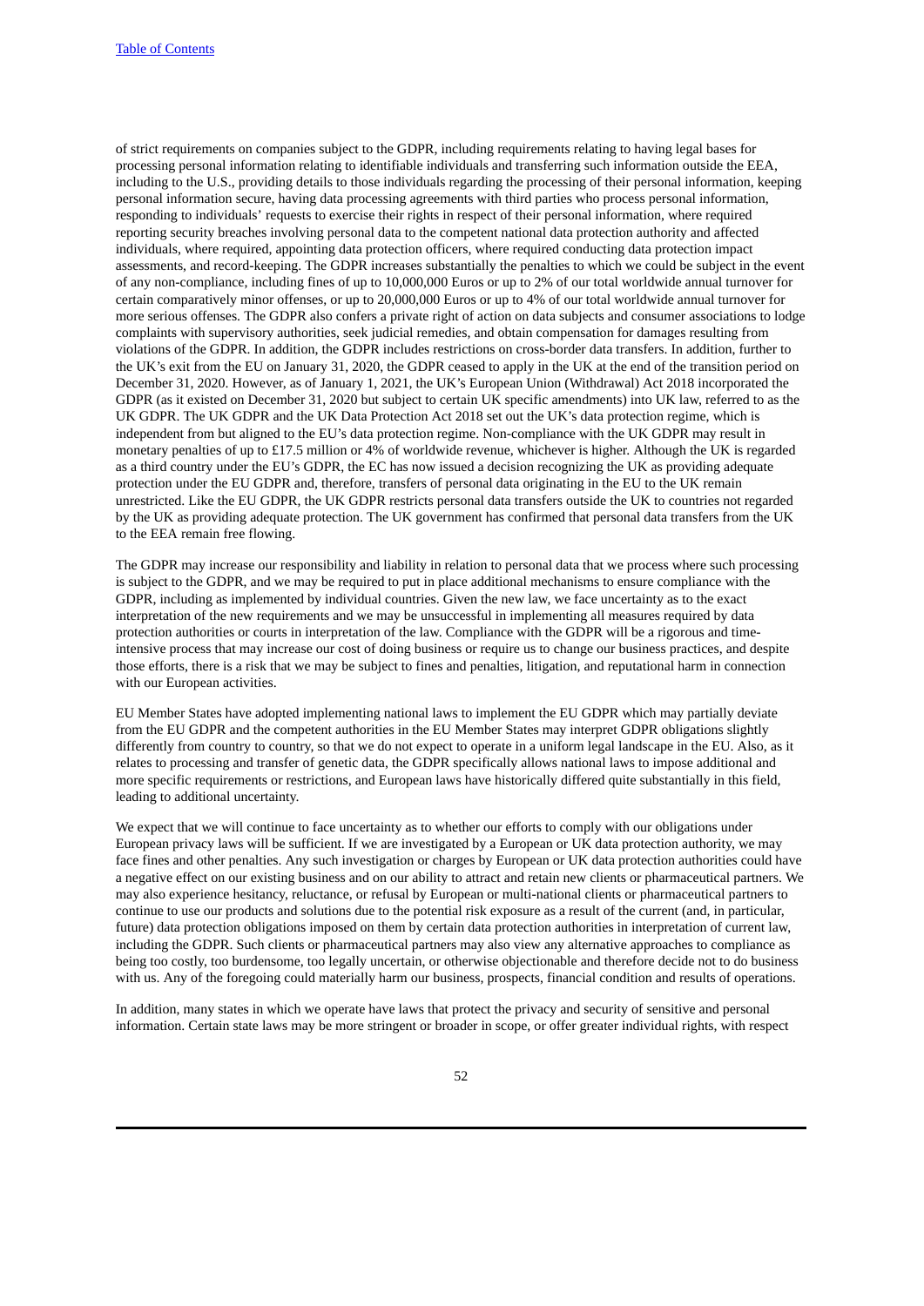of strict requirements on companies subject to the GDPR, including requirements relating to having legal bases for processing personal information relating to identifiable individuals and transferring such information outside the EEA, including to the U.S., providing details to those individuals regarding the processing of their personal information, keeping personal information secure, having data processing agreements with third parties who process personal information, responding to individuals' requests to exercise their rights in respect of their personal information, where required reporting security breaches involving personal data to the competent national data protection authority and affected individuals, where required, appointing data protection officers, where required conducting data protection impact assessments, and record-keeping. The GDPR increases substantially the penalties to which we could be subject in the event of any non-compliance, including fines of up to 10,000,000 Euros or up to 2% of our total worldwide annual turnover for certain comparatively minor offenses, or up to 20,000,000 Euros or up to 4% of our total worldwide annual turnover for more serious offenses. The GDPR also confers a private right of action on data subjects and consumer associations to lodge complaints with supervisory authorities, seek judicial remedies, and obtain compensation for damages resulting from violations of the GDPR. In addition, the GDPR includes restrictions on cross-border data transfers. In addition, further to the UK's exit from the EU on January 31, 2020, the GDPR ceased to apply in the UK at the end of the transition period on December 31, 2020. However, as of January 1, 2021, the UK's European Union (Withdrawal) Act 2018 incorporated the GDPR (as it existed on December 31, 2020 but subject to certain UK specific amendments) into UK law, referred to as the UK GDPR. The UK GDPR and the UK Data Protection Act 2018 set out the UK's data protection regime, which is independent from but aligned to the EU's data protection regime. Non-compliance with the UK GDPR may result in monetary penalties of up to £17.5 million or 4% of worldwide revenue, whichever is higher. Although the UK is regarded as a third country under the EU's GDPR, the EC has now issued a decision recognizing the UK as providing adequate protection under the EU GDPR and, therefore, transfers of personal data originating in the EU to the UK remain unrestricted. Like the EU GDPR, the UK GDPR restricts personal data transfers outside the UK to countries not regarded by the UK as providing adequate protection. The UK government has confirmed that personal data transfers from the UK to the EEA remain free flowing.

The GDPR may increase our responsibility and liability in relation to personal data that we process where such processing is subject to the GDPR, and we may be required to put in place additional mechanisms to ensure compliance with the GDPR, including as implemented by individual countries. Given the new law, we face uncertainty as to the exact interpretation of the new requirements and we may be unsuccessful in implementing all measures required by data protection authorities or courts in interpretation of the law. Compliance with the GDPR will be a rigorous and time-intensive process that may increase our cost of doing business or require us to change our business practices, and despite those efforts, there is a risk that we may be subject to fines and penalties, litigation, and reputational harm in connection with our European activities.

EU Member States have adopted implementing national laws to implement the EU GDPR which may partially deviate from the EU GDPR and the competent authorities in the EU Member States may interpret GDPR obligations slightly differently from country to country, so that we do not expect to operate in a uniform legal landscape in the EU. Also, as it relates to processing and transfer of genetic data, the GDPR specifically allows national laws to impose additional and more specific requirements or restrictions, and European laws have historically differed quite substantially in this field, leading to additional uncertainty.

We expect that we will continue to face uncertainty as to whether our efforts to comply with our obligations under European privacy laws will be sufficient. If we are investigated by a European or UK data protection authority, we may face fines and other penalties. Any such investigation or charges by European or UK data protection authorities could have a negative effect on our existing business and on our ability to attract and retain new clients or pharmaceutical partners. We may also experience hesitancy, reluctance, or refusal by European or multi-national clients or pharmaceutical partners to continue to use our products and solutions due to the potential risk exposure as a result of the current (and, in particular, future) data protection obligations imposed on them by certain data protection authorities in interpretation of current law, including the GDPR. Such clients or pharmaceutical partners may also view any alternative approaches to compliance as being too costly, too burdensome, too legally uncertain, or otherwise objectionable and therefore decide not to do business with us. Any of the foregoing could materially harm our business, prospects, financial condition and results of operations.

In addition, many states in which we operate have laws that protect the privacy and security of sensitive and personal information. Certain state laws may be more stringent or broader in scope, or offer greater individual rights, with respect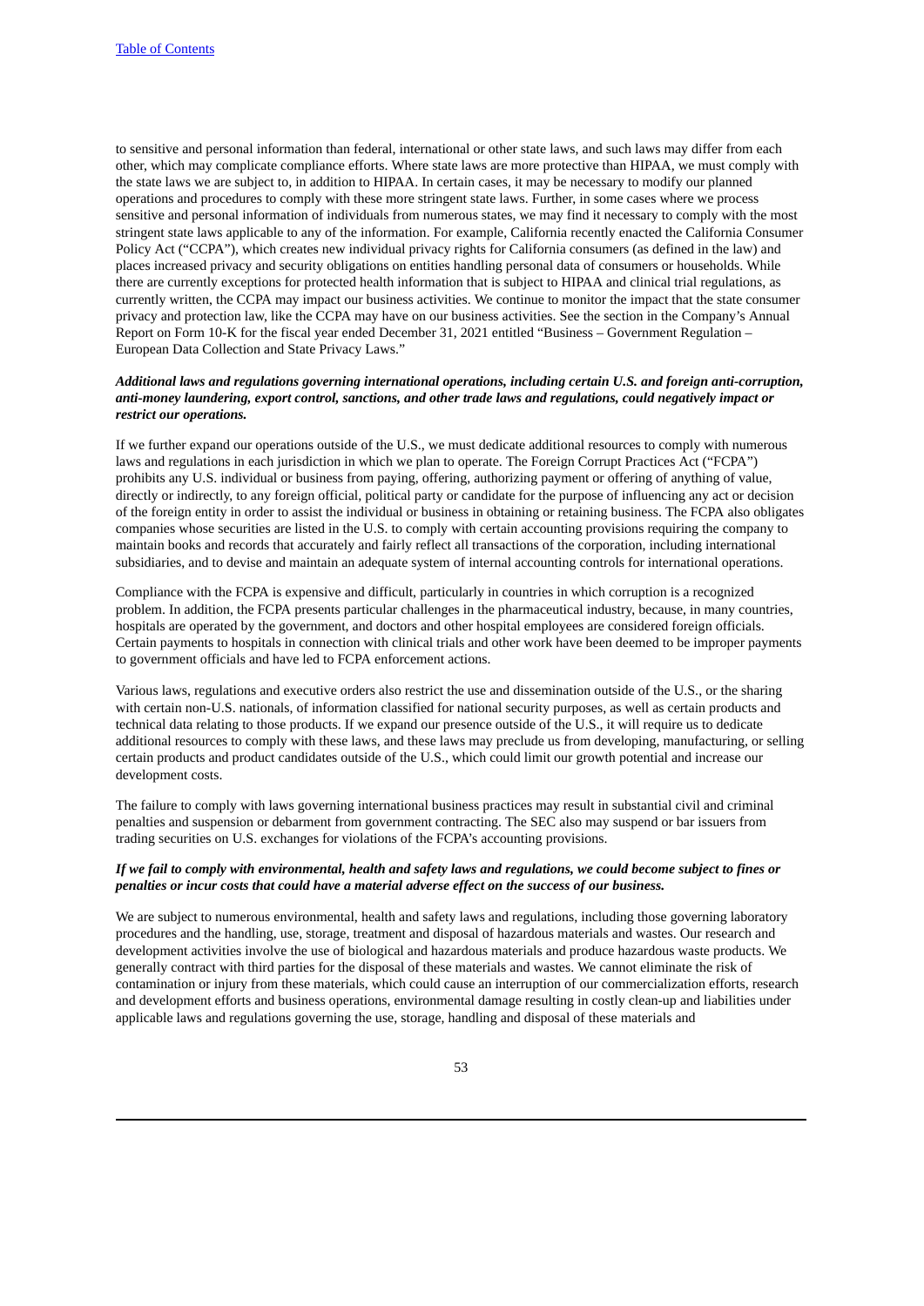to sensitive and personal information than federal, international or other state laws, and such laws may differ from each other, which may complicate compliance efforts. Where state laws are more protective than HIPAA, we must comply with the state laws we are subject to, in addition to HIPAA. In certain cases, it may be necessary to modify our planned operations and procedures to comply with these more stringent state laws. Further, in some cases where we process sensitive and personal information of individuals from numerous states, we may find it necessary to comply with the most stringent state laws applicable to any of the information. For example, California recently enacted the California Consumer Policy Act ("CCPA"), which creates new individual privacy rights for California consumers (as defined in the law) and places increased privacy and security obligations on entities handling personal data of consumers or households. While there are currently exceptions for protected health information that is subject to HIPAA and clinical trial regulations, as currently written, the CCPA may impact our business activities. We continue to monitor the impact that the state consumer privacy and protection law, like the CCPA may have on our business activities. See the section in the Company's Annual Report on Form 10-K for the fiscal year ended December 31, 2021 entitled "Business – Government Regulation – European Data Collection and State Privacy Laws."

***Additional laws and regulations governing international operations, including certain U.S. and foreign anti-corruption, anti-money laundering, export control, sanctions, and other trade laws and regulations, could negatively impact or restrict our operations.***

If we further expand our operations outside of the U.S., we must dedicate additional resources to comply with numerous laws and regulations in each jurisdiction in which we plan to operate. The Foreign Corrupt Practices Act ("FCPA") prohibits any U.S. individual or business from paying, offering, authorizing payment or offering of anything of value, directly or indirectly, to any foreign official, political party or candidate for the purpose of influencing any act or decision of the foreign entity in order to assist the individual or business in obtaining or retaining business. The FCPA also obligates companies whose securities are listed in the U.S. to comply with certain accounting provisions requiring the company to maintain books and records that accurately and fairly reflect all transactions of the corporation, including international subsidiaries, and to devise and maintain an adequate system of internal accounting controls for international operations.

Compliance with the FCPA is expensive and difficult, particularly in countries in which corruption is a recognized problem. In addition, the FCPA presents particular challenges in the pharmaceutical industry, because, in many countries, hospitals are operated by the government, and doctors and other hospital employees are considered foreign officials. Certain payments to hospitals in connection with clinical trials and other work have been deemed to be improper payments to government officials and have led to FCPA enforcement actions.

Various laws, regulations and executive orders also restrict the use and dissemination outside of the U.S., or the sharing with certain non-U.S. nationals, of information classified for national security purposes, as well as certain products and technical data relating to those products. If we expand our presence outside of the U.S., it will require us to dedicate additional resources to comply with these laws, and these laws may preclude us from developing, manufacturing, or selling certain products and product candidates outside of the U.S., which could limit our growth potential and increase our development costs.

The failure to comply with laws governing international business practices may result in substantial civil and criminal penalties and suspension or debarment from government contracting. The SEC also may suspend or bar issuers from trading securities on U.S. exchanges for violations of the FCPA's accounting provisions.

***If we fail to comply with environmental, health and safety laws and regulations, we could become subject to fines or penalties or incur costs that could have a material adverse effect on the success of our business.***

We are subject to numerous environmental, health and safety laws and regulations, including those governing laboratory procedures and the handling, use, storage, treatment and disposal of hazardous materials and wastes. Our research and development activities involve the use of biological and hazardous materials and produce hazardous waste products. We generally contract with third parties for the disposal of these materials and wastes. We cannot eliminate the risk of contamination or injury from these materials, which could cause an interruption of our commercialization efforts, research and development efforts and business operations, environmental damage resulting in costly clean-up and liabilities under applicable laws and regulations governing the use, storage, handling and disposal of these materials and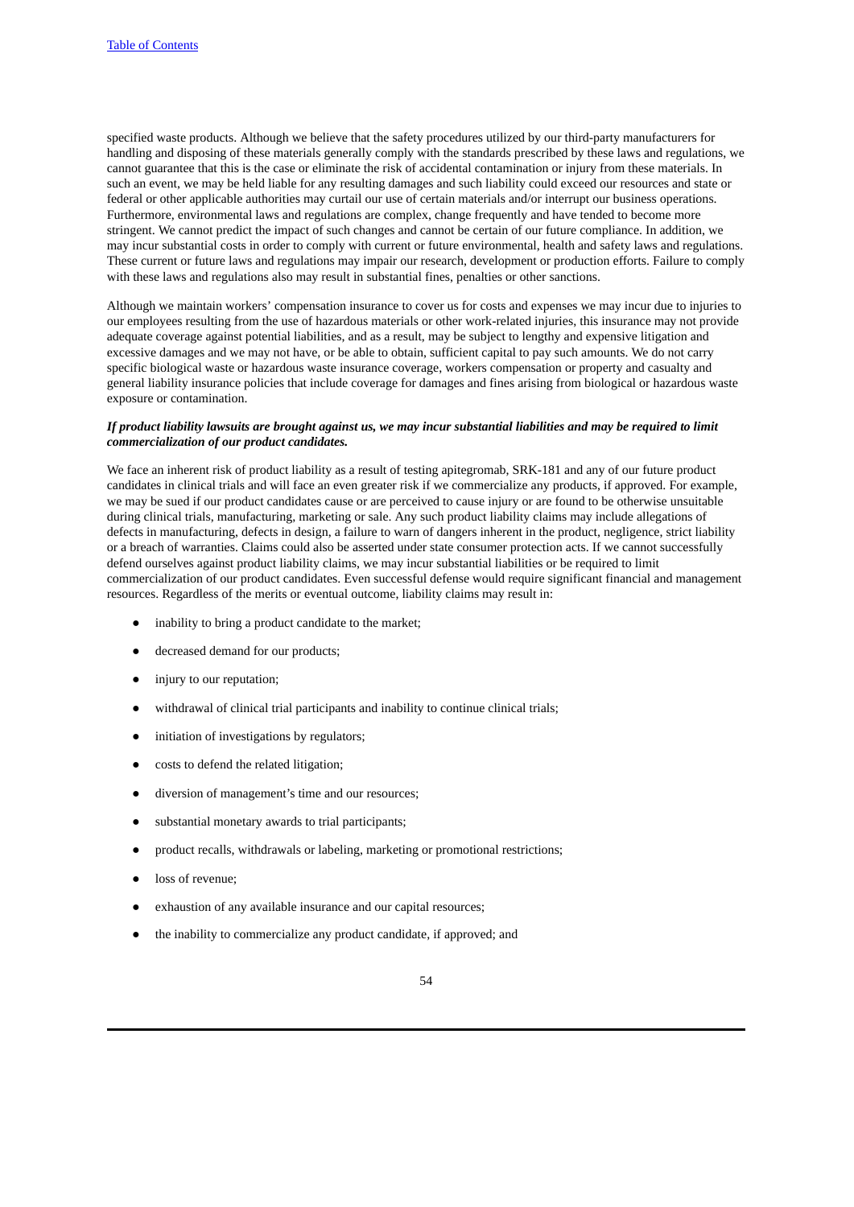specified waste products. Although we believe that the safety procedures utilized by our third-party manufacturers for handling and disposing of these materials generally comply with the standards prescribed by these laws and regulations, we cannot guarantee that this is the case or eliminate the risk of accidental contamination or injury from these materials. In such an event, we may be held liable for any resulting damages and such liability could exceed our resources and state or federal or other applicable authorities may curtail our use of certain materials and/or interrupt our business operations. Furthermore, environmental laws and regulations are complex, change frequently and have tended to become more stringent. We cannot predict the impact of such changes and cannot be certain of our future compliance. In addition, we may incur substantial costs in order to comply with current or future environmental, health and safety laws and regulations. These current or future laws and regulations may impair our research, development or production efforts. Failure to comply with these laws and regulations also may result in substantial fines, penalties or other sanctions.

Although we maintain workers' compensation insurance to cover us for costs and expenses we may incur due to injuries to our employees resulting from the use of hazardous materials or other work-related injuries, this insurance may not provide adequate coverage against potential liabilities, and as a result, may be subject to lengthy and expensive litigation and excessive damages and we may not have, or be able to obtain, sufficient capital to pay such amounts. We do not carry specific biological waste or hazardous waste insurance coverage, workers compensation or property and casualty and general liability insurance policies that include coverage for damages and fines arising from biological or hazardous waste exposure or contamination.

***If product liability lawsuits are brought against us, we may incur substantial liabilities and may be required to limit commercialization of our product candidates.***

We face an inherent risk of product liability as a result of testing apitegromab, SRK-181 and any of our future product candidates in clinical trials and will face an even greater risk if we commercialize any products, if approved. For example, we may be sued if our product candidates cause or are perceived to cause injury or are found to be otherwise unsuitable during clinical trials, manufacturing, marketing or sale. Any such product liability claims may include allegations of defects in manufacturing, defects in design, a failure to warn of dangers inherent in the product, negligence, strict liability or a breach of warranties. Claims could also be asserted under state consumer protection acts. If we cannot successfully defend ourselves against product liability claims, we may incur substantial liabilities or be required to limit commercialization of our product candidates. Even successful defense would require significant financial and management resources. Regardless of the merits or eventual outcome, liability claims may result in:

- inability to bring a product candidate to the market;
- decreased demand for our products;
- injury to our reputation;
- withdrawal of clinical trial participants and inability to continue clinical trials;
- initiation of investigations by regulators;
- costs to defend the related litigation;
- diversion of management's time and our resources;
- substantial monetary awards to trial participants;
- product recalls, withdrawals or labeling, marketing or promotional restrictions;
- loss of revenue;
- exhaustion of any available insurance and our capital resources;
- the inability to commercialize any product candidate, if approved; and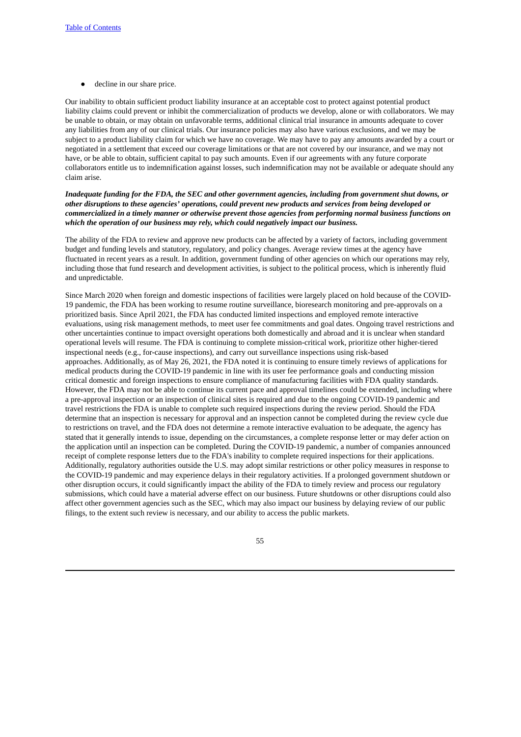- decline in our share price.

Our inability to obtain sufficient product liability insurance at an acceptable cost to protect against potential product liability claims could prevent or inhibit the commercialization of products we develop, alone or with collaborators. We may be unable to obtain, or may obtain on unfavorable terms, additional clinical trial insurance in amounts adequate to cover any liabilities from any of our clinical trials. Our insurance policies may also have various exclusions, and we may be subject to a product liability claim for which we have no coverage. We may have to pay any amounts awarded by a court or negotiated in a settlement that exceed our coverage limitations or that are not covered by our insurance, and we may not have, or be able to obtain, sufficient capital to pay such amounts. Even if our agreements with any future corporate collaborators entitle us to indemnification against losses, such indemnification may not be available or adequate should any claim arise.

***Inadequate funding for the FDA, the SEC and other government agencies, including from government shut downs, or other disruptions to these agencies' operations, could prevent new products and services from being developed or commercialized in a timely manner or otherwise prevent those agencies from performing normal business functions on which the operation of our business may rely, which could negatively impact our business.***

The ability of the FDA to review and approve new products can be affected by a variety of factors, including government budget and funding levels and statutory, regulatory, and policy changes. Average review times at the agency have fluctuated in recent years as a result. In addition, government funding of other agencies on which our operations may rely, including those that fund research and development activities, is subject to the political process, which is inherently fluid and unpredictable.

Since March 2020 when foreign and domestic inspections of facilities were largely placed on hold because of the COVID-19 pandemic, the FDA has been working to resume routine surveillance, bioresearch monitoring and pre-approvals on a prioritized basis. Since April 2021, the FDA has conducted limited inspections and employed remote interactive evaluations, using risk management methods, to meet user fee commitments and goal dates. Ongoing travel restrictions and other uncertainties continue to impact oversight operations both domestically and abroad and it is unclear when standard operational levels will resume. The FDA is continuing to complete mission-critical work, prioritize other higher-tiered inspectional needs (e.g., for-cause inspections), and carry out surveillance inspections using risk-based approaches. Additionally, as of May 26, 2021, the FDA noted it is continuing to ensure timely reviews of applications for medical products during the COVID-19 pandemic in line with its user fee performance goals and conducting mission critical domestic and foreign inspections to ensure compliance of manufacturing facilities with FDA quality standards. However, the FDA may not be able to continue its current pace and approval timelines could be extended, including where a pre-approval inspection or an inspection of clinical sites is required and due to the ongoing COVID-19 pandemic and travel restrictions the FDA is unable to complete such required inspections during the review period. Should the FDA determine that an inspection is necessary for approval and an inspection cannot be completed during the review cycle due to restrictions on travel, and the FDA does not determine a remote interactive evaluation to be adequate, the agency has stated that it generally intends to issue, depending on the circumstances, a complete response letter or may defer action on the application until an inspection can be completed. During the COVID-19 pandemic, a number of companies announced receipt of complete response letters due to the FDA's inability to complete required inspections for their applications. Additionally, regulatory authorities outside the U.S. may adopt similar restrictions or other policy measures in response to the COVID-19 pandemic and may experience delays in their regulatory activities. If a prolonged government shutdown or other disruption occurs, it could significantly impact the ability of the FDA to timely review and process our regulatory submissions, which could have a material adverse effect on our business. Future shutdowns or other disruptions could also affect other government agencies such as the SEC, which may also impact our business by delaying review of our public filings, to the extent such review is necessary, and our ability to access the public markets.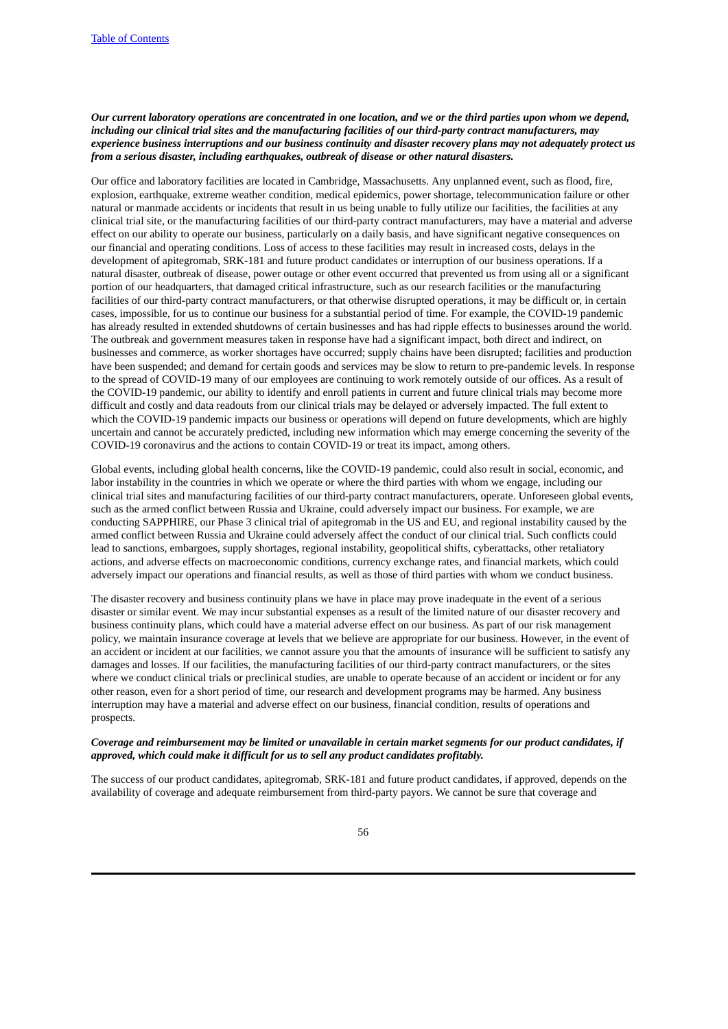***Our current laboratory operations are concentrated in one location, and we or the third parties upon whom we depend, including our clinical trial sites and the manufacturing facilities of our third-party contract manufacturers, may experience business interruptions and our business continuity and disaster recovery plans may not adequately protect us from a serious disaster, including earthquakes, outbreak of disease or other natural disasters.***

Our office and laboratory facilities are located in Cambridge, Massachusetts. Any unplanned event, such as flood, fire, explosion, earthquake, extreme weather condition, medical epidemics, power shortage, telecommunication failure or other natural or manmade accidents or incidents that result in us being unable to fully utilize our facilities, the facilities at any clinical trial site, or the manufacturing facilities of our third-party contract manufacturers, may have a material and adverse effect on our ability to operate our business, particularly on a daily basis, and have significant negative consequences on our financial and operating conditions. Loss of access to these facilities may result in increased costs, delays in the development of apitegromab, SRK-181 and future product candidates or interruption of our business operations. If a natural disaster, outbreak of disease, power outage or other event occurred that prevented us from using all or a significant portion of our headquarters, that damaged critical infrastructure, such as our research facilities or the manufacturing facilities of our third-party contract manufacturers, or that otherwise disrupted operations, it may be difficult or, in certain cases, impossible, for us to continue our business for a substantial period of time. For example, the COVID-19 pandemic has already resulted in extended shutdowns of certain businesses and has had ripple effects to businesses around the world. The outbreak and government measures taken in response have had a significant impact, both direct and indirect, on businesses and commerce, as worker shortages have occurred; supply chains have been disrupted; facilities and production have been suspended; and demand for certain goods and services may be slow to return to pre-pandemic levels. In response to the spread of COVID-19 many of our employees are continuing to work remotely outside of our offices. As a result of the COVID-19 pandemic, our ability to identify and enroll patients in current and future clinical trials may become more difficult and costly and data readouts from our clinical trials may be delayed or adversely impacted. The full extent to which the COVID-19 pandemic impacts our business or operations will depend on future developments, which are highly uncertain and cannot be accurately predicted, including new information which may emerge concerning the severity of the COVID-19 coronavirus and the actions to contain COVID-19 or treat its impact, among others.

Global events, including global health concerns, like the COVID-19 pandemic, could also result in social, economic, and labor instability in the countries in which we operate or where the third parties with whom we engage, including our clinical trial sites and manufacturing facilities of our third-party contract manufacturers, operate. Unforeseen global events, such as the armed conflict between Russia and Ukraine, could adversely impact our business. For example, we are conducting SAPPHIRE, our Phase 3 clinical trial of apitegromab in the US and EU, and regional instability caused by the armed conflict between Russia and Ukraine could adversely affect the conduct of our clinical trial. Such conflicts could lead to sanctions, embargoes, supply shortages, regional instability, geopolitical shifts, cyberattacks, other retaliatory actions, and adverse effects on macroeconomic conditions, currency exchange rates, and financial markets, which could adversely impact our operations and financial results, as well as those of third parties with whom we conduct business.

The disaster recovery and business continuity plans we have in place may prove inadequate in the event of a serious disaster or similar event. We may incur substantial expenses as a result of the limited nature of our disaster recovery and business continuity plans, which could have a material adverse effect on our business. As part of our risk management policy, we maintain insurance coverage at levels that we believe are appropriate for our business. However, in the event of an accident or incident at our facilities, we cannot assure you that the amounts of insurance will be sufficient to satisfy any damages and losses. If our facilities, the manufacturing facilities of our third-party contract manufacturers, or the sites where we conduct clinical trials or preclinical studies, are unable to operate because of an accident or incident or for any other reason, even for a short period of time, our research and development programs may be harmed. Any business interruption may have a material and adverse effect on our business, financial condition, results of operations and prospects.

***Coverage and reimbursement may be limited or unavailable in certain market segments for our product candidates, if approved, which could make it difficult for us to sell any product candidates profitably.***

The success of our product candidates, apitegromab, SRK-181 and future product candidates, if approved, depends on the availability of coverage and adequate reimbursement from third-party payors. We cannot be sure that coverage and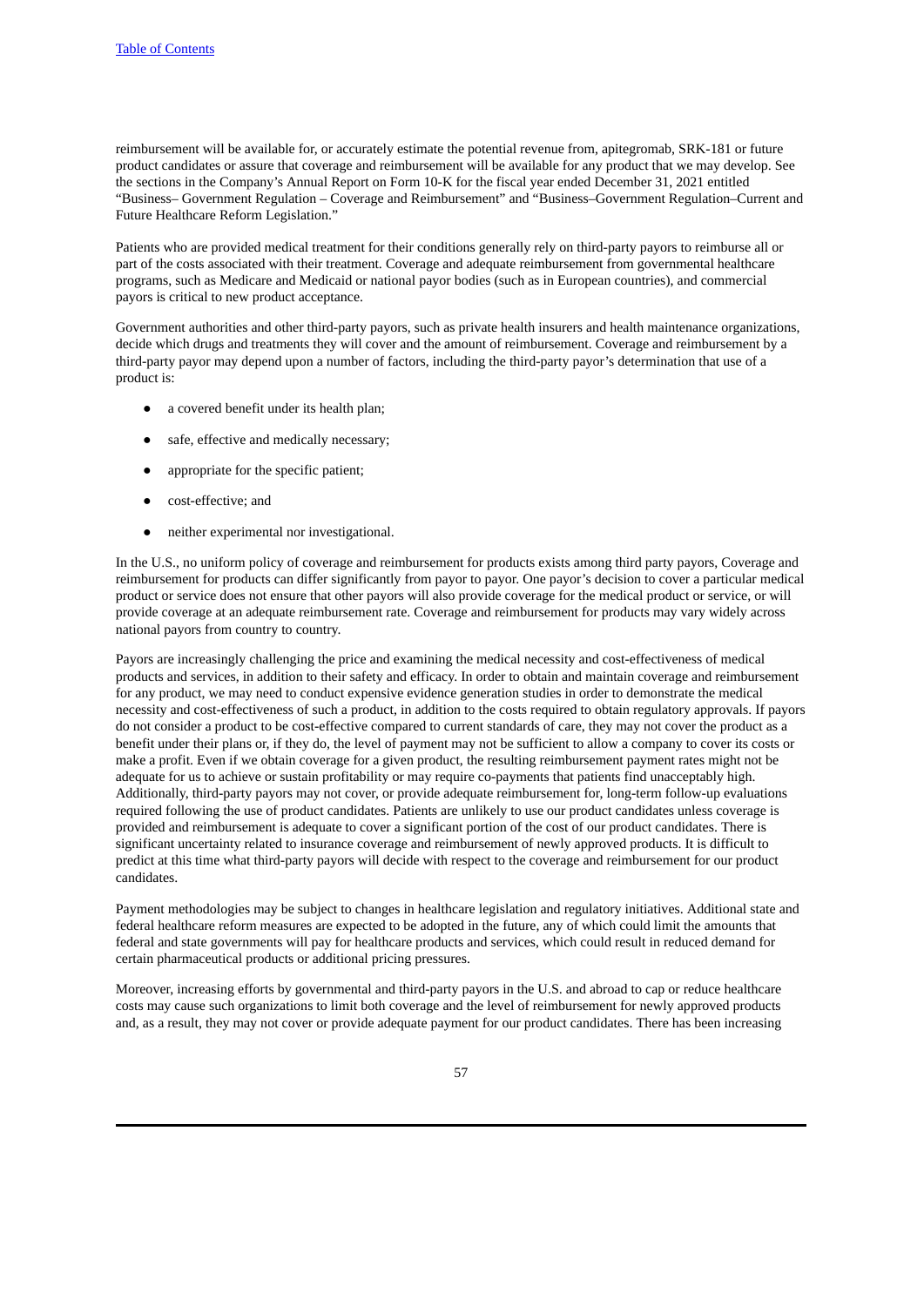reimbursement will be available for, or accurately estimate the potential revenue from, apitegromab, SRK-181 or future product candidates or assure that coverage and reimbursement will be available for any product that we may develop. See the sections in the Company's Annual Report on Form 10-K for the fiscal year ended December 31, 2021 entitled "Business– Government Regulation – Coverage and Reimbursement" and "Business–Government Regulation–Current and Future Healthcare Reform Legislation."

Patients who are provided medical treatment for their conditions generally rely on third-party payors to reimburse all or part of the costs associated with their treatment. Coverage and adequate reimbursement from governmental healthcare programs, such as Medicare and Medicaid or national payor bodies (such as in European countries), and commercial payors is critical to new product acceptance.

Government authorities and other third-party payors, such as private health insurers and health maintenance organizations, decide which drugs and treatments they will cover and the amount of reimbursement. Coverage and reimbursement by a third-party payor may depend upon a number of factors, including the third-party payor's determination that use of a product is:

- a covered benefit under its health plan;
- safe, effective and medically necessary;
- appropriate for the specific patient;
- cost-effective; and
- neither experimental nor investigational.

In the U.S., no uniform policy of coverage and reimbursement for products exists among third party payors, Coverage and reimbursement for products can differ significantly from payor to payor. One payor's decision to cover a particular medical product or service does not ensure that other payors will also provide coverage for the medical product or service, or will provide coverage at an adequate reimbursement rate. Coverage and reimbursement for products may vary widely across national payors from country to country.

Payors are increasingly challenging the price and examining the medical necessity and cost-effectiveness of medical products and services, in addition to their safety and efficacy. In order to obtain and maintain coverage and reimbursement for any product, we may need to conduct expensive evidence generation studies in order to demonstrate the medical necessity and cost-effectiveness of such a product, in addition to the costs required to obtain regulatory approvals. If payors do not consider a product to be cost-effective compared to current standards of care, they may not cover the product as a benefit under their plans or, if they do, the level of payment may not be sufficient to allow a company to cover its costs or make a profit. Even if we obtain coverage for a given product, the resulting reimbursement payment rates might not be adequate for us to achieve or sustain profitability or may require co-payments that patients find unacceptably high. Additionally, third-party payors may not cover, or provide adequate reimbursement for, long-term follow-up evaluations required following the use of product candidates. Patients are unlikely to use our product candidates unless coverage is provided and reimbursement is adequate to cover a significant portion of the cost of our product candidates. There is significant uncertainty related to insurance coverage and reimbursement of newly approved products. It is difficult to predict at this time what third-party payors will decide with respect to the coverage and reimbursement for our product candidates.

Payment methodologies may be subject to changes in healthcare legislation and regulatory initiatives. Additional state and federal healthcare reform measures are expected to be adopted in the future, any of which could limit the amounts that federal and state governments will pay for healthcare products and services, which could result in reduced demand for certain pharmaceutical products or additional pricing pressures.

Moreover, increasing efforts by governmental and third-party payors in the U.S. and abroad to cap or reduce healthcare costs may cause such organizations to limit both coverage and the level of reimbursement for newly approved products and, as a result, they may not cover or provide adequate payment for our product candidates. There has been increasing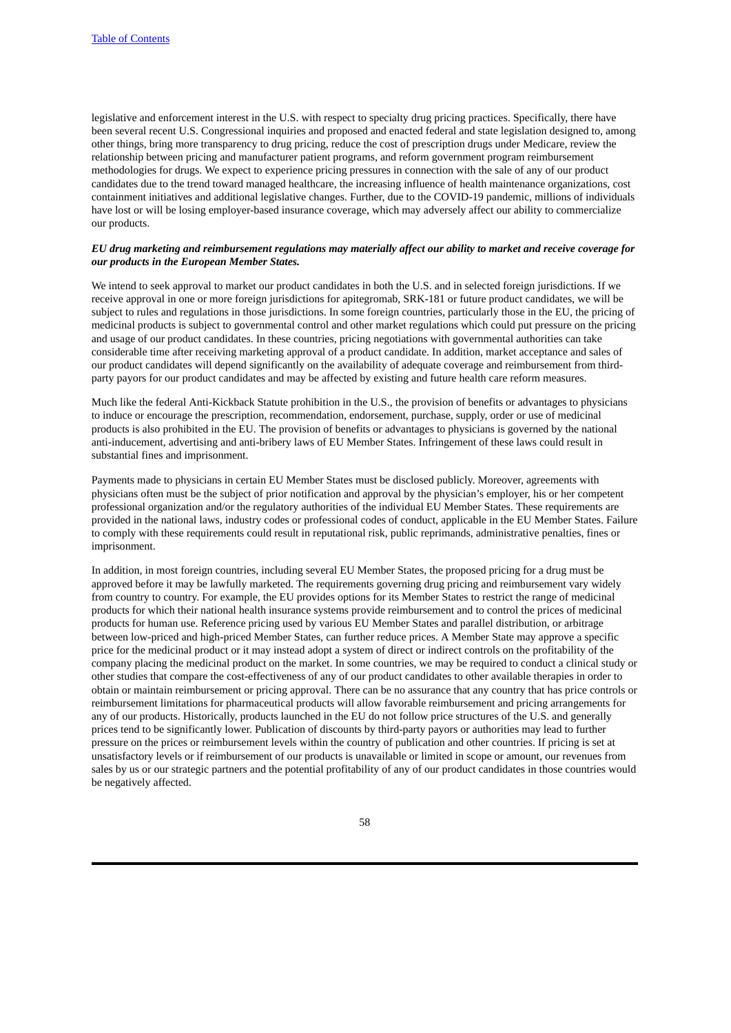legislative and enforcement interest in the U.S. with respect to specialty drug pricing practices. Specifically, there have been several recent U.S. Congressional inquiries and proposed and enacted federal and state legislation designed to, among other things, bring more transparency to drug pricing, reduce the cost of prescription drugs under Medicare, review the relationship between pricing and manufacturer patient programs, and reform government program reimbursement methodologies for drugs. We expect to experience pricing pressures in connection with the sale of any of our product candidates due to the trend toward managed healthcare, the increasing influence of health maintenance organizations, cost containment initiatives and additional legislative changes. Further, due to the COVID-19 pandemic, millions of individuals have lost or will be losing employer-based insurance coverage, which may adversely affect our ability to commercialize our products.

***EU drug marketing and reimbursement regulations may materially affect our ability to market and receive coverage for our products in the European Member States.***

We intend to seek approval to market our product candidates in both the U.S. and in selected foreign jurisdictions. If we receive approval in one or more foreign jurisdictions for apitegromab, SRK-181 or future product candidates, we will be subject to rules and regulations in those jurisdictions. In some foreign countries, particularly those in the EU, the pricing of medicinal products is subject to governmental control and other market regulations which could put pressure on the pricing and usage of our product candidates. In these countries, pricing negotiations with governmental authorities can take considerable time after receiving marketing approval of a product candidate. In addition, market acceptance and sales of our product candidates will depend significantly on the availability of adequate coverage and reimbursement from third-party payors for our product candidates and may be affected by existing and future health care reform measures.

Much like the federal Anti-Kickback Statute prohibition in the U.S., the provision of benefits or advantages to physicians to induce or encourage the prescription, recommendation, endorsement, purchase, supply, order or use of medicinal products is also prohibited in the EU. The provision of benefits or advantages to physicians is governed by the national anti-inducement, advertising and anti-bribery laws of EU Member States. Infringement of these laws could result in substantial fines and imprisonment.

Payments made to physicians in certain EU Member States must be disclosed publicly. Moreover, agreements with physicians often must be the subject of prior notification and approval by the physician's employer, his or her competent professional organization and/or the regulatory authorities of the individual EU Member States. These requirements are provided in the national laws, industry codes or professional codes of conduct, applicable in the EU Member States. Failure to comply with these requirements could result in reputational risk, public reprimands, administrative penalties, fines or imprisonment.

In addition, in most foreign countries, including several EU Member States, the proposed pricing for a drug must be approved before it may be lawfully marketed. The requirements governing drug pricing and reimbursement vary widely from country to country. For example, the EU provides options for its Member States to restrict the range of medicinal products for which their national health insurance systems provide reimbursement and to control the prices of medicinal products for human use. Reference pricing used by various EU Member States and parallel distribution, or arbitrage between low-priced and high-priced Member States, can further reduce prices. A Member State may approve a specific price for the medicinal product or it may instead adopt a system of direct or indirect controls on the profitability of the company placing the medicinal product on the market. In some countries, we may be required to conduct a clinical study or other studies that compare the cost-effectiveness of any of our product candidates to other available therapies in order to obtain or maintain reimbursement or pricing approval. There can be no assurance that any country that has price controls or reimbursement limitations for pharmaceutical products will allow favorable reimbursement and pricing arrangements for any of our products. Historically, products launched in the EU do not follow price structures of the U.S. and generally prices tend to be significantly lower. Publication of discounts by third-party payors or authorities may lead to further pressure on the prices or reimbursement levels within the country of publication and other countries. If pricing is set at unsatisfactory levels or if reimbursement of our products is unavailable or limited in scope or amount, our revenues from sales by us or our strategic partners and the potential profitability of any of our product candidates in those countries would be negatively affected.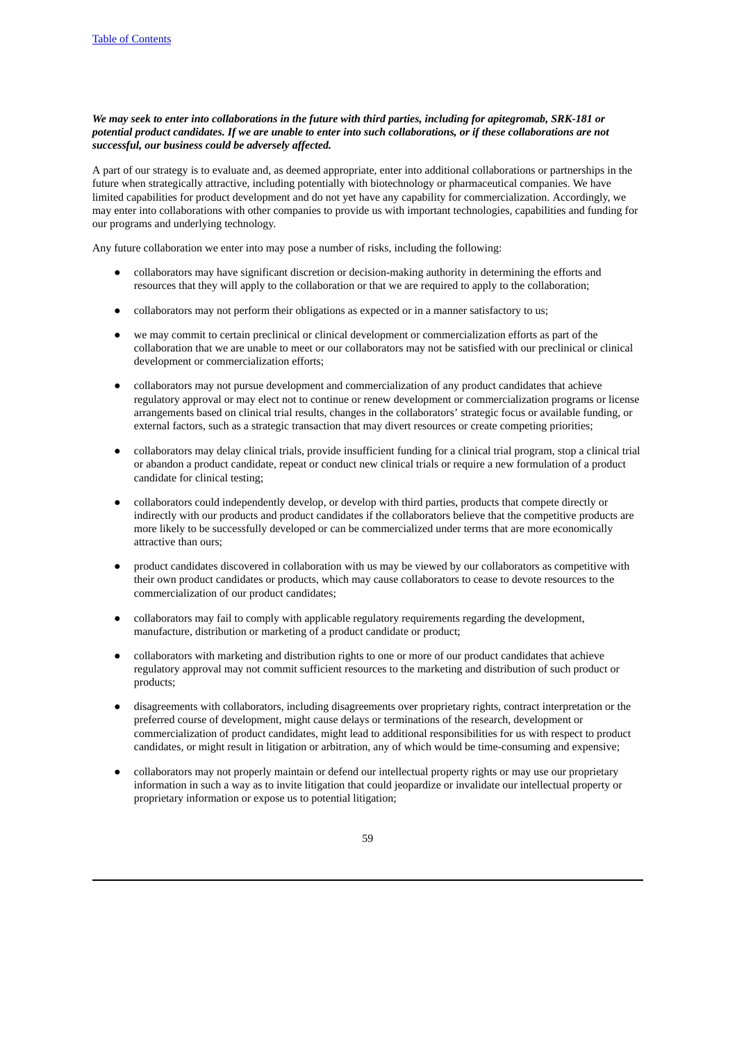***We may seek to enter into collaborations in the future with third parties, including for apitegromab, SRK-181 or potential product candidates. If we are unable to enter into such collaborations, or if these collaborations are not successful, our business could be adversely affected.***

A part of our strategy is to evaluate and, as deemed appropriate, enter into additional collaborations or partnerships in the future when strategically attractive, including potentially with biotechnology or pharmaceutical companies. We have limited capabilities for product development and do not yet have any capability for commercialization. Accordingly, we may enter into collaborations with other companies to provide us with important technologies, capabilities and funding for our programs and underlying technology.

Any future collaboration we enter into may pose a number of risks, including the following:

- collaborators may have significant discretion or decision-making authority in determining the efforts and resources that they will apply to the collaboration or that we are required to apply to the collaboration;
- collaborators may not perform their obligations as expected or in a manner satisfactory to us;
- we may commit to certain preclinical or clinical development or commercialization efforts as part of the collaboration that we are unable to meet or our collaborators may not be satisfied with our preclinical or clinical development or commercialization efforts;
- collaborators may not pursue development and commercialization of any product candidates that achieve regulatory approval or may elect not to continue or renew development or commercialization programs or license arrangements based on clinical trial results, changes in the collaborators' strategic focus or available funding, or external factors, such as a strategic transaction that may divert resources or create competing priorities;
- collaborators may delay clinical trials, provide insufficient funding for a clinical trial program, stop a clinical trial or abandon a product candidate, repeat or conduct new clinical trials or require a new formulation of a product candidate for clinical testing;
- collaborators could independently develop, or develop with third parties, products that compete directly or indirectly with our products and product candidates if the collaborators believe that the competitive products are more likely to be successfully developed or can be commercialized under terms that are more economically attractive than ours;
- product candidates discovered in collaboration with us may be viewed by our collaborators as competitive with their own product candidates or products, which may cause collaborators to cease to devote resources to the commercialization of our product candidates;
- collaborators may fail to comply with applicable regulatory requirements regarding the development, manufacture, distribution or marketing of a product candidate or product;
- collaborators with marketing and distribution rights to one or more of our product candidates that achieve regulatory approval may not commit sufficient resources to the marketing and distribution of such product or products;
- disagreements with collaborators, including disagreements over proprietary rights, contract interpretation or the preferred course of development, might cause delays or terminations of the research, development or commercialization of product candidates, might lead to additional responsibilities for us with respect to product candidates, or might result in litigation or arbitration, any of which would be time-consuming and expensive;
- collaborators may not properly maintain or defend our intellectual property rights or may use our proprietary information in such a way as to invite litigation that could jeopardize or invalidate our intellectual property or proprietary information or expose us to potential litigation;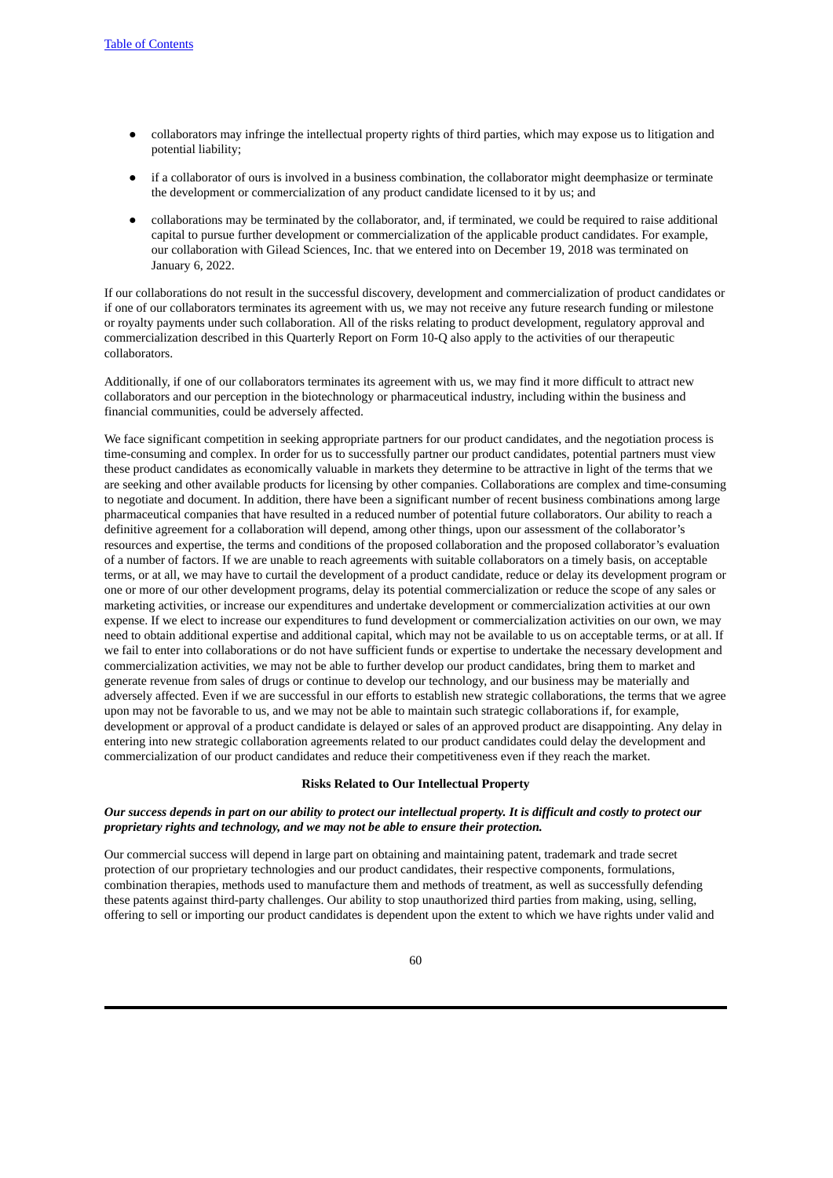- collaborators may infringe the intellectual property rights of third parties, which may expose us to litigation and potential liability;
- if a collaborator of ours is involved in a business combination, the collaborator might deemphasize or terminate the development or commercialization of any product candidate licensed to it by us; and
- collaborations may be terminated by the collaborator, and, if terminated, we could be required to raise additional capital to pursue further development or commercialization of the applicable product candidates. For example, our collaboration with Gilead Sciences, Inc. that we entered into on December 19, 2018 was terminated on January 6, 2022.

If our collaborations do not result in the successful discovery, development and commercialization of product candidates or if one of our collaborators terminates its agreement with us, we may not receive any future research funding or milestone or royalty payments under such collaboration. All of the risks relating to product development, regulatory approval and commercialization described in this Quarterly Report on Form 10-Q also apply to the activities of our therapeutic collaborators.

Additionally, if one of our collaborators terminates its agreement with us, we may find it more difficult to attract new collaborators and our perception in the biotechnology or pharmaceutical industry, including within the business and financial communities, could be adversely affected.

We face significant competition in seeking appropriate partners for our product candidates, and the negotiation process is time-consuming and complex. In order for us to successfully partner our product candidates, potential partners must view these product candidates as economically valuable in markets they determine to be attractive in light of the terms that we are seeking and other available products for licensing by other companies. Collaborations are complex and time-consuming to negotiate and document. In addition, there have been a significant number of recent business combinations among large pharmaceutical companies that have resulted in a reduced number of potential future collaborators. Our ability to reach a definitive agreement for a collaboration will depend, among other things, upon our assessment of the collaborator's resources and expertise, the terms and conditions of the proposed collaboration and the proposed collaborator's evaluation of a number of factors. If we are unable to reach agreements with suitable collaborators on a timely basis, on acceptable terms, or at all, we may have to curtail the development of a product candidate, reduce or delay its development program or one or more of our other development programs, delay its potential commercialization or reduce the scope of any sales or marketing activities, or increase our expenditures and undertake development or commercialization activities at our own expense. If we elect to increase our expenditures to fund development or commercialization activities on our own, we may need to obtain additional expertise and additional capital, which may not be available to us on acceptable terms, or at all. If we fail to enter into collaborations or do not have sufficient funds or expertise to undertake the necessary development and commercialization activities, we may not be able to further develop our product candidates, bring them to market and generate revenue from sales of drugs or continue to develop our technology, and our business may be materially and adversely affected. Even if we are successful in our efforts to establish new strategic collaborations, the terms that we agree upon may not be favorable to us, and we may not be able to maintain such strategic collaborations if, for example, development or approval of a product candidate is delayed or sales of an approved product are disappointing. Any delay in entering into new strategic collaboration agreements related to our product candidates could delay the development and commercialization of our product candidates and reduce their competitiveness even if they reach the market.

## Risks Related to Our Intellectual Property

***Our success depends in part on our ability to protect our intellectual property. It is difficult and costly to protect our proprietary rights and technology, and we may not be able to ensure their protection.***

Our commercial success will depend in large part on obtaining and maintaining patent, trademark and trade secret protection of our proprietary technologies and our product candidates, their respective components, formulations, combination therapies, methods used to manufacture them and methods of treatment, as well as successfully defending these patents against third-party challenges. Our ability to stop unauthorized third parties from making, using, selling, offering to sell or importing our product candidates is dependent upon the extent to which we have rights under valid and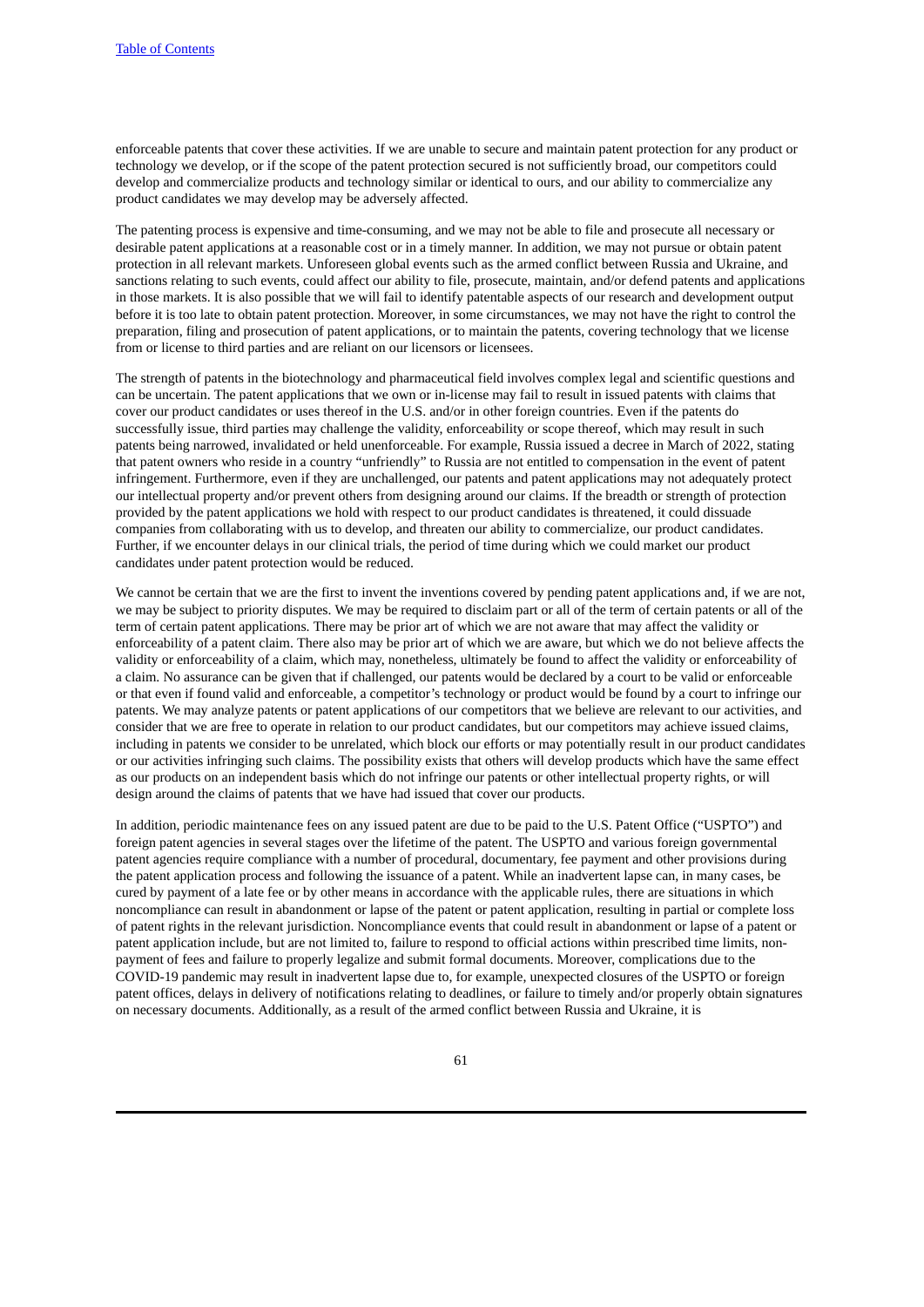enforceable patents that cover these activities. If we are unable to secure and maintain patent protection for any product or technology we develop, or if the scope of the patent protection secured is not sufficiently broad, our competitors could develop and commercialize products and technology similar or identical to ours, and our ability to commercialize any product candidates we may develop may be adversely affected.

The patenting process is expensive and time-consuming, and we may not be able to file and prosecute all necessary or desirable patent applications at a reasonable cost or in a timely manner. In addition, we may not pursue or obtain patent protection in all relevant markets. Unforeseen global events such as the armed conflict between Russia and Ukraine, and sanctions relating to such events, could affect our ability to file, prosecute, maintain, and/or defend patents and applications in those markets. It is also possible that we will fail to identify patentable aspects of our research and development output before it is too late to obtain patent protection. Moreover, in some circumstances, we may not have the right to control the preparation, filing and prosecution of patent applications, or to maintain the patents, covering technology that we license from or license to third parties and are reliant on our licensors or licensees.

The strength of patents in the biotechnology and pharmaceutical field involves complex legal and scientific questions and can be uncertain. The patent applications that we own or in-license may fail to result in issued patents with claims that cover our product candidates or uses thereof in the U.S. and/or in other foreign countries. Even if the patents do successfully issue, third parties may challenge the validity, enforceability or scope thereof, which may result in such patents being narrowed, invalidated or held unenforceable. For example, Russia issued a decree in March of 2022, stating that patent owners who reside in a country "unfriendly" to Russia are not entitled to compensation in the event of patent infringement. Furthermore, even if they are unchallenged, our patents and patent applications may not adequately protect our intellectual property and/or prevent others from designing around our claims. If the breadth or strength of protection provided by the patent applications we hold with respect to our product candidates is threatened, it could dissuade companies from collaborating with us to develop, and threaten our ability to commercialize, our product candidates. Further, if we encounter delays in our clinical trials, the period of time during which we could market our product candidates under patent protection would be reduced.

We cannot be certain that we are the first to invent the inventions covered by pending patent applications and, if we are not, we may be subject to priority disputes. We may be required to disclaim part or all of the term of certain patents or all of the term of certain patent applications. There may be prior art of which we are not aware that may affect the validity or enforceability of a patent claim. There also may be prior art of which we are aware, but which we do not believe affects the validity or enforceability of a claim, which may, nonetheless, ultimately be found to affect the validity or enforceability of a claim. No assurance can be given that if challenged, our patents would be declared by a court to be valid or enforceable or that even if found valid and enforceable, a competitor's technology or product would be found by a court to infringe our patents. We may analyze patents or patent applications of our competitors that we believe are relevant to our activities, and consider that we are free to operate in relation to our product candidates, but our competitors may achieve issued claims, including in patents we consider to be unrelated, which block our efforts or may potentially result in our product candidates or our activities infringing such claims. The possibility exists that others will develop products which have the same effect as our products on an independent basis which do not infringe our patents or other intellectual property rights, or will design around the claims of patents that we have had issued that cover our products.

In addition, periodic maintenance fees on any issued patent are due to be paid to the U.S. Patent Office ("USPTO") and foreign patent agencies in several stages over the lifetime of the patent. The USPTO and various foreign governmental patent agencies require compliance with a number of procedural, documentary, fee payment and other provisions during the patent application process and following the issuance of a patent. While an inadvertent lapse can, in many cases, be cured by payment of a late fee or by other means in accordance with the applicable rules, there are situations in which noncompliance can result in abandonment or lapse of the patent or patent application, resulting in partial or complete loss of patent rights in the relevant jurisdiction. Noncompliance events that could result in abandonment or lapse of a patent or patent application include, but are not limited to, failure to respond to official actions within prescribed time limits, non-payment of fees and failure to properly legalize and submit formal documents. Moreover, complications due to the COVID-19 pandemic may result in inadvertent lapse due to, for example, unexpected closures of the USPTO or foreign patent offices, delays in delivery of notifications relating to deadlines, or failure to timely and/or properly obtain signatures on necessary documents. Additionally, as a result of the armed conflict between Russia and Ukraine, it is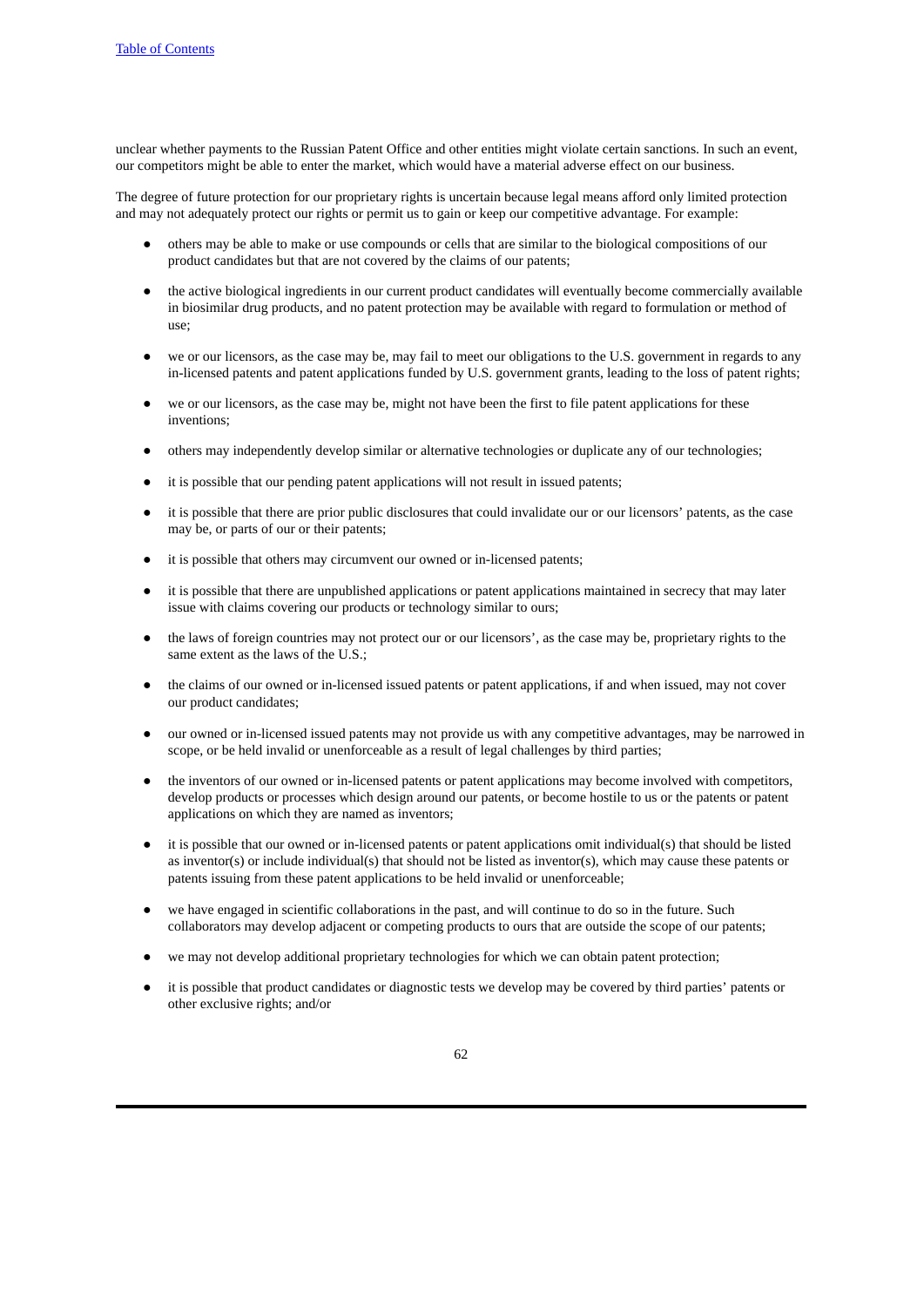unclear whether payments to the Russian Patent Office and other entities might violate certain sanctions. In such an event, our competitors might be able to enter the market, which would have a material adverse effect on our business.

The degree of future protection for our proprietary rights is uncertain because legal means afford only limited protection and may not adequately protect our rights or permit us to gain or keep our competitive advantage. For example:

- others may be able to make or use compounds or cells that are similar to the biological compositions of our product candidates but that are not covered by the claims of our patents;
- the active biological ingredients in our current product candidates will eventually become commercially available in biosimilar drug products, and no patent protection may be available with regard to formulation or method of use;
- we or our licensors, as the case may be, may fail to meet our obligations to the U.S. government in regards to any in-licensed patents and patent applications funded by U.S. government grants, leading to the loss of patent rights;
- we or our licensors, as the case may be, might not have been the first to file patent applications for these inventions;
- others may independently develop similar or alternative technologies or duplicate any of our technologies;
- it is possible that our pending patent applications will not result in issued patents;
- it is possible that there are prior public disclosures that could invalidate our or our licensors' patents, as the case may be, or parts of our or their patents;
- it is possible that others may circumvent our owned or in-licensed patents;
- it is possible that there are unpublished applications or patent applications maintained in secrecy that may later issue with claims covering our products or technology similar to ours;
- the laws of foreign countries may not protect our or our licensors', as the case may be, proprietary rights to the same extent as the laws of the U.S.;
- the claims of our owned or in-licensed issued patents or patent applications, if and when issued, may not cover our product candidates;
- our owned or in-licensed issued patents may not provide us with any competitive advantages, may be narrowed in scope, or be held invalid or unenforceable as a result of legal challenges by third parties;
- the inventors of our owned or in-licensed patents or patent applications may become involved with competitors, develop products or processes which design around our patents, or become hostile to us or the patents or patent applications on which they are named as inventors;
- it is possible that our owned or in-licensed patents or patent applications omit individual(s) that should be listed as inventor(s) or include individual(s) that should not be listed as inventor(s), which may cause these patents or patents issuing from these patent applications to be held invalid or unenforceable;
- we have engaged in scientific collaborations in the past, and will continue to do so in the future. Such collaborators may develop adjacent or competing products to ours that are outside the scope of our patents;
- we may not develop additional proprietary technologies for which we can obtain patent protection;
- it is possible that product candidates or diagnostic tests we develop may be covered by third parties' patents or other exclusive rights; and/or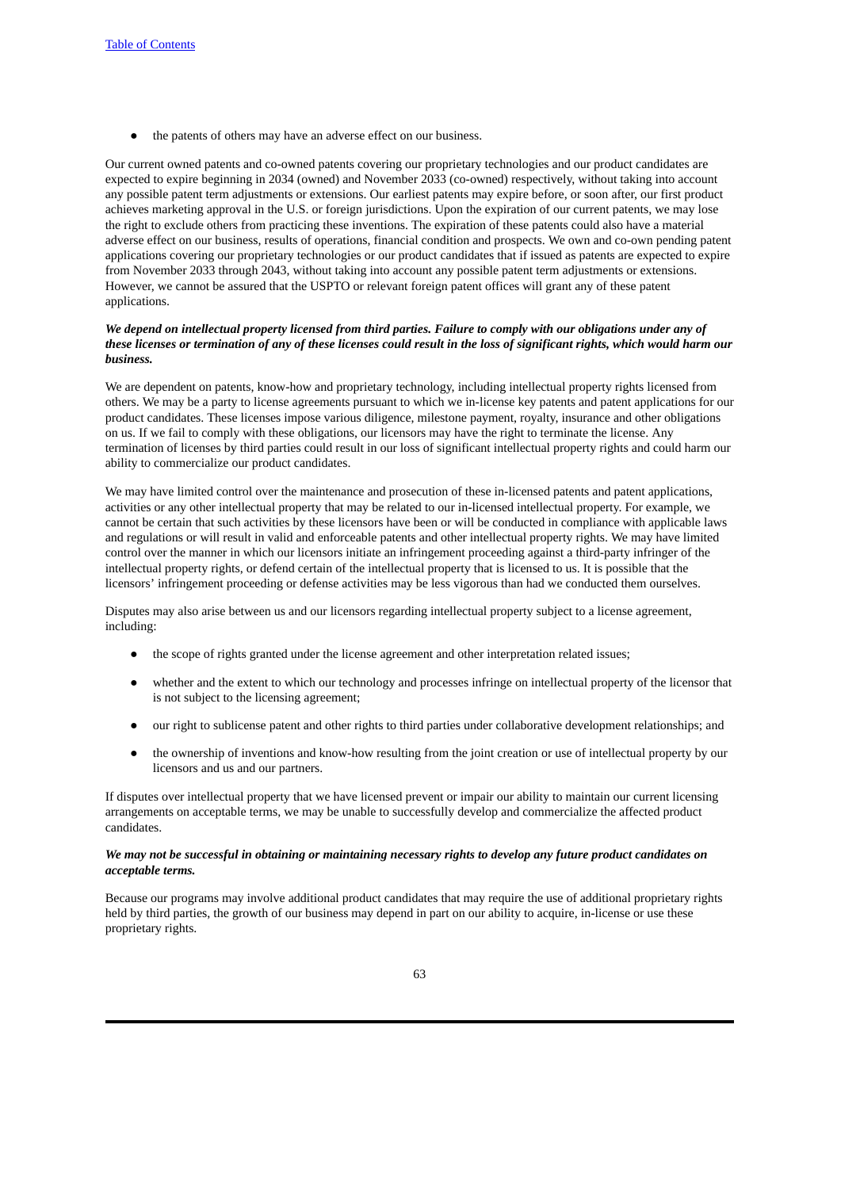- the patents of others may have an adverse effect on our business.

Our current owned patents and co-owned patents covering our proprietary technologies and our product candidates are expected to expire beginning in 2034 (owned) and November 2033 (co-owned) respectively, without taking into account any possible patent term adjustments or extensions. Our earliest patents may expire before, or soon after, our first product achieves marketing approval in the U.S. or foreign jurisdictions. Upon the expiration of our current patents, we may lose the right to exclude others from practicing these inventions. The expiration of these patents could also have a material adverse effect on our business, results of operations, financial condition and prospects. We own and co-own pending patent applications covering our proprietary technologies or our product candidates that if issued as patents are expected to expire from November 2033 through 2043, without taking into account any possible patent term adjustments or extensions. However, we cannot be assured that the USPTO or relevant foreign patent offices will grant any of these patent applications.

***We depend on intellectual property licensed from third parties. Failure to comply with our obligations under any of these licenses or termination of any of these licenses could result in the loss of significant rights, which would harm our business.***

We are dependent on patents, know-how and proprietary technology, including intellectual property rights licensed from others. We may be a party to license agreements pursuant to which we in-license key patents and patent applications for our product candidates. These licenses impose various diligence, milestone payment, royalty, insurance and other obligations on us. If we fail to comply with these obligations, our licensors may have the right to terminate the license. Any termination of licenses by third parties could result in our loss of significant intellectual property rights and could harm our ability to commercialize our product candidates.

We may have limited control over the maintenance and prosecution of these in-licensed patents and patent applications, activities or any other intellectual property that may be related to our in-licensed intellectual property. For example, we cannot be certain that such activities by these licensors have been or will be conducted in compliance with applicable laws and regulations or will result in valid and enforceable patents and other intellectual property rights. We may have limited control over the manner in which our licensors initiate an infringement proceeding against a third-party infringer of the intellectual property rights, or defend certain of the intellectual property that is licensed to us. It is possible that the licensors' infringement proceeding or defense activities may be less vigorous than had we conducted them ourselves.

Disputes may also arise between us and our licensors regarding intellectual property subject to a license agreement, including:

- the scope of rights granted under the license agreement and other interpretation related issues;
- whether and the extent to which our technology and processes infringe on intellectual property of the licensor that is not subject to the licensing agreement;
- our right to sublicense patent and other rights to third parties under collaborative development relationships; and
- the ownership of inventions and know-how resulting from the joint creation or use of intellectual property by our licensors and us and our partners.

If disputes over intellectual property that we have licensed prevent or impair our ability to maintain our current licensing arrangements on acceptable terms, we may be unable to successfully develop and commercialize the affected product candidates.

***We may not be successful in obtaining or maintaining necessary rights to develop any future product candidates on acceptable terms.***

Because our programs may involve additional product candidates that may require the use of additional proprietary rights held by third parties, the growth of our business may depend in part on our ability to acquire, in-license or use these proprietary rights.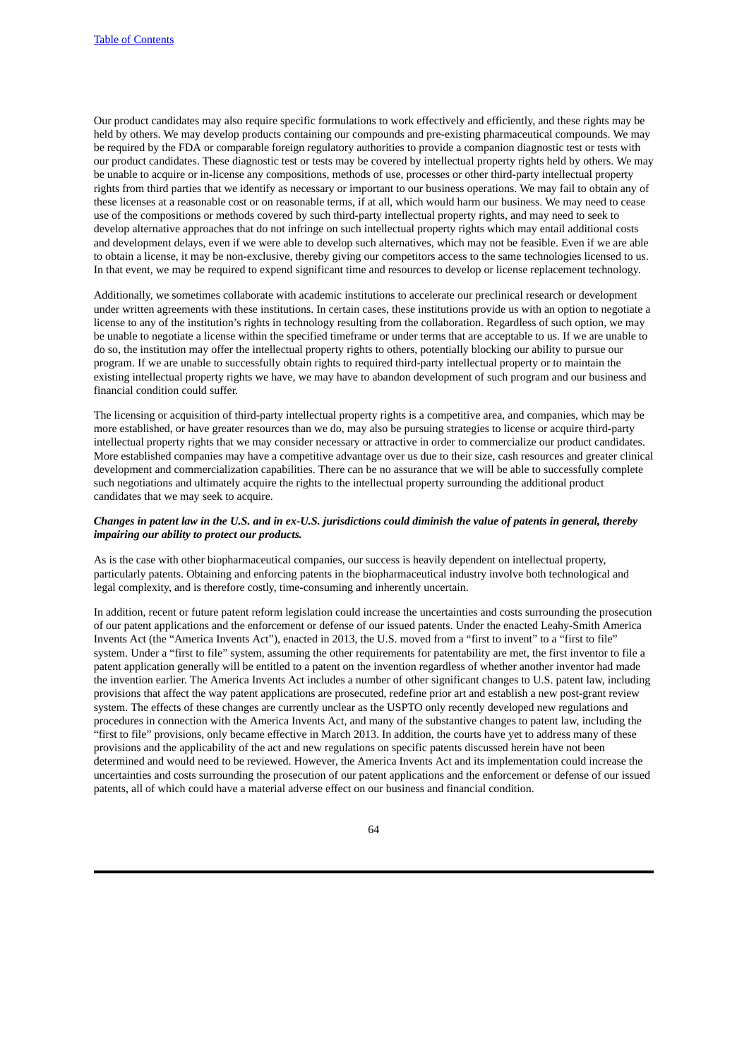Our product candidates may also require specific formulations to work effectively and efficiently, and these rights may be held by others. We may develop products containing our compounds and pre-existing pharmaceutical compounds. We may be required by the FDA or comparable foreign regulatory authorities to provide a companion diagnostic test or tests with our product candidates. These diagnostic test or tests may be covered by intellectual property rights held by others. We may be unable to acquire or in-license any compositions, methods of use, processes or other third-party intellectual property rights from third parties that we identify as necessary or important to our business operations. We may fail to obtain any of these licenses at a reasonable cost or on reasonable terms, if at all, which would harm our business. We may need to cease use of the compositions or methods covered by such third-party intellectual property rights, and may need to seek to develop alternative approaches that do not infringe on such intellectual property rights which may entail additional costs and development delays, even if we were able to develop such alternatives, which may not be feasible. Even if we are able to obtain a license, it may be non-exclusive, thereby giving our competitors access to the same technologies licensed to us. In that event, we may be required to expend significant time and resources to develop or license replacement technology.

Additionally, we sometimes collaborate with academic institutions to accelerate our preclinical research or development under written agreements with these institutions. In certain cases, these institutions provide us with an option to negotiate a license to any of the institution's rights in technology resulting from the collaboration. Regardless of such option, we may be unable to negotiate a license within the specified timeframe or under terms that are acceptable to us. If we are unable to do so, the institution may offer the intellectual property rights to others, potentially blocking our ability to pursue our program. If we are unable to successfully obtain rights to required third-party intellectual property or to maintain the existing intellectual property rights we have, we may have to abandon development of such program and our business and financial condition could suffer.

The licensing or acquisition of third-party intellectual property rights is a competitive area, and companies, which may be more established, or have greater resources than we do, may also be pursuing strategies to license or acquire third-party intellectual property rights that we may consider necessary or attractive in order to commercialize our product candidates. More established companies may have a competitive advantage over us due to their size, cash resources and greater clinical development and commercialization capabilities. There can be no assurance that we will be able to successfully complete such negotiations and ultimately acquire the rights to the intellectual property surrounding the additional product candidates that we may seek to acquire.

***Changes in patent law in the U.S. and in ex-U.S. jurisdictions could diminish the value of patents in general, thereby impairing our ability to protect our products.***

As is the case with other biopharmaceutical companies, our success is heavily dependent on intellectual property, particularly patents. Obtaining and enforcing patents in the biopharmaceutical industry involve both technological and legal complexity, and is therefore costly, time-consuming and inherently uncertain.

In addition, recent or future patent reform legislation could increase the uncertainties and costs surrounding the prosecution of our patent applications and the enforcement or defense of our issued patents. Under the enacted Leahy-Smith America Invents Act (the "America Invents Act"), enacted in 2013, the U.S. moved from a "first to invent" to a "first to file" system. Under a "first to file" system, assuming the other requirements for patentability are met, the first inventor to file a patent application generally will be entitled to a patent on the invention regardless of whether another inventor had made the invention earlier. The America Invents Act includes a number of other significant changes to U.S. patent law, including provisions that affect the way patent applications are prosecuted, redefine prior art and establish a new post-grant review system. The effects of these changes are currently unclear as the USPTO only recently developed new regulations and procedures in connection with the America Invents Act, and many of the substantive changes to patent law, including the "first to file" provisions, only became effective in March 2013. In addition, the courts have yet to address many of these provisions and the applicability of the act and new regulations on specific patents discussed herein have not been determined and would need to be reviewed. However, the America Invents Act and its implementation could increase the uncertainties and costs surrounding the prosecution of our patent applications and the enforcement or defense of our issued patents, all of which could have a material adverse effect on our business and financial condition.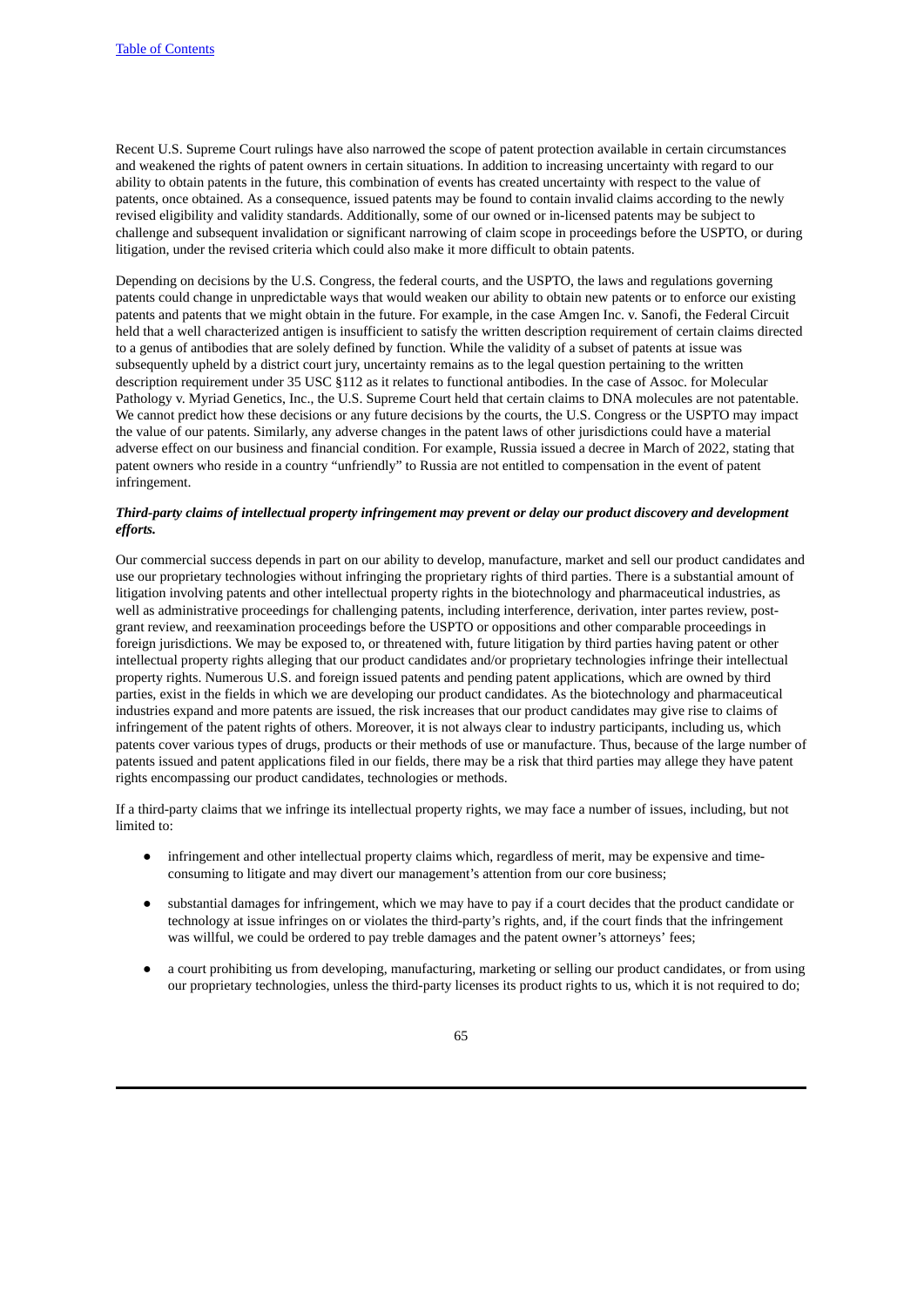Recent U.S. Supreme Court rulings have also narrowed the scope of patent protection available in certain circumstances and weakened the rights of patent owners in certain situations. In addition to increasing uncertainty with regard to our ability to obtain patents in the future, this combination of events has created uncertainty with respect to the value of patents, once obtained. As a consequence, issued patents may be found to contain invalid claims according to the newly revised eligibility and validity standards. Additionally, some of our owned or in-licensed patents may be subject to challenge and subsequent invalidation or significant narrowing of claim scope in proceedings before the USPTO, or during litigation, under the revised criteria which could also make it more difficult to obtain patents.

Depending on decisions by the U.S. Congress, the federal courts, and the USPTO, the laws and regulations governing patents could change in unpredictable ways that would weaken our ability to obtain new patents or to enforce our existing patents and patents that we might obtain in the future. For example, in the case Amgen Inc. v. Sanofi, the Federal Circuit held that a well characterized antigen is insufficient to satisfy the written description requirement of certain claims directed to a genus of antibodies that are solely defined by function. While the validity of a subset of patents at issue was subsequently upheld by a district court jury, uncertainty remains as to the legal question pertaining to the written description requirement under 35 USC §112 as it relates to functional antibodies. In the case of Assoc. for Molecular Pathology v. Myriad Genetics, Inc., the U.S. Supreme Court held that certain claims to DNA molecules are not patentable. We cannot predict how these decisions or any future decisions by the courts, the U.S. Congress or the USPTO may impact the value of our patents. Similarly, any adverse changes in the patent laws of other jurisdictions could have a material adverse effect on our business and financial condition. For example, Russia issued a decree in March of 2022, stating that patent owners who reside in a country "unfriendly" to Russia are not entitled to compensation in the event of patent infringement.

***Third-party claims of intellectual property infringement may prevent or delay our product discovery and development efforts.***

Our commercial success depends in part on our ability to develop, manufacture, market and sell our product candidates and use our proprietary technologies without infringing the proprietary rights of third parties. There is a substantial amount of litigation involving patents and other intellectual property rights in the biotechnology and pharmaceutical industries, as well as administrative proceedings for challenging patents, including interference, derivation, inter partes review, post-grant review, and reexamination proceedings before the USPTO or oppositions and other comparable proceedings in foreign jurisdictions. We may be exposed to, or threatened with, future litigation by third parties having patent or other intellectual property rights alleging that our product candidates and/or proprietary technologies infringe their intellectual property rights. Numerous U.S. and foreign issued patents and pending patent applications, which are owned by third parties, exist in the fields in which we are developing our product candidates. As the biotechnology and pharmaceutical industries expand and more patents are issued, the risk increases that our product candidates may give rise to claims of infringement of the patent rights of others. Moreover, it is not always clear to industry participants, including us, which patents cover various types of drugs, products or their methods of use or manufacture. Thus, because of the large number of patents issued and patent applications filed in our fields, there may be a risk that third parties may allege they have patent rights encompassing our product candidates, technologies or methods.

If a third-party claims that we infringe its intellectual property rights, we may face a number of issues, including, but not limited to:

- infringement and other intellectual property claims which, regardless of merit, may be expensive and time-consuming to litigate and may divert our management's attention from our core business;
- substantial damages for infringement, which we may have to pay if a court decides that the product candidate or technology at issue infringes on or violates the third-party's rights, and, if the court finds that the infringement was willful, we could be ordered to pay treble damages and the patent owner's attorneys' fees;
- a court prohibiting us from developing, manufacturing, marketing or selling our product candidates, or from using our proprietary technologies, unless the third-party licenses its product rights to us, which it is not required to do;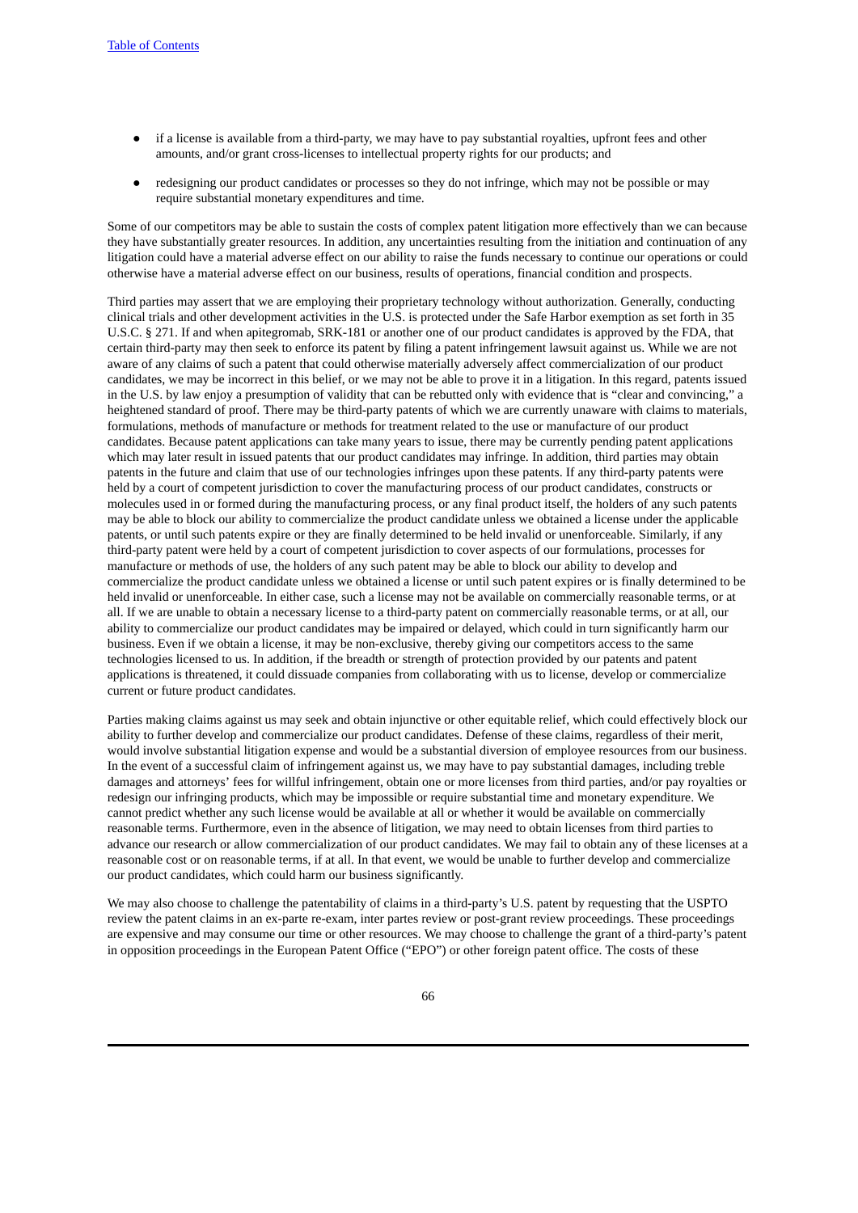- if a license is available from a third-party, we may have to pay substantial royalties, upfront fees and other amounts, and/or grant cross-licenses to intellectual property rights for our products; and
- redesigning our product candidates or processes so they do not infringe, which may not be possible or may require substantial monetary expenditures and time.

Some of our competitors may be able to sustain the costs of complex patent litigation more effectively than we can because they have substantially greater resources. In addition, any uncertainties resulting from the initiation and continuation of any litigation could have a material adverse effect on our ability to raise the funds necessary to continue our operations or could otherwise have a material adverse effect on our business, results of operations, financial condition and prospects.

Third parties may assert that we are employing their proprietary technology without authorization. Generally, conducting clinical trials and other development activities in the U.S. is protected under the Safe Harbor exemption as set forth in 35 U.S.C. § 271. If and when apitegromab, SRK-181 or another one of our product candidates is approved by the FDA, that certain third-party may then seek to enforce its patent by filing a patent infringement lawsuit against us. While we are not aware of any claims of such a patent that could otherwise materially adversely affect commercialization of our product candidates, we may be incorrect in this belief, or we may not be able to prove it in a litigation. In this regard, patents issued in the U.S. by law enjoy a presumption of validity that can be rebutted only with evidence that is "clear and convincing," a heightened standard of proof. There may be third-party patents of which we are currently unaware with claims to materials, formulations, methods of manufacture or methods for treatment related to the use or manufacture of our product candidates. Because patent applications can take many years to issue, there may be currently pending patent applications which may later result in issued patents that our product candidates may infringe. In addition, third parties may obtain patents in the future and claim that use of our technologies infringes upon these patents. If any third-party patents were held by a court of competent jurisdiction to cover the manufacturing process of our product candidates, constructs or molecules used in or formed during the manufacturing process, or any final product itself, the holders of any such patents may be able to block our ability to commercialize the product candidate unless we obtained a license under the applicable patents, or until such patents expire or they are finally determined to be held invalid or unenforceable. Similarly, if any third-party patent were held by a court of competent jurisdiction to cover aspects of our formulations, processes for manufacture or methods of use, the holders of any such patent may be able to block our ability to develop and commercialize the product candidate unless we obtained a license or until such patent expires or is finally determined to be held invalid or unenforceable. In either case, such a license may not be available on commercially reasonable terms, or at all. If we are unable to obtain a necessary license to a third-party patent on commercially reasonable terms, or at all, our ability to commercialize our product candidates may be impaired or delayed, which could in turn significantly harm our business. Even if we obtain a license, it may be non-exclusive, thereby giving our competitors access to the same technologies licensed to us. In addition, if the breadth or strength of protection provided by our patents and patent applications is threatened, it could dissuade companies from collaborating with us to license, develop or commercialize current or future product candidates.

Parties making claims against us may seek and obtain injunctive or other equitable relief, which could effectively block our ability to further develop and commercialize our product candidates. Defense of these claims, regardless of their merit, would involve substantial litigation expense and would be a substantial diversion of employee resources from our business. In the event of a successful claim of infringement against us, we may have to pay substantial damages, including treble damages and attorneys' fees for willful infringement, obtain one or more licenses from third parties, and/or pay royalties or redesign our infringing products, which may be impossible or require substantial time and monetary expenditure. We cannot predict whether any such license would be available at all or whether it would be available on commercially reasonable terms. Furthermore, even in the absence of litigation, we may need to obtain licenses from third parties to advance our research or allow commercialization of our product candidates. We may fail to obtain any of these licenses at a reasonable cost or on reasonable terms, if at all. In that event, we would be unable to further develop and commercialize our product candidates, which could harm our business significantly.

We may also choose to challenge the patentability of claims in a third-party's U.S. patent by requesting that the USPTO review the patent claims in an ex-parte re-exam, inter partes review or post-grant review proceedings. These proceedings are expensive and may consume our time or other resources. We may choose to challenge the grant of a third-party's patent in opposition proceedings in the European Patent Office ("EPO") or other foreign patent office. The costs of these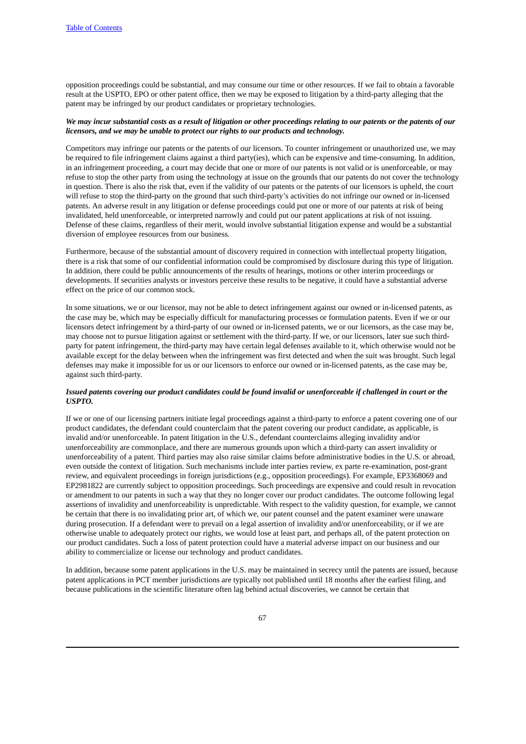opposition proceedings could be substantial, and may consume our time or other resources. If we fail to obtain a favorable result at the USPTO, EPO or other patent office, then we may be exposed to litigation by a third-party alleging that the patent may be infringed by our product candidates or proprietary technologies.

***We may incur substantial costs as a result of litigation or other proceedings relating to our patents or the patents of our licensors, and we may be unable to protect our rights to our products and technology.***

Competitors may infringe our patents or the patents of our licensors. To counter infringement or unauthorized use, we may be required to file infringement claims against a third party(ies), which can be expensive and time-consuming. In addition, in an infringement proceeding, a court may decide that one or more of our patents is not valid or is unenforceable, or may refuse to stop the other party from using the technology at issue on the grounds that our patents do not cover the technology in question. There is also the risk that, even if the validity of our patents or the patents of our licensors is upheld, the court will refuse to stop the third-party on the ground that such third-party's activities do not infringe our owned or in-licensed patents. An adverse result in any litigation or defense proceedings could put one or more of our patents at risk of being invalidated, held unenforceable, or interpreted narrowly and could put our patent applications at risk of not issuing. Defense of these claims, regardless of their merit, would involve substantial litigation expense and would be a substantial diversion of employee resources from our business.

Furthermore, because of the substantial amount of discovery required in connection with intellectual property litigation, there is a risk that some of our confidential information could be compromised by disclosure during this type of litigation. In addition, there could be public announcements of the results of hearings, motions or other interim proceedings or developments. If securities analysts or investors perceive these results to be negative, it could have a substantial adverse effect on the price of our common stock.

In some situations, we or our licensor, may not be able to detect infringement against our owned or in-licensed patents, as the case may be, which may be especially difficult for manufacturing processes or formulation patents. Even if we or our licensors detect infringement by a third-party of our owned or in-licensed patents, we or our licensors, as the case may be, may choose not to pursue litigation against or settlement with the third-party. If we, or our licensors, later sue such third-party for patent infringement, the third-party may have certain legal defenses available to it, which otherwise would not be available except for the delay between when the infringement was first detected and when the suit was brought. Such legal defenses may make it impossible for us or our licensors to enforce our owned or in-licensed patents, as the case may be, against such third-party.

***Issued patents covering our product candidates could be found invalid or unenforceable if challenged in court or the USPTO.***

If we or one of our licensing partners initiate legal proceedings against a third-party to enforce a patent covering one of our product candidates, the defendant could counterclaim that the patent covering our product candidate, as applicable, is invalid and/or unenforceable. In patent litigation in the U.S., defendant counterclaims alleging invalidity and/or unenforceability are commonplace, and there are numerous grounds upon which a third-party can assert invalidity or unenforceability of a patent. Third parties may also raise similar claims before administrative bodies in the U.S. or abroad, even outside the context of litigation. Such mechanisms include inter parties review, ex parte re-examination, post-grant review, and equivalent proceedings in foreign jurisdictions (e.g., opposition proceedings). For example, EP3368069 and EP2981822 are currently subject to opposition proceedings. Such proceedings are expensive and could result in revocation or amendment to our patents in such a way that they no longer cover our product candidates. The outcome following legal assertions of invalidity and unenforceability is unpredictable. With respect to the validity question, for example, we cannot be certain that there is no invalidating prior art, of which we, our patent counsel and the patent examiner were unaware during prosecution. If a defendant were to prevail on a legal assertion of invalidity and/or unenforceability, or if we are otherwise unable to adequately protect our rights, we would lose at least part, and perhaps all, of the patent protection on our product candidates. Such a loss of patent protection could have a material adverse impact on our business and our ability to commercialize or license our technology and product candidates.

In addition, because some patent applications in the U.S. may be maintained in secrecy until the patents are issued, because patent applications in PCT member jurisdictions are typically not published until 18 months after the earliest filing, and because publications in the scientific literature often lag behind actual discoveries, we cannot be certain that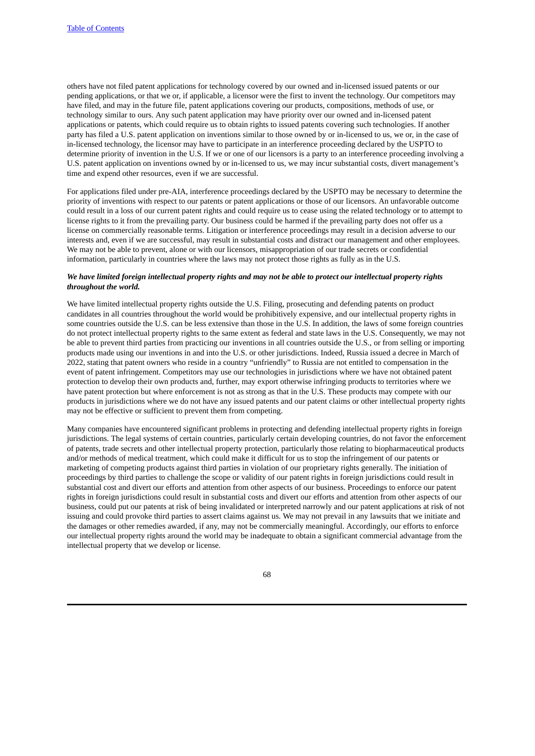others have not filed patent applications for technology covered by our owned and in-licensed issued patents or our pending applications, or that we or, if applicable, a licensor were the first to invent the technology. Our competitors may have filed, and may in the future file, patent applications covering our products, compositions, methods of use, or technology similar to ours. Any such patent application may have priority over our owned and in-licensed patent applications or patents, which could require us to obtain rights to issued patents covering such technologies. If another party has filed a U.S. patent application on inventions similar to those owned by or in-licensed to us, we or, in the case of in-licensed technology, the licensor may have to participate in an interference proceeding declared by the USPTO to determine priority of invention in the U.S. If we or one of our licensors is a party to an interference proceeding involving a U.S. patent application on inventions owned by or in-licensed to us, we may incur substantial costs, divert management's time and expend other resources, even if we are successful.

For applications filed under pre-AIA, interference proceedings declared by the USPTO may be necessary to determine the priority of inventions with respect to our patents or patent applications or those of our licensors. An unfavorable outcome could result in a loss of our current patent rights and could require us to cease using the related technology or to attempt to license rights to it from the prevailing party. Our business could be harmed if the prevailing party does not offer us a license on commercially reasonable terms. Litigation or interference proceedings may result in a decision adverse to our interests and, even if we are successful, may result in substantial costs and distract our management and other employees. We may not be able to prevent, alone or with our licensors, misappropriation of our trade secrets or confidential information, particularly in countries where the laws may not protect those rights as fully as in the U.S.

***We have limited foreign intellectual property rights and may not be able to protect our intellectual property rights throughout the world.***

We have limited intellectual property rights outside the U.S. Filing, prosecuting and defending patents on product candidates in all countries throughout the world would be prohibitively expensive, and our intellectual property rights in some countries outside the U.S. can be less extensive than those in the U.S. In addition, the laws of some foreign countries do not protect intellectual property rights to the same extent as federal and state laws in the U.S. Consequently, we may not be able to prevent third parties from practicing our inventions in all countries outside the U.S., or from selling or importing products made using our inventions in and into the U.S. or other jurisdictions. Indeed, Russia issued a decree in March of 2022, stating that patent owners who reside in a country "unfriendly" to Russia are not entitled to compensation in the event of patent infringement. Competitors may use our technologies in jurisdictions where we have not obtained patent protection to develop their own products and, further, may export otherwise infringing products to territories where we have patent protection but where enforcement is not as strong as that in the U.S. These products may compete with our products in jurisdictions where we do not have any issued patents and our patent claims or other intellectual property rights may not be effective or sufficient to prevent them from competing.

Many companies have encountered significant problems in protecting and defending intellectual property rights in foreign jurisdictions. The legal systems of certain countries, particularly certain developing countries, do not favor the enforcement of patents, trade secrets and other intellectual property protection, particularly those relating to biopharmaceutical products and/or methods of medical treatment, which could make it difficult for us to stop the infringement of our patents or marketing of competing products against third parties in violation of our proprietary rights generally. The initiation of proceedings by third parties to challenge the scope or validity of our patent rights in foreign jurisdictions could result in substantial cost and divert our efforts and attention from other aspects of our business. Proceedings to enforce our patent rights in foreign jurisdictions could result in substantial costs and divert our efforts and attention from other aspects of our business, could put our patents at risk of being invalidated or interpreted narrowly and our patent applications at risk of not issuing and could provoke third parties to assert claims against us. We may not prevail in any lawsuits that we initiate and the damages or other remedies awarded, if any, may not be commercially meaningful. Accordingly, our efforts to enforce our intellectual property rights around the world may be inadequate to obtain a significant commercial advantage from the intellectual property that we develop or license.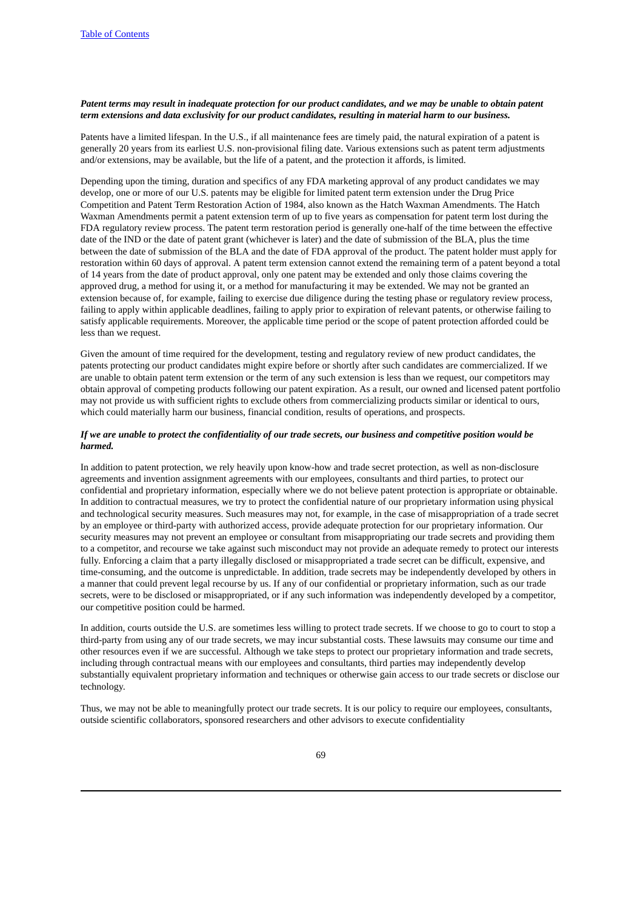***Patent terms may result in inadequate protection for our product candidates, and we may be unable to obtain patent term extensions and data exclusivity for our product candidates, resulting in material harm to our business.***

Patents have a limited lifespan. In the U.S., if all maintenance fees are timely paid, the natural expiration of a patent is generally 20 years from its earliest U.S. non-provisional filing date. Various extensions such as patent term adjustments and/or extensions, may be available, but the life of a patent, and the protection it affords, is limited.

Depending upon the timing, duration and specifics of any FDA marketing approval of any product candidates we may develop, one or more of our U.S. patents may be eligible for limited patent term extension under the Drug Price Competition and Patent Term Restoration Action of 1984, also known as the Hatch Waxman Amendments. The Hatch Waxman Amendments permit a patent extension term of up to five years as compensation for patent term lost during the FDA regulatory review process. The patent term restoration period is generally one-half of the time between the effective date of the IND or the date of patent grant (whichever is later) and the date of submission of the BLA, plus the time between the date of submission of the BLA and the date of FDA approval of the product. The patent holder must apply for restoration within 60 days of approval. A patent term extension cannot extend the remaining term of a patent beyond a total of 14 years from the date of product approval, only one patent may be extended and only those claims covering the approved drug, a method for using it, or a method for manufacturing it may be extended. We may not be granted an extension because of, for example, failing to exercise due diligence during the testing phase or regulatory review process, failing to apply within applicable deadlines, failing to apply prior to expiration of relevant patents, or otherwise failing to satisfy applicable requirements. Moreover, the applicable time period or the scope of patent protection afforded could be less than we request.

Given the amount of time required for the development, testing and regulatory review of new product candidates, the patents protecting our product candidates might expire before or shortly after such candidates are commercialized. If we are unable to obtain patent term extension or the term of any such extension is less than we request, our competitors may obtain approval of competing products following our patent expiration. As a result, our owned and licensed patent portfolio may not provide us with sufficient rights to exclude others from commercializing products similar or identical to ours, which could materially harm our business, financial condition, results of operations, and prospects.

***If we are unable to protect the confidentiality of our trade secrets, our business and competitive position would be harmed.***

In addition to patent protection, we rely heavily upon know-how and trade secret protection, as well as non-disclosure agreements and invention assignment agreements with our employees, consultants and third parties, to protect our confidential and proprietary information, especially where we do not believe patent protection is appropriate or obtainable. In addition to contractual measures, we try to protect the confidential nature of our proprietary information using physical and technological security measures. Such measures may not, for example, in the case of misappropriation of a trade secret by an employee or third-party with authorized access, provide adequate protection for our proprietary information. Our security measures may not prevent an employee or consultant from misappropriating our trade secrets and providing them to a competitor, and recourse we take against such misconduct may not provide an adequate remedy to protect our interests fully. Enforcing a claim that a party illegally disclosed or misappropriated a trade secret can be difficult, expensive, and time-consuming, and the outcome is unpredictable. In addition, trade secrets may be independently developed by others in a manner that could prevent legal recourse by us. If any of our confidential or proprietary information, such as our trade secrets, were to be disclosed or misappropriated, or if any such information was independently developed by a competitor, our competitive position could be harmed.

In addition, courts outside the U.S. are sometimes less willing to protect trade secrets. If we choose to go to court to stop a third-party from using any of our trade secrets, we may incur substantial costs. These lawsuits may consume our time and other resources even if we are successful. Although we take steps to protect our proprietary information and trade secrets, including through contractual means with our employees and consultants, third parties may independently develop substantially equivalent proprietary information and techniques or otherwise gain access to our trade secrets or disclose our technology.

Thus, we may not be able to meaningfully protect our trade secrets. It is our policy to require our employees, consultants, outside scientific collaborators, sponsored researchers and other advisors to execute confidentiality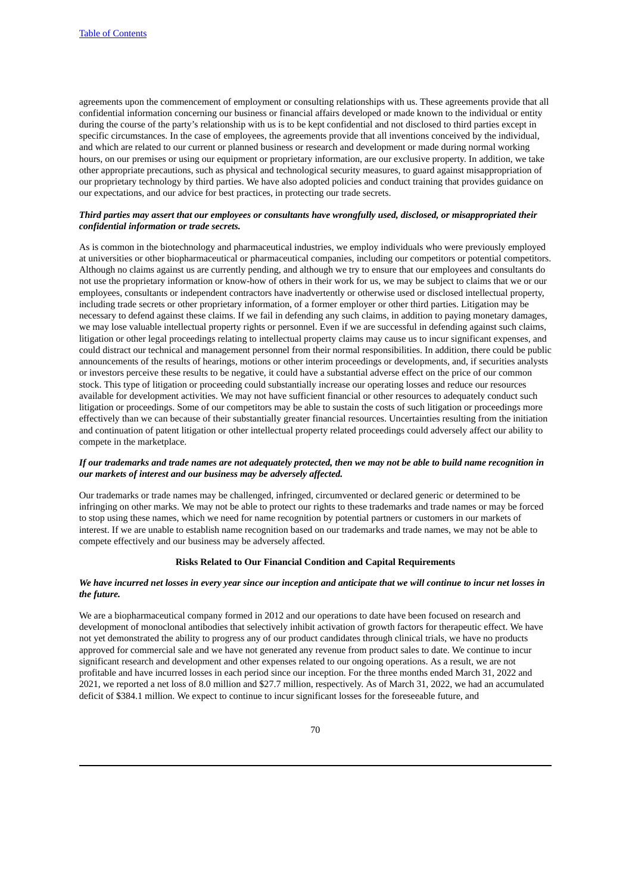agreements upon the commencement of employment or consulting relationships with us. These agreements provide that all confidential information concerning our business or financial affairs developed or made known to the individual or entity during the course of the party's relationship with us is to be kept confidential and not disclosed to third parties except in specific circumstances. In the case of employees, the agreements provide that all inventions conceived by the individual, and which are related to our current or planned business or research and development or made during normal working hours, on our premises or using our equipment or proprietary information, are our exclusive property. In addition, we take other appropriate precautions, such as physical and technological security measures, to guard against misappropriation of our proprietary technology by third parties. We have also adopted policies and conduct training that provides guidance on our expectations, and our advice for best practices, in protecting our trade secrets.

***Third parties may assert that our employees or consultants have wrongfully used, disclosed, or misappropriated their confidential information or trade secrets.***

As is common in the biotechnology and pharmaceutical industries, we employ individuals who were previously employed at universities or other biopharmaceutical or pharmaceutical companies, including our competitors or potential competitors. Although no claims against us are currently pending, and although we try to ensure that our employees and consultants do not use the proprietary information or know-how of others in their work for us, we may be subject to claims that we or our employees, consultants or independent contractors have inadvertently or otherwise used or disclosed intellectual property, including trade secrets or other proprietary information, of a former employer or other third parties. Litigation may be necessary to defend against these claims. If we fail in defending any such claims, in addition to paying monetary damages, we may lose valuable intellectual property rights or personnel. Even if we are successful in defending against such claims, litigation or other legal proceedings relating to intellectual property claims may cause us to incur significant expenses, and could distract our technical and management personnel from their normal responsibilities. In addition, there could be public announcements of the results of hearings, motions or other interim proceedings or developments, and, if securities analysts or investors perceive these results to be negative, it could have a substantial adverse effect on the price of our common stock. This type of litigation or proceeding could substantially increase our operating losses and reduce our resources available for development activities. We may not have sufficient financial or other resources to adequately conduct such litigation or proceedings. Some of our competitors may be able to sustain the costs of such litigation or proceedings more effectively than we can because of their substantially greater financial resources. Uncertainties resulting from the initiation and continuation of patent litigation or other intellectual property related proceedings could adversely affect our ability to compete in the marketplace.

***If our trademarks and trade names are not adequately protected, then we may not be able to build name recognition in our markets of interest and our business may be adversely affected.***

Our trademarks or trade names may be challenged, infringed, circumvented or declared generic or determined to be infringing on other marks. We may not be able to protect our rights to these trademarks and trade names or may be forced to stop using these names, which we need for name recognition by potential partners or customers in our markets of interest. If we are unable to establish name recognition based on our trademarks and trade names, we may not be able to compete effectively and our business may be adversely affected.

**Risks Related to Our Financial Condition and Capital Requirements**

***We have incurred net losses in every year since our inception and anticipate that we will continue to incur net losses in the future.***

We are a biopharmaceutical company formed in 2012 and our operations to date have been focused on research and development of monoclonal antibodies that selectively inhibit activation of growth factors for therapeutic effect. We have not yet demonstrated the ability to progress any of our product candidates through clinical trials, we have no products approved for commercial sale and we have not generated any revenue from product sales to date. We continue to incur significant research and development and other expenses related to our ongoing operations. As a result, we are not profitable and have incurred losses in each period since our inception. For the three months ended March 31, 2022 and 2021, we reported a net loss of 8.0 million and $27.7 million, respectively. As of March 31, 2022, we had an accumulated deficit of $384.1 million. We expect to continue to incur significant losses for the foreseeable future, and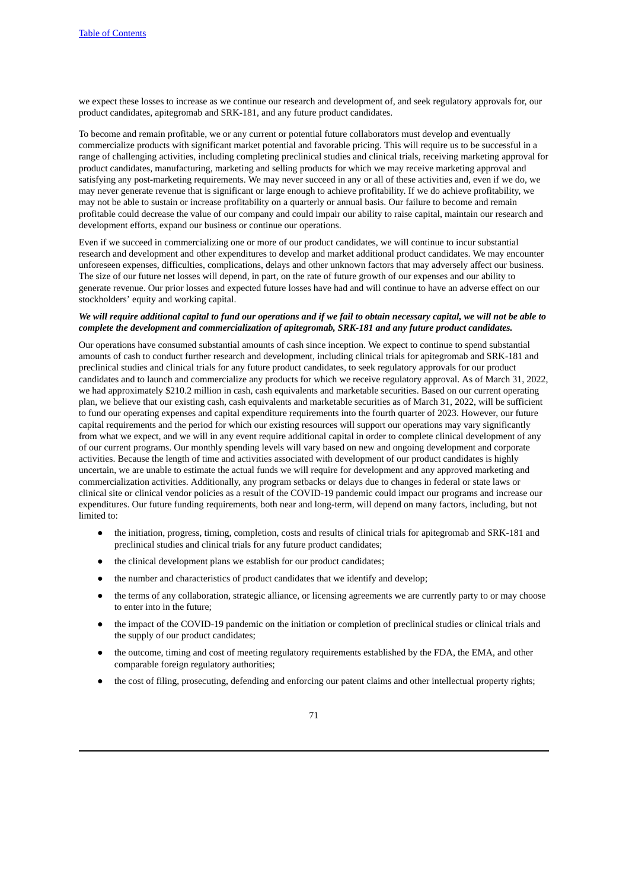we expect these losses to increase as we continue our research and development of, and seek regulatory approvals for, our product candidates, apitegromab and SRK-181, and any future product candidates.

To become and remain profitable, we or any current or potential future collaborators must develop and eventually commercialize products with significant market potential and favorable pricing. This will require us to be successful in a range of challenging activities, including completing preclinical studies and clinical trials, receiving marketing approval for product candidates, manufacturing, marketing and selling products for which we may receive marketing approval and satisfying any post-marketing requirements. We may never succeed in any or all of these activities and, even if we do, we may never generate revenue that is significant or large enough to achieve profitability. If we do achieve profitability, we may not be able to sustain or increase profitability on a quarterly or annual basis. Our failure to become and remain profitable could decrease the value of our company and could impair our ability to raise capital, maintain our research and development efforts, expand our business or continue our operations.

Even if we succeed in commercializing one or more of our product candidates, we will continue to incur substantial research and development and other expenditures to develop and market additional product candidates. We may encounter unforeseen expenses, difficulties, complications, delays and other unknown factors that may adversely affect our business. The size of our future net losses will depend, in part, on the rate of future growth of our expenses and our ability to generate revenue. Our prior losses and expected future losses have had and will continue to have an adverse effect on our stockholders' equity and working capital.

***We will require additional capital to fund our operations and if we fail to obtain necessary capital, we will not be able to complete the development and commercialization of apitegromab, SRK-181 and any future product candidates.***

Our operations have consumed substantial amounts of cash since inception. We expect to continue to spend substantial amounts of cash to conduct further research and development, including clinical trials for apitegromab and SRK-181 and preclinical studies and clinical trials for any future product candidates, to seek regulatory approvals for our product candidates and to launch and commercialize any products for which we receive regulatory approval. As of March 31, 2022, we had approximately $210.2 million in cash, cash equivalents and marketable securities. Based on our current operating plan, we believe that our existing cash, cash equivalents and marketable securities as of March 31, 2022, will be sufficient to fund our operating expenses and capital expenditure requirements into the fourth quarter of 2023. However, our future capital requirements and the period for which our existing resources will support our operations may vary significantly from what we expect, and we will in any event require additional capital in order to complete clinical development of any of our current programs. Our monthly spending levels will vary based on new and ongoing development and corporate activities. Because the length of time and activities associated with development of our product candidates is highly uncertain, we are unable to estimate the actual funds we will require for development and any approved marketing and commercialization activities. Additionally, any program setbacks or delays due to changes in federal or state laws or clinical site or clinical vendor policies as a result of the COVID-19 pandemic could impact our programs and increase our expenditures. Our future funding requirements, both near and long-term, will depend on many factors, including, but not limited to:

- the initiation, progress, timing, completion, costs and results of clinical trials for apitegromab and SRK-181 and preclinical studies and clinical trials for any future product candidates;
- the clinical development plans we establish for our product candidates;
- the number and characteristics of product candidates that we identify and develop;
- the terms of any collaboration, strategic alliance, or licensing agreements we are currently party to or may choose to enter into in the future;
- the impact of the COVID-19 pandemic on the initiation or completion of preclinical studies or clinical trials and the supply of our product candidates;
- the outcome, timing and cost of meeting regulatory requirements established by the FDA, the EMA, and other comparable foreign regulatory authorities;
- the cost of filing, prosecuting, defending and enforcing our patent claims and other intellectual property rights;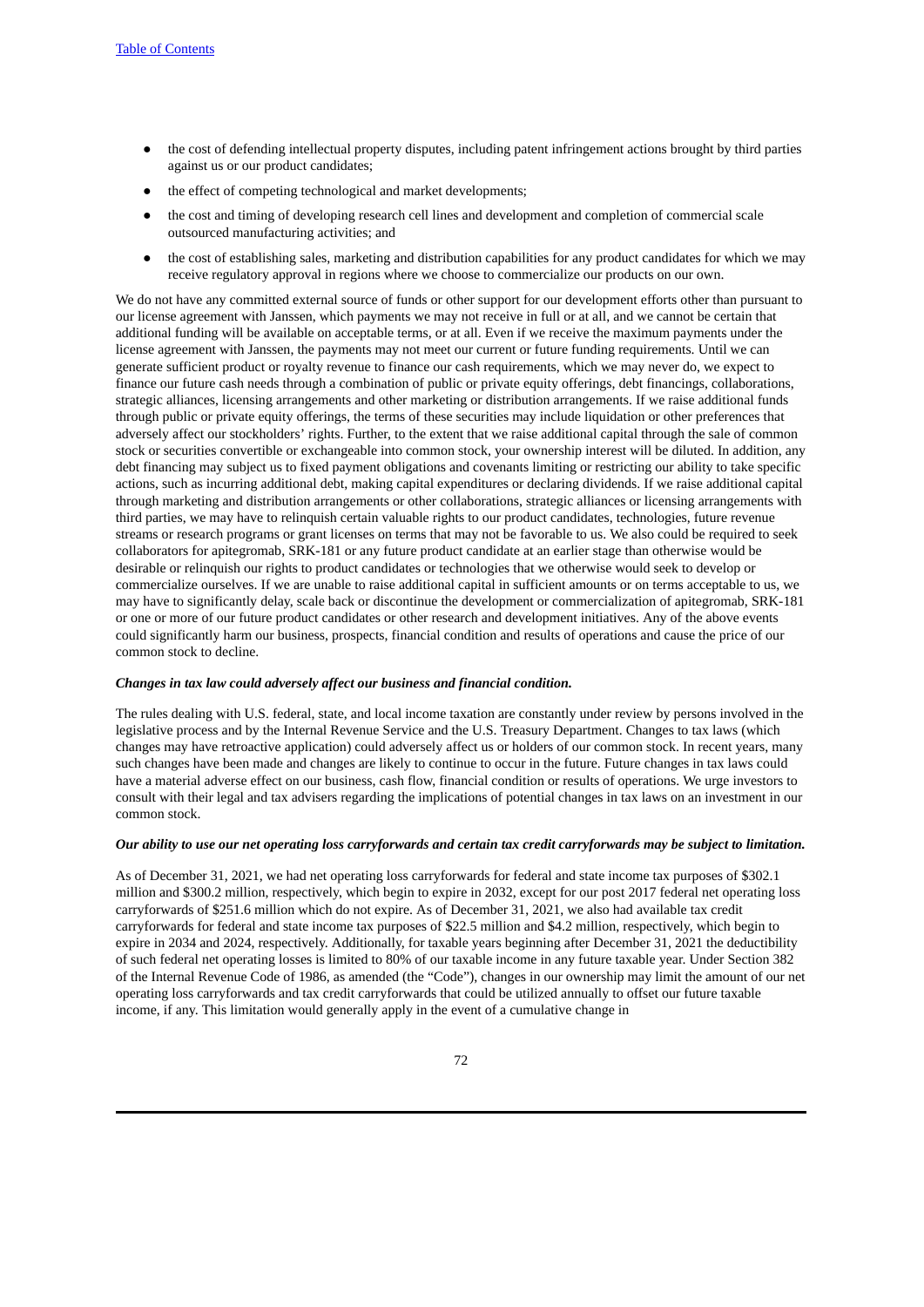- the cost of defending intellectual property disputes, including patent infringement actions brought by third parties against us or our product candidates;
- the effect of competing technological and market developments;
- the cost and timing of developing research cell lines and development and completion of commercial scale outsourced manufacturing activities; and
- the cost of establishing sales, marketing and distribution capabilities for any product candidates for which we may receive regulatory approval in regions where we choose to commercialize our products on our own.

We do not have any committed external source of funds or other support for our development efforts other than pursuant to our license agreement with Janssen, which payments we may not receive in full or at all, and we cannot be certain that additional funding will be available on acceptable terms, or at all. Even if we receive the maximum payments under the license agreement with Janssen, the payments may not meet our current or future funding requirements. Until we can generate sufficient product or royalty revenue to finance our cash requirements, which we may never do, we expect to finance our future cash needs through a combination of public or private equity offerings, debt financings, collaborations, strategic alliances, licensing arrangements and other marketing or distribution arrangements. If we raise additional funds through public or private equity offerings, the terms of these securities may include liquidation or other preferences that adversely affect our stockholders' rights. Further, to the extent that we raise additional capital through the sale of common stock or securities convertible or exchangeable into common stock, your ownership interest will be diluted. In addition, any debt financing may subject us to fixed payment obligations and covenants limiting or restricting our ability to take specific actions, such as incurring additional debt, making capital expenditures or declaring dividends. If we raise additional capital through marketing and distribution arrangements or other collaborations, strategic alliances or licensing arrangements with third parties, we may have to relinquish certain valuable rights to our product candidates, technologies, future revenue streams or research programs or grant licenses on terms that may not be favorable to us. We also could be required to seek collaborators for apitegromab, SRK-181 or any future product candidate at an earlier stage than otherwise would be desirable or relinquish our rights to product candidates or technologies that we otherwise would seek to develop or commercialize ourselves. If we are unable to raise additional capital in sufficient amounts or on terms acceptable to us, we may have to significantly delay, scale back or discontinue the development or commercialization of apitegromab, SRK-181 or one or more of our future product candidates or other research and development initiatives. Any of the above events could significantly harm our business, prospects, financial condition and results of operations and cause the price of our common stock to decline.

***Changes in tax law could adversely affect our business and financial condition.***

The rules dealing with U.S. federal, state, and local income taxation are constantly under review by persons involved in the legislative process and by the Internal Revenue Service and the U.S. Treasury Department. Changes to tax laws (which changes may have retroactive application) could adversely affect us or holders of our common stock. In recent years, many such changes have been made and changes are likely to continue to occur in the future. Future changes in tax laws could have a material adverse effect on our business, cash flow, financial condition or results of operations. We urge investors to consult with their legal and tax advisers regarding the implications of potential changes in tax laws on an investment in our common stock.

***Our ability to use our net operating loss carryforwards and certain tax credit carryforwards may be subject to limitation.***

As of December 31, 2021, we had net operating loss carryforwards for federal and state income tax purposes of $302.1 million and $300.2 million, respectively, which begin to expire in 2032, except for our post 2017 federal net operating loss carryforwards of $251.6 million which do not expire. As of December 31, 2021, we also had available tax credit carryforwards for federal and state income tax purposes of $22.5 million and $4.2 million, respectively, which begin to expire in 2034 and 2024, respectively. Additionally, for taxable years beginning after December 31, 2021 the deductibility of such federal net operating losses is limited to 80% of our taxable income in any future taxable year. Under Section 382 of the Internal Revenue Code of 1986, as amended (the "Code"), changes in our ownership may limit the amount of our net operating loss carryforwards and tax credit carryforwards that could be utilized annually to offset our future taxable income, if any. This limitation would generally apply in the event of a cumulative change in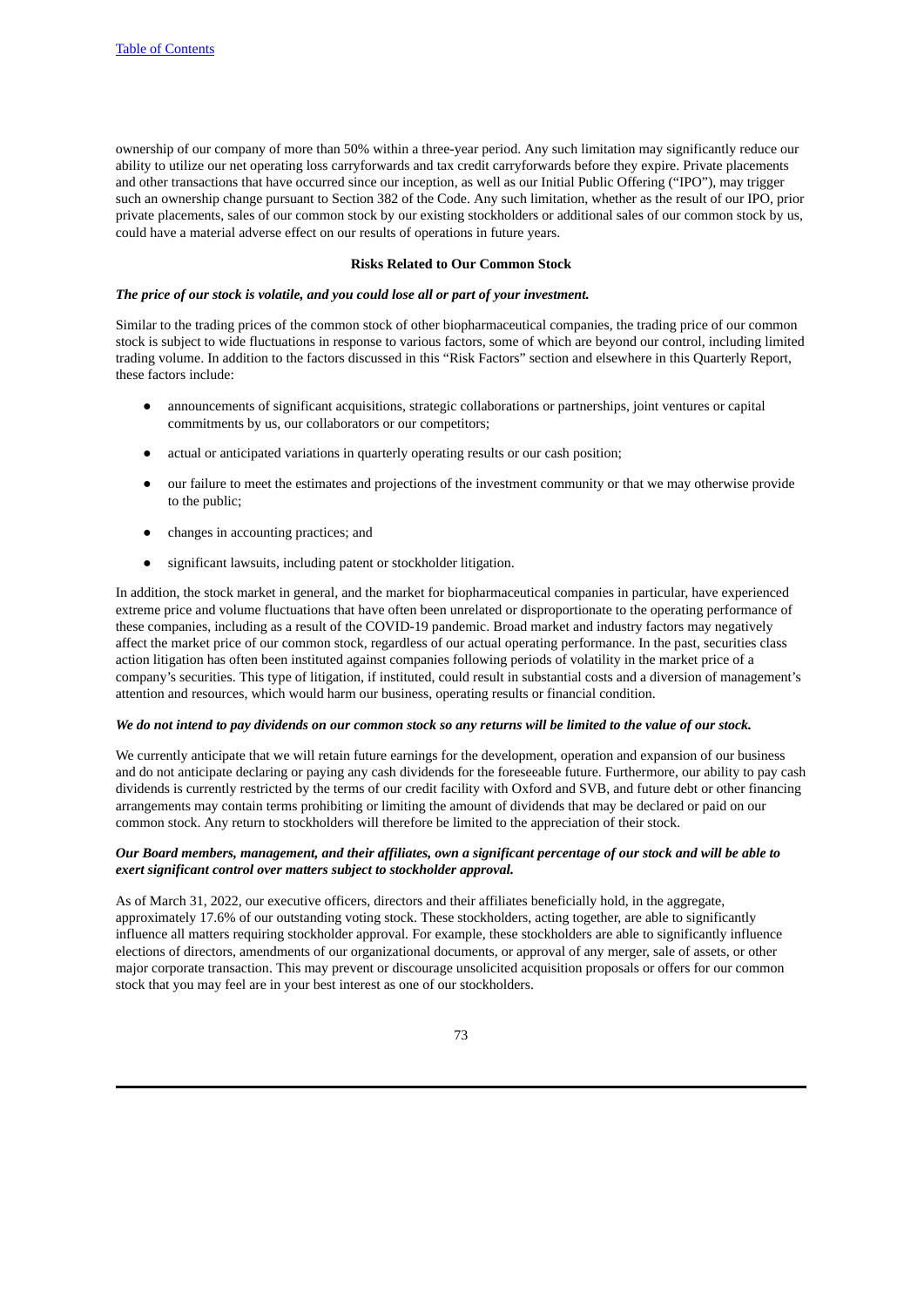ownership of our company of more than 50% within a three-year period. Any such limitation may significantly reduce our ability to utilize our net operating loss carryforwards and tax credit carryforwards before they expire. Private placements and other transactions that have occurred since our inception, as well as our Initial Public Offering ("IPO"), may trigger such an ownership change pursuant to Section 382 of the Code. Any such limitation, whether as the result of our IPO, prior private placements, sales of our common stock by our existing stockholders or additional sales of our common stock by us, could have a material adverse effect on our results of operations in future years.

## Risks Related to Our Common Stock

***The price of our stock is volatile, and you could lose all or part of your investment.***

Similar to the trading prices of the common stock of other biopharmaceutical companies, the trading price of our common stock is subject to wide fluctuations in response to various factors, some of which are beyond our control, including limited trading volume. In addition to the factors discussed in this "Risk Factors" section and elsewhere in this Quarterly Report, these factors include:

- announcements of significant acquisitions, strategic collaborations or partnerships, joint ventures or capital commitments by us, our collaborators or our competitors;
- actual or anticipated variations in quarterly operating results or our cash position;
- our failure to meet the estimates and projections of the investment community or that we may otherwise provide to the public;
- changes in accounting practices; and
- significant lawsuits, including patent or stockholder litigation.

In addition, the stock market in general, and the market for biopharmaceutical companies in particular, have experienced extreme price and volume fluctuations that have often been unrelated or disproportionate to the operating performance of these companies, including as a result of the COVID-19 pandemic. Broad market and industry factors may negatively affect the market price of our common stock, regardless of our actual operating performance. In the past, securities class action litigation has often been instituted against companies following periods of volatility in the market price of a company's securities. This type of litigation, if instituted, could result in substantial costs and a diversion of management's attention and resources, which would harm our business, operating results or financial condition.

***We do not intend to pay dividends on our common stock so any returns will be limited to the value of our stock.***

We currently anticipate that we will retain future earnings for the development, operation and expansion of our business and do not anticipate declaring or paying any cash dividends for the foreseeable future. Furthermore, our ability to pay cash dividends is currently restricted by the terms of our credit facility with Oxford and SVB, and future debt or other financing arrangements may contain terms prohibiting or limiting the amount of dividends that may be declared or paid on our common stock. Any return to stockholders will therefore be limited to the appreciation of their stock.

***Our Board members, management, and their affiliates, own a significant percentage of our stock and will be able to exert significant control over matters subject to stockholder approval.***

As of March 31, 2022, our executive officers, directors and their affiliates beneficially hold, in the aggregate, approximately 17.6% of our outstanding voting stock. These stockholders, acting together, are able to significantly influence all matters requiring stockholder approval. For example, these stockholders are able to significantly influence elections of directors, amendments of our organizational documents, or approval of any merger, sale of assets, or other major corporate transaction. This may prevent or discourage unsolicited acquisition proposals or offers for our common stock that you may feel are in your best interest as one of our stockholders.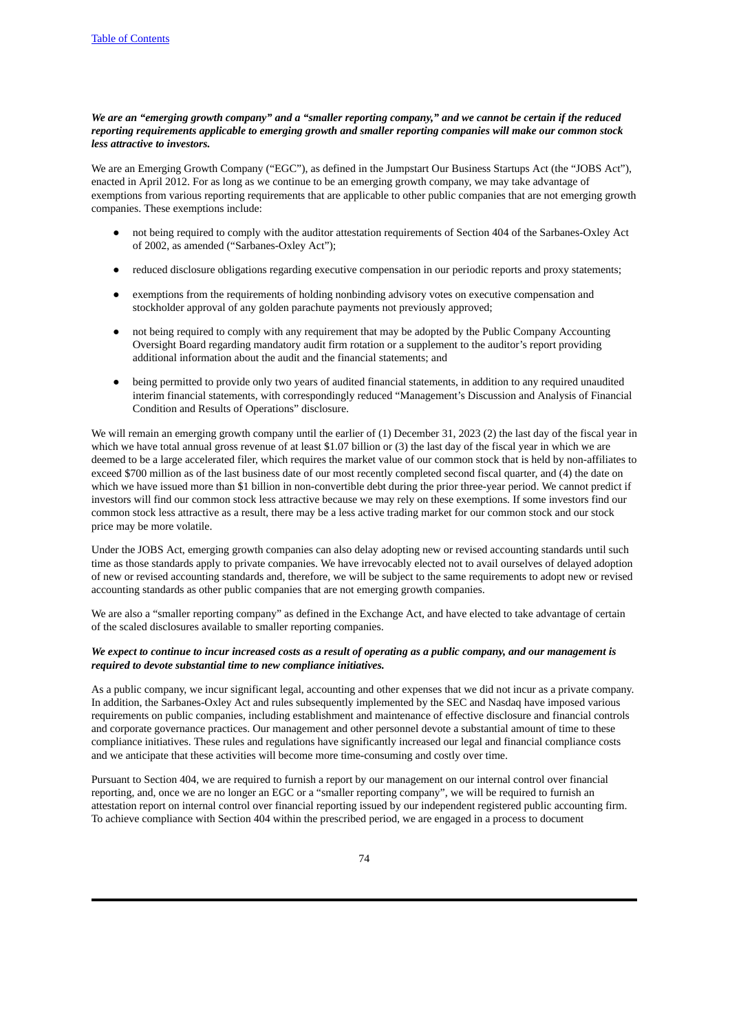***We are an "emerging growth company" and a "smaller reporting company," and we cannot be certain if the reduced reporting requirements applicable to emerging growth and smaller reporting companies will make our common stock less attractive to investors.***

We are an Emerging Growth Company ("EGC"), as defined in the Jumpstart Our Business Startups Act (the "JOBS Act"), enacted in April 2012. For as long as we continue to be an emerging growth company, we may take advantage of exemptions from various reporting requirements that are applicable to other public companies that are not emerging growth companies. These exemptions include:

- not being required to comply with the auditor attestation requirements of Section 404 of the Sarbanes-Oxley Act of 2002, as amended ("Sarbanes-Oxley Act");
- reduced disclosure obligations regarding executive compensation in our periodic reports and proxy statements;
- exemptions from the requirements of holding nonbinding advisory votes on executive compensation and stockholder approval of any golden parachute payments not previously approved;
- not being required to comply with any requirement that may be adopted by the Public Company Accounting Oversight Board regarding mandatory audit firm rotation or a supplement to the auditor's report providing additional information about the audit and the financial statements; and
- being permitted to provide only two years of audited financial statements, in addition to any required unaudited interim financial statements, with correspondingly reduced "Management's Discussion and Analysis of Financial Condition and Results of Operations" disclosure.

We will remain an emerging growth company until the earlier of (1) December 31, 2023 (2) the last day of the fiscal year in which we have total annual gross revenue of at least $1.07 billion or (3) the last day of the fiscal year in which we are deemed to be a large accelerated filer, which requires the market value of our common stock that is held by non-affiliates to exceed $700 million as of the last business date of our most recently completed second fiscal quarter, and (4) the date on which we have issued more than $1 billion in non-convertible debt during the prior three-year period. We cannot predict if investors will find our common stock less attractive because we may rely on these exemptions. If some investors find our common stock less attractive as a result, there may be a less active trading market for our common stock and our stock price may be more volatile.

Under the JOBS Act, emerging growth companies can also delay adopting new or revised accounting standards until such time as those standards apply to private companies. We have irrevocably elected not to avail ourselves of delayed adoption of new or revised accounting standards and, therefore, we will be subject to the same requirements to adopt new or revised accounting standards as other public companies that are not emerging growth companies.

We are also a "smaller reporting company" as defined in the Exchange Act, and have elected to take advantage of certain of the scaled disclosures available to smaller reporting companies.

***We expect to continue to incur increased costs as a result of operating as a public company, and our management is required to devote substantial time to new compliance initiatives.***

As a public company, we incur significant legal, accounting and other expenses that we did not incur as a private company. In addition, the Sarbanes-Oxley Act and rules subsequently implemented by the SEC and Nasdaq have imposed various requirements on public companies, including establishment and maintenance of effective disclosure and financial controls and corporate governance practices. Our management and other personnel devote a substantial amount of time to these compliance initiatives. These rules and regulations have significantly increased our legal and financial compliance costs and we anticipate that these activities will become more time-consuming and costly over time.

Pursuant to Section 404, we are required to furnish a report by our management on our internal control over financial reporting, and, once we are no longer an EGC or a "smaller reporting company", we will be required to furnish an attestation report on internal control over financial reporting issued by our independent registered public accounting firm. To achieve compliance with Section 404 within the prescribed period, we are engaged in a process to document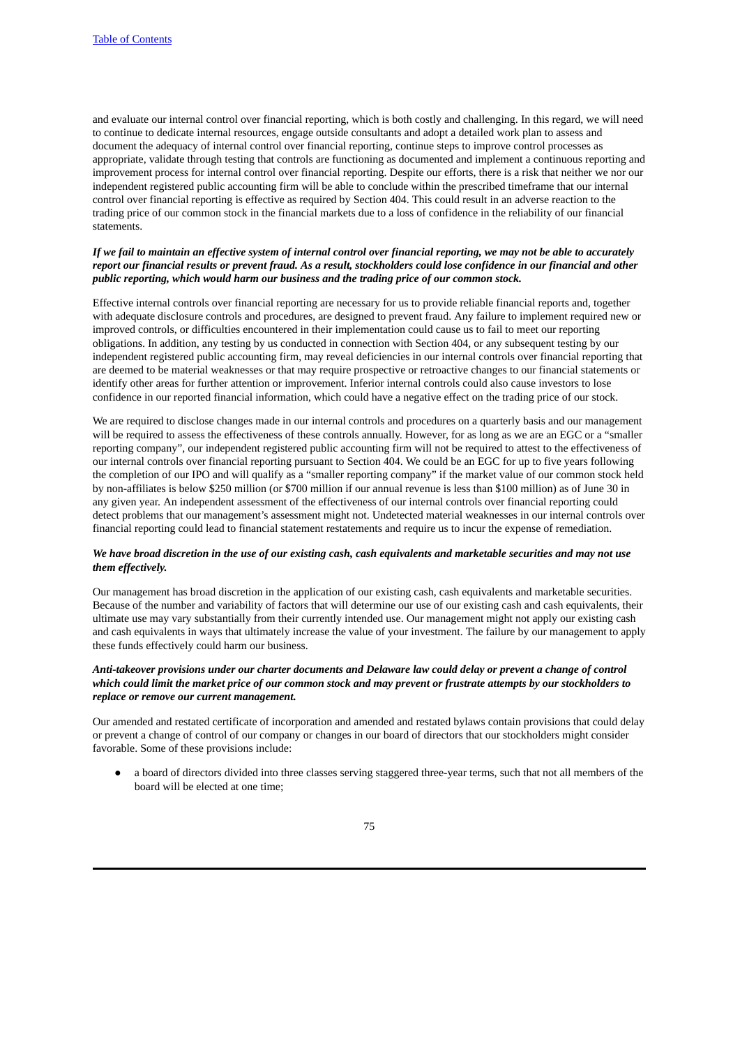and evaluate our internal control over financial reporting, which is both costly and challenging. In this regard, we will need to continue to dedicate internal resources, engage outside consultants and adopt a detailed work plan to assess and document the adequacy of internal control over financial reporting, continue steps to improve control processes as appropriate, validate through testing that controls are functioning as documented and implement a continuous reporting and improvement process for internal control over financial reporting. Despite our efforts, there is a risk that neither we nor our independent registered public accounting firm will be able to conclude within the prescribed timeframe that our internal control over financial reporting is effective as required by Section 404. This could result in an adverse reaction to the trading price of our common stock in the financial markets due to a loss of confidence in the reliability of our financial statements.

***If we fail to maintain an effective system of internal control over financial reporting, we may not be able to accurately report our financial results or prevent fraud. As a result, stockholders could lose confidence in our financial and other public reporting, which would harm our business and the trading price of our common stock.***

Effective internal controls over financial reporting are necessary for us to provide reliable financial reports and, together with adequate disclosure controls and procedures, are designed to prevent fraud. Any failure to implement required new or improved controls, or difficulties encountered in their implementation could cause us to fail to meet our reporting obligations. In addition, any testing by us conducted in connection with Section 404, or any subsequent testing by our independent registered public accounting firm, may reveal deficiencies in our internal controls over financial reporting that are deemed to be material weaknesses or that may require prospective or retroactive changes to our financial statements or identify other areas for further attention or improvement. Inferior internal controls could also cause investors to lose confidence in our reported financial information, which could have a negative effect on the trading price of our stock.

We are required to disclose changes made in our internal controls and procedures on a quarterly basis and our management will be required to assess the effectiveness of these controls annually. However, for as long as we are an EGC or a "smaller reporting company", our independent registered public accounting firm will not be required to attest to the effectiveness of our internal controls over financial reporting pursuant to Section 404. We could be an EGC for up to five years following the completion of our IPO and will qualify as a "smaller reporting company" if the market value of our common stock held by non-affiliates is below $250 million (or $700 million if our annual revenue is less than $100 million) as of June 30 in any given year. An independent assessment of the effectiveness of our internal controls over financial reporting could detect problems that our management's assessment might not. Undetected material weaknesses in our internal controls over financial reporting could lead to financial statement restatements and require us to incur the expense of remediation.

***We have broad discretion in the use of our existing cash, cash equivalents and marketable securities and may not use them effectively.***

Our management has broad discretion in the application of our existing cash, cash equivalents and marketable securities. Because of the number and variability of factors that will determine our use of our existing cash and cash equivalents, their ultimate use may vary substantially from their currently intended use. Our management might not apply our existing cash and cash equivalents in ways that ultimately increase the value of your investment. The failure by our management to apply these funds effectively could harm our business.

***Anti-takeover provisions under our charter documents and Delaware law could delay or prevent a change of control which could limit the market price of our common stock and may prevent or frustrate attempts by our stockholders to replace or remove our current management.***

Our amended and restated certificate of incorporation and amended and restated bylaws contain provisions that could delay or prevent a change of control of our company or changes in our board of directors that our stockholders might consider favorable. Some of these provisions include:

- a board of directors divided into three classes serving staggered three-year terms, such that not all members of the board will be elected at one time;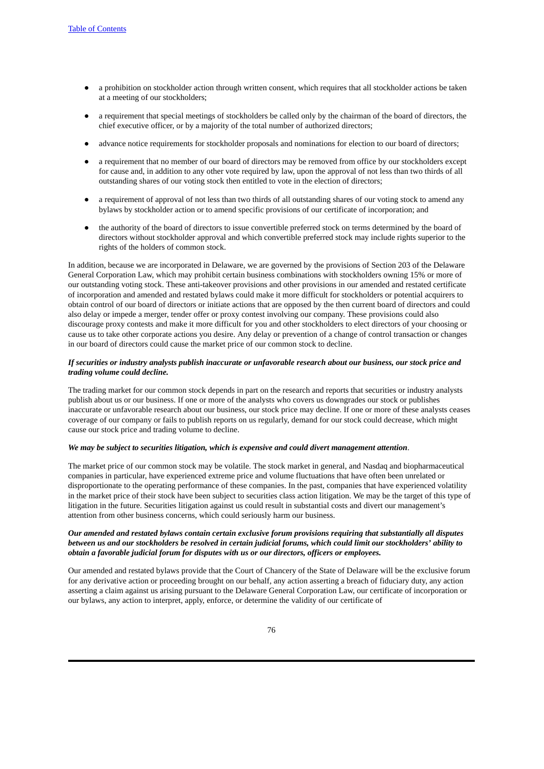- a prohibition on stockholder action through written consent, which requires that all stockholder actions be taken at a meeting of our stockholders;
- a requirement that special meetings of stockholders be called only by the chairman of the board of directors, the chief executive officer, or by a majority of the total number of authorized directors;
- advance notice requirements for stockholder proposals and nominations for election to our board of directors;
- a requirement that no member of our board of directors may be removed from office by our stockholders except for cause and, in addition to any other vote required by law, upon the approval of not less than two thirds of all outstanding shares of our voting stock then entitled to vote in the election of directors;
- a requirement of approval of not less than two thirds of all outstanding shares of our voting stock to amend any bylaws by stockholder action or to amend specific provisions of our certificate of incorporation; and
- the authority of the board of directors to issue convertible preferred stock on terms determined by the board of directors without stockholder approval and which convertible preferred stock may include rights superior to the rights of the holders of common stock.

In addition, because we are incorporated in Delaware, we are governed by the provisions of Section 203 of the Delaware General Corporation Law, which may prohibit certain business combinations with stockholders owning 15% or more of our outstanding voting stock. These anti-takeover provisions and other provisions in our amended and restated certificate of incorporation and amended and restated bylaws could make it more difficult for stockholders or potential acquirers to obtain control of our board of directors or initiate actions that are opposed by the then current board of directors and could also delay or impede a merger, tender offer or proxy contest involving our company. These provisions could also discourage proxy contests and make it more difficult for you and other stockholders to elect directors of your choosing or cause us to take other corporate actions you desire. Any delay or prevention of a change of control transaction or changes in our board of directors could cause the market price of our common stock to decline.

***If securities or industry analysts publish inaccurate or unfavorable research about our business, our stock price and trading volume could decline.***

The trading market for our common stock depends in part on the research and reports that securities or industry analysts publish about us or our business. If one or more of the analysts who covers us downgrades our stock or publishes inaccurate or unfavorable research about our business, our stock price may decline. If one or more of these analysts ceases coverage of our company or fails to publish reports on us regularly, demand for our stock could decrease, which might cause our stock price and trading volume to decline.

***We may be subject to securities litigation, which is expensive and could divert management attention.***

The market price of our common stock may be volatile. The stock market in general, and Nasdaq and biopharmaceutical companies in particular, have experienced extreme price and volume fluctuations that have often been unrelated or disproportionate to the operating performance of these companies. In the past, companies that have experienced volatility in the market price of their stock have been subject to securities class action litigation. We may be the target of this type of litigation in the future. Securities litigation against us could result in substantial costs and divert our management's attention from other business concerns, which could seriously harm our business.

***Our amended and restated bylaws contain certain exclusive forum provisions requiring that substantially all disputes between us and our stockholders be resolved in certain judicial forums, which could limit our stockholders' ability to obtain a favorable judicial forum for disputes with us or our directors, officers or employees.***

Our amended and restated bylaws provide that the Court of Chancery of the State of Delaware will be the exclusive forum for any derivative action or proceeding brought on our behalf, any action asserting a breach of fiduciary duty, any action asserting a claim against us arising pursuant to the Delaware General Corporation Law, our certificate of incorporation or our bylaws, any action to interpret, apply, enforce, or determine the validity of our certificate of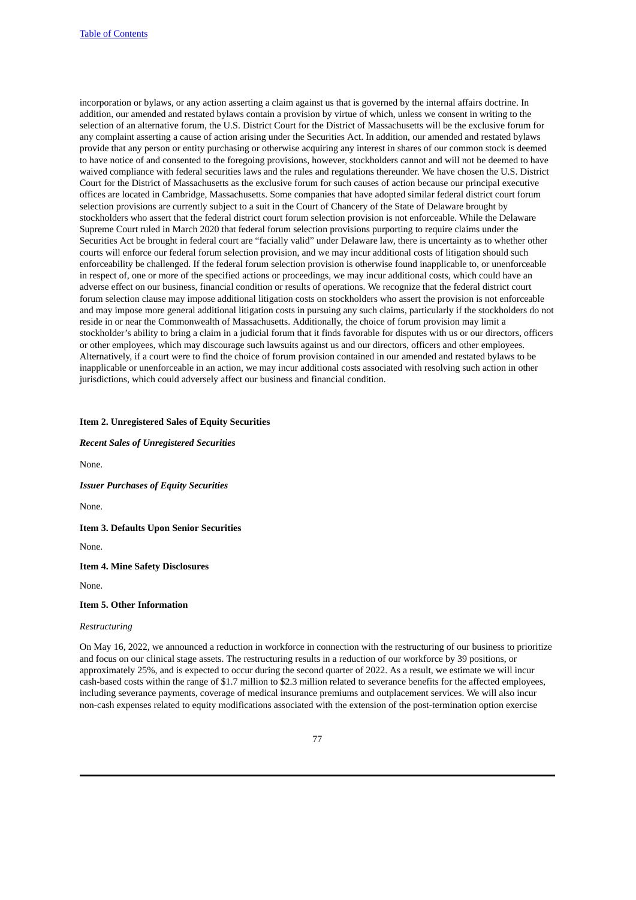incorporation or bylaws, or any action asserting a claim against us that is governed by the internal affairs doctrine. In addition, our amended and restated bylaws contain a provision by virtue of which, unless we consent in writing to the selection of an alternative forum, the U.S. District Court for the District of Massachusetts will be the exclusive forum for any complaint asserting a cause of action arising under the Securities Act. In addition, our amended and restated bylaws provide that any person or entity purchasing or otherwise acquiring any interest in shares of our common stock is deemed to have notice of and consented to the foregoing provisions, however, stockholders cannot and will not be deemed to have waived compliance with federal securities laws and the rules and regulations thereunder. We have chosen the U.S. District Court for the District of Massachusetts as the exclusive forum for such causes of action because our principal executive offices are located in Cambridge, Massachusetts. Some companies that have adopted similar federal district court forum selection provisions are currently subject to a suit in the Court of Chancery of the State of Delaware brought by stockholders who assert that the federal district court forum selection provision is not enforceable. While the Delaware Supreme Court ruled in March 2020 that federal forum selection provisions purporting to require claims under the Securities Act be brought in federal court are "facially valid" under Delaware law, there is uncertainty as to whether other courts will enforce our federal forum selection provision, and we may incur additional costs of litigation should such enforceability be challenged. If the federal forum selection provision is otherwise found inapplicable to, or unenforceable in respect of, one or more of the specified actions or proceedings, we may incur additional costs, which could have an adverse effect on our business, financial condition or results of operations. We recognize that the federal district court forum selection clause may impose additional litigation costs on stockholders who assert the provision is not enforceable and may impose more general additional litigation costs in pursuing any such claims, particularly if the stockholders do not reside in or near the Commonwealth of Massachusetts. Additionally, the choice of forum provision may limit a stockholder's ability to bring a claim in a judicial forum that it finds favorable for disputes with us or our directors, officers or other employees, which may discourage such lawsuits against us and our directors, officers and other employees. Alternatively, if a court were to find the choice of forum provision contained in our amended and restated bylaws to be inapplicable or unenforceable in an action, we may incur additional costs associated with resolving such action in other jurisdictions, which could adversely affect our business and financial condition.

## Item 2. Unregistered Sales of Equity Securities

***Recent Sales of Unregistered Securities***

None.

***Issuer Purchases of Equity Securities***

None.

## Item 3. Defaults Upon Senior Securities

None.

## Item 4. Mine Safety Disclosures

None.

## Item 5. Other Information

*Restructuring*

On May 16, 2022, we announced a reduction in workforce in connection with the restructuring of our business to prioritize and focus on our clinical stage assets. The restructuring results in a reduction of our workforce by 39 positions, or approximately 25%, and is expected to occur during the second quarter of 2022. As a result, we estimate we will incur cash-based costs within the range of $1.7 million to $2.3 million related to severance benefits for the affected employees, including severance payments, coverage of medical insurance premiums and outplacement services. We will also incur non-cash expenses related to equity modifications associated with the extension of the post-termination option exercise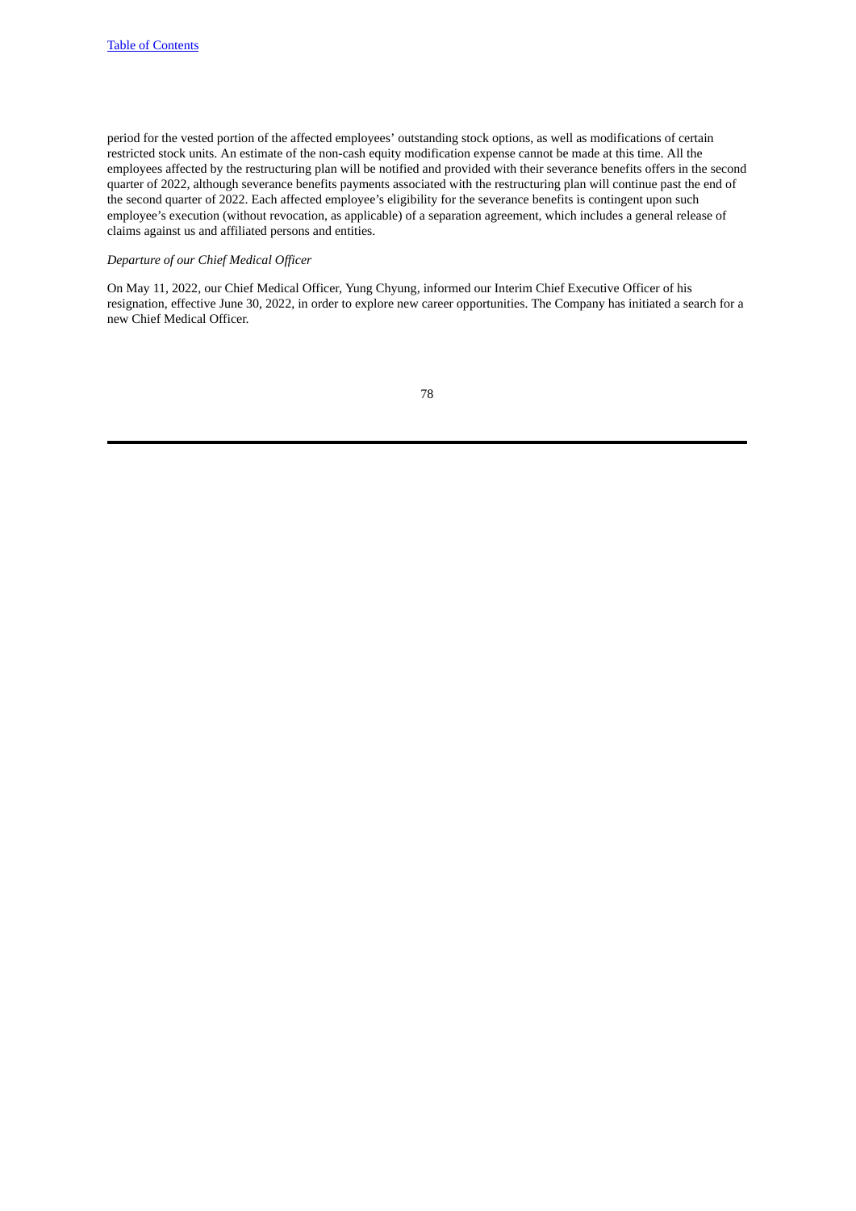period for the vested portion of the affected employees' outstanding stock options, as well as modifications of certain restricted stock units. An estimate of the non-cash equity modification expense cannot be made at this time. All the employees affected by the restructuring plan will be notified and provided with their severance benefits offers in the second quarter of 2022, although severance benefits payments associated with the restructuring plan will continue past the end of the second quarter of 2022. Each affected employee's eligibility for the severance benefits is contingent upon such employee's execution (without revocation, as applicable) of a separation agreement, which includes a general release of claims against us and affiliated persons and entities.

*Departure of our Chief Medical Officer*

On May 11, 2022, our Chief Medical Officer, Yung Chyung, informed our Interim Chief Executive Officer of his resignation, effective June 30, 2022, in order to explore new career opportunities. The Company has initiated a search for a new Chief Medical Officer.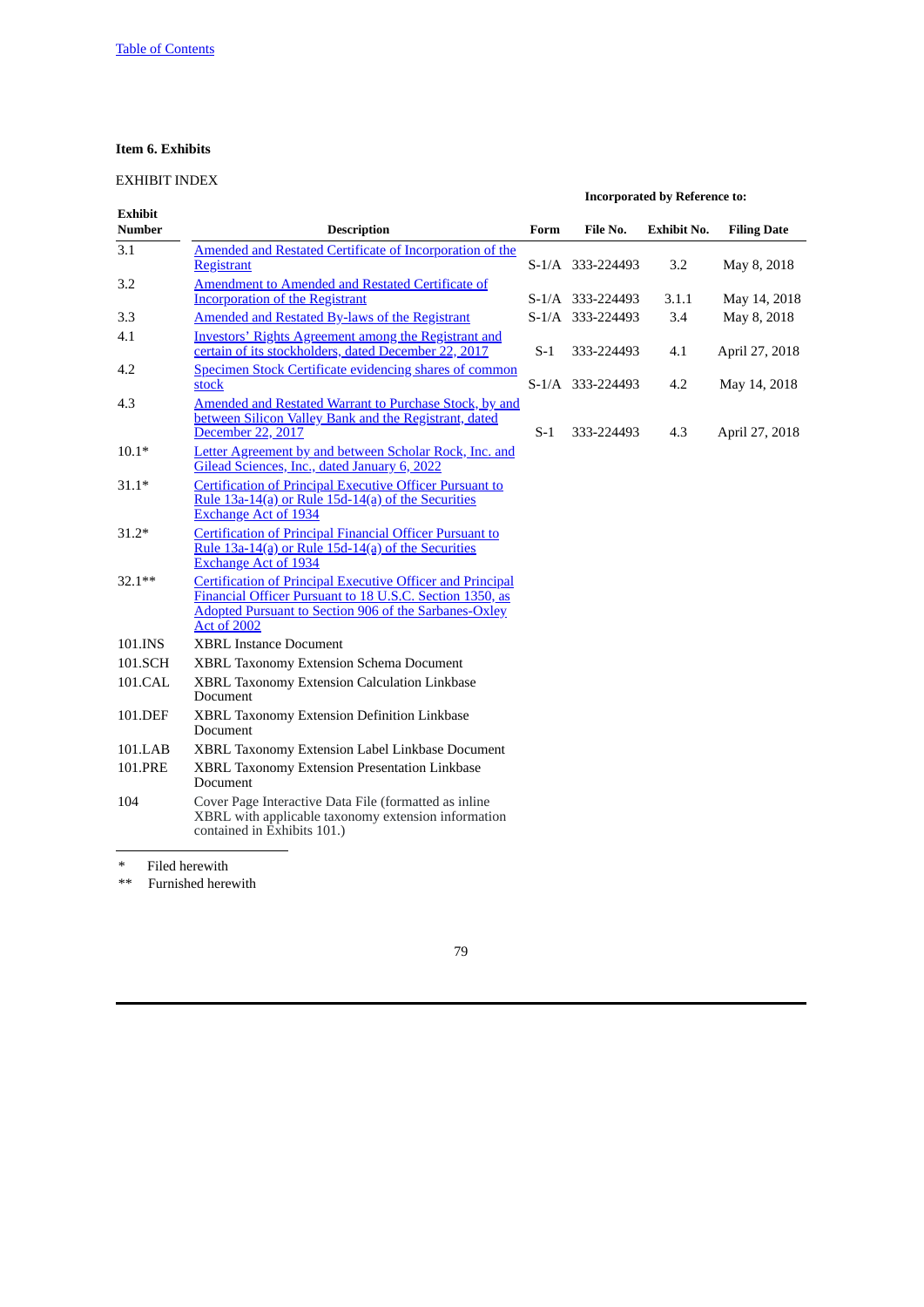## Item 6. Exhibits

EXHIBIT INDEX

| Exhibit Number | Description | Incorporated by Reference to: | | | |
|---|---|---|---|---|---|
| | | Form | File No. | Exhibit No. | Filing Date |
| 3.1 | Amended and Restated Certificate of Incorporation of the Registrant | S-1/A | 333-224493 | 3.2 | May 8, 2018 |
| 3.2 | Amendment to Amended and Restated Certificate of Incorporation of the Registrant | S-1/A | 333-224493 | 3.1.1 | May 14, 2018 |
| 3.3 | Amended and Restated By-laws of the Registrant | S-1/A | 333-224493 | 3.4 | May 8, 2018 |
| 4.1 | Investors' Rights Agreement among the Registrant and certain of its stockholders, dated December 22, 2017 | S-1 | 333-224493 | 4.1 | April 27, 2018 |
| 4.2 | Specimen Stock Certificate evidencing shares of common stock | S-1/A | 333-224493 | 4.2 | May 14, 2018 |
| 4.3 | Amended and Restated Warrant to Purchase Stock, by and between Silicon Valley Bank and the Registrant, dated December 22, 2017 | S-1 | 333-224493 | 4.3 | April 27, 2018 |
| 10.1* | Letter Agreement by and between Scholar Rock, Inc. and Gilead Sciences, Inc., dated January 6, 2022 | | | | |
| 31.1* | Certification of Principal Executive Officer Pursuant to Rule 13a-14(a) or Rule 15d-14(a) of the Securities Exchange Act of 1934 | | | | |
| 31.2* | Certification of Principal Financial Officer Pursuant to Rule 13a-14(a) or Rule 15d-14(a) of the Securities Exchange Act of 1934 | | | | |
| 32.1** | Certification of Principal Executive Officer and Principal Financial Officer Pursuant to 18 U.S.C. Section 1350, as Adopted Pursuant to Section 906 of the Sarbanes-Oxley Act of 2002 | | | | |
| 101.INS | XBRL Instance Document | | | | |
| 101.SCH | XBRL Taxonomy Extension Schema Document | | | | |
| 101.CAL | XBRL Taxonomy Extension Calculation Linkbase Document | | | | |
| 101.DEF | XBRL Taxonomy Extension Definition Linkbase Document | | | | |
| 101.LAB | XBRL Taxonomy Extension Label Linkbase Document | | | | |
| 101.PRE | XBRL Taxonomy Extension Presentation Linkbase Document | | | | |
| 104 | Cover Page Interactive Data File (formatted as inline XBRL with applicable taxonomy extension information contained in Exhibits 101.) | | | | |

\* Filed herewith

** Furnished herewith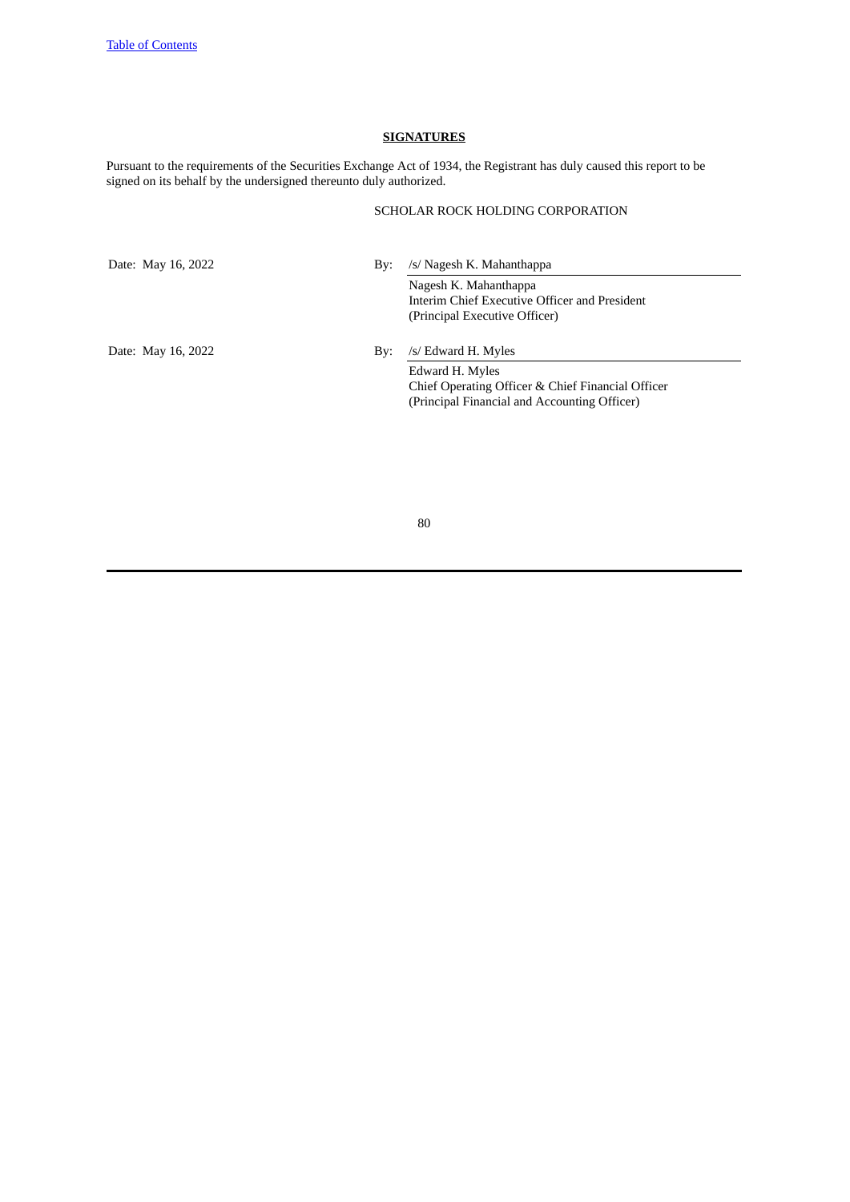**SIGNATURES**

Pursuant to the requirements of the Securities Exchange Act of 1934, the Registrant has duly caused this report to be signed on its behalf by the undersigned thereunto duly authorized.

SCHOLAR ROCK HOLDING CORPORATION

| | | |
|---|---|---|
| Date: May 16, 2022 | By: | /s/ Nagesh K. Mahanthappa |
| | | Nagesh K. Mahanthappa<br>Interim Chief Executive Officer and President<br>(Principal Executive Officer) |
| Date: May 16, 2022 | By: | /s/ Edward H. Myles |
| | | Edward H. Myles<br>Chief Operating Officer & Chief Financial Officer<br>(Principal Financial and Accounting Officer) |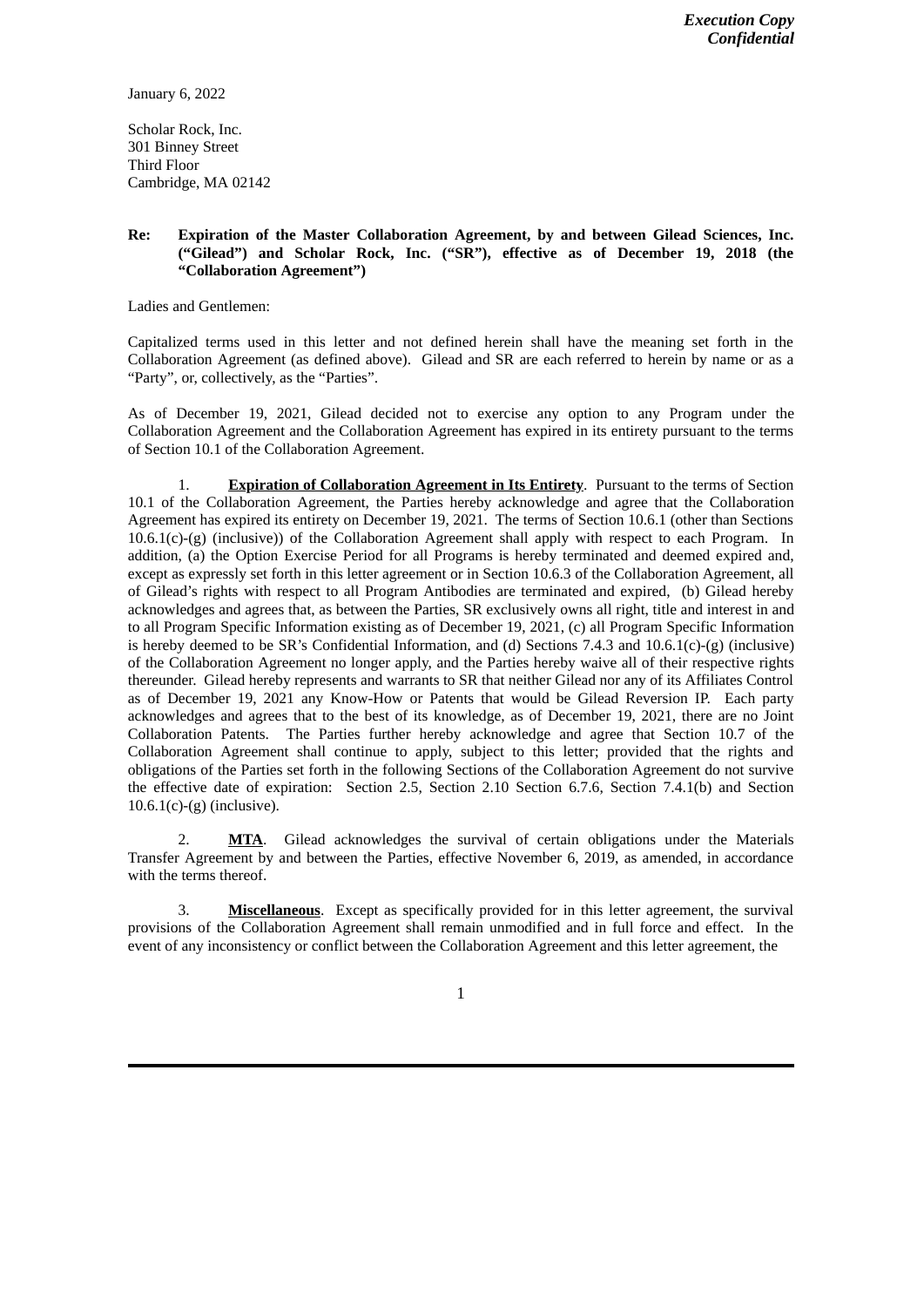*Execution Copy*
*Confidential*

January 6, 2022

Scholar Rock, Inc.
301 Binney Street
Third Floor
Cambridge, MA 02142

**Re: Expiration of the Master Collaboration Agreement, by and between Gilead Sciences, Inc. ("Gilead") and Scholar Rock, Inc. ("SR"), effective as of December 19, 2018 (the "Collaboration Agreement")**

Ladies and Gentlemen:

Capitalized terms used in this letter and not defined herein shall have the meaning set forth in the Collaboration Agreement (as defined above). Gilead and SR are each referred to herein by name or as a "Party", or, collectively, as the "Parties".

As of December 19, 2021, Gilead decided not to exercise any option to any Program under the Collaboration Agreement and the Collaboration Agreement has expired in its entirety pursuant to the terms of Section 10.1 of the Collaboration Agreement.

1. **Expiration of Collaboration Agreement in Its Entirety**. Pursuant to the terms of Section 10.1 of the Collaboration Agreement, the Parties hereby acknowledge and agree that the Collaboration Agreement has expired its entirety on December 19, 2021. The terms of Section 10.6.1 (other than Sections 10.6.1(c)-(g) (inclusive)) of the Collaboration Agreement shall apply with respect to each Program. In addition, (a) the Option Exercise Period for all Programs is hereby terminated and deemed expired and, except as expressly set forth in this letter agreement or in Section 10.6.3 of the Collaboration Agreement, all of Gilead's rights with respect to all Program Antibodies are terminated and expired, (b) Gilead hereby acknowledges and agrees that, as between the Parties, SR exclusively owns all right, title and interest in and to all Program Specific Information existing as of December 19, 2021, (c) all Program Specific Information is hereby deemed to be SR's Confidential Information, and (d) Sections 7.4.3 and 10.6.1(c)-(g) (inclusive) of the Collaboration Agreement no longer apply, and the Parties hereby waive all of their respective rights thereunder. Gilead hereby represents and warrants to SR that neither Gilead nor any of its Affiliates Control as of December 19, 2021 any Know-How or Patents that would be Gilead Reversion IP. Each party acknowledges and agrees that to the best of its knowledge, as of December 19, 2021, there are no Joint Collaboration Patents. The Parties further hereby acknowledge and agree that Section 10.7 of the Collaboration Agreement shall continue to apply, subject to this letter; provided that the rights and obligations of the Parties set forth in the following Sections of the Collaboration Agreement do not survive the effective date of expiration: Section 2.5, Section 2.10 Section 6.7.6, Section 7.4.1(b) and Section 10.6.1(c)-(g) (inclusive).

2. **MTA**. Gilead acknowledges the survival of certain obligations under the Materials Transfer Agreement by and between the Parties, effective November 6, 2019, as amended, in accordance with the terms thereof.

3. **Miscellaneous**. Except as specifically provided for in this letter agreement, the survival provisions of the Collaboration Agreement shall remain unmodified and in full force and effect. In the event of any inconsistency or conflict between the Collaboration Agreement and this letter agreement, the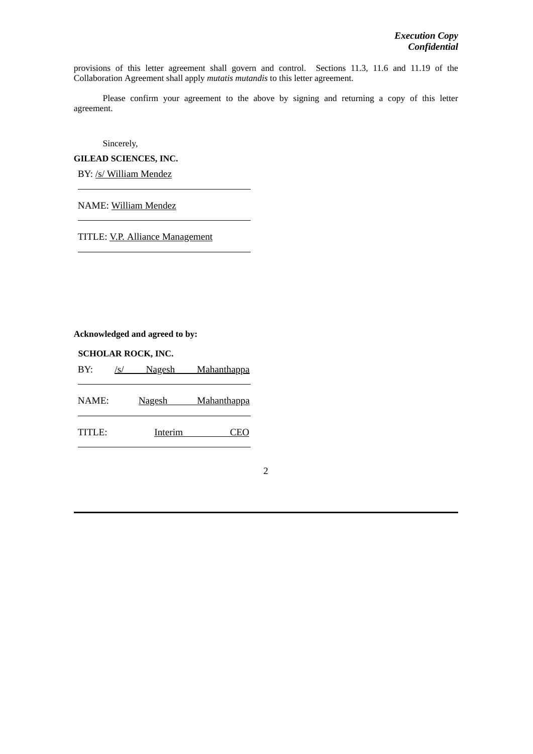provisions of this letter agreement shall govern and control. Sections 11.3, 11.6 and 11.19 of the Collaboration Agreement shall apply *mutatis mutandis* to this letter agreement.

Please confirm your agreement to the above by signing and returning a copy of this letter agreement.

Sincerely,

**GILEAD SCIENCES, INC.**

BY: /s/ William Mendez

NAME: William Mendez

TITLE: V.P. Alliance Management

**Acknowledged and agreed to by:**

**SCHOLAR ROCK, INC.**

BY: /s/ Nagesh Mahanthappa

NAME: Nagesh Mahanthappa

TITLE: Interim CEO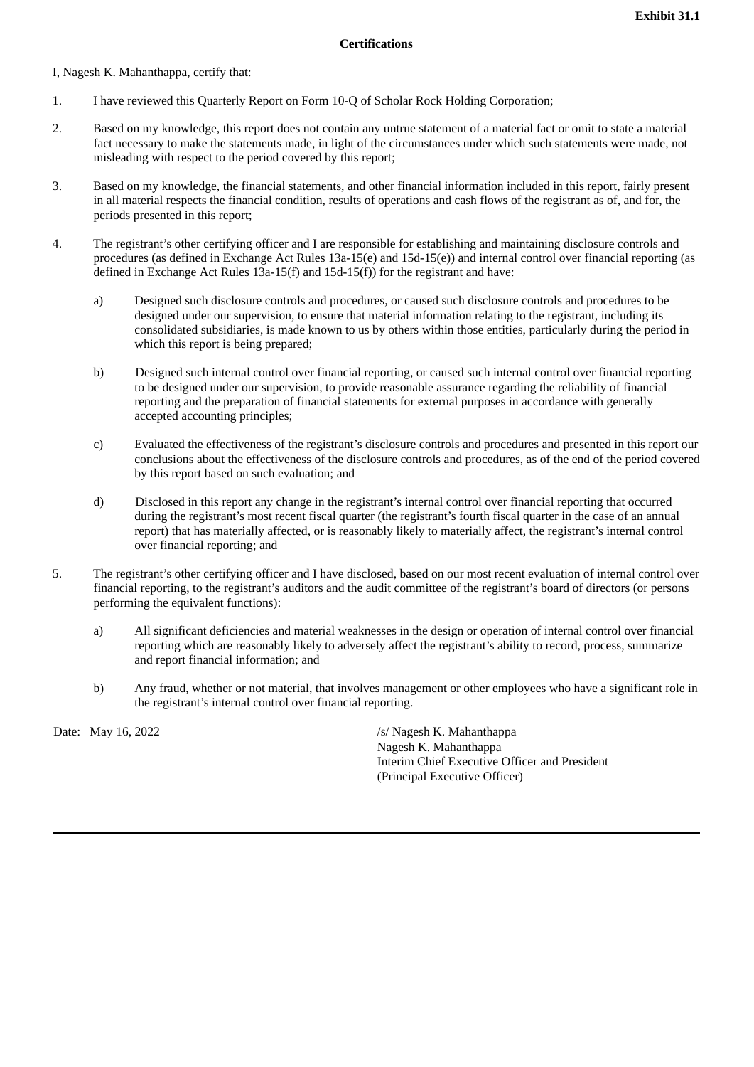**Exhibit 31.1**

**Certifications**

I, Nagesh K. Mahanthappa, certify that:

1. I have reviewed this Quarterly Report on Form 10-Q of Scholar Rock Holding Corporation;

2. Based on my knowledge, this report does not contain any untrue statement of a material fact or omit to state a material fact necessary to make the statements made, in light of the circumstances under which such statements were made, not misleading with respect to the period covered by this report;

3. Based on my knowledge, the financial statements, and other financial information included in this report, fairly present in all material respects the financial condition, results of operations and cash flows of the registrant as of, and for, the periods presented in this report;

4. The registrant's other certifying officer and I are responsible for establishing and maintaining disclosure controls and procedures (as defined in Exchange Act Rules 13a-15(e) and 15d-15(e)) and internal control over financial reporting (as defined in Exchange Act Rules 13a-15(f) and 15d-15(f)) for the registrant and have:

   a) Designed such disclosure controls and procedures, or caused such disclosure controls and procedures to be designed under our supervision, to ensure that material information relating to the registrant, including its consolidated subsidiaries, is made known to us by others within those entities, particularly during the period in which this report is being prepared;

   b) Designed such internal control over financial reporting, or caused such internal control over financial reporting to be designed under our supervision, to provide reasonable assurance regarding the reliability of financial reporting and the preparation of financial statements for external purposes in accordance with generally accepted accounting principles;

   c) Evaluated the effectiveness of the registrant's disclosure controls and procedures and presented in this report our conclusions about the effectiveness of the disclosure controls and procedures, as of the end of the period covered by this report based on such evaluation; and

   d) Disclosed in this report any change in the registrant's internal control over financial reporting that occurred during the registrant's most recent fiscal quarter (the registrant's fourth fiscal quarter in the case of an annual report) that has materially affected, or is reasonably likely to materially affect, the registrant's internal control over financial reporting; and

5. The registrant's other certifying officer and I have disclosed, based on our most recent evaluation of internal control over financial reporting, to the registrant's auditors and the audit committee of the registrant's board of directors (or persons performing the equivalent functions):

   a) All significant deficiencies and material weaknesses in the design or operation of internal control over financial reporting which are reasonably likely to adversely affect the registrant's ability to record, process, summarize and report financial information; and

   b) Any fraud, whether or not material, that involves management or other employees who have a significant role in the registrant's internal control over financial reporting.

Date: May 16, 2022

/s/ Nagesh K. Mahanthappa
Nagesh K. Mahanthappa
Interim Chief Executive Officer and President
(Principal Executive Officer)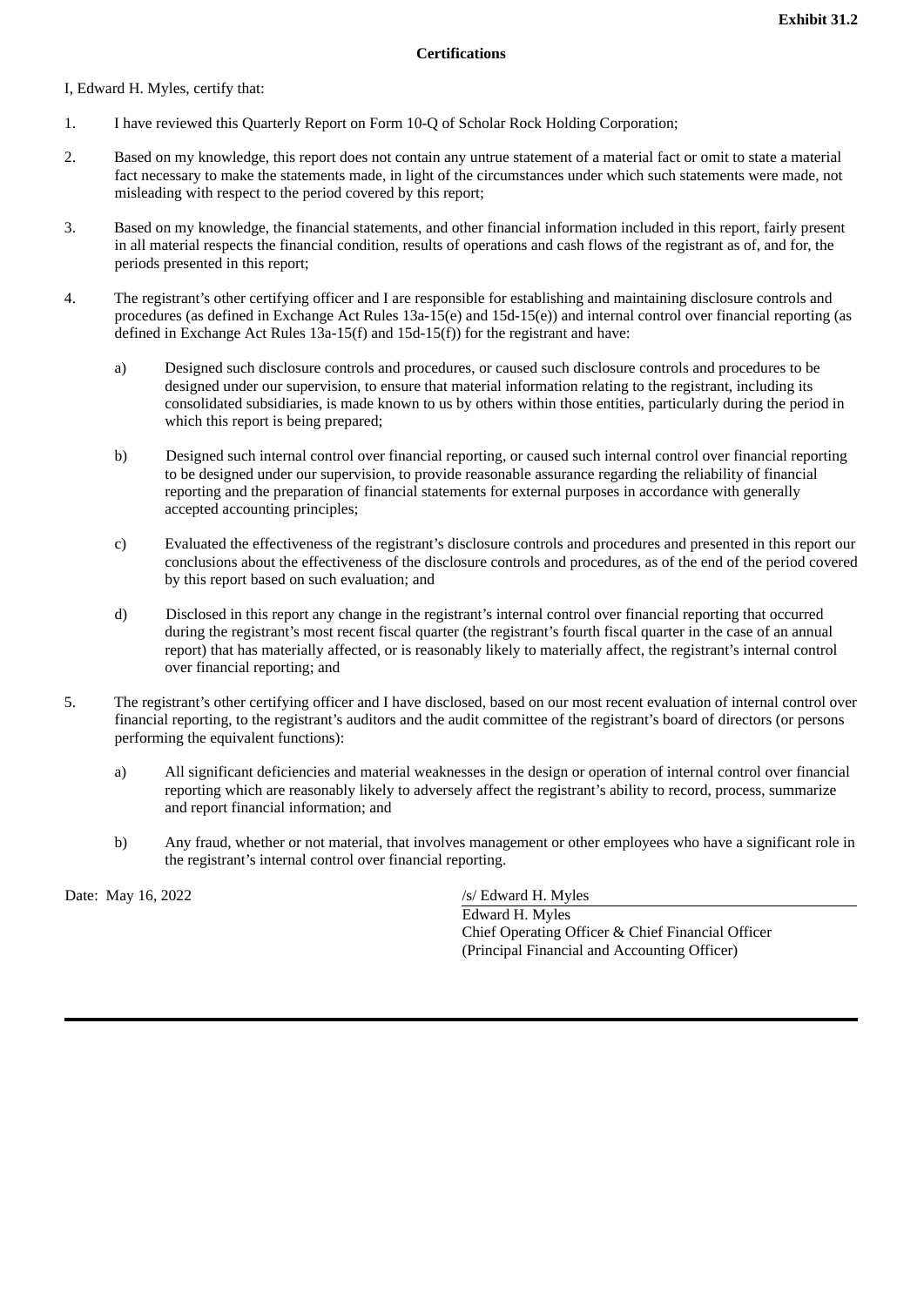**Exhibit 31.2**

**Certifications**

I, Edward H. Myles, certify that:

1. I have reviewed this Quarterly Report on Form 10-Q of Scholar Rock Holding Corporation;

2. Based on my knowledge, this report does not contain any untrue statement of a material fact or omit to state a material fact necessary to make the statements made, in light of the circumstances under which such statements were made, not misleading with respect to the period covered by this report;

3. Based on my knowledge, the financial statements, and other financial information included in this report, fairly present in all material respects the financial condition, results of operations and cash flows of the registrant as of, and for, the periods presented in this report;

4. The registrant's other certifying officer and I are responsible for establishing and maintaining disclosure controls and procedures (as defined in Exchange Act Rules 13a-15(e) and 15d-15(e)) and internal control over financial reporting (as defined in Exchange Act Rules 13a-15(f) and 15d-15(f)) for the registrant and have:

   a) Designed such disclosure controls and procedures, or caused such disclosure controls and procedures to be designed under our supervision, to ensure that material information relating to the registrant, including its consolidated subsidiaries, is made known to us by others within those entities, particularly during the period in which this report is being prepared;

   b) Designed such internal control over financial reporting, or caused such internal control over financial reporting to be designed under our supervision, to provide reasonable assurance regarding the reliability of financial reporting and the preparation of financial statements for external purposes in accordance with generally accepted accounting principles;

   c) Evaluated the effectiveness of the registrant's disclosure controls and procedures and presented in this report our conclusions about the effectiveness of the disclosure controls and procedures, as of the end of the period covered by this report based on such evaluation; and

   d) Disclosed in this report any change in the registrant's internal control over financial reporting that occurred during the registrant's most recent fiscal quarter (the registrant's fourth fiscal quarter in the case of an annual report) that has materially affected, or is reasonably likely to materially affect, the registrant's internal control over financial reporting; and

5. The registrant's other certifying officer and I have disclosed, based on our most recent evaluation of internal control over financial reporting, to the registrant's auditors and the audit committee of the registrant's board of directors (or persons performing the equivalent functions):

   a) All significant deficiencies and material weaknesses in the design or operation of internal control over financial reporting which are reasonably likely to adversely affect the registrant's ability to record, process, summarize and report financial information; and

   b) Any fraud, whether or not material, that involves management or other employees who have a significant role in the registrant's internal control over financial reporting.

Date: May 16, 2022

/s/ Edward H. Myles
Edward H. Myles
Chief Operating Officer & Chief Financial Officer
(Principal Financial and Accounting Officer)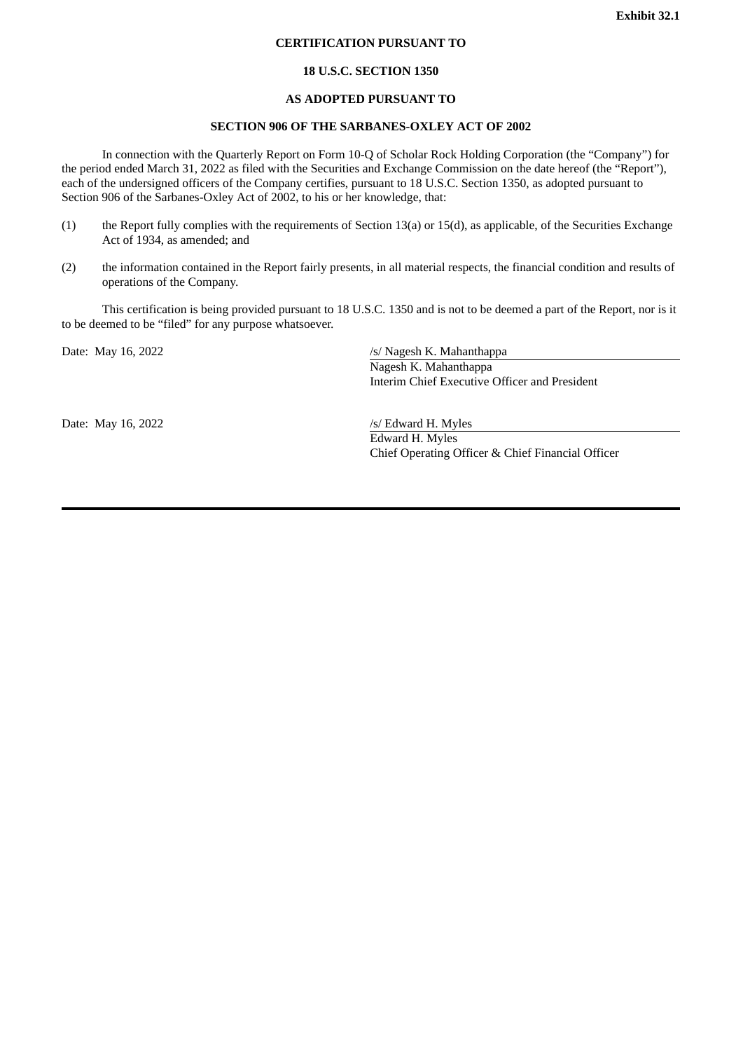**Exhibit 32.1**

**CERTIFICATION PURSUANT TO**

**18 U.S.C. SECTION 1350**

**AS ADOPTED PURSUANT TO**

**SECTION 906 OF THE SARBANES-OXLEY ACT OF 2002**

In connection with the Quarterly Report on Form 10-Q of Scholar Rock Holding Corporation (the "Company") for the period ended March 31, 2022 as filed with the Securities and Exchange Commission on the date hereof (the "Report"), each of the undersigned officers of the Company certifies, pursuant to 18 U.S.C. Section 1350, as adopted pursuant to Section 906 of the Sarbanes-Oxley Act of 2002, to his or her knowledge, that:

(1) the Report fully complies with the requirements of Section 13(a) or 15(d), as applicable, of the Securities Exchange Act of 1934, as amended; and

(2) the information contained in the Report fairly presents, in all material respects, the financial condition and results of operations of the Company.

This certification is being provided pursuant to 18 U.S.C. 1350 and is not to be deemed a part of the Report, nor is it to be deemed to be "filed" for any purpose whatsoever.

Date: May 16, 2022

/s/ Nagesh K. Mahanthappa
Nagesh K. Mahanthappa
Interim Chief Executive Officer and President

Date: May 16, 2022

/s/ Edward H. Myles
Edward H. Myles
Chief Operating Officer & Chief Financial Officer